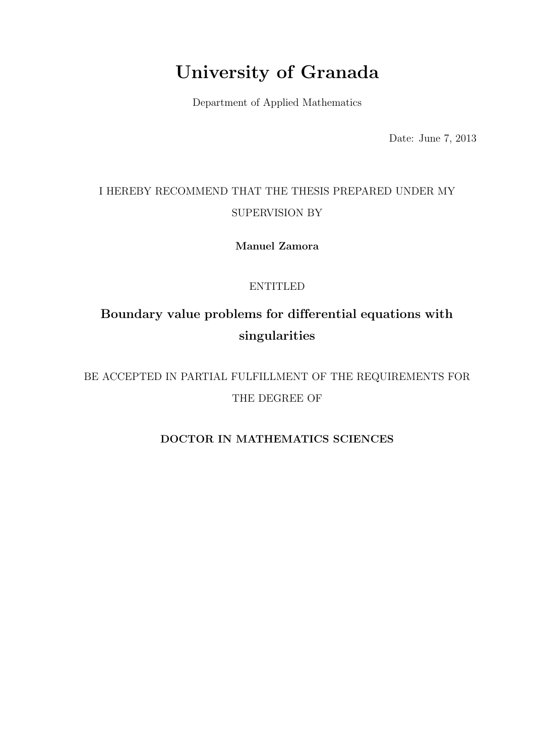# University of Granada

Department of Applied Mathematics

Date: June 7, 2013

I HEREBY RECOMMEND THAT THE THESIS PREPARED UNDER MY SUPERVISION BY

**Manuel Zamora**

ENTITLED

**Boundary value problems for differential equations with singularities**

BE ACCEPTED IN PARTIAL FULFILLMENT OF THE REQUIREMENTS FOR THE DEGREE OF

**DOCTOR IN MATHEMATICS SCIENCES**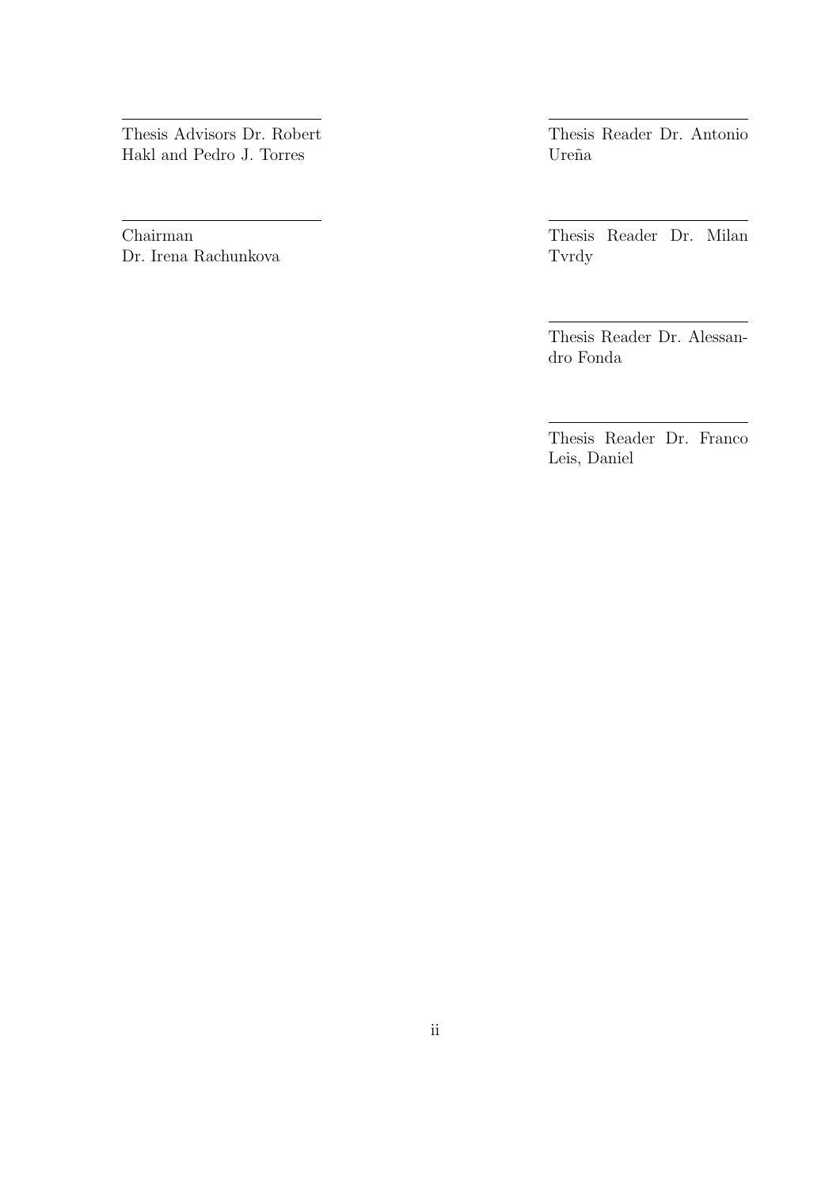---

Thesis Advisors Dr. Robert Hakl and Pedro J. Torres

---

Chairman
Dr. Irena Rachunkova

---

Thesis Reader Dr. Antonio Ureña

---

Thesis Reader Dr. Milan Tvrdy

---

Thesis Reader Dr. Alessandro Fonda

---

Thesis Reader Dr. Franco Leis, Daniel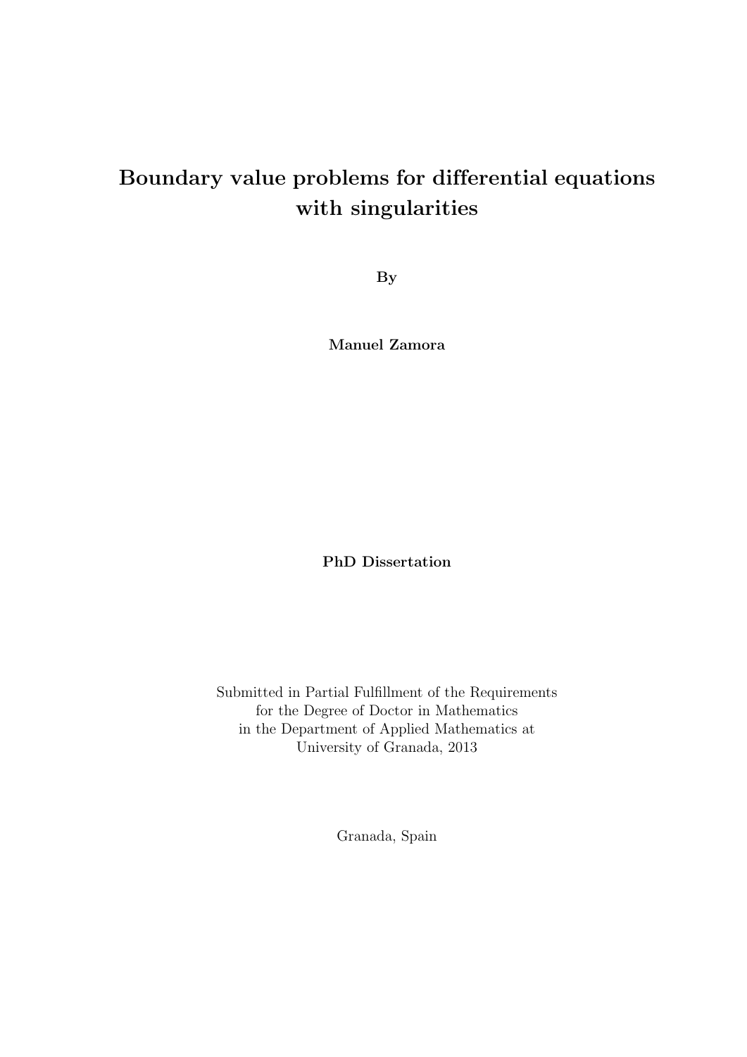# Boundary value problems for differential equations with singularities

**By**

**Manuel Zamora**

**PhD Dissertation**

Submitted in Partial Fulfillment of the Requirements
for the Degree of Doctor in Mathematics
in the Department of Applied Mathematics at
University of Granada, 2013

Granada, Spain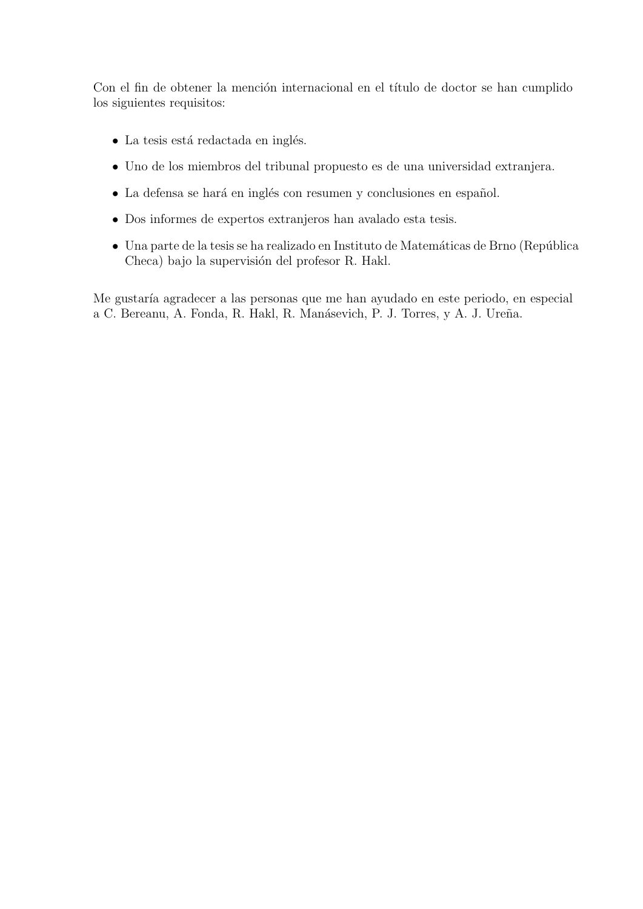Con el fin de obtener la mención internacional en el título de doctor se han cumplido los siguientes requisitos:

- La tesis está redactada en inglés.
- Uno de los miembros del tribunal propuesto es de una universidad extranjera.
- La defensa se hará en inglés con resumen y conclusiones en español.
- Dos informes de expertos extranjeros han avalado esta tesis.
- Una parte de la tesis se ha realizado en Instituto de Matemáticas de Brno (República Checa) bajo la supervisión del profesor R. Hakl.

Me gustaría agradecer a las personas que me han ayudado en este periodo, en especial a C. Bereanu, A. Fonda, R. Hakl, R. Manásevich, P. J. Torres, y A. J. Ureña.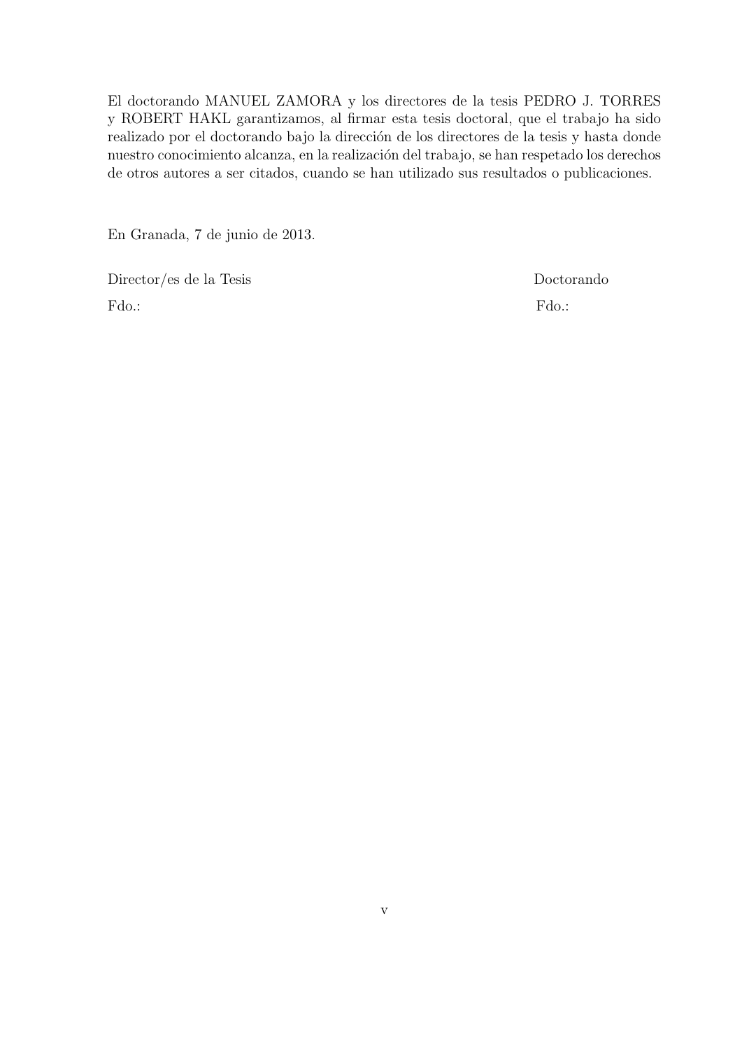El doctorando MANUEL ZAMORA y los directores de la tesis PEDRO J. TORRES y ROBERT HAKL garantizamos, al firmar esta tesis doctoral, que el trabajo ha sido realizado por el doctorando bajo la dirección de los directores de la tesis y hasta donde nuestro conocimiento alcanza, en la realización del trabajo, se han respetado los derechos de otros autores a ser citados, cuando se han utilizado sus resultados o publicaciones.

En Granada, 7 de junio de 2013.

Director/es de la Tesis — Doctorando

Fdo.: — Fdo.: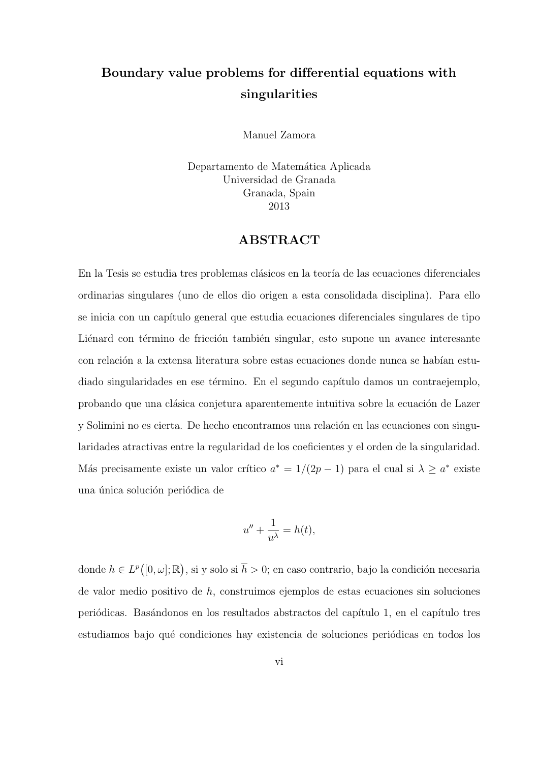# Boundary value problems for differential equations with singularities

Manuel Zamora

Departamento de Matemática Aplicada
Universidad de Granada
Granada, Spain
2013

## ABSTRACT

En la Tesis se estudia tres problemas clásicos en la teoría de las ecuaciones diferenciales ordinarias singulares (uno de ellos dio origen a esta consolidada disciplina). Para ello se inicia con un capítulo general que estudia ecuaciones diferenciales singulares de tipo Liénard con término de fricción también singular, esto supone un avance interesante con relación a la extensa literatura sobre estas ecuaciones donde nunca se habían estudiado singularidades en ese término. En el segundo capítulo damos un contraejemplo, probando que una clásica conjetura aparentemente intuitiva sobre la ecuación de Lazer y Solimini no es cierta. De hecho encontramos una relación en las ecuaciones con singularidades atractivas entre la regularidad de los coeficientes y el orden de la singularidad. Más precisamente existe un valor crítico $a^* = 1/(2p-1)$ para el cual si $\lambda \geq a^*$ existe una única solución periódica de

$$u'' + \frac{1}{u^\lambda} = h(t),$$

donde $h \in L^p\big([0,\omega];\mathbb{R}\big)$, si y solo si $\overline{h} > 0$; en caso contrario, bajo la condición necesaria de valor medio positivo de $h$, construimos ejemplos de estas ecuaciones sin soluciones periódicas. Basándonos en los resultados abstractos del capítulo 1, en el capítulo tres estudiamos bajo qué condiciones hay existencia de soluciones periódicas en todos los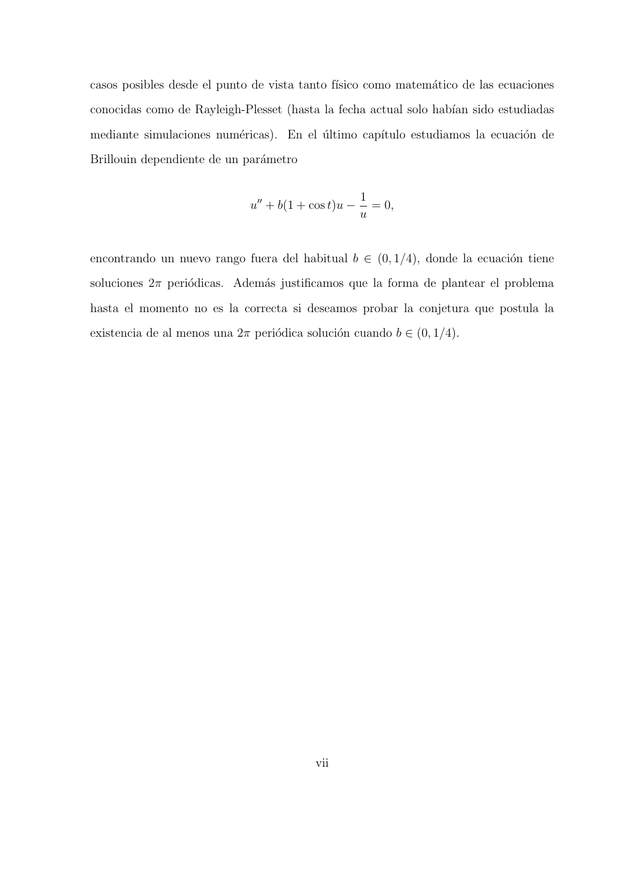casos posibles desde el punto de vista tanto físico como matemático de las ecuaciones conocidas como de Rayleigh-Plesset (hasta la fecha actual solo habían sido estudiadas mediante simulaciones numéricas). En el último capítulo estudiamos la ecuación de Brillouin dependiente de un parámetro

$$u'' + b(1 + \cos t)u - \frac{1}{u} = 0,$$

encontrando un nuevo rango fuera del habitual $b \in (0, 1/4)$, donde la ecuación tiene soluciones $2\pi$ periódicas. Además justificamos que la forma de plantear el problema hasta el momento no es la correcta si deseamos probar la conjetura que postula la existencia de al menos una $2\pi$ periódica solución cuando $b \in (0, 1/4)$.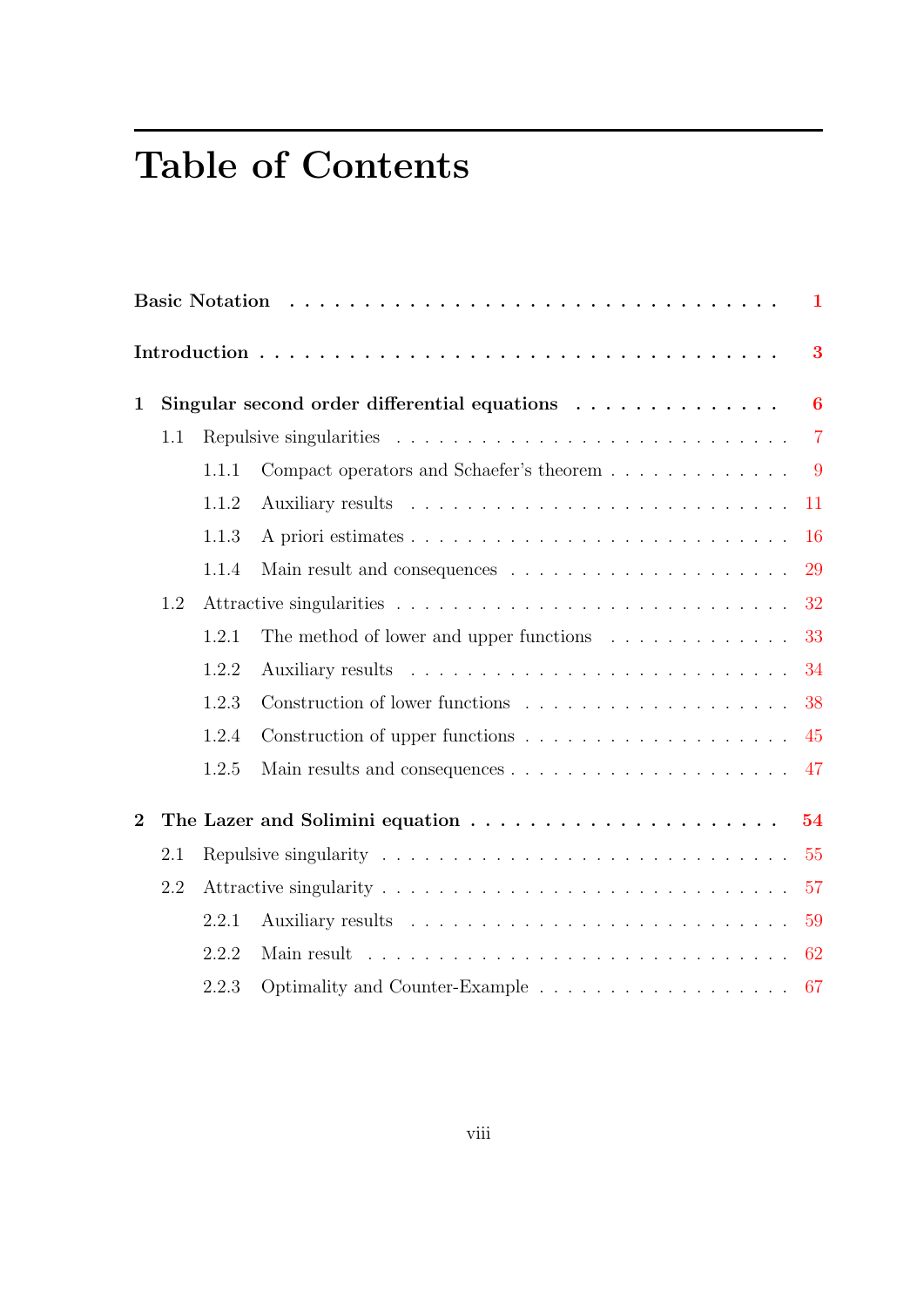# Table of Contents

**Basic Notation** . . . . . . . . . . . . . . . . . . . . . . . . . . . . . . . . . . **1**

**Introduction** . . . . . . . . . . . . . . . . . . . . . . . . . . . . . . . . . . **3**

**1 Singular second order differential equations** . . . . . . . . . . . . . . **6**

- 1.1 Repulsive singularities . . . . . . . . . . . . . . . . . . . . . . . . . . . 7
  - 1.1.1 Compact operators and Schaefer's theorem . . . . . . . . . . . . . 9
  - 1.1.2 Auxiliary results . . . . . . . . . . . . . . . . . . . . . . . . . . 11
  - 1.1.3 A priori estimates . . . . . . . . . . . . . . . . . . . . . . . . . 16
  - 1.1.4 Main result and consequences . . . . . . . . . . . . . . . . . . . 29
- 1.2 Attractive singularities . . . . . . . . . . . . . . . . . . . . . . . . . . 32
  - 1.2.1 The method of lower and upper functions . . . . . . . . . . . . . 33
  - 1.2.2 Auxiliary results . . . . . . . . . . . . . . . . . . . . . . . . . . 34
  - 1.2.3 Construction of lower functions . . . . . . . . . . . . . . . . . . 38
  - 1.2.4 Construction of upper functions . . . . . . . . . . . . . . . . . . 45
  - 1.2.5 Main results and consequences . . . . . . . . . . . . . . . . . . . 47

**2 The Lazer and Solimini equation** . . . . . . . . . . . . . . . . . . . . . **54**

- 2.1 Repulsive singularity . . . . . . . . . . . . . . . . . . . . . . . . . . . 55
- 2.2 Attractive singularity . . . . . . . . . . . . . . . . . . . . . . . . . . . 57
  - 2.2.1 Auxiliary results . . . . . . . . . . . . . . . . . . . . . . . . . . 59
  - 2.2.2 Main result . . . . . . . . . . . . . . . . . . . . . . . . . . . . . 62
  - 2.2.3 Optimality and Counter-Example . . . . . . . . . . . . . . . . . . 67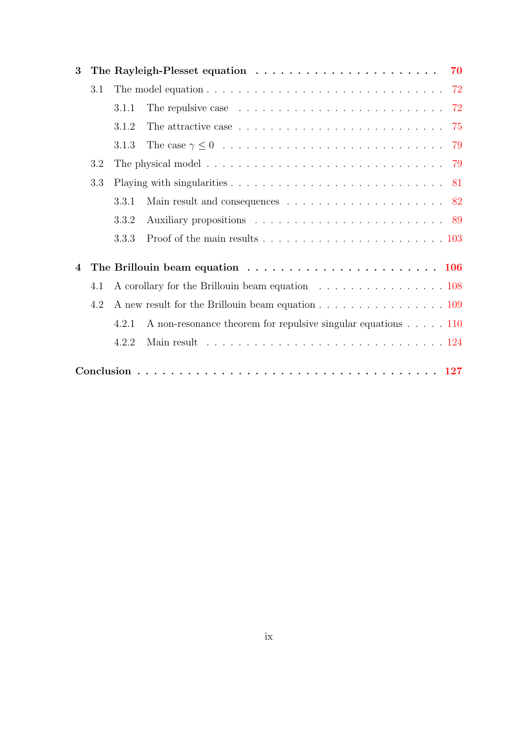**3 The Rayleigh-Plesset equation** . . . . . . . . . . . . . . . . . . . . . . **70**

- 3.1 The model equation . . . . . . . . . . . . . . . . . . . . . . . . . . . . 72
  - 3.1.1 The repulsive case . . . . . . . . . . . . . . . . . . . . . . . . . 72
  - 3.1.2 The attractive case . . . . . . . . . . . . . . . . . . . . . . . . . 75
  - 3.1.3 The case $\gamma \leq 0$ . . . . . . . . . . . . . . . . . . . . . . . . . . 79
- 3.2 The physical model . . . . . . . . . . . . . . . . . . . . . . . . . . . . 79
- 3.3 Playing with singularities . . . . . . . . . . . . . . . . . . . . . . . . . 81
  - 3.3.1 Main result and consequences . . . . . . . . . . . . . . . . . . . . 82
  - 3.3.2 Auxiliary propositions . . . . . . . . . . . . . . . . . . . . . . . 89
  - 3.3.3 Proof of the main results . . . . . . . . . . . . . . . . . . . . . . 103

**4 The Brillouin beam equation** . . . . . . . . . . . . . . . . . . . . . . **106**

- 4.1 A corollary for the Brillouin beam equation . . . . . . . . . . . . . . . . 108
- 4.2 A new result for the Brillouin beam equation . . . . . . . . . . . . . . . . 109
  - 4.2.1 A non-resonance theorem for repulsive singular equations . . . . . 110
  - 4.2.2 Main result . . . . . . . . . . . . . . . . . . . . . . . . . . . . . 124

**Conclusion** . . . . . . . . . . . . . . . . . . . . . . . . . . . . . . . . . **127**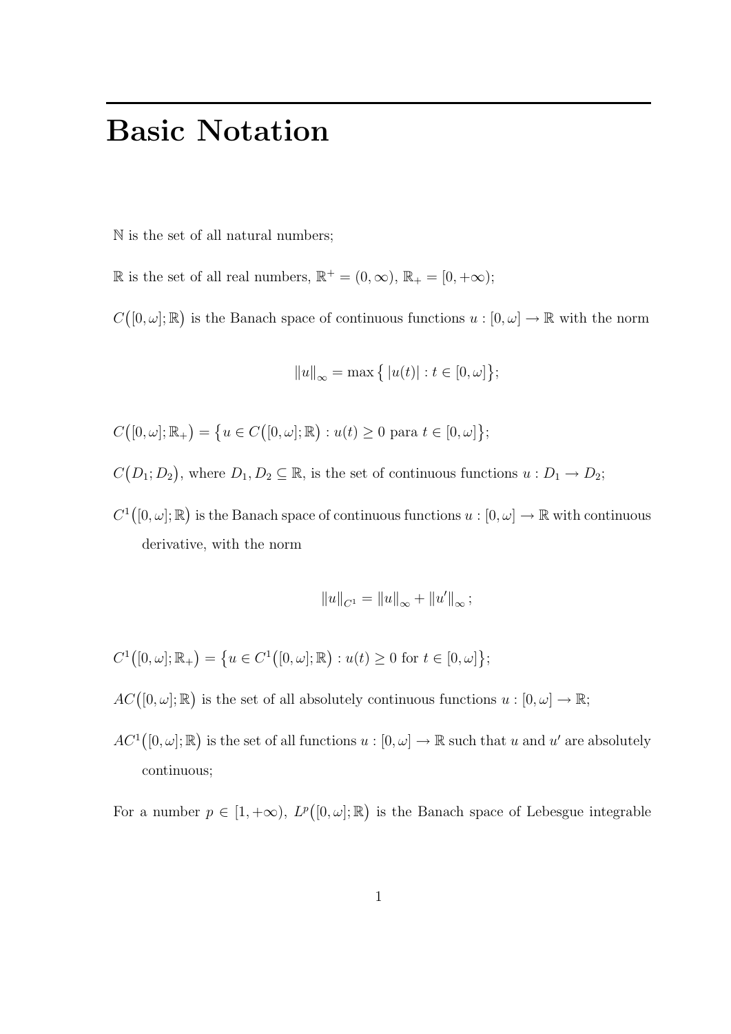# Basic Notation

$\mathbb{N}$ is the set of all natural numbers;

$\mathbb{R}$ is the set of all real numbers, $\mathbb{R}^+ = (0, \infty)$, $\mathbb{R}_+ = [0, +\infty)$;

$C\big([0,\omega];\mathbb{R}\big)$ is the Banach space of continuous functions $u : [0,\omega] \to \mathbb{R}$ with the norm

$$\|u\|_\infty = \max\big\{\, |u(t)| : t \in [0,\omega]\big\};$$

$C\big([0,\omega];\mathbb{R}_+\big) = \big\{u \in C\big([0,\omega];\mathbb{R}\big) : u(t) \geq 0 \text{ para } t \in [0,\omega]\big\}$;

$C\big(D_1; D_2\big)$, where $D_1, D_2 \subseteq \mathbb{R}$, is the set of continuous functions $u : D_1 \to D_2$;

$C^1\big([0,\omega];\mathbb{R}\big)$ is the Banach space of continuous functions $u : [0,\omega] \to \mathbb{R}$ with continuous derivative, with the norm

$$\|u\|_{C^1} = \|u\|_\infty + \|u'\|_\infty;$$

$C^1\big([0,\omega];\mathbb{R}_+\big) = \big\{u \in C^1\big([0,\omega];\mathbb{R}\big) : u(t) \geq 0 \text{ for } t \in [0,\omega]\big\}$;

$AC\big([0,\omega];\mathbb{R}\big)$ is the set of all absolutely continuous functions $u : [0,\omega] \to \mathbb{R}$;

$AC^1\big([0,\omega];\mathbb{R}\big)$ is the set of all functions $u : [0,\omega] \to \mathbb{R}$ such that $u$ and $u'$ are absolutely continuous;

For a number $p \in [1, +\infty)$, $L^p\big([0,\omega];\mathbb{R}\big)$ is the Banach space of Lebesgue integrable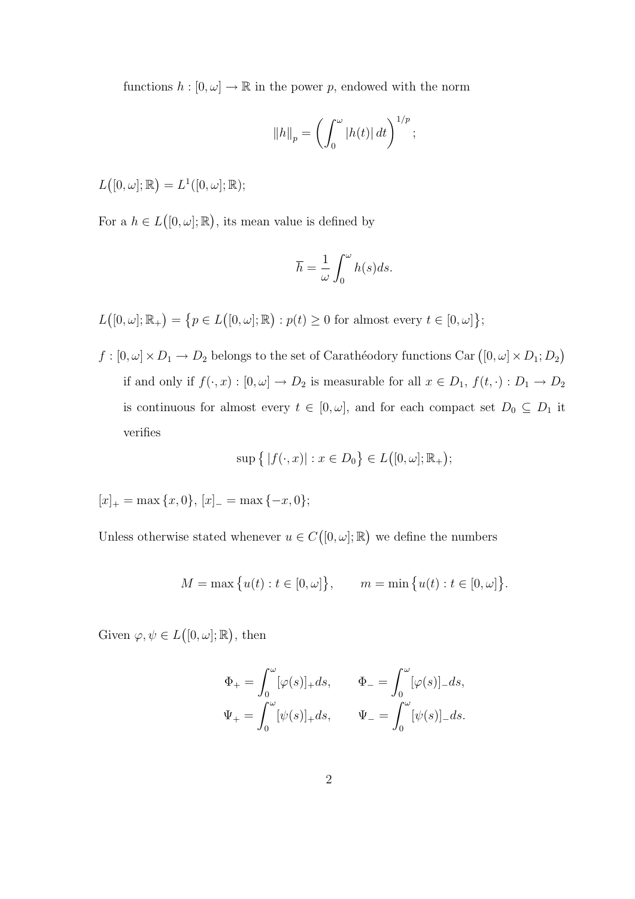functions $h : [0, \omega] \to \mathbb{R}$ in the power $p$, endowed with the norm

$$\|h\|_p = \left( \int_0^\omega |h(t)|\, dt \right)^{1/p};$$

$L\big([0,\omega];\mathbb{R}\big) = L^1([0,\omega];\mathbb{R})$;

For a $h \in L\big([0,\omega];\mathbb{R}\big)$, its mean value is defined by

$$\overline{h} = \frac{1}{\omega} \int_0^\omega h(s) ds.$$

$L\big([0,\omega];\mathbb{R}_+\big) = \big\{ p \in L\big([0,\omega];\mathbb{R}\big) : p(t) \geq 0 \text{ for almost every } t \in [0,\omega] \big\}$;

$f : [0,\omega] \times D_1 \to D_2$ belongs to the set of Carathéodory functions $\operatorname{Car}\big([0,\omega] \times D_1; D_2\big)$ if and only if $f(\cdot, x) : [0,\omega] \to D_2$ is measurable for all $x \in D_1$, $f(t, \cdot) : D_1 \to D_2$ is continuous for almost every $t \in [0,\omega]$, and for each compact set $D_0 \subseteq D_1$ it verifies

$$\sup \big\{ \, |f(\cdot, x)| : x \in D_0 \big\} \in L\big([0,\omega];\mathbb{R}_+\big);$$

$[x]_+ = \max\{x, 0\}$, $[x]_- = \max\{-x, 0\}$;

Unless otherwise stated whenever $u \in C\big([0,\omega];\mathbb{R}\big)$ we define the numbers

$$M = \max\big\{ u(t) : t \in [0,\omega] \big\}, \qquad m = \min\big\{ u(t) : t \in [0,\omega] \big\}.$$

Given $\varphi, \psi \in L\big([0,\omega];\mathbb{R}\big)$, then

$$\Phi_+ = \int_0^\omega [\varphi(s)]_+ ds, \qquad \Phi_- = \int_0^\omega [\varphi(s)]_- ds,$$
$$\Psi_+ = \int_0^\omega [\psi(s)]_+ ds, \qquad \Psi_- = \int_0^\omega [\psi(s)]_- ds.$$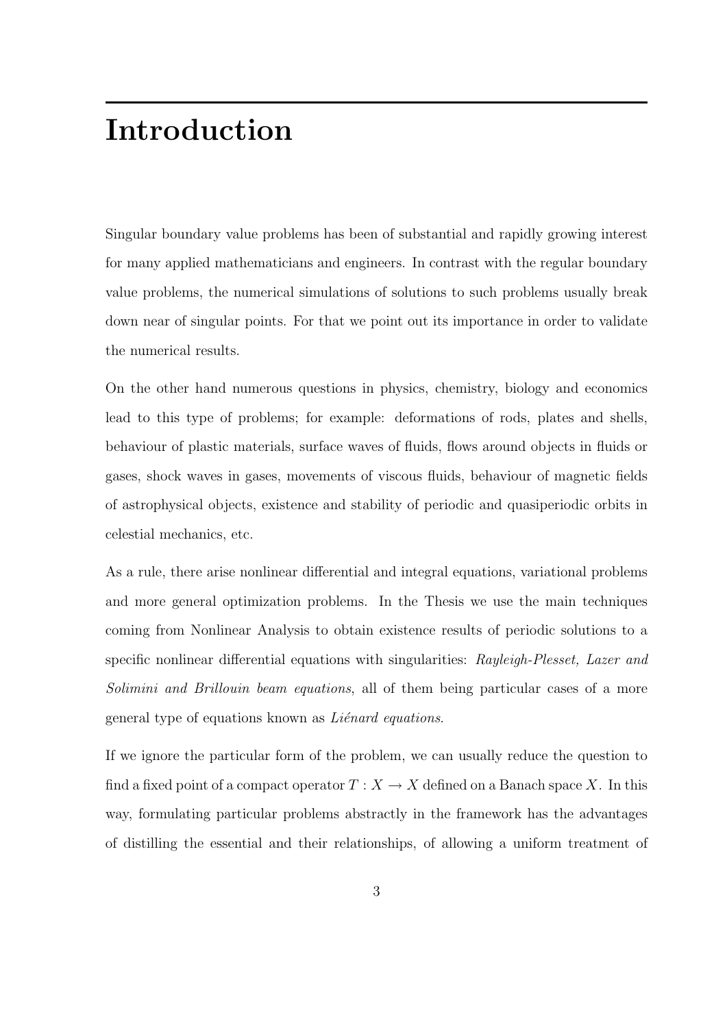# Introduction

Singular boundary value problems has been of substantial and rapidly growing interest for many applied mathematicians and engineers. In contrast with the regular boundary value problems, the numerical simulations of solutions to such problems usually break down near of singular points. For that we point out its importance in order to validate the numerical results.

On the other hand numerous questions in physics, chemistry, biology and economics lead to this type of problems; for example: deformations of rods, plates and shells, behaviour of plastic materials, surface waves of fluids, flows around objects in fluids or gases, shock waves in gases, movements of viscous fluids, behaviour of magnetic fields of astrophysical objects, existence and stability of periodic and quasiperiodic orbits in celestial mechanics, etc.

As a rule, there arise nonlinear differential and integral equations, variational problems and more general optimization problems. In the Thesis we use the main techniques coming from Nonlinear Analysis to obtain existence results of periodic solutions to a specific nonlinear differential equations with singularities: *Rayleigh-Plesset, Lazer and Solimini and Brillouin beam equations*, all of them being particular cases of a more general type of equations known as *Liénard equations*.

If we ignore the particular form of the problem, we can usually reduce the question to find a fixed point of a compact operator $T : X \to X$ defined on a Banach space $X$. In this way, formulating particular problems abstractly in the framework has the advantages of distilling the essential and their relationships, of allowing a uniform treatment of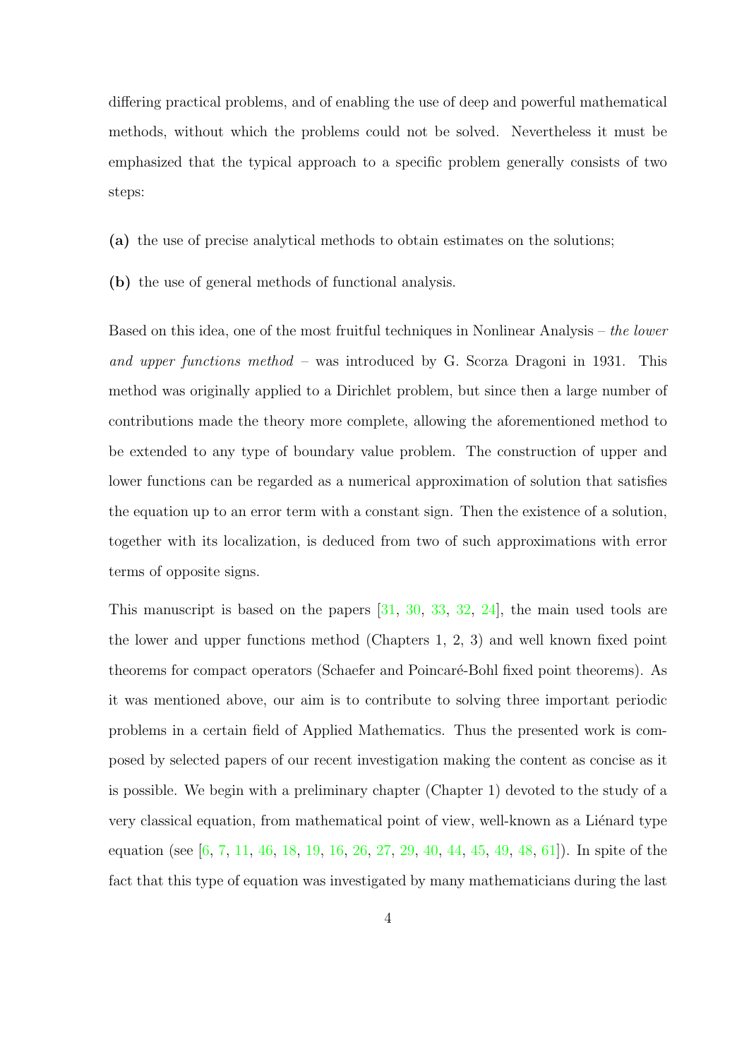differing practical problems, and of enabling the use of deep and powerful mathematical methods, without which the problems could not be solved. Nevertheless it must be emphasized that the typical approach to a specific problem generally consists of two steps:

**(a)** the use of precise analytical methods to obtain estimates on the solutions;

**(b)** the use of general methods of functional analysis.

Based on this idea, one of the most fruitful techniques in Nonlinear Analysis – *the lower and upper functions method* – was introduced by G. Scorza Dragoni in 1931. This method was originally applied to a Dirichlet problem, but since then a large number of contributions made the theory more complete, allowing the aforementioned method to be extended to any type of boundary value problem. The construction of upper and lower functions can be regarded as a numerical approximation of solution that satisfies the equation up to an error term with a constant sign. Then the existence of a solution, together with its localization, is deduced from two of such approximations with error terms of opposite signs.

This manuscript is based on the papers [31, 30, 33, 32, 24], the main used tools are the lower and upper functions method (Chapters 1, 2, 3) and well known fixed point theorems for compact operators (Schaefer and Poincaré-Bohl fixed point theorems). As it was mentioned above, our aim is to contribute to solving three important periodic problems in a certain field of Applied Mathematics. Thus the presented work is composed by selected papers of our recent investigation making the content as concise as it is possible. We begin with a preliminary chapter (Chapter 1) devoted to the study of a very classical equation, from mathematical point of view, well-known as a Liénard type equation (see [6, 7, 11, 46, 18, 19, 16, 26, 27, 29, 40, 44, 45, 49, 48, 61]). In spite of the fact that this type of equation was investigated by many mathematicians during the last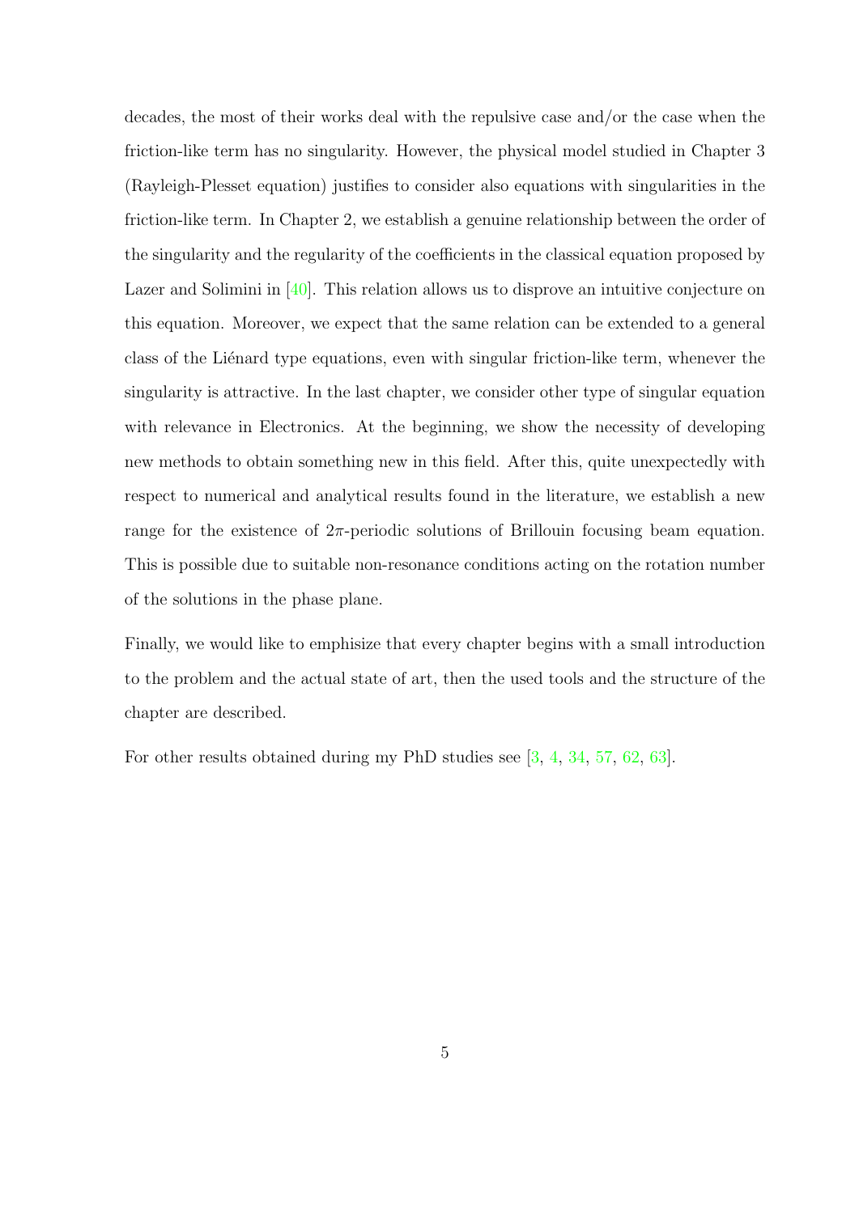decades, the most of their works deal with the repulsive case and/or the case when the friction-like term has no singularity. However, the physical model studied in Chapter 3 (Rayleigh-Plesset equation) justifies to consider also equations with singularities in the friction-like term. In Chapter 2, we establish a genuine relationship between the order of the singularity and the regularity of the coefficients in the classical equation proposed by Lazer and Solimini in [40]. This relation allows us to disprove an intuitive conjecture on this equation. Moreover, we expect that the same relation can be extended to a general class of the Liénard type equations, even with singular friction-like term, whenever the singularity is attractive. In the last chapter, we consider other type of singular equation with relevance in Electronics. At the beginning, we show the necessity of developing new methods to obtain something new in this field. After this, quite unexpectedly with respect to numerical and analytical results found in the literature, we establish a new range for the existence of $2\pi$-periodic solutions of Brillouin focusing beam equation. This is possible due to suitable non-resonance conditions acting on the rotation number of the solutions in the phase plane.

Finally, we would like to emphisize that every chapter begins with a small introduction to the problem and the actual state of art, then the used tools and the structure of the chapter are described.

For other results obtained during my PhD studies see [3, 4, 34, 57, 62, 63].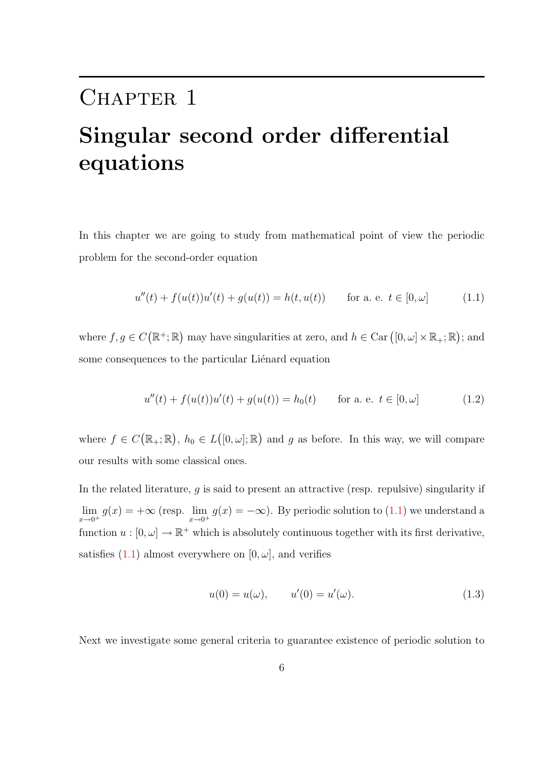# Chapter 1

# Singular second order differential equations

In this chapter we are going to study from mathematical point of view the periodic problem for the second-order equation

$$u''(t) + f(u(t))u'(t) + g(u(t)) = h(t, u(t)) \qquad \text{for a. e. } t \in [0, \omega] \tag{1.1}$$

where $f, g \in C(\mathbb{R}^+; \mathbb{R})$ may have singularities at zero, and $h \in \operatorname{Car}([0, \omega] \times \mathbb{R}_+; \mathbb{R})$; and some consequences to the particular Liénard equation

$$u''(t) + f(u(t))u'(t) + g(u(t)) = h_0(t) \qquad \text{for a. e. } t \in [0, \omega] \tag{1.2}$$

where $f \in C(\mathbb{R}_+; \mathbb{R})$, $h_0 \in L([0, \omega]; \mathbb{R})$ and $g$ as before. In this way, we will compare our results with some classical ones.

In the related literature, $g$ is said to present an attractive (resp. repulsive) singularity if $\lim_{x \to 0^+} g(x) = +\infty$ (resp. $\lim_{x \to 0^+} g(x) = -\infty$). By periodic solution to (1.1) we understand a function $u : [0, \omega] \to \mathbb{R}^+$ which is absolutely continuous together with its first derivative, satisfies (1.1) almost everywhere on $[0, \omega]$, and verifies

$$u(0) = u(\omega), \qquad u'(0) = u'(\omega). \tag{1.3}$$

Next we investigate some general criteria to guarantee existence of periodic solution to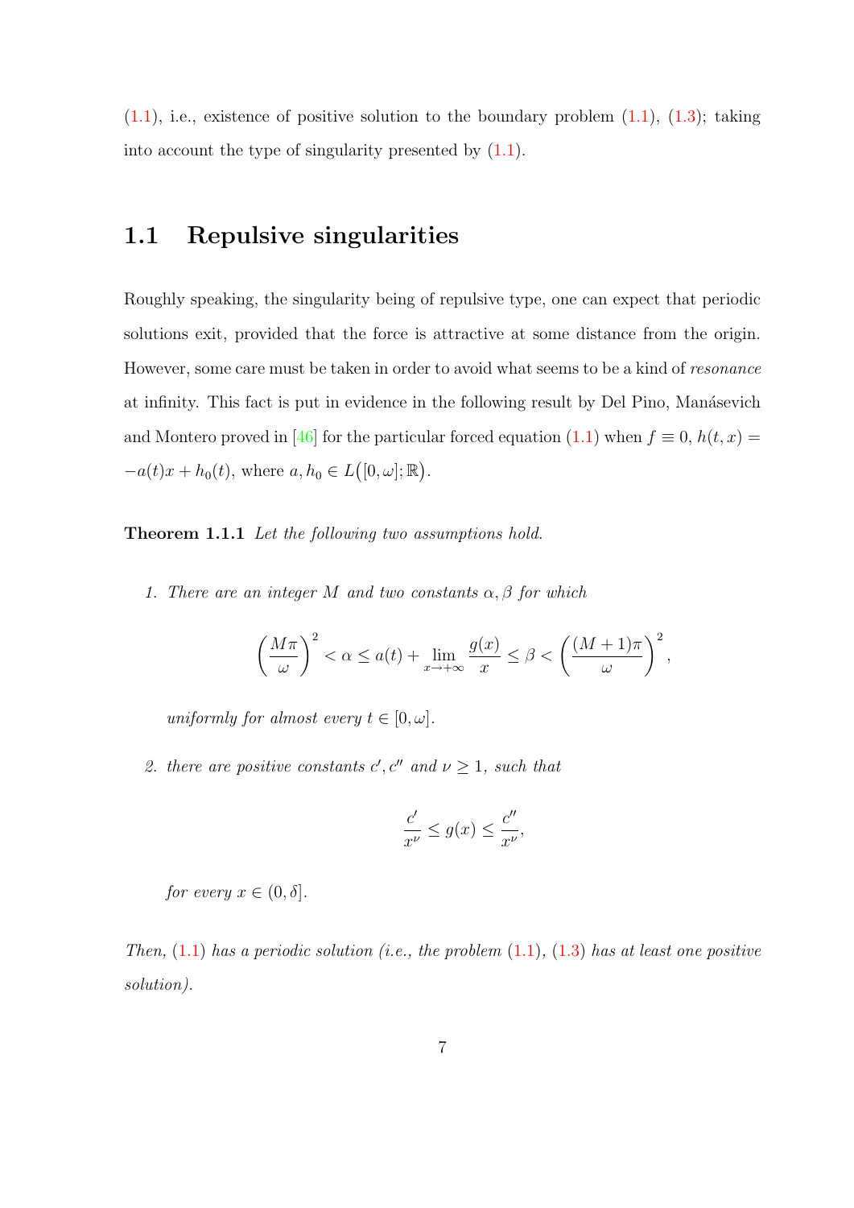(1.1), i.e., existence of positive solution to the boundary problem (1.1), (1.3); taking into account the type of singularity presented by (1.1).

## 1.1 Repulsive singularities

Roughly speaking, the singularity being of repulsive type, one can expect that periodic solutions exit, provided that the force is attractive at some distance from the origin. However, some care must be taken in order to avoid what seems to be a kind of *resonance* at infinity. This fact is put in evidence in the following result by Del Pino, Manásevich and Montero proved in [46] for the particular forced equation (1.1) when $f \equiv 0$, $h(t,x) = -a(t)x + h_0(t)$, where $a, h_0 \in L\big([0,\omega];\mathbb{R}\big)$.

**Theorem 1.1.1** *Let the following two assumptions hold.*

1. *There are an integer $M$ and two constants $\alpha, \beta$ for which*

$$\left(\frac{M\pi}{\omega}\right)^2 < \alpha \leq a(t) + \lim_{x\to+\infty} \frac{g(x)}{x} \leq \beta < \left(\frac{(M+1)\pi}{\omega}\right)^2,$$

   *uniformly for almost every $t \in [0,\omega]$.*

2. *there are positive constants $c', c''$ and $\nu \geq 1$, such that*

$$\frac{c'}{x^\nu} \leq g(x) \leq \frac{c''}{x^\nu},$$

   *for every $x \in (0,\delta]$.*

*Then, (1.1) has a periodic solution (i.e., the problem (1.1), (1.3) has at least one positive solution).*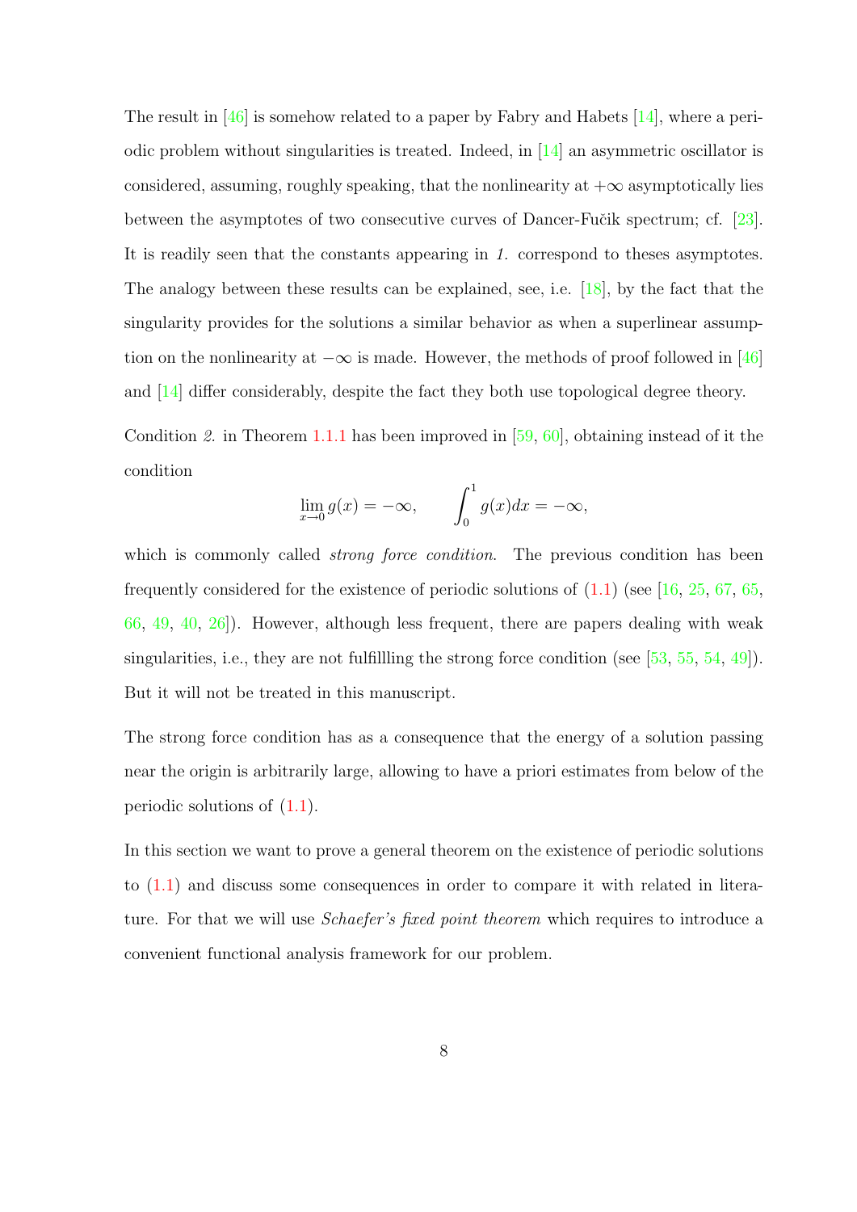The result in [46] is somehow related to a paper by Fabry and Habets [14], where a periodic problem without singularities is treated. Indeed, in [14] an asymmetric oscillator is considered, assuming, roughly speaking, that the nonlinearity at $+\infty$ asymptotically lies between the asymptotes of two consecutive curves of Dancer-Fučik spectrum; cf. [23]. It is readily seen that the constants appearing in *1.* correspond to theses asymptotes. The analogy between these results can be explained, see, i.e. [18], by the fact that the singularity provides for the solutions a similar behavior as when a superlinear assumption on the nonlinearity at $-\infty$ is made. However, the methods of proof followed in [46] and [14] differ considerably, despite the fact they both use topological degree theory.

Condition *2.* in Theorem 1.1.1 has been improved in [59, 60], obtaining instead of it the condition

$$\lim_{x\to 0} g(x) = -\infty, \qquad \int_0^1 g(x)dx = -\infty,$$

which is commonly called *strong force condition*. The previous condition has been frequently considered for the existence of periodic solutions of (1.1) (see [16, 25, 67, 65, 66, 49, 40, 26]). However, although less frequent, there are papers dealing with weak singularities, i.e., they are not fulfillling the strong force condition (see [53, 55, 54, 49]). But it will not be treated in this manuscript.

The strong force condition has as a consequence that the energy of a solution passing near the origin is arbitrarily large, allowing to have a priori estimates from below of the periodic solutions of (1.1).

In this section we want to prove a general theorem on the existence of periodic solutions to (1.1) and discuss some consequences in order to compare it with related in literature. For that we will use *Schaefer's fixed point theorem* which requires to introduce a convenient functional analysis framework for our problem.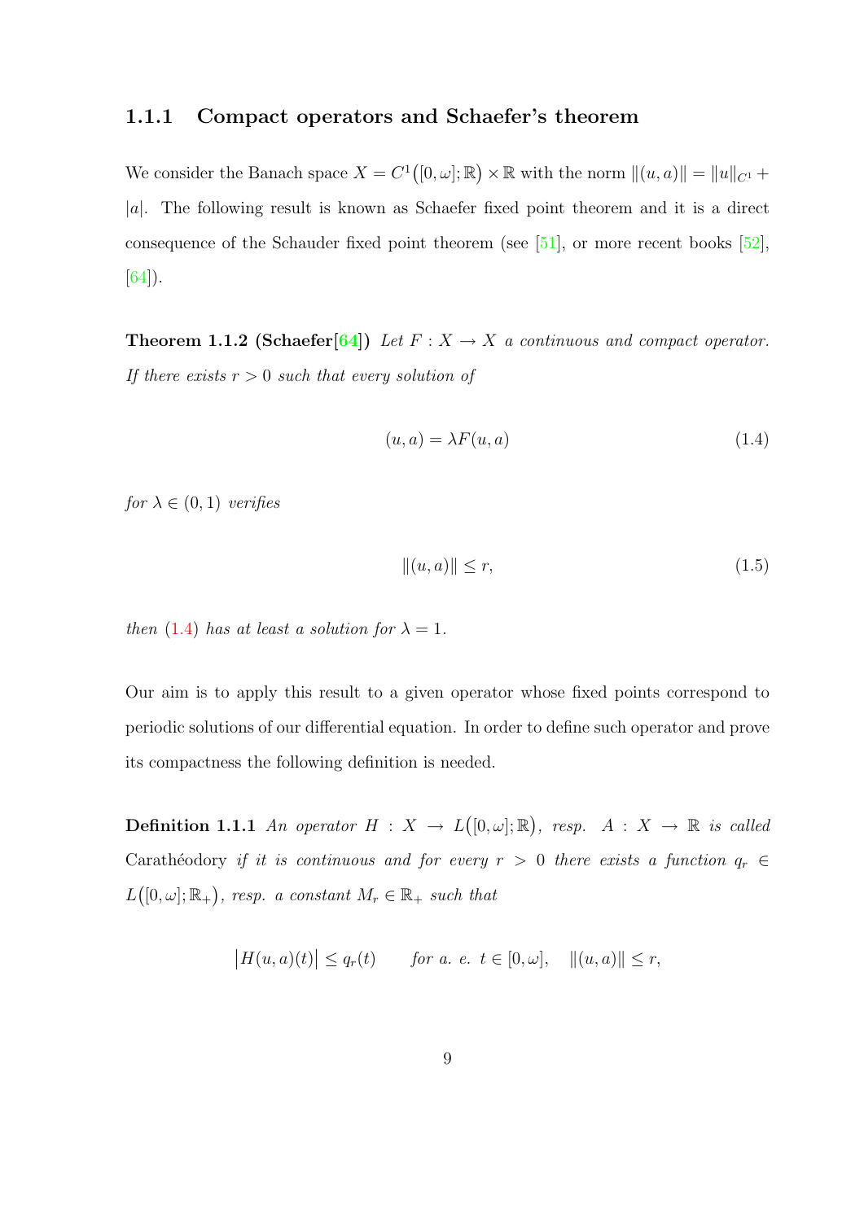### 1.1.1 Compact operators and Schaefer's theorem

We consider the Banach space $X = C^1\big([0,\omega];\mathbb{R}\big) \times \mathbb{R}$ with the norm $\|(u,a)\| = \|u\|_{C^1} + |a|$. The following result is known as Schaefer fixed point theorem and it is a direct consequence of the Schauder fixed point theorem (see [51], or more recent books [52], [64]).

**Theorem 1.1.2 (Schaefer[64])** *Let $F : X \to X$ a continuous and compact operator. If there exists $r > 0$ such that every solution of*

$$(u,a) = \lambda F(u,a) \tag{1.4}$$

*for $\lambda \in (0,1)$ verifies*

$$\|(u,a)\| \leq r, \tag{1.5}$$

*then (1.4) has at least a solution for $\lambda = 1$.*

Our aim is to apply this result to a given operator whose fixed points correspond to periodic solutions of our differential equation. In order to define such operator and prove its compactness the following definition is needed.

**Definition 1.1.1** *An operator $H : X \to L\big([0,\omega];\mathbb{R}\big)$, resp. $A : X \to \mathbb{R}$ is called* Carathéodory *if it is continuous and for every $r > 0$ there exists a function $q_r \in L\big([0,\omega];\mathbb{R}_+\big)$, resp. a constant $M_r \in \mathbb{R}_+$ such that*

$$\big|H(u,a)(t)\big| \leq q_r(t) \qquad \text{for a. e. } t \in [0,\omega], \quad \|(u,a)\| \leq r,$$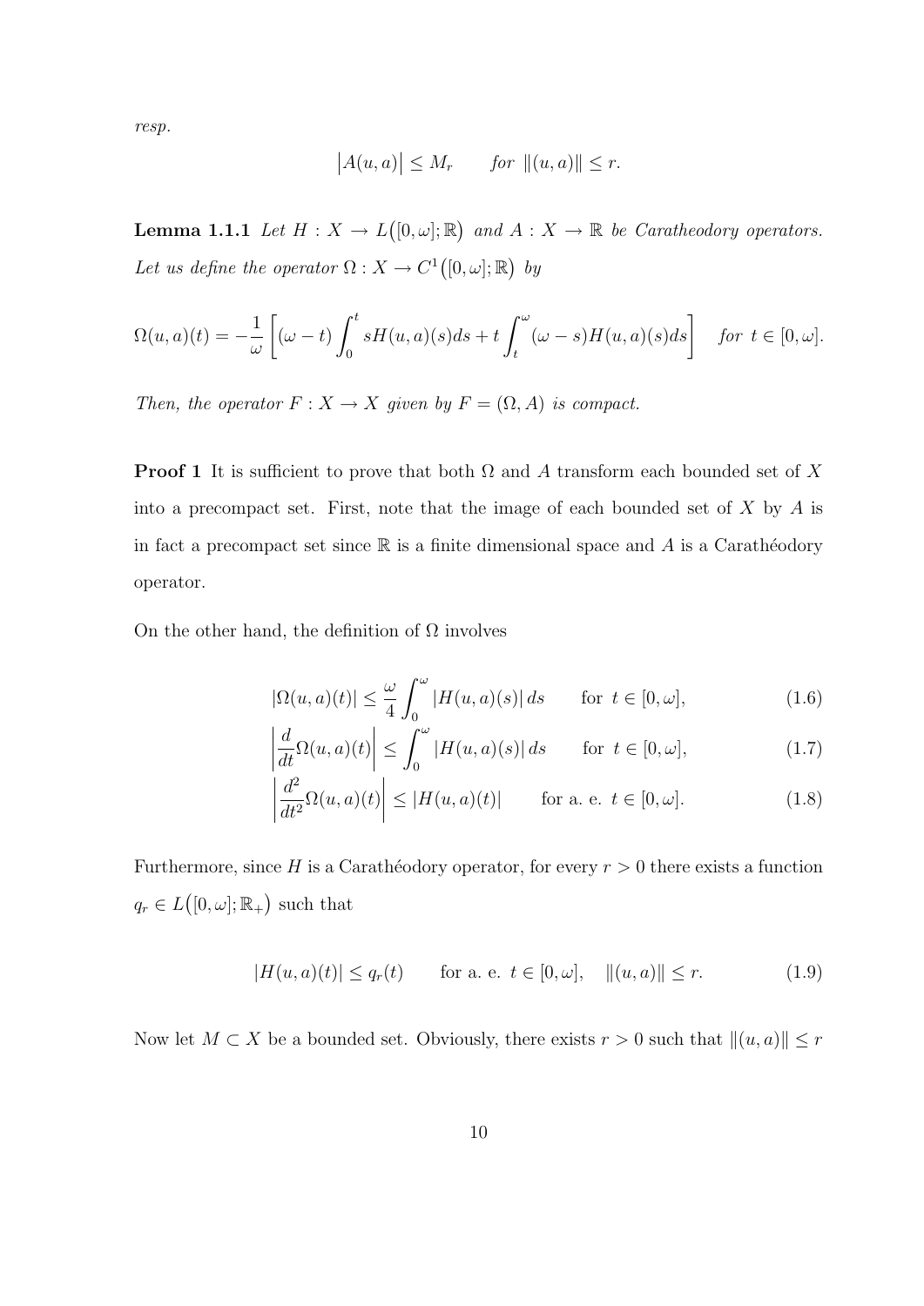*resp.*

$$\big|A(u,a)\big| \leq M_r \qquad \textit{for } \|(u,a)\| \leq r.$$

**Lemma 1.1.1** *Let $H : X \to L\big([0,\omega];\mathbb{R}\big)$ and $A : X \to \mathbb{R}$ be Caratheodory operators. Let us define the operator $\Omega : X \to C^1\big([0,\omega];\mathbb{R}\big)$ by*

$$\Omega(u,a)(t) = -\frac{1}{\omega}\left[(\omega - t)\int_0^t sH(u,a)(s)ds + t\int_t^\omega (\omega - s)H(u,a)(s)ds\right] \quad \textit{for } t \in [0,\omega].$$

*Then, the operator $F : X \to X$ given by $F = (\Omega, A)$ is compact.*

**Proof 1** It is sufficient to prove that both $\Omega$ and $A$ transform each bounded set of $X$ into a precompact set. First, note that the image of each bounded set of $X$ by $A$ is in fact a precompact set since $\mathbb{R}$ is a finite dimensional space and $A$ is a Carathéodory operator.

On the other hand, the definition of $\Omega$ involves

$$|\Omega(u,a)(t)| \leq \frac{\omega}{4}\int_0^\omega |H(u,a)(s)|\,ds \qquad \text{for } t \in [0,\omega], \tag{1.6}$$

$$\left|\frac{d}{dt}\Omega(u,a)(t)\right| \leq \int_0^\omega |H(u,a)(s)|\,ds \qquad \text{for } t \in [0,\omega], \tag{1.7}$$

$$\left|\frac{d^2}{dt^2}\Omega(u,a)(t)\right| \leq |H(u,a)(t)| \qquad \text{for a. e. } t \in [0,\omega]. \tag{1.8}$$

Furthermore, since $H$ is a Carathéodory operator, for every $r > 0$ there exists a function $q_r \in L\big([0,\omega];\mathbb{R}_+\big)$ such that

$$|H(u,a)(t)| \leq q_r(t) \qquad \text{for a. e. } t \in [0,\omega], \quad \|(u,a)\| \leq r. \tag{1.9}$$

Now let $M \subset X$ be a bounded set. Obviously, there exists $r > 0$ such that $\|(u,a)\| \leq r$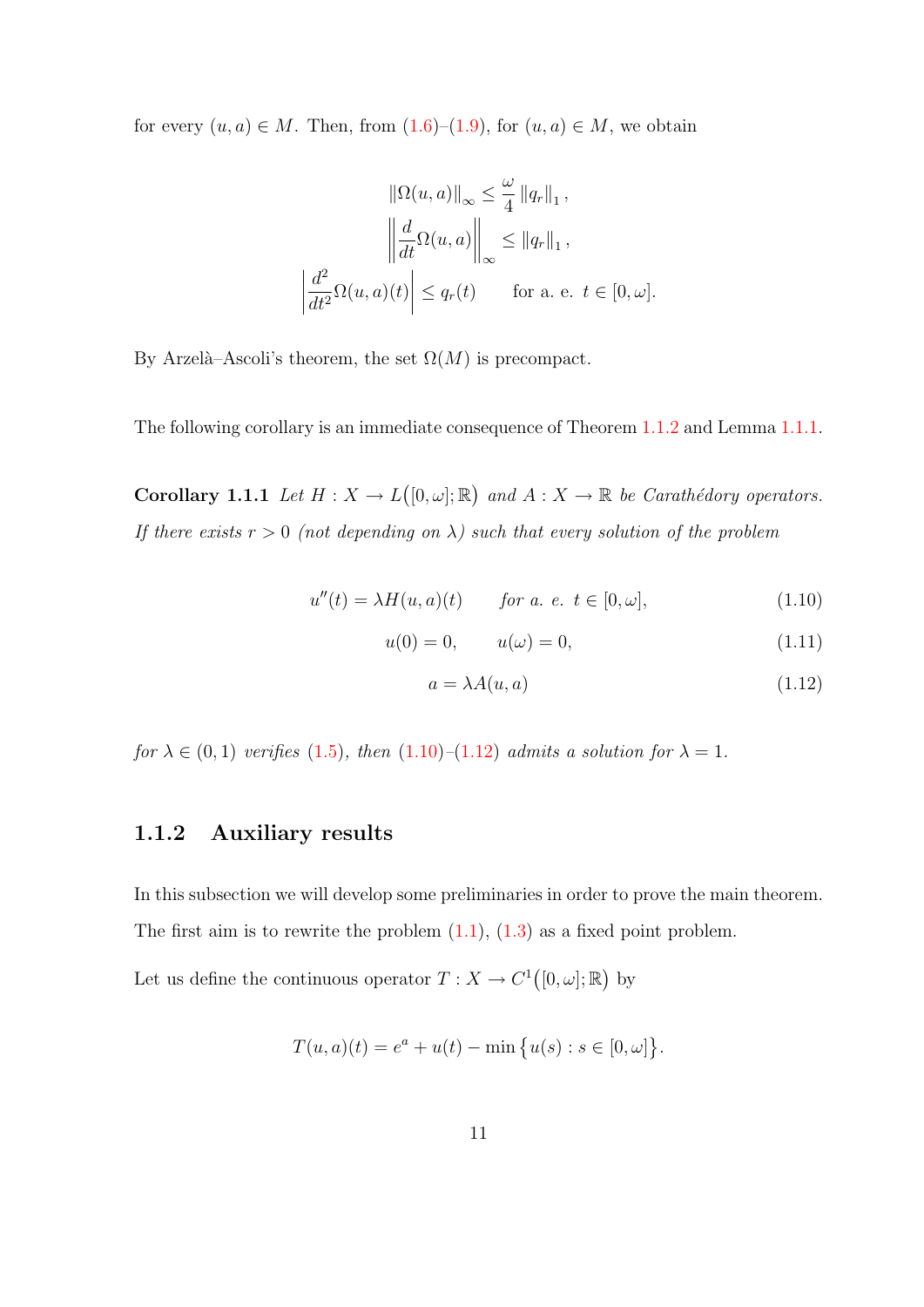for every $(u, a) \in M$. Then, from (1.6)–(1.9), for $(u, a) \in M$, we obtain

$$\|\Omega(u,a)\|_\infty \le \frac{\omega}{4}\, \|q_r\|_1\,,$$

$$\left\| \frac{d}{dt}\Omega(u,a) \right\|_\infty \le \|q_r\|_1\,,$$

$$\left| \frac{d^2}{dt^2}\Omega(u,a)(t) \right| \le q_r(t) \qquad \text{for a. e. } t \in [0,\omega].$$

By Arzelà–Ascoli's theorem, the set $\Omega(M)$ is precompact.

The following corollary is an immediate consequence of Theorem 1.1.2 and Lemma 1.1.1.

**Corollary 1.1.1** *Let $H : X \to L\big([0,\omega];\mathbb{R}\big)$ and $A : X \to \mathbb{R}$ be Carathédory operators. If there exists $r > 0$ (not depending on $\lambda$) such that every solution of the problem*

$$u''(t) = \lambda H(u,a)(t) \qquad \text{for a. e. } t \in [0,\omega], \tag{1.10}$$

$$u(0) = 0, \qquad u(\omega) = 0, \tag{1.11}$$

$$a = \lambda A(u,a) \tag{1.12}$$

*for $\lambda \in (0,1)$ verifies (1.5), then (1.10)–(1.12) admits a solution for $\lambda = 1$.*

### 1.1.2 Auxiliary results

In this subsection we will develop some preliminaries in order to prove the main theorem. The first aim is to rewrite the problem (1.1), (1.3) as a fixed point problem.

Let us define the continuous operator $T : X \to C^1\big([0,\omega];\mathbb{R}\big)$ by

$$T(u,a)(t) = e^a + u(t) - \min\big\{u(s) : s \in [0,\omega]\big\}.$$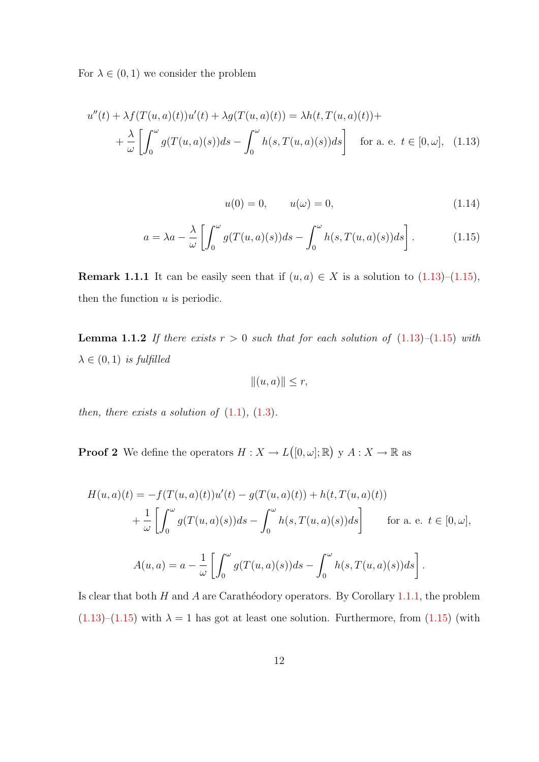For $\lambda \in (0,1)$ we consider the problem

$$u''(t) + \lambda f(T(u,a)(t))u'(t) + \lambda g(T(u,a)(t)) = \lambda h(t, T(u,a)(t)) + \\ + \frac{\lambda}{\omega}\left[\int_0^\omega g(T(u,a)(s))ds - \int_0^\omega h(s, T(u,a)(s))ds\right] \quad \text{for a. e. } t \in [0,\omega], \quad (1.13)$$

$$u(0) = 0, \qquad u(\omega) = 0, \tag{1.14}$$

$$a = \lambda a - \frac{\lambda}{\omega}\left[\int_0^\omega g(T(u,a)(s))ds - \int_0^\omega h(s, T(u,a)(s))ds\right]. \tag{1.15}$$

**Remark 1.1.1** It can be easily seen that if $(u,a) \in X$ is a solution to (1.13)–(1.15), then the function $u$ is periodic.

**Lemma 1.1.2** *If there exists $r > 0$ such that for each solution of (1.13)–(1.15) with $\lambda \in (0,1)$ is fulfilled*

$$\|(u,a)\| \leq r,$$

*then, there exists a solution of (1.1), (1.3).*

**Proof 2** We define the operators $H : X \to L([0,\omega];\mathbb{R})$ y $A : X \to \mathbb{R}$ as

$$H(u,a)(t) = -f(T(u,a)(t))u'(t) - g(T(u,a)(t)) + h(t, T(u,a)(t)) \\ + \frac{1}{\omega}\left[\int_0^\omega g(T(u,a)(s))ds - \int_0^\omega h(s, T(u,a)(s))ds\right] \qquad \text{for a. e. } t \in [0,\omega],$$

$$A(u,a) = a - \frac{1}{\omega}\left[\int_0^\omega g(T(u,a)(s))ds - \int_0^\omega h(s, T(u,a)(s))ds\right].$$

Is clear that both $H$ and $A$ are Carathéodory operators. By Corollary 1.1.1, the problem (1.13)–(1.15) with $\lambda = 1$ has got at least one solution. Furthermore, from (1.15) (with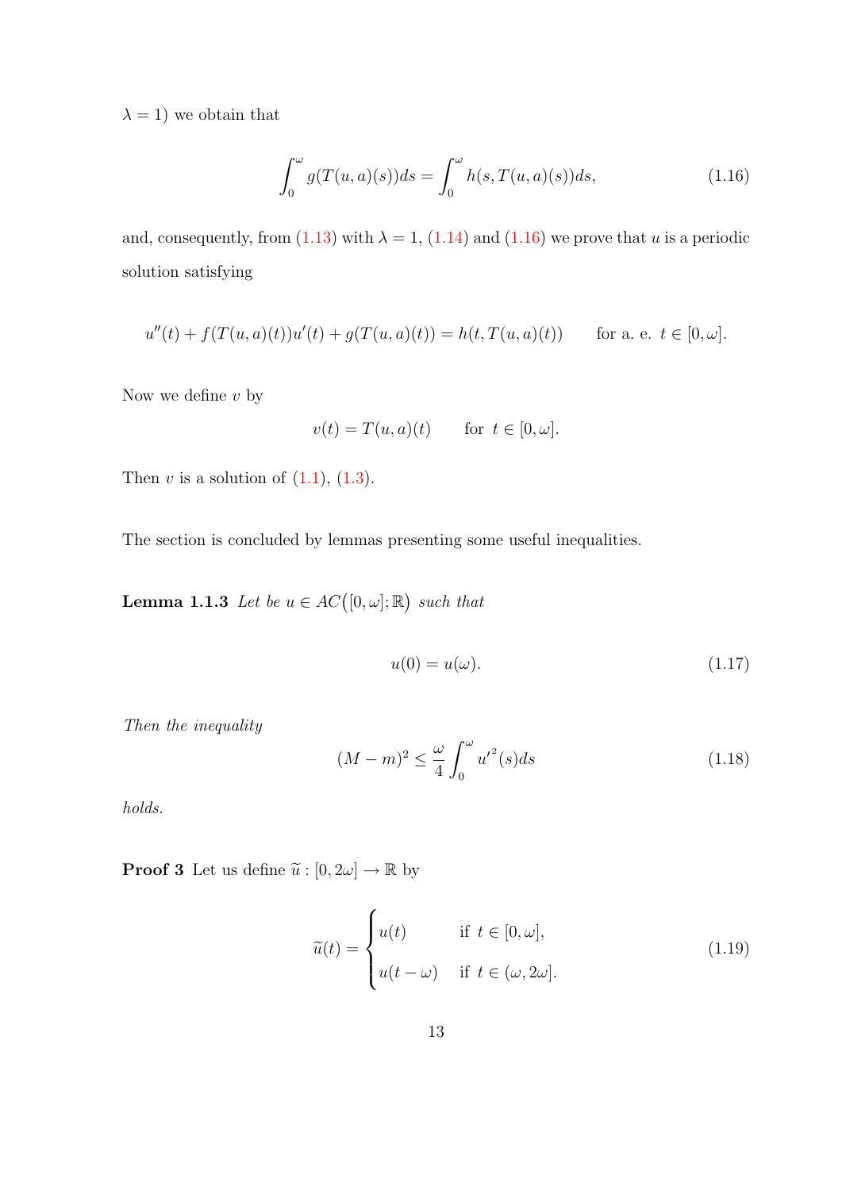$\lambda = 1$) we obtain that

$$\int_0^\omega g(T(u,a)(s))ds = \int_0^\omega h(s, T(u,a)(s))ds, \tag{1.16}$$

and, consequently, from (1.13) with $\lambda = 1$, (1.14) and (1.16) we prove that $u$ is a periodic solution satisfying

$$u''(t) + f(T(u,a)(t))u'(t) + g(T(u,a)(t)) = h(t, T(u,a)(t)) \qquad \text{for a. e. } t \in [0,\omega].$$

Now we define $v$ by

$$v(t) = T(u,a)(t) \qquad \text{for } t \in [0,\omega].$$

Then $v$ is a solution of (1.1), (1.3).

The section is concluded by lemmas presenting some useful inequalities.

**Lemma 1.1.3** *Let be $u \in AC\big([0,\omega];\mathbb{R}\big)$ such that*

$$u(0) = u(\omega). \tag{1.17}$$

*Then the inequality*

$$(M-m)^2 \le \frac{\omega}{4}\int_0^\omega {u'}^2(s)ds \tag{1.18}$$

*holds.*

**Proof 3** Let us define $\widetilde{u} : [0, 2\omega] \to \mathbb{R}$ by

$$\widetilde{u}(t) = \begin{cases} u(t) & \text{if } t \in [0,\omega], \\ u(t-\omega) & \text{if } t \in (\omega, 2\omega]. \end{cases} \tag{1.19}$$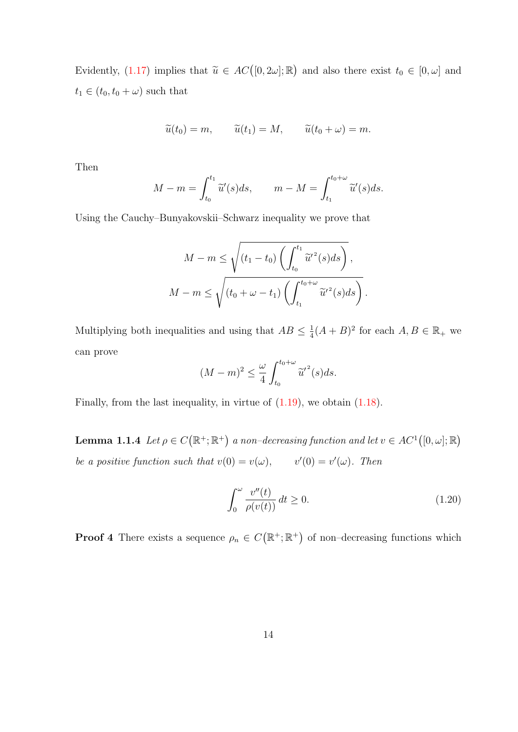Evidently, (1.17) implies that $\widetilde{u} \in AC\big([0, 2\omega]; \mathbb{R}\big)$ and also there exist $t_0 \in [0, \omega]$ and $t_1 \in (t_0, t_0 + \omega)$ such that

$$\widetilde{u}(t_0) = m, \qquad \widetilde{u}(t_1) = M, \qquad \widetilde{u}(t_0 + \omega) = m.$$

Then

$$M - m = \int_{t_0}^{t_1} \widetilde{u}'(s)ds, \qquad m - M = \int_{t_1}^{t_0+\omega} \widetilde{u}'(s)ds.$$

Using the Cauchy–Bunyakovskii–Schwarz inequality we prove that

$$M - m \leq \sqrt{(t_1 - t_0)\left(\int_{t_0}^{t_1} \widetilde{u}'^2(s)ds\right)},$$
$$M - m \leq \sqrt{(t_0 + \omega - t_1)\left(\int_{t_1}^{t_0+\omega} \widetilde{u}'^2(s)ds\right)}.$$

Multiplying both inequalities and using that $AB \leq \frac{1}{4}(A + B)^2$ for each $A, B \in \mathbb{R}_+$ we can prove

$$(M - m)^2 \leq \frac{\omega}{4} \int_{t_0}^{t_0+\omega} \widetilde{u}'^2(s)ds.$$

Finally, from the last inequality, in virtue of (1.19), we obtain (1.18).

**Lemma 1.1.4** *Let $\rho \in C\big(\mathbb{R}^+; \mathbb{R}^+\big)$ a non–decreasing function and let $v \in AC^1\big([0, \omega]; \mathbb{R}\big)$ be a positive function such that $v(0) = v(\omega), \qquad v'(0) = v'(\omega)$. Then*

$$\int_0^{\omega} \frac{v''(t)}{\rho(v(t))}\, dt \geq 0. \tag{1.20}$$

**Proof 4** There exists a sequence $\rho_n \in C\big(\mathbb{R}^+; \mathbb{R}^+\big)$ of non–decreasing functions which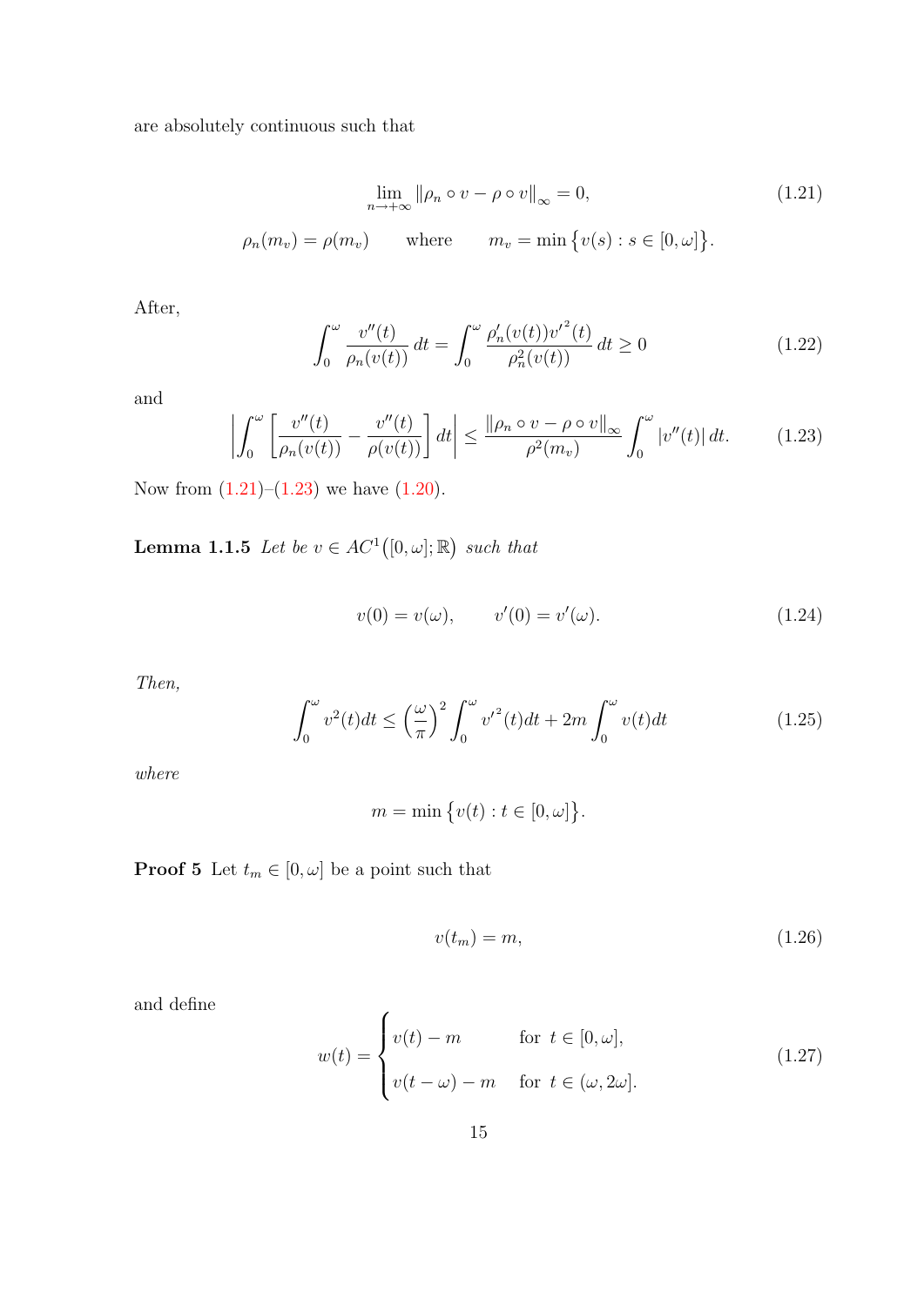are absolutely continuous such that

$$\lim_{n\to+\infty} \|\rho_n \circ v - \rho \circ v\|_\infty = 0, \tag{1.21}$$

$$\rho_n(m_v) = \rho(m_v) \qquad \text{where} \qquad m_v = \min\big\{v(s) : s \in [0,\omega]\big\}.$$

After,

$$\int_0^\omega \frac{v''(t)}{\rho_n(v(t))}\, dt = \int_0^\omega \frac{\rho_n'(v(t)){v'}^2(t)}{\rho_n^2(v(t))}\, dt \geq 0 \tag{1.22}$$

and

$$\left|\int_0^\omega \left[\frac{v''(t)}{\rho_n(v(t))} - \frac{v''(t)}{\rho(v(t))}\right] dt\right| \leq \frac{\|\rho_n \circ v - \rho \circ v\|_\infty}{\rho^2(m_v)} \int_0^\omega |v''(t)|\, dt. \tag{1.23}$$

Now from (1.21)–(1.23) we have (1.20).

**Lemma 1.1.5** *Let be $v \in AC^1\big([0,\omega];\mathbb{R}\big)$ such that*

$$v(0) = v(\omega), \qquad v'(0) = v'(\omega). \tag{1.24}$$

*Then,*

$$\int_0^\omega v^2(t)dt \leq \left(\frac{\omega}{\pi}\right)^2 \int_0^\omega {v'}^2(t)dt + 2m\int_0^\omega v(t)dt \tag{1.25}$$

*where*

$$m = \min\big\{v(t) : t \in [0,\omega]\big\}.$$

**Proof 5** Let $t_m \in [0,\omega]$ be a point such that

$$v(t_m) = m, \tag{1.26}$$

and define

$$w(t) = \begin{cases} v(t) - m & \text{for } \; t \in [0,\omega], \\ v(t-\omega) - m & \text{for } \; t \in (\omega, 2\omega]. \end{cases} \tag{1.27}$$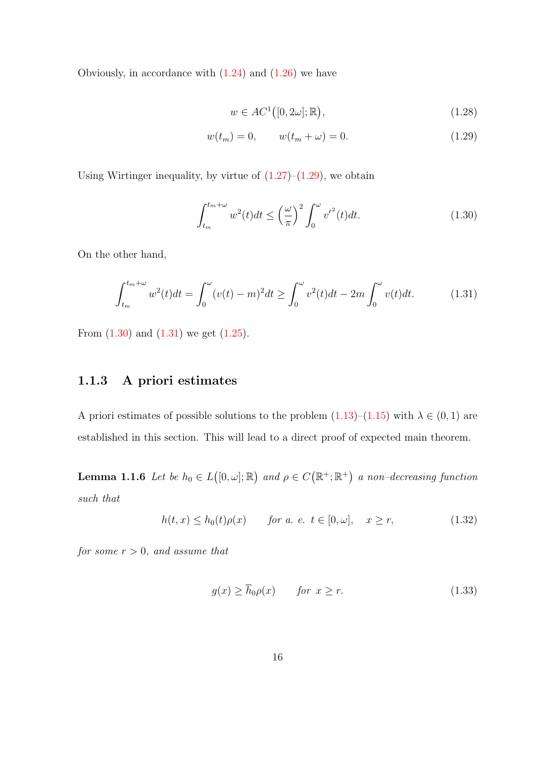Obviously, in accordance with (1.24) and (1.26) we have

$$w \in AC^1\big([0, 2\omega]; \mathbb{R}\big), \tag{1.28}$$

$$w(t_m) = 0, \qquad w(t_m + \omega) = 0. \tag{1.29}$$

Using Wirtinger inequality, by virtue of (1.27)–(1.29), we obtain

$$\int_{t_m}^{t_m+\omega} w^2(t)dt \le \Big(\frac{\omega}{\pi}\Big)^2 \int_0^\omega {v'}^2(t)dt. \tag{1.30}$$

On the other hand,

$$\int_{t_m}^{t_m+\omega} w^2(t)dt = \int_0^\omega (v(t) - m)^2 dt \ge \int_0^\omega v^2(t)dt - 2m\int_0^\omega v(t)dt. \tag{1.31}$$

From (1.30) and (1.31) we get (1.25).

### 1.1.3 A priori estimates

A priori estimates of possible solutions to the problem (1.13)–(1.15) with $\lambda \in (0, 1)$ are established in this section. This will lead to a direct proof of expected main theorem.

**Lemma 1.1.6** *Let be $h_0 \in L\big([0, \omega]; \mathbb{R}\big)$ and $\rho \in C\big(\mathbb{R}^+; \mathbb{R}^+\big)$ a non–decreasing function such that*

$$h(t, x) \le h_0(t)\rho(x) \qquad \text{for a. e. } t \in [0, \omega], \quad x \ge r, \tag{1.32}$$

*for some $r > 0$, and assume that*

$$g(x) \ge \overline{h}_0\rho(x) \qquad \text{for } x \ge r. \tag{1.33}$$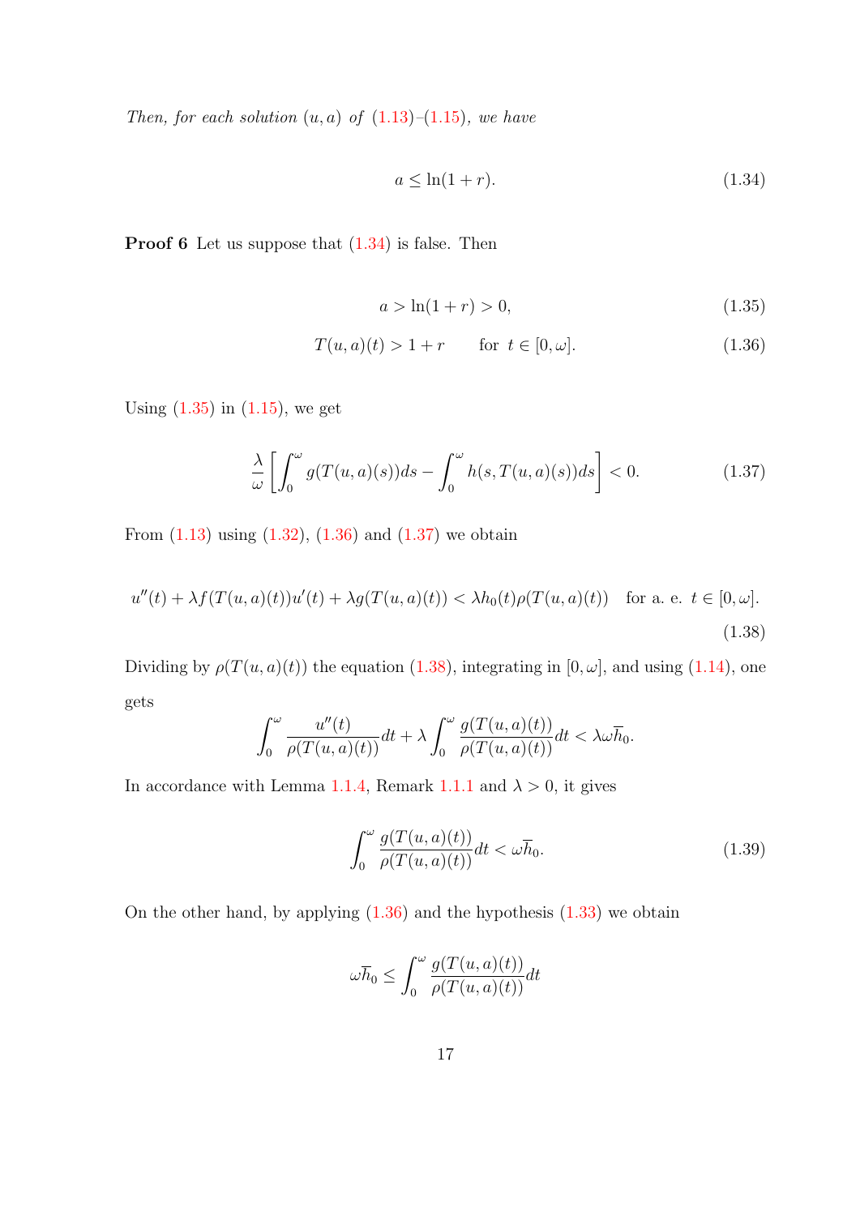*Then, for each solution* $(u, a)$ *of* (1.13)–(1.15)*, we have*

$$a \leq \ln(1 + r). \tag{1.34}$$

**Proof 6** Let us suppose that (1.34) is false. Then

$$a > \ln(1 + r) > 0, \tag{1.35}$$

$$T(u, a)(t) > 1 + r \qquad \text{for } \ t \in [0, \omega]. \tag{1.36}$$

Using (1.35) in (1.15), we get

$$\frac{\lambda}{\omega}\left[\int_0^\omega g(T(u, a)(s))ds - \int_0^\omega h(s, T(u, a)(s))ds\right] < 0. \tag{1.37}$$

From (1.13) using (1.32), (1.36) and (1.37) we obtain

$$u''(t) + \lambda f(T(u, a)(t))u'(t) + \lambda g(T(u, a)(t)) < \lambda h_0(t)\rho(T(u, a)(t)) \quad \text{for a. e. } \ t \in [0, \omega]. \tag{1.38}$$

Dividing by $\rho(T(u, a)(t))$ the equation (1.38), integrating in $[0, \omega]$, and using (1.14), one gets

$$\int_0^\omega \frac{u''(t)}{\rho(T(u, a)(t))}dt + \lambda \int_0^\omega \frac{g(T(u, a)(t))}{\rho(T(u, a)(t))}dt < \lambda\omega\overline{h}_0.$$

In accordance with Lemma 1.1.4, Remark 1.1.1 and $\lambda > 0$, it gives

$$\int_0^\omega \frac{g(T(u, a)(t))}{\rho(T(u, a)(t))}dt < \omega\overline{h}_0. \tag{1.39}$$

On the other hand, by applying (1.36) and the hypothesis (1.33) we obtain

$$\omega\overline{h}_0 \leq \int_0^\omega \frac{g(T(u, a)(t))}{\rho(T(u, a)(t))}dt$$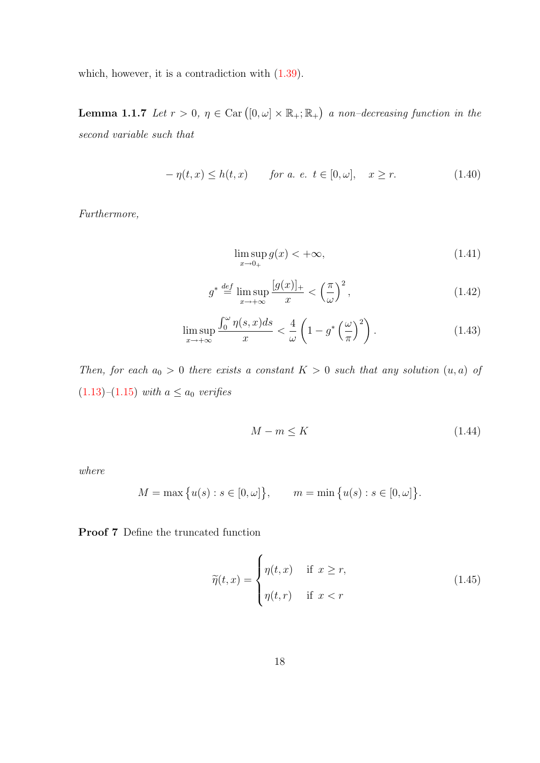which, however, it is a contradiction with (1.39).

**Lemma 1.1.7** *Let $r > 0$, $\eta \in \mathrm{Car}\left([0,\omega] \times \mathbb{R}_+; \mathbb{R}_+\right)$ a non–decreasing function in the second variable such that*

$$
-\eta(t,x) \leq h(t,x) \qquad \text{for a. e. } t \in [0,\omega], \quad x \geq r. \tag{1.40}
$$

*Furthermore,*

$$
\limsup_{x \to 0_+} g(x) < +\infty, \tag{1.41}
$$

$$
g^* \stackrel{def}{=} \limsup_{x \to +\infty} \frac{[g(x)]_+}{x} < \left(\frac{\pi}{\omega}\right)^2, \tag{1.42}
$$

$$
\limsup_{x \to +\infty} \frac{\int_0^\omega \eta(s,x)ds}{x} < \frac{4}{\omega}\left(1 - g^*\left(\frac{\omega}{\pi}\right)^2\right). \tag{1.43}
$$

*Then, for each $a_0 > 0$ there exists a constant $K > 0$ such that any solution $(u,a)$ of (1.13)–(1.15) with $a \leq a_0$ verifies*

$$
M - m \leq K \tag{1.44}
$$

*where*

$$
M = \max\left\{u(s) : s \in [0,\omega]\right\}, \qquad m = \min\left\{u(s) : s \in [0,\omega]\right\}.
$$

**Proof 7** Define the truncated function

$$
\widetilde{\eta}(t,x) = \begin{cases} \eta(t,x) & \text{if } x \geq r, \\ \eta(t,r) & \text{if } x < r \end{cases} \tag{1.45}
$$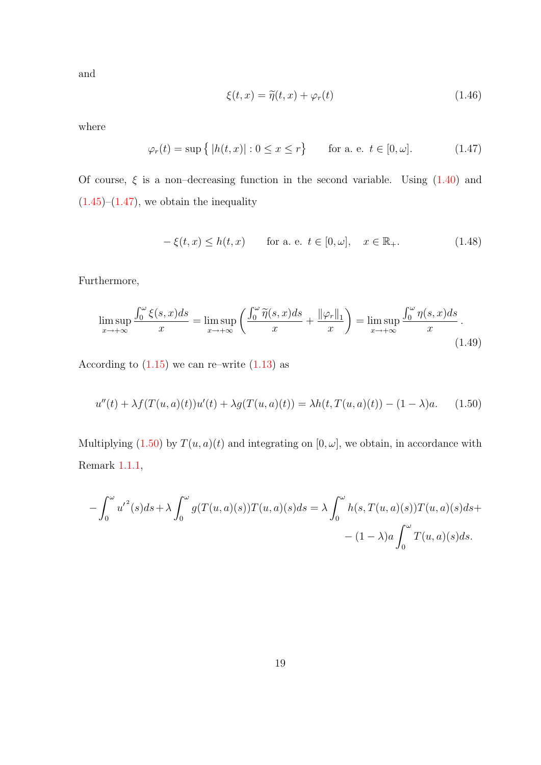and

$$\xi(t,x) = \widetilde{\eta}(t,x) + \varphi_r(t) \tag{1.46}$$

where

$$\varphi_r(t) = \sup\left\{ |h(t,x)| : 0 \leq x \leq r \right\} \qquad \text{for a. e. } t \in [0,\omega]. \tag{1.47}$$

Of course, $\xi$ is a non–decreasing function in the second variable. Using (1.40) and (1.45)–(1.47), we obtain the inequality

$$-\xi(t,x) \leq h(t,x) \qquad \text{for a. e. } t \in [0,\omega], \quad x \in \mathbb{R}_+. \tag{1.48}$$

Furthermore,

$$\limsup_{x\to+\infty} \frac{\int_0^\omega \xi(s,x)ds}{x} = \limsup_{x\to+\infty} \left( \frac{\int_0^\omega \widetilde{\eta}(s,x)ds}{x} + \frac{\|\varphi_r\|_1}{x} \right) = \limsup_{x\to+\infty} \frac{\int_0^\omega \eta(s,x)ds}{x}. \tag{1.49}$$

According to (1.15) we can re–write (1.13) as

$$u''(t) + \lambda f(T(u,a)(t))u'(t) + \lambda g(T(u,a)(t)) = \lambda h(t, T(u,a)(t)) - (1-\lambda)a. \tag{1.50}$$

Multiplying (1.50) by $T(u,a)(t)$ and integrating on $[0,\omega]$, we obtain, in accordance with Remark 1.1.1,

$$-\int_0^\omega {u'}^2(s)ds + \lambda \int_0^\omega g(T(u,a)(s))T(u,a)(s)ds = \lambda \int_0^\omega h(s, T(u,a)(s))T(u,a)(s)ds + \\ -(1-\lambda)a\int_0^\omega T(u,a)(s)ds.$$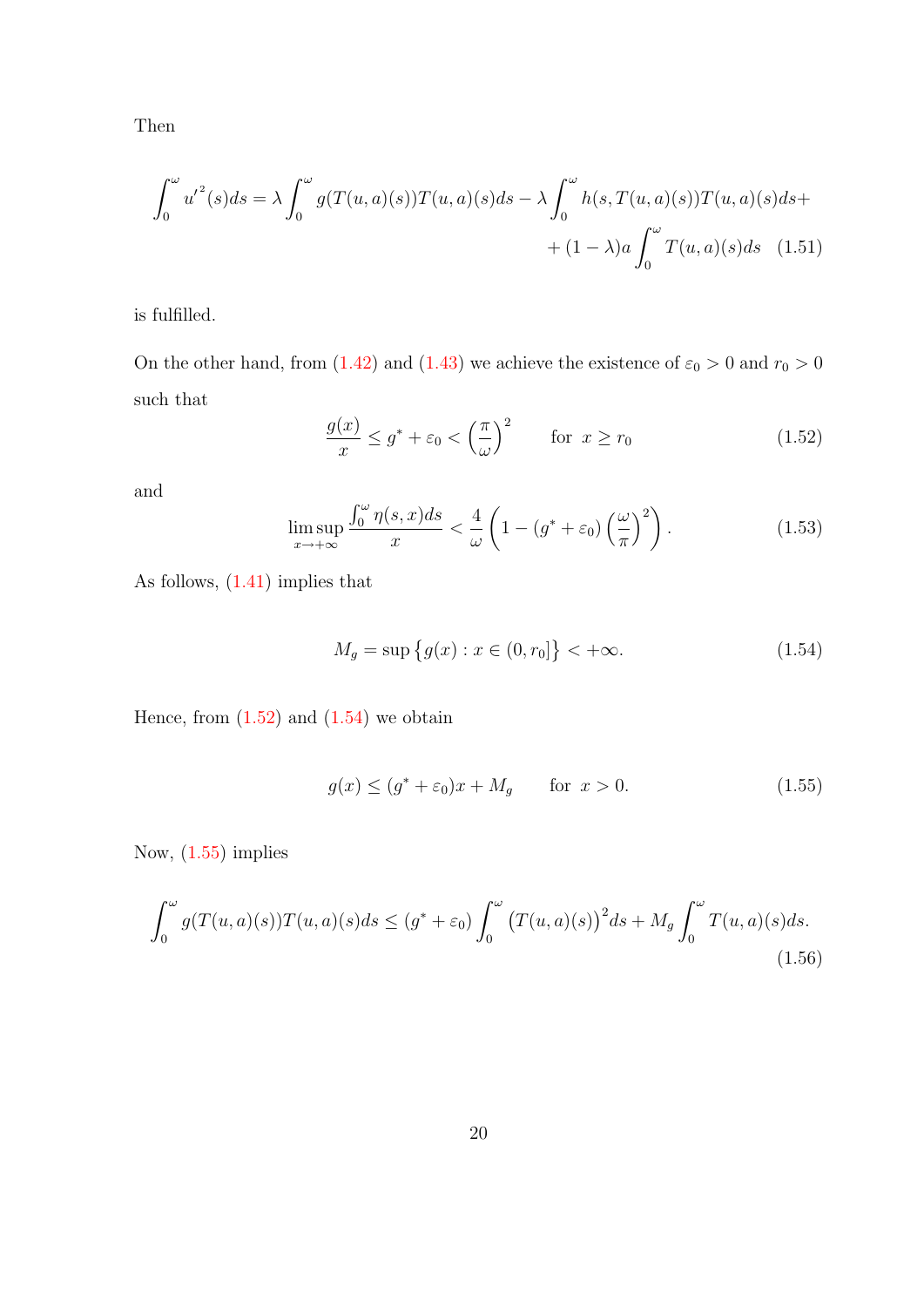Then

$$\int_0^\omega {u'}^2(s)ds = \lambda \int_0^\omega g(T(u,a)(s))T(u,a)(s)ds - \lambda \int_0^\omega h(s,T(u,a)(s))T(u,a)(s)ds + \\ + (1-\lambda)a \int_0^\omega T(u,a)(s)ds \quad (1.51)$$

is fulfilled.

On the other hand, from (1.42) and (1.43) we achieve the existence of $\varepsilon_0 > 0$ and $r_0 > 0$ such that

$$\frac{g(x)}{x} \le g^* + \varepsilon_0 < \left(\frac{\pi}{\omega}\right)^2 \qquad \text{for } \ x \ge r_0 \tag{1.52}$$

and

$$\limsup_{x\to+\infty} \frac{\int_0^\omega \eta(s,x)ds}{x} < \frac{4}{\omega}\left(1 - (g^* + \varepsilon_0)\left(\frac{\omega}{\pi}\right)^2\right). \tag{1.53}$$

As follows, (1.41) implies that

$$M_g = \sup\big\{g(x) : x \in (0, r_0]\big\} < +\infty. \tag{1.54}$$

Hence, from (1.52) and (1.54) we obtain

$$g(x) \le (g^* + \varepsilon_0)x + M_g \qquad \text{for } \ x > 0. \tag{1.55}$$

Now, (1.55) implies

$$\int_0^\omega g(T(u,a)(s))T(u,a)(s)ds \le (g^* + \varepsilon_0) \int_0^\omega \big(T(u,a)(s)\big)^2 ds + M_g \int_0^\omega T(u,a)(s)ds. \tag{1.56}$$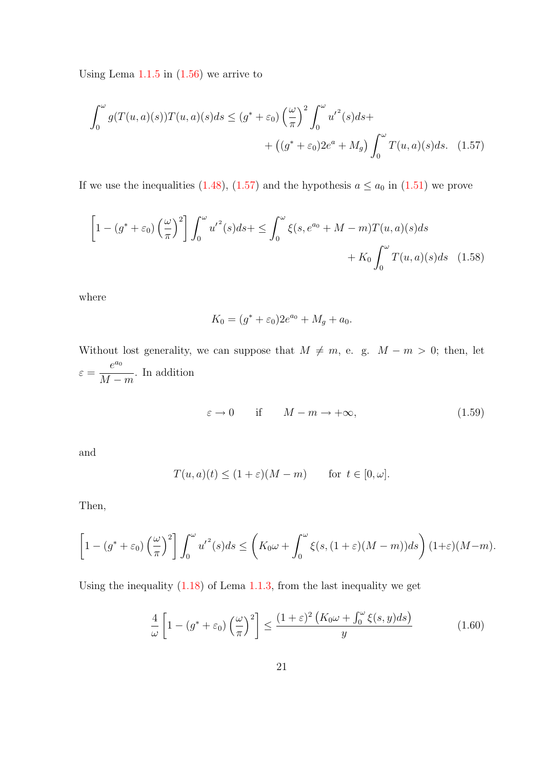Using Lema 1.1.5 in (1.56) we arrive to

$$\int_0^\omega g(T(u,a)(s))T(u,a)(s)ds \le (g^* + \varepsilon_0)\left(\frac{\omega}{\pi}\right)^2 \int_0^\omega u'^2(s)ds + \\ + \left((g^* + \varepsilon_0)2e^a + M_g\right)\int_0^\omega T(u,a)(s)ds. \quad (1.57)$$

If we use the inequalities (1.48), (1.57) and the hypothesis $a \le a_0$ in (1.51) we prove

$$\left[1 - (g^* + \varepsilon_0)\left(\frac{\omega}{\pi}\right)^2\right]\int_0^\omega u'^2(s)ds + \le \int_0^\omega \xi(s, e^{a_0} + M - m)T(u,a)(s)ds \\ + K_0 \int_0^\omega T(u,a)(s)ds \quad (1.58)$$

where

$$K_0 = (g^* + \varepsilon_0)2e^{a_0} + M_g + a_0.$$

Without lost generality, we can suppose that $M \neq m$, e. g. $M - m > 0$; then, let $\varepsilon = \dfrac{e^{a_0}}{M - m}$. In addition

$$\varepsilon \to 0 \qquad \text{if} \qquad M - m \to +\infty, \quad (1.59)$$

and

$$T(u,a)(t) \le (1+\varepsilon)(M - m) \qquad \text{for } t \in [0, \omega].$$

Then,

$$\left[1 - (g^* + \varepsilon_0)\left(\frac{\omega}{\pi}\right)^2\right]\int_0^\omega u'^2(s)ds \le \left(K_0\omega + \int_0^\omega \xi(s,(1+\varepsilon)(M-m))ds\right)(1+\varepsilon)(M-m).$$

Using the inequality (1.18) of Lema 1.1.3, from the last inequality we get

$$\frac{4}{\omega}\left[1 - (g^* + \varepsilon_0)\left(\frac{\omega}{\pi}\right)^2\right] \le \frac{(1+\varepsilon)^2\left(K_0\omega + \int_0^\omega \xi(s,y)ds\right)}{y} \quad (1.60)$$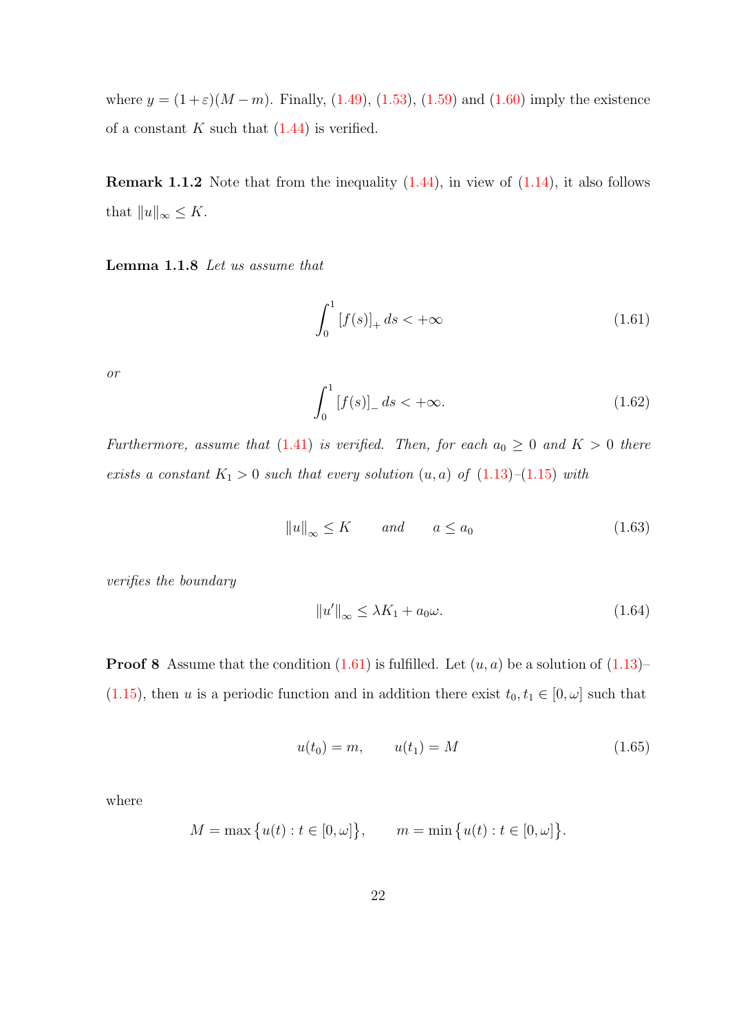where $y = (1+\varepsilon)(M-m)$. Finally, (1.49), (1.53), (1.59) and (1.60) imply the existence of a constant $K$ such that (1.44) is verified.

**Remark 1.1.2** Note that from the inequality (1.44), in view of (1.14), it also follows that $\|u\|_\infty \leq K$.

**Lemma 1.1.8** *Let us assume that*

$$\int_0^1 [f(s)]_+ \, ds < +\infty \tag{1.61}$$

*or*

$$\int_0^1 [f(s)]_- \, ds < +\infty. \tag{1.62}$$

*Furthermore, assume that (1.41) is verified. Then, for each $a_0 \geq 0$ and $K > 0$ there exists a constant $K_1 > 0$ such that every solution $(u, a)$ of (1.13)–(1.15) with*

$$\|u\|_\infty \leq K \qquad \textit{and} \qquad a \leq a_0 \tag{1.63}$$

*verifies the boundary*

$$\|u'\|_\infty \leq \lambda K_1 + a_0 \omega. \tag{1.64}$$

**Proof 8** Assume that the condition (1.61) is fulfilled. Let $(u, a)$ be a solution of (1.13)–(1.15), then $u$ is a periodic function and in addition there exist $t_0, t_1 \in [0, \omega]$ such that

$$u(t_0) = m, \qquad u(t_1) = M \tag{1.65}$$

where

$$M = \max\{u(t) : t \in [0, \omega]\}, \qquad m = \min\{u(t) : t \in [0, \omega]\}.$$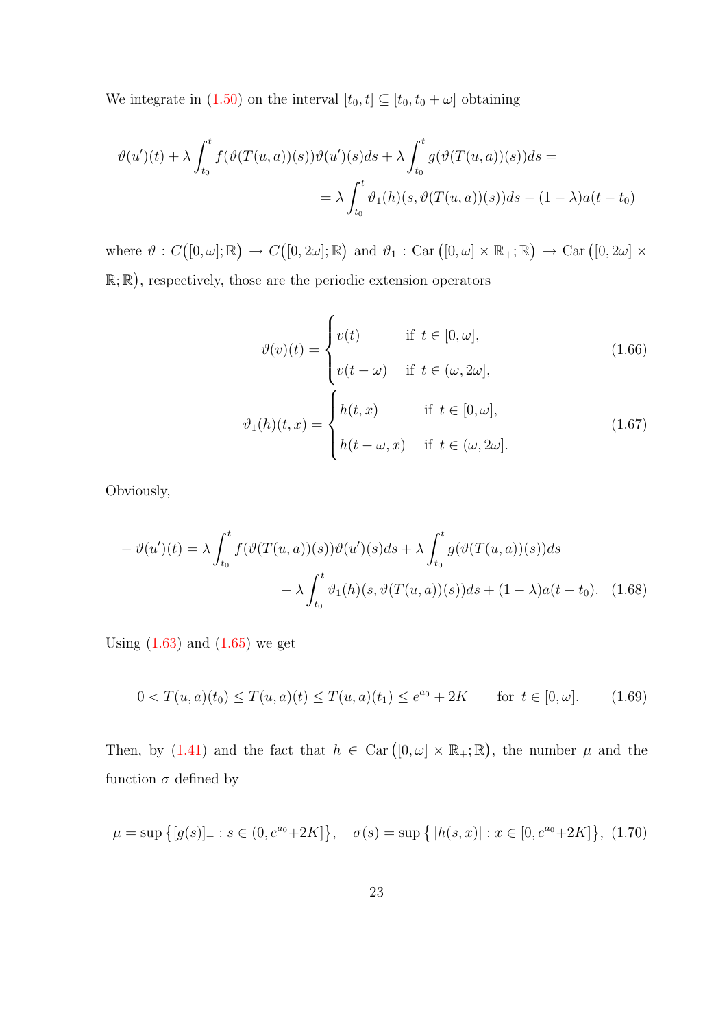We integrate in (1.50) on the interval $[t_0, t] \subseteq [t_0, t_0 + \omega]$ obtaining

$$\vartheta(u')(t) + \lambda \int_{t_0}^{t} f(\vartheta(T(u,a))(s))\vartheta(u')(s)ds + \lambda \int_{t_0}^{t} g(\vartheta(T(u,a))(s))ds =$$
$$= \lambda \int_{t_0}^{t} \vartheta_1(h)(s, \vartheta(T(u,a))(s))ds - (1-\lambda)a(t-t_0)$$

where $\vartheta : C\big([0,\omega];\mathbb{R}\big) \to C\big([0,2\omega];\mathbb{R}\big)$ and $\vartheta_1 : \mathrm{Car}\,\big([0,\omega] \times \mathbb{R}_+;\mathbb{R}\big) \to \mathrm{Car}\,\big([0,2\omega] \times \mathbb{R};\mathbb{R}\big)$, respectively, those are the periodic extension operators

$$\vartheta(v)(t) = \begin{cases} v(t) & \text{if } t \in [0,\omega], \\ v(t-\omega) & \text{if } t \in (\omega, 2\omega], \end{cases} \tag{1.66}$$

$$\vartheta_1(h)(t,x) = \begin{cases} h(t,x) & \text{if } t \in [0,\omega], \\ h(t-\omega, x) & \text{if } t \in (\omega, 2\omega]. \end{cases} \tag{1.67}$$

Obviously,

$$-\vartheta(u')(t) = \lambda \int_{t_0}^{t} f(\vartheta(T(u,a))(s))\vartheta(u')(s)ds + \lambda \int_{t_0}^{t} g(\vartheta(T(u,a))(s))ds$$
$$- \lambda \int_{t_0}^{t} \vartheta_1(h)(s, \vartheta(T(u,a))(s))ds + (1-\lambda)a(t-t_0). \tag{1.68}$$

Using (1.63) and (1.65) we get

$$0 < T(u,a)(t_0) \le T(u,a)(t) \le T(u,a)(t_1) \le e^{a_0} + 2K \qquad \text{for } t \in [0,\omega]. \tag{1.69}$$

Then, by (1.41) and the fact that $h \in \mathrm{Car}\,\big([0,\omega] \times \mathbb{R}_+;\mathbb{R}\big)$, the number $\mu$ and the function $\sigma$ defined by

$$\mu = \sup\big\{[g(s)]_+ : s \in (0, e^{a_0}+2K]\big\}, \quad \sigma(s) = \sup\big\{\, |h(s,x)| : x \in [0, e^{a_0}+2K]\big\}, \tag{1.70}$$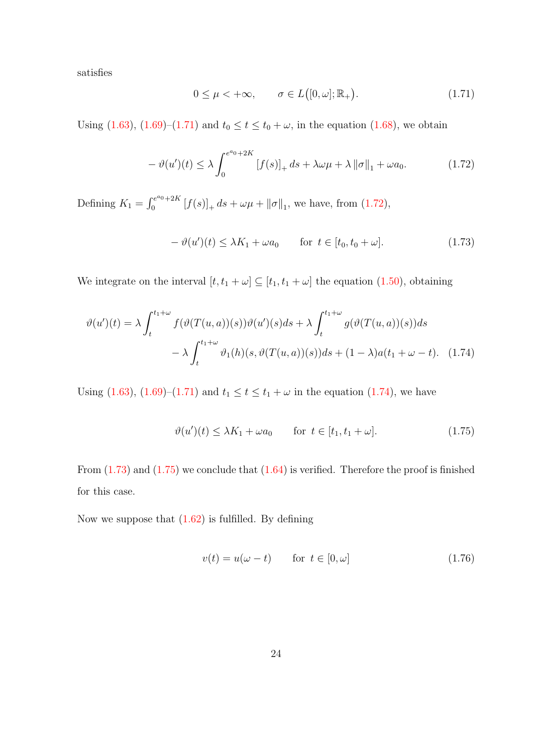satisfies

$$0 \leq \mu < +\infty, \qquad \sigma \in L\big([0,\omega];\mathbb{R}_+\big). \tag{1.71}$$

Using (1.63), (1.69)–(1.71) and $t_0 \leq t \leq t_0 + \omega$, in the equation (1.68), we obtain

$$-\vartheta(u')(t) \leq \lambda \int_0^{e^{a_0}+2K} [f(s)]_+ \, ds + \lambda\omega\mu + \lambda \|\sigma\|_1 + \omega a_0. \tag{1.72}$$

Defining $K_1 = \int_0^{e^{a_0}+2K} [f(s)]_+ \, ds + \omega\mu + \|\sigma\|_1$, we have, from (1.72),

$$-\vartheta(u')(t) \leq \lambda K_1 + \omega a_0 \qquad \text{for } \ t \in [t_0, t_0+\omega]. \tag{1.73}$$

We integrate on the interval $[t, t_1+\omega] \subseteq [t_1, t_1+\omega]$ the equation (1.50), obtaining

$$\begin{aligned}\vartheta(u')(t) = \lambda \int_t^{t_1+\omega} f(\vartheta(T(u,a))(s))\vartheta(u')(s)ds + \lambda \int_t^{t_1+\omega} g(\vartheta(T(u,a))(s))ds \\ - \lambda \int_t^{t_1+\omega} \vartheta_1(h)(s, \vartheta(T(u,a))(s))ds + (1-\lambda)a(t_1+\omega-t).\end{aligned} \tag{1.74}$$

Using (1.63), (1.69)–(1.71) and $t_1 \leq t \leq t_1 + \omega$ in the equation (1.74), we have

$$\vartheta(u')(t) \leq \lambda K_1 + \omega a_0 \qquad \text{for } \ t \in [t_1, t_1+\omega]. \tag{1.75}$$

From (1.73) and (1.75) we conclude that (1.64) is verified. Therefore the proof is finished for this case.

Now we suppose that (1.62) is fulfilled. By defining

$$v(t) = u(\omega - t) \qquad \text{for } \ t \in [0,\omega] \tag{1.76}$$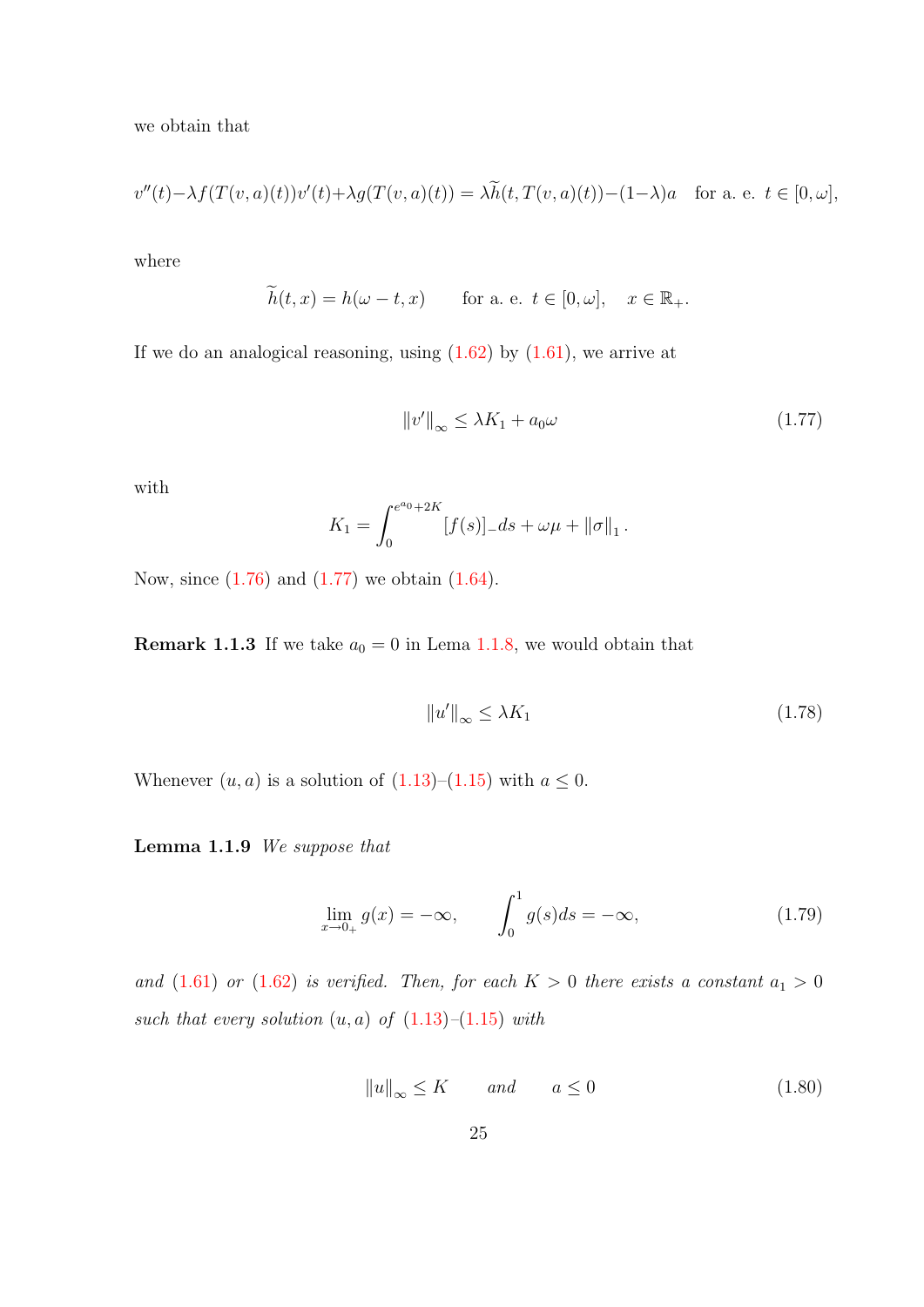we obtain that

$$v''(t)-\lambda f(T(v,a)(t))v'(t)+\lambda g(T(v,a)(t)) = \lambda\widetilde{h}(t,T(v,a)(t))-(1-\lambda)a \quad \text{for a. e. } t\in[0,\omega],$$

where

$$\widetilde{h}(t,x) = h(\omega - t, x) \qquad \text{for a. e. } t\in[0,\omega], \quad x\in\mathbb{R}_+.$$

If we do an analogical reasoning, using (1.62) by (1.61), we arrive at

$$\|v'\|_\infty \leq \lambda K_1 + a_0\omega \tag{1.77}$$

with

$$K_1 = \int_0^{e^{a_0}+2K}[f(s)]_- ds + \omega\mu + \|\sigma\|_1 .$$

Now, since (1.76) and (1.77) we obtain (1.64).

**Remark 1.1.3** If we take $a_0 = 0$ in Lema 1.1.8, we would obtain that

$$\|u'\|_\infty \leq \lambda K_1 \tag{1.78}$$

Whenever $(u,a)$ is a solution of (1.13)–(1.15) with $a \leq 0$.

**Lemma 1.1.9** *We suppose that*

$$\lim_{x\to 0_+} g(x) = -\infty, \qquad \int_0^1 g(s)ds = -\infty, \tag{1.79}$$

*and (1.61) or (1.62) is verified. Then, for each $K > 0$ there exists a constant $a_1 > 0$ such that every solution $(u,a)$ of (1.13)–(1.15) with*

$$\|u\|_\infty \leq K \qquad \text{and} \qquad a \leq 0 \tag{1.80}$$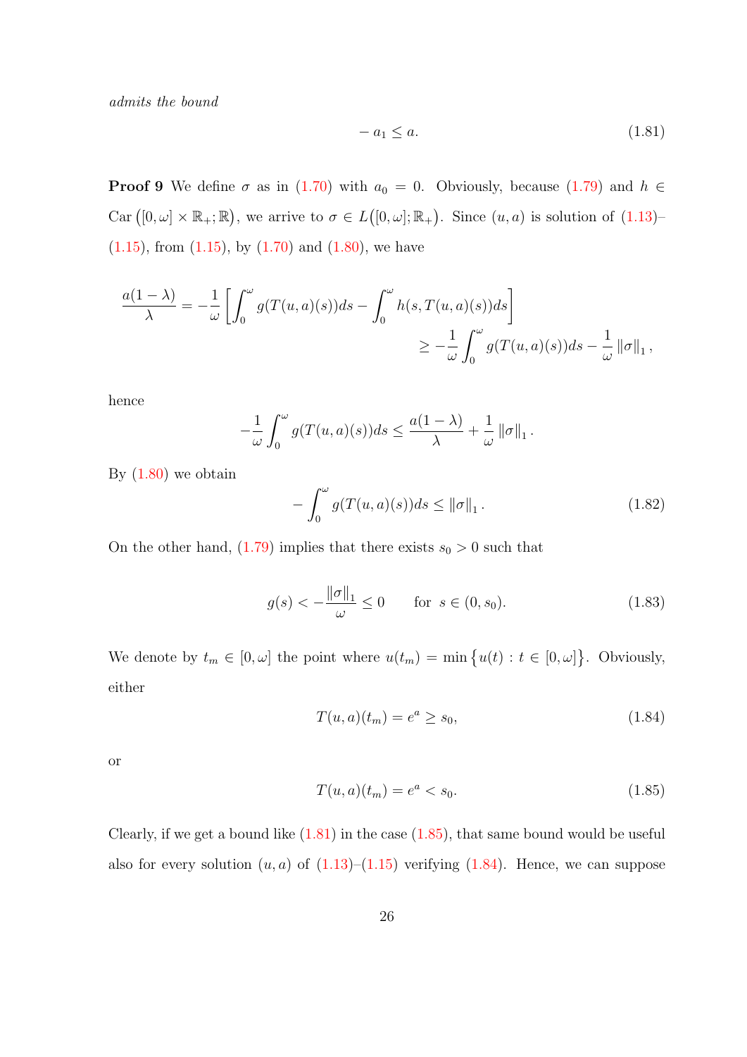*admits the bound*

$$-a_1 \leq a. \tag{1.81}$$

**Proof 9** We define $\sigma$ as in (1.70) with $a_0 = 0$. Obviously, because (1.79) and $h \in \operatorname{Car}\big([0,\omega] \times \mathbb{R}_+; \mathbb{R}\big)$, we arrive to $\sigma \in L\big([0,\omega]; \mathbb{R}_+\big)$. Since $(u,a)$ is solution of (1.13)–(1.15), from (1.15), by (1.70) and (1.80), we have

$$\begin{aligned}
\frac{a(1-\lambda)}{\lambda} = -\frac{1}{\omega}\left[\int_0^\omega g(T(u,a)(s))ds - \int_0^\omega h(s, T(u,a)(s))ds\right] \\
\geq -\frac{1}{\omega}\int_0^\omega g(T(u,a)(s))ds - \frac{1}{\omega}\|\sigma\|_1,
\end{aligned}$$

hence

$$-\frac{1}{\omega}\int_0^\omega g(T(u,a)(s))ds \leq \frac{a(1-\lambda)}{\lambda} + \frac{1}{\omega}\|\sigma\|_1.$$

By (1.80) we obtain

$$-\int_0^\omega g(T(u,a)(s))ds \leq \|\sigma\|_1. \tag{1.82}$$

On the other hand, (1.79) implies that there exists $s_0 > 0$ such that

$$g(s) < -\frac{\|\sigma\|_1}{\omega} \leq 0 \qquad \text{for } s \in (0, s_0). \tag{1.83}$$

We denote by $t_m \in [0,\omega]$ the point where $u(t_m) = \min\big\{u(t) : t \in [0,\omega]\big\}$. Obviously, either

$$T(u,a)(t_m) = e^a \geq s_0, \tag{1.84}$$

or

$$T(u,a)(t_m) = e^a < s_0. \tag{1.85}$$

Clearly, if we get a bound like (1.81) in the case (1.85), that same bound would be useful also for every solution $(u,a)$ of (1.13)–(1.15) verifying (1.84). Hence, we can suppose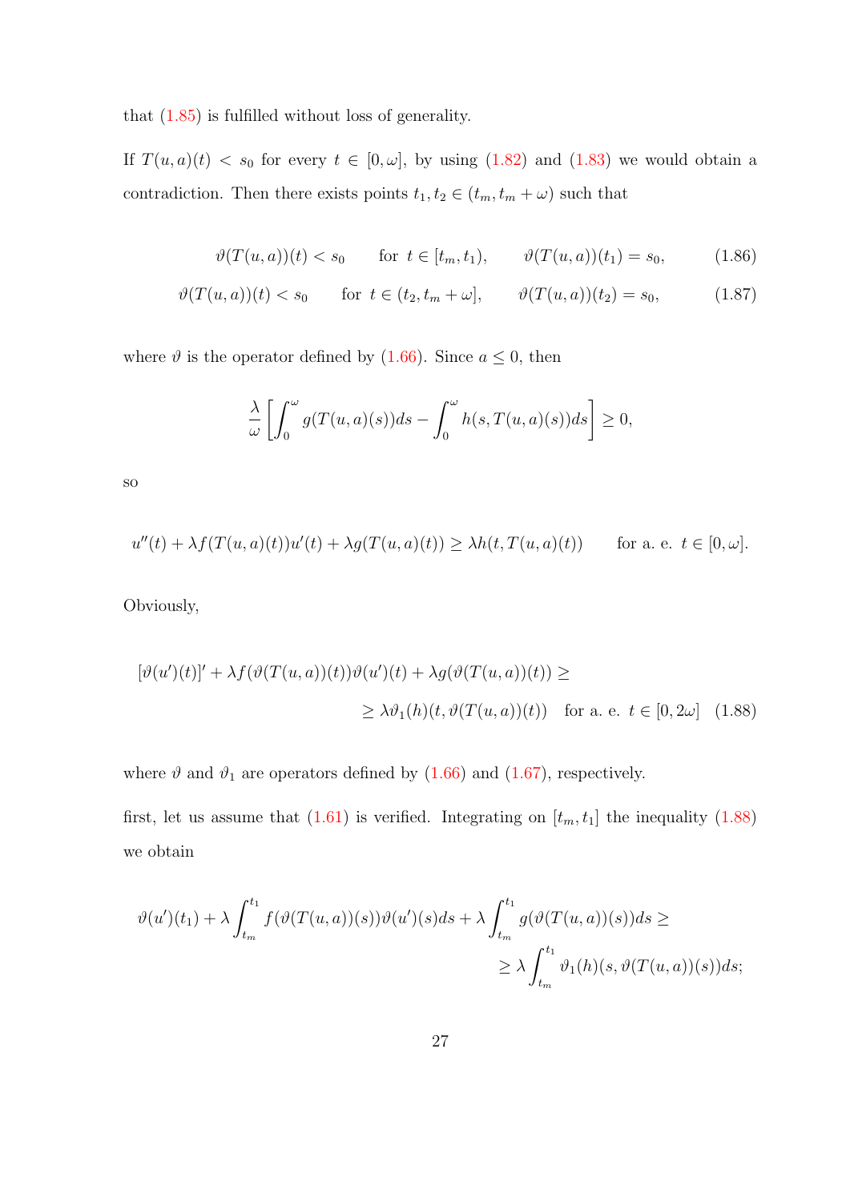that (1.85) is fulfilled without loss of generality.

If $T(u,a)(t) < s_0$ for every $t \in [0,\omega]$, by using (1.82) and (1.83) we would obtain a contradiction. Then there exists points $t_1, t_2 \in (t_m, t_m+\omega)$ such that

$$\vartheta(T(u,a))(t) < s_0 \qquad \text{for } t \in [t_m, t_1), \qquad \vartheta(T(u,a))(t_1) = s_0, \tag{1.86}$$

$$\vartheta(T(u,a))(t) < s_0 \qquad \text{for } t \in (t_2, t_m+\omega], \qquad \vartheta(T(u,a))(t_2) = s_0, \tag{1.87}$$

where $\vartheta$ is the operator defined by (1.66). Since $a \leq 0$, then

$$\frac{\lambda}{\omega}\left[\int_0^\omega g(T(u,a)(s))ds - \int_0^\omega h(s, T(u,a)(s))ds\right] \geq 0,$$

so

$$u''(t) + \lambda f(T(u,a)(t))u'(t) + \lambda g(T(u,a)(t)) \geq \lambda h(t, T(u,a)(t)) \qquad \text{for a. e. } t \in [0,\omega].$$

Obviously,

$$[\vartheta(u')(t)]' + \lambda f(\vartheta(T(u,a))(t))\vartheta(u')(t) + \lambda g(\vartheta(T(u,a))(t)) \geq$$
$$\geq \lambda \vartheta_1(h)(t, \vartheta(T(u,a))(t)) \quad \text{for a. e. } t \in [0,2\omega] \tag{1.88}$$

where $\vartheta$ and $\vartheta_1$ are operators defined by (1.66) and (1.67), respectively.

first, let us assume that (1.61) is verified. Integrating on $[t_m, t_1]$ the inequality (1.88) we obtain

$$\vartheta(u')(t_1) + \lambda\int_{t_m}^{t_1} f(\vartheta(T(u,a))(s))\vartheta(u')(s)ds + \lambda\int_{t_m}^{t_1} g(\vartheta(T(u,a))(s))ds \geq$$
$$\geq \lambda\int_{t_m}^{t_1} \vartheta_1(h)(s, \vartheta(T(u,a))(s))ds;$$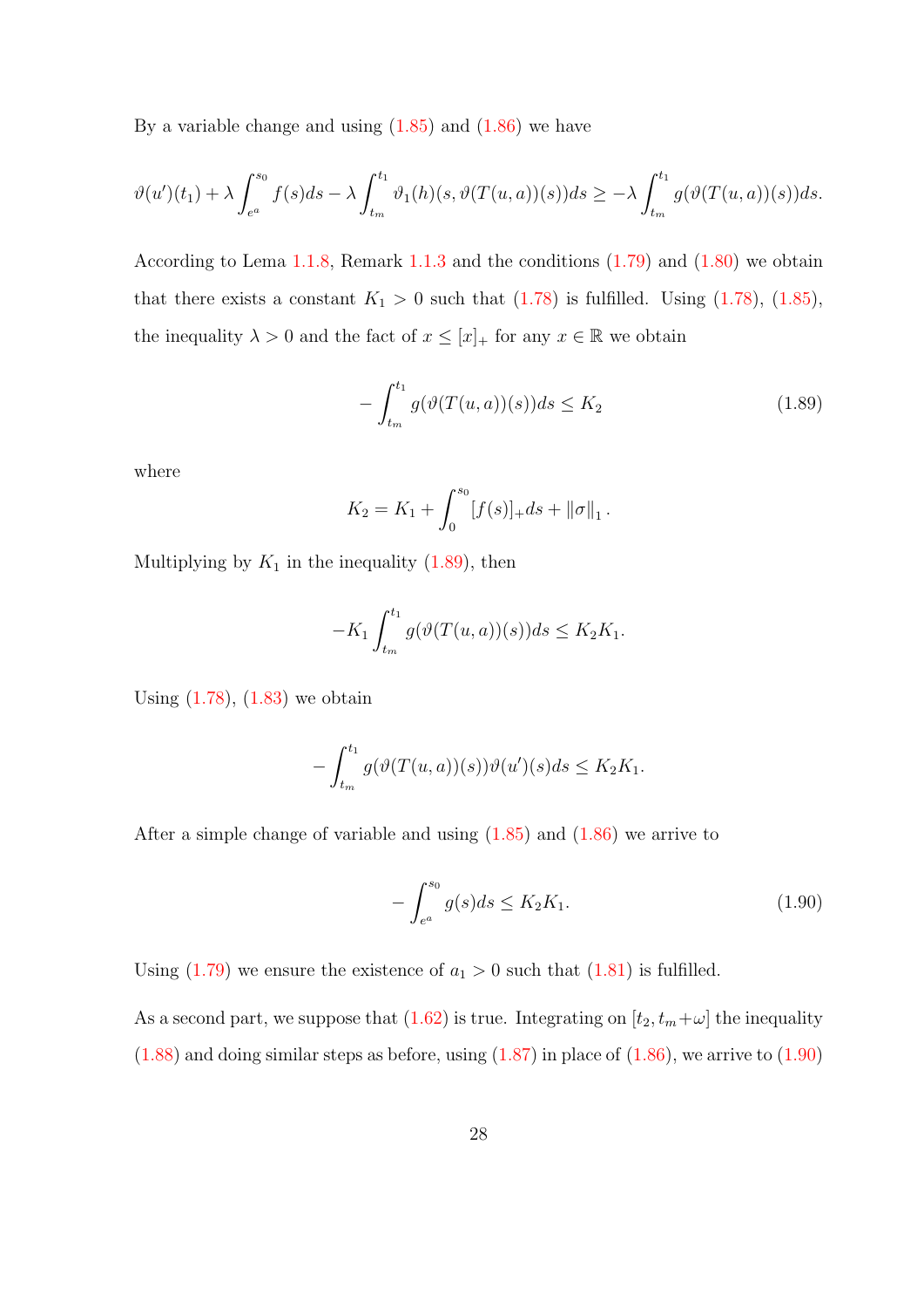By a variable change and using (1.85) and (1.86) we have

$$\vartheta(u')(t_1) + \lambda \int_{e^a}^{s_0} f(s)ds - \lambda \int_{t_m}^{t_1} \vartheta_1(h)(s, \vartheta(T(u,a))(s))ds \geq -\lambda \int_{t_m}^{t_1} g(\vartheta(T(u,a))(s))ds.$$

According to Lema 1.1.8, Remark 1.1.3 and the conditions (1.79) and (1.80) we obtain that there exists a constant $K_1 > 0$ such that (1.78) is fulfilled. Using (1.78), (1.85), the inequality $\lambda > 0$ and the fact of $x \leq [x]_+$ for any $x \in \mathbb{R}$ we obtain

$$-\int_{t_m}^{t_1} g(\vartheta(T(u,a))(s))ds \leq K_2 \tag{1.89}$$

where

$$K_2 = K_1 + \int_0^{s_0} [f(s)]_+ ds + \|\sigma\|_1 .$$

Multiplying by $K_1$ in the inequality (1.89), then

$$-K_1 \int_{t_m}^{t_1} g(\vartheta(T(u,a))(s))ds \leq K_2 K_1.$$

Using (1.78), (1.83) we obtain

$$-\int_{t_m}^{t_1} g(\vartheta(T(u,a))(s))\vartheta(u')(s)ds \leq K_2 K_1.$$

After a simple change of variable and using (1.85) and (1.86) we arrive to

$$-\int_{e^a}^{s_0} g(s)ds \leq K_2 K_1. \tag{1.90}$$

Using (1.79) we ensure the existence of $a_1 > 0$ such that (1.81) is fulfilled.

As a second part, we suppose that (1.62) is true. Integrating on $[t_2, t_m + \omega]$ the inequality (1.88) and doing similar steps as before, using (1.87) in place of (1.86), we arrive to (1.90)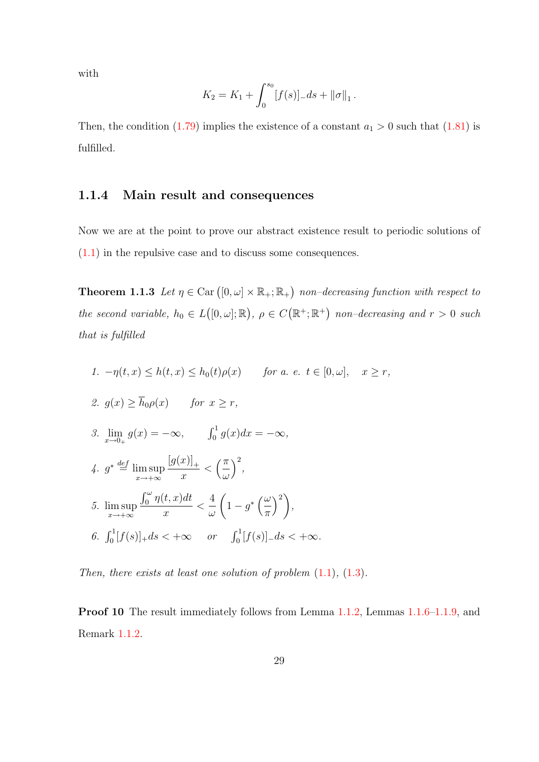with

$$K_2 = K_1 + \int_0^{s_0} [f(s)]_- ds + \|\sigma\|_1 .$$

Then, the condition (1.79) implies the existence of a constant $a_1 > 0$ such that (1.81) is fulfilled.

### 1.1.4 Main result and consequences

Now we are at the point to prove our abstract existence result to periodic solutions of (1.1) in the repulsive case and to discuss some consequences.

**Theorem 1.1.3** *Let $\eta \in \mathrm{Car}\big([0,\omega] \times \mathbb{R}_+; \mathbb{R}_+\big)$ non–decreasing function with respect to the second variable, $h_0 \in L\big([0,\omega]; \mathbb{R}\big)$, $\rho \in C\big(\mathbb{R}^+; \mathbb{R}^+\big)$ non–decreasing and $r > 0$ such that is fulfilled*

1. $-\eta(t,x) \le h(t,x) \le h_0(t)\rho(x)$ *for a. e.* $t \in [0,\omega]$, $x \ge r$,
2. $g(x) \ge \overline{h}_0 \rho(x)$ *for* $x \ge r$,
3. $\lim\limits_{x \to 0_+} g(x) = -\infty$, $\int_0^1 g(x)dx = -\infty$,
4. $g^* \stackrel{def}{=} \limsup\limits_{x \to +\infty} \dfrac{[g(x)]_+}{x} < \left(\dfrac{\pi}{\omega}\right)^2$,
5. $\limsup\limits_{x \to +\infty} \dfrac{\int_0^\omega \eta(t,x)dt}{x} < \dfrac{4}{\omega}\left(1 - g^* \left(\dfrac{\omega}{\pi}\right)^2\right)$,
6. $\int_0^1 [f(s)]_+ ds < +\infty$ *or* $\int_0^1 [f(s)]_- ds < +\infty$.

*Then, there exists at least one solution of problem (1.1), (1.3).*

**Proof 10** The result immediately follows from Lemma 1.1.2, Lemmas 1.1.6–1.1.9, and Remark 1.1.2.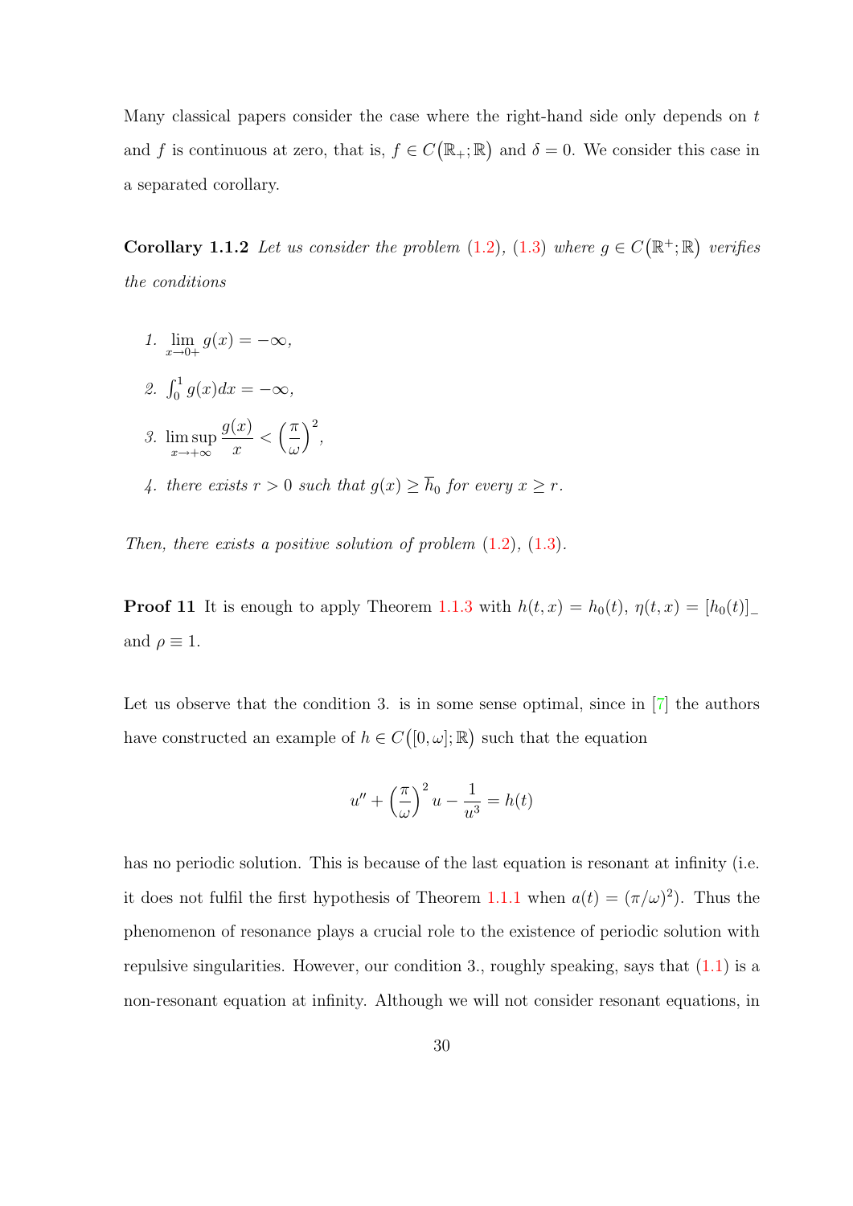Many classical papers consider the case where the right-hand side only depends on $t$ and $f$ is continuous at zero, that is, $f \in C(\mathbb{R}_+;\mathbb{R})$ and $\delta = 0$. We consider this case in a separated corollary.

**Corollary 1.1.2** *Let us consider the problem (1.2), (1.3) where $g \in C(\mathbb{R}^+;\mathbb{R})$ verifies the conditions*

1. $\lim\limits_{x\to 0+} g(x) = -\infty$,
2. $\int_0^1 g(x)dx = -\infty$,
3. $\limsup\limits_{x\to+\infty} \dfrac{g(x)}{x} < \left(\dfrac{\pi}{\omega}\right)^2$,
4. *there exists $r > 0$ such that $g(x) \geq \overline{h}_0$ for every $x \geq r$.*

*Then, there exists a positive solution of problem (1.2), (1.3).*

**Proof 11** It is enough to apply Theorem 1.1.3 with $h(t,x) = h_0(t)$, $\eta(t,x) = [h_0(t)]_-$ and $\rho \equiv 1$.

Let us observe that the condition 3. is in some sense optimal, since in [7] the authors have constructed an example of $h \in C([0,\omega];\mathbb{R})$ such that the equation

$$u'' + \left(\frac{\pi}{\omega}\right)^2 u - \frac{1}{u^3} = h(t)$$

has no periodic solution. This is because of the last equation is resonant at infinity (i.e. it does not fulfil the first hypothesis of Theorem 1.1.1 when $a(t) = (\pi/\omega)^2$). Thus the phenomenon of resonance plays a crucial role to the existence of periodic solution with repulsive singularities. However, our condition 3., roughly speaking, says that (1.1) is a non-resonant equation at infinity. Although we will not consider resonant equations, in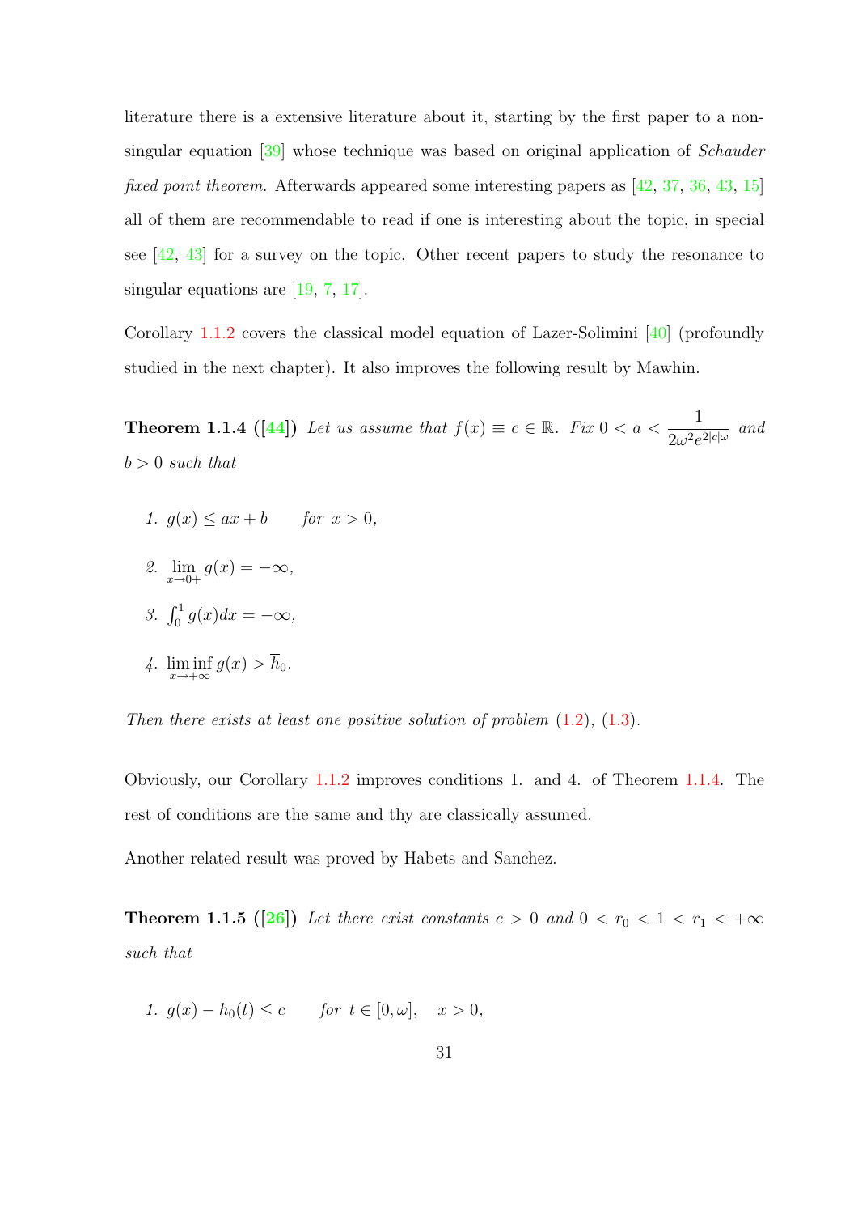literature there is a extensive literature about it, starting by the first paper to a non-singular equation [39] whose technique was based on original application of *Schauder fixed point theorem*. Afterwards appeared some interesting papers as [42, 37, 36, 43, 15] all of them are recommendable to read if one is interesting about the topic, in special see [42, 43] for a survey on the topic. Other recent papers to study the resonance to singular equations are [19, 7, 17].

Corollary 1.1.2 covers the classical model equation of Lazer-Solimini [40] (profoundly studied in the next chapter). It also improves the following result by Mawhin.

**Theorem 1.1.4 ([44])** *Let us assume that $f(x) \equiv c \in \mathbb{R}$. Fix $0 < a < \dfrac{1}{2\omega^2 e^{2|c|\omega}}$ and $b > 0$ such that*

1. $g(x) \leq ax + b \qquad$ *for* $x > 0$,
2. $\lim\limits_{x \to 0+} g(x) = -\infty$,
3. $\int_0^1 g(x)dx = -\infty$,
4. $\liminf\limits_{x \to +\infty} g(x) > \overline{h}_0$.

*Then there exists at least one positive solution of problem (1.2), (1.3).*

Obviously, our Corollary 1.1.2 improves conditions 1. and 4. of Theorem 1.1.4. The rest of conditions are the same and thy are classically assumed.

Another related result was proved by Habets and Sanchez.

**Theorem 1.1.5 ([26])** *Let there exist constants $c > 0$ and $0 < r_0 < 1 < r_1 < +\infty$ such that*

1. $g(x) - h_0(t) \leq c \qquad$ *for* $t \in [0, \omega], \quad x > 0$,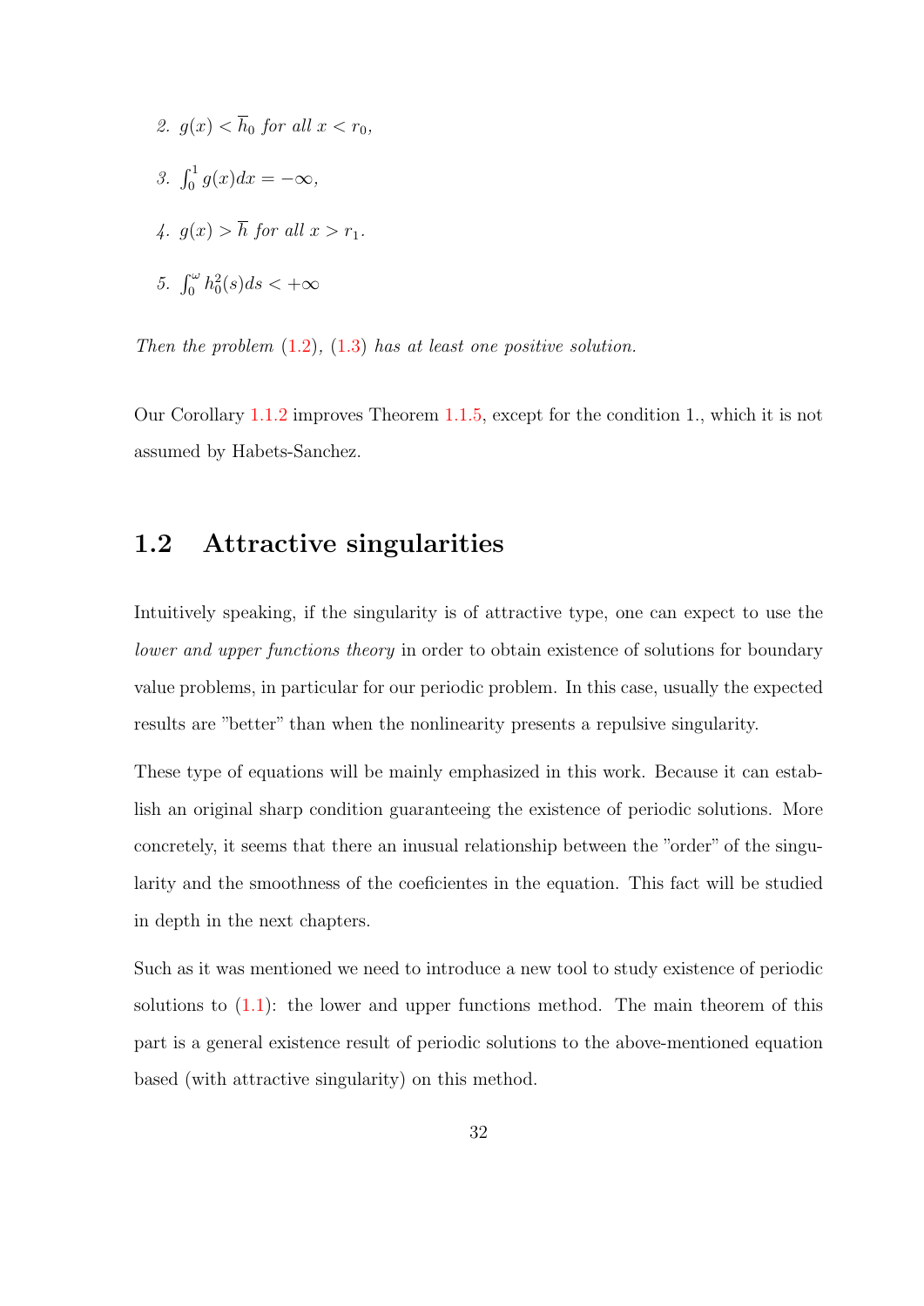2. $g(x) < \overline{h}_0$ *for all* $x < r_0$,

3. $\int_0^1 g(x)dx = -\infty$,

4. $g(x) > \overline{h}$ *for all* $x > r_1$.

5. $\int_0^\omega h_0^2(s)ds < +\infty$

*Then the problem* (1.2), (1.3) *has at least one positive solution.*

Our Corollary 1.1.2 improves Theorem 1.1.5, except for the condition 1., which it is not assumed by Habets-Sanchez.

## 1.2 Attractive singularities

Intuitively speaking, if the singularity is of attractive type, one can expect to use the *lower and upper functions theory* in order to obtain existence of solutions for boundary value problems, in particular for our periodic problem. In this case, usually the expected results are "better" than when the nonlinearity presents a repulsive singularity.

These type of equations will be mainly emphasized in this work. Because it can establish an original sharp condition guaranteeing the existence of periodic solutions. More concretely, it seems that there an inusual relationship between the "order" of the singularity and the smoothness of the coeficientes in the equation. This fact will be studied in depth in the next chapters.

Such as it was mentioned we need to introduce a new tool to study existence of periodic solutions to (1.1): the lower and upper functions method. The main theorem of this part is a general existence result of periodic solutions to the above-mentioned equation based (with attractive singularity) on this method.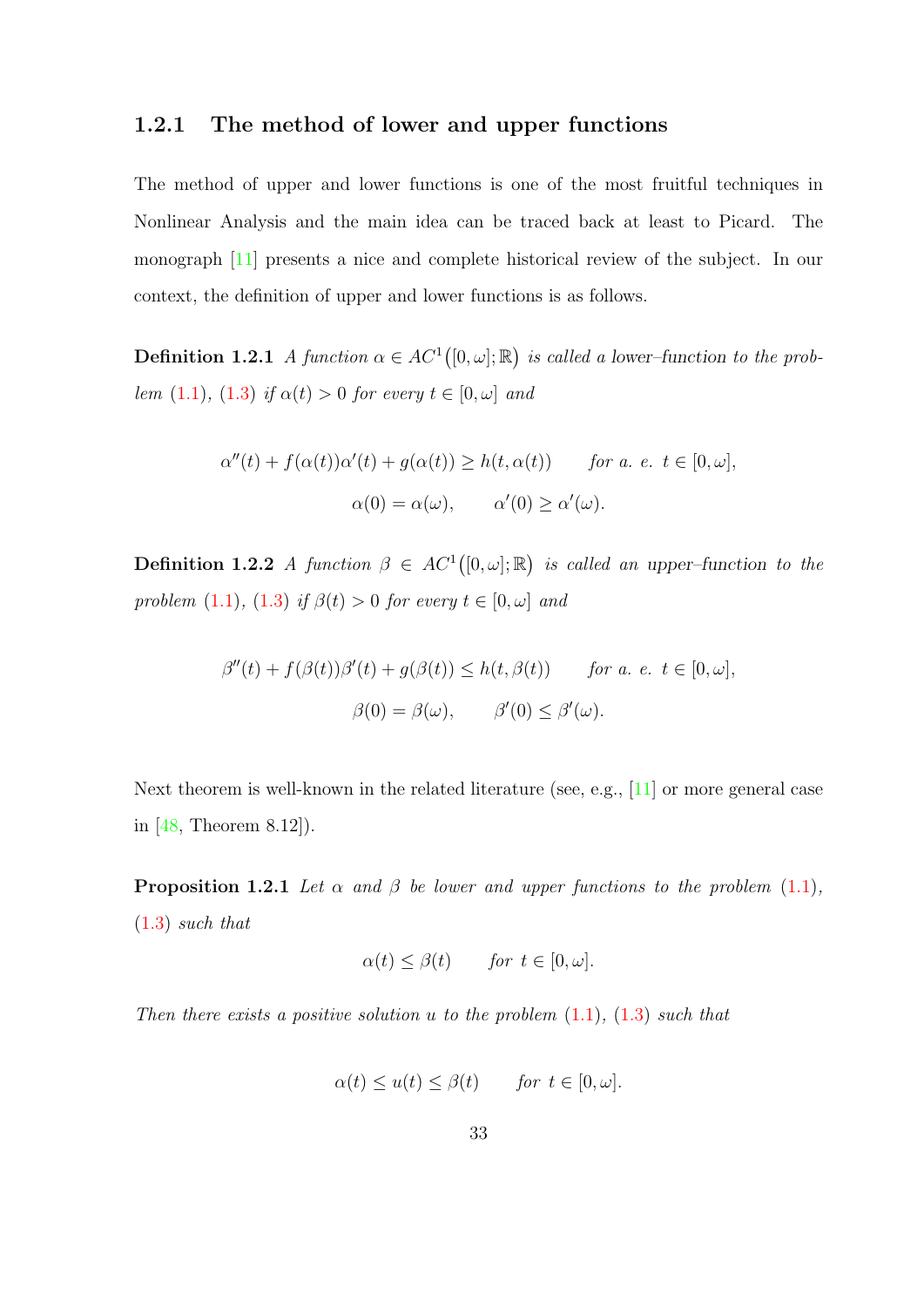### 1.2.1 The method of lower and upper functions

The method of upper and lower functions is one of the most fruitful techniques in Nonlinear Analysis and the main idea can be traced back at least to Picard. The monograph [11] presents a nice and complete historical review of the subject. In our context, the definition of upper and lower functions is as follows.

**Definition 1.2.1** *A function $\alpha \in AC^1\big([0,\omega];\mathbb{R}\big)$ is called a lower–function to the problem (1.1), (1.3) if $\alpha(t) > 0$ for every $t \in [0,\omega]$ and*

$$\alpha''(t) + f(\alpha(t))\alpha'(t) + g(\alpha(t)) \geq h(t,\alpha(t)) \qquad \text{for a. e. } t \in [0,\omega],$$
$$\alpha(0) = \alpha(\omega), \qquad \alpha'(0) \geq \alpha'(\omega).$$

**Definition 1.2.2** *A function $\beta \in AC^1\big([0,\omega];\mathbb{R}\big)$ is called an upper–function to the problem (1.1), (1.3) if $\beta(t) > 0$ for every $t \in [0,\omega]$ and*

$$\beta''(t) + f(\beta(t))\beta'(t) + g(\beta(t)) \leq h(t,\beta(t)) \qquad \text{for a. e. } t \in [0,\omega],$$
$$\beta(0) = \beta(\omega), \qquad \beta'(0) \leq \beta'(\omega).$$

Next theorem is well-known in the related literature (see, e.g., [11] or more general case in [48, Theorem 8.12]).

**Proposition 1.2.1** *Let $\alpha$ and $\beta$ be lower and upper functions to the problem (1.1), (1.3) such that*

$$\alpha(t) \leq \beta(t) \qquad \text{for } t \in [0,\omega].$$

*Then there exists a positive solution $u$ to the problem (1.1), (1.3) such that*

$$\alpha(t) \leq u(t) \leq \beta(t) \qquad \text{for } t \in [0,\omega].$$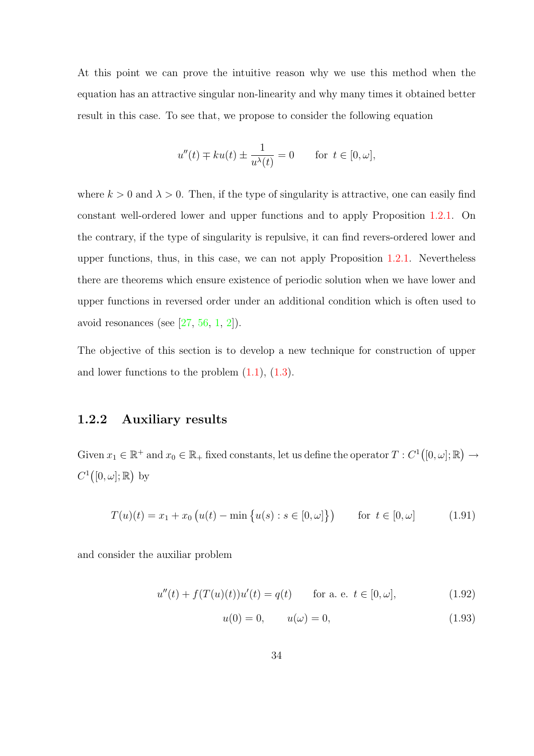At this point we can prove the intuitive reason why we use this method when the equation has an attractive singular non-linearity and why many times it obtained better result in this case. To see that, we propose to consider the following equation

$$u''(t) \mp ku(t) \pm \frac{1}{u^{\lambda}(t)} = 0 \qquad \text{for } \ t \in [0, \omega],$$

where $k > 0$ and $\lambda > 0$. Then, if the type of singularity is attractive, one can easily find constant well-ordered lower and upper functions and to apply Proposition 1.2.1. On the contrary, if the type of singularity is repulsive, it can find revers-ordered lower and upper functions, thus, in this case, we can not apply Proposition 1.2.1. Nevertheless there are theorems which ensure existence of periodic solution when we have lower and upper functions in reversed order under an additional condition which is often used to avoid resonances (see [27, 56, 1, 2]).

The objective of this section is to develop a new technique for construction of upper and lower functions to the problem (1.1), (1.3).

### 1.2.2 Auxiliary results

Given $x_1 \in \mathbb{R}^+$ and $x_0 \in \mathbb{R}_+$ fixed constants, let us define the operator $T : C^1\big([0, \omega]; \mathbb{R}\big) \to C^1\big([0, \omega]; \mathbb{R}\big)$ by

$$T(u)(t) = x_1 + x_0 \left(u(t) - \min\left\{u(s) : s \in [0, \omega]\right\}\right) \qquad \text{for } \ t \in [0, \omega] \tag{1.91}$$

and consider the auxiliar problem

$$u''(t) + f(T(u)(t))u'(t) = q(t) \qquad \text{for a. e. } \ t \in [0, \omega], \tag{1.92}$$

$$u(0) = 0, \qquad u(\omega) = 0, \tag{1.93}$$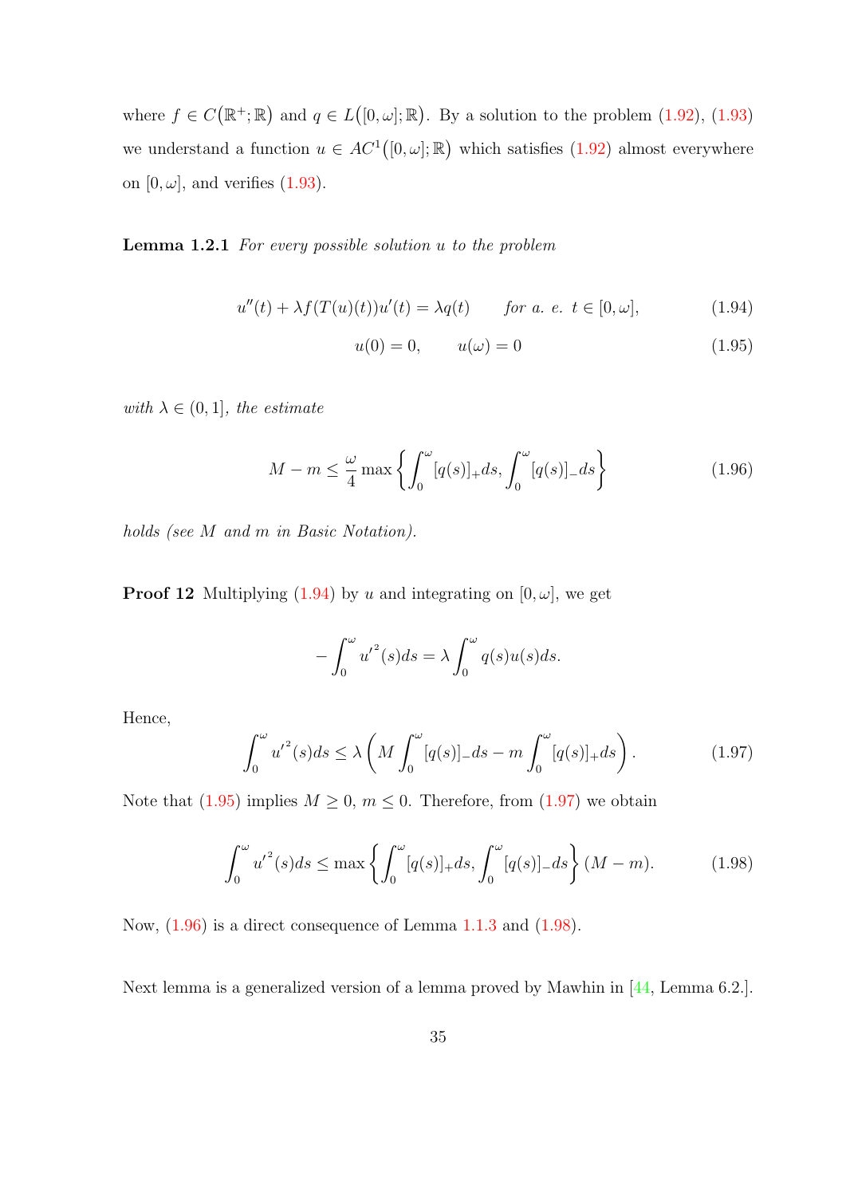where $f \in C(\mathbb{R}^+;\mathbb{R})$ and $q \in L([0,\omega];\mathbb{R})$. By a solution to the problem (1.92), (1.93) we understand a function $u \in AC^1([0,\omega];\mathbb{R})$ which satisfies (1.92) almost everywhere on $[0,\omega]$, and verifies (1.93).

**Lemma 1.2.1** *For every possible solution $u$ to the problem*

$$u''(t) + \lambda f(T(u)(t))u'(t) = \lambda q(t) \qquad \text{for a. e. } t \in [0,\omega], \tag{1.94}$$

$$u(0) = 0, \qquad u(\omega) = 0 \tag{1.95}$$

*with $\lambda \in (0,1]$, the estimate*

$$M - m \leq \frac{\omega}{4} \max\left\{ \int_0^\omega [q(s)]_+ ds, \int_0^\omega [q(s)]_- ds \right\} \tag{1.96}$$

*holds (see $M$ and $m$ in Basic Notation).*

**Proof 12** Multiplying (1.94) by $u$ and integrating on $[0,\omega]$, we get

$$-\int_0^\omega u'^2(s)ds = \lambda \int_0^\omega q(s)u(s)ds.$$

Hence,

$$\int_0^\omega u'^2(s)ds \leq \lambda \left( M \int_0^\omega [q(s)]_- ds - m \int_0^\omega [q(s)]_+ ds \right). \tag{1.97}$$

Note that (1.95) implies $M \geq 0$, $m \leq 0$. Therefore, from (1.97) we obtain

$$\int_0^\omega u'^2(s)ds \leq \max\left\{ \int_0^\omega [q(s)]_+ ds, \int_0^\omega [q(s)]_- ds \right\}(M - m). \tag{1.98}$$

Now, (1.96) is a direct consequence of Lemma 1.1.3 and (1.98).

Next lemma is a generalized version of a lemma proved by Mawhin in [44, Lemma 6.2.].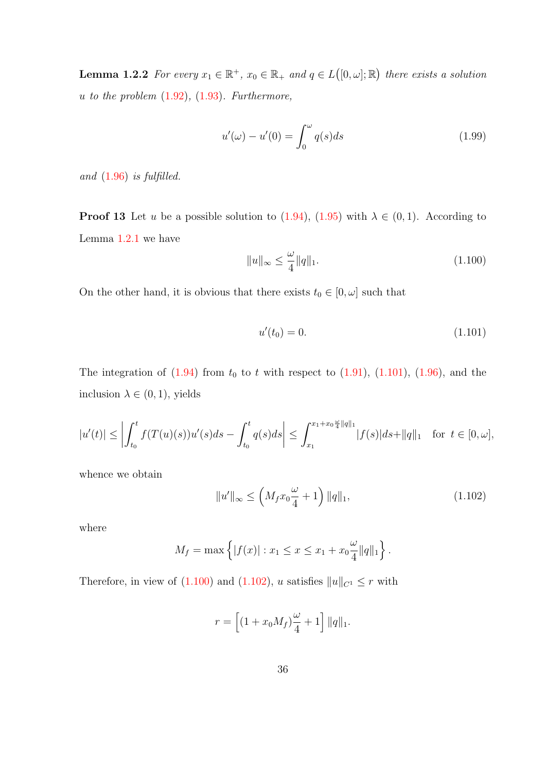**Lemma 1.2.2** *For every $x_1 \in \mathbb{R}^+$, $x_0 \in \mathbb{R}_+$ and $q \in L\big([0,\omega];\mathbb{R}\big)$ there exists a solution $u$ to the problem (1.92), (1.93). Furthermore,*

$$u'(\omega) - u'(0) = \int_0^\omega q(s)ds \tag{1.99}$$

*and (1.96) is fulfilled.*

**Proof 13** Let $u$ be a possible solution to (1.94), (1.95) with $\lambda \in (0,1)$. According to Lemma 1.2.1 we have

$$\|u\|_\infty \leq \frac{\omega}{4}\|q\|_1. \tag{1.100}$$

On the other hand, it is obvious that there exists $t_0 \in [0,\omega]$ such that

$$u'(t_0) = 0. \tag{1.101}$$

The integration of (1.94) from $t_0$ to $t$ with respect to (1.91), (1.101), (1.96), and the inclusion $\lambda \in (0,1)$, yields

$$|u'(t)| \leq \left| \int_{t_0}^t f(T(u)(s))u'(s)ds - \int_{t_0}^t q(s)ds \right| \leq \int_{x_1}^{x_1 + x_0\frac{\omega}{4}\|q\|_1} |f(s)|ds + \|q\|_1 \quad \text{for } t \in [0,\omega],$$

whence we obtain

$$\|u'\|_\infty \leq \left( M_f x_0 \frac{\omega}{4} + 1 \right) \|q\|_1, \tag{1.102}$$

where

$$M_f = \max\left\{ |f(x)| : x_1 \leq x \leq x_1 + x_0\frac{\omega}{4}\|q\|_1 \right\}.$$

Therefore, in view of (1.100) and (1.102), $u$ satisfies $\|u\|_{C^1} \leq r$ with

$$r = \left[ (1 + x_0 M_f)\frac{\omega}{4} + 1 \right] \|q\|_1.$$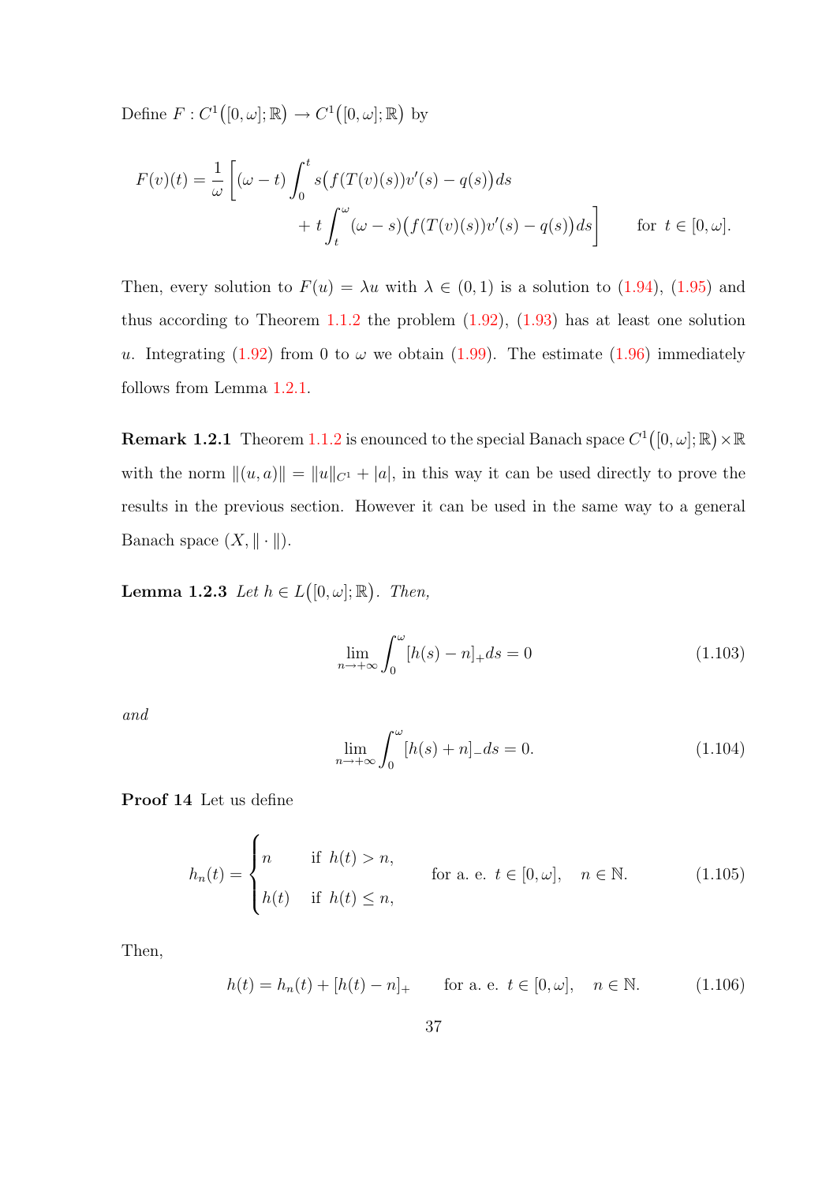Define $F : C^1\big([0,\omega];\mathbb{R}\big) \to C^1\big([0,\omega];\mathbb{R}\big)$ by

$$F(v)(t) = \frac{1}{\omega}\Bigg[(\omega - t)\int_0^t s\big(f(T(v)(s))v'(s) - q(s)\big)ds + t\int_t^\omega (\omega - s)\big(f(T(v)(s))v'(s) - q(s)\big)ds\Bigg] \qquad \text{for } t \in [0,\omega].$$

Then, every solution to $F(u) = \lambda u$ with $\lambda \in (0,1)$ is a solution to (1.94), (1.95) and thus according to Theorem 1.1.2 the problem (1.92), (1.93) has at least one solution $u$. Integrating (1.92) from 0 to $\omega$ we obtain (1.99). The estimate (1.96) immediately follows from Lemma 1.2.1.

**Remark 1.2.1** Theorem 1.1.2 is enounced to the special Banach space $C^1\big([0,\omega];\mathbb{R}\big) \times \mathbb{R}$ with the norm $\|(u,a)\| = \|u\|_{C^1} + |a|$, in this way it can be used directly to prove the results in the previous section. However it can be used in the same way to a general Banach space $(X, \|\cdot\|)$.

**Lemma 1.2.3** *Let $h \in L\big([0,\omega];\mathbb{R}\big)$. Then,*

$$\lim_{n\to+\infty}\int_0^\omega [h(s) - n]_+ ds = 0 \tag{1.103}$$

*and*

$$\lim_{n\to+\infty}\int_0^\omega [h(s) + n]_- ds = 0. \tag{1.104}$$

**Proof 14** Let us define

$$h_n(t) = \begin{cases} n & \text{if } h(t) > n, \\ h(t) & \text{if } h(t) \le n, \end{cases} \qquad \text{for a. e. } t \in [0,\omega], \quad n \in \mathbb{N}. \tag{1.105}$$

Then,

$$h(t) = h_n(t) + [h(t) - n]_+ \qquad \text{for a. e. } t \in [0,\omega], \quad n \in \mathbb{N}. \tag{1.106}$$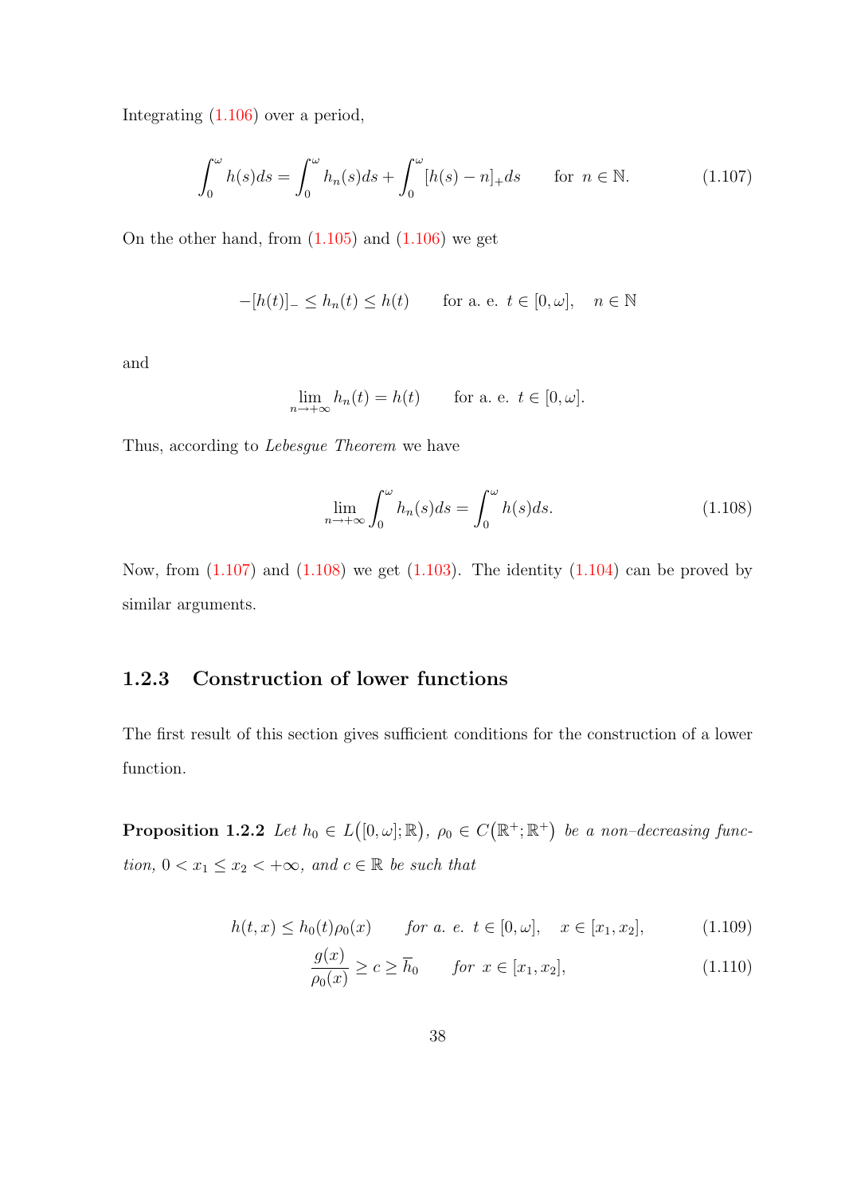Integrating (1.106) over a period,

$$\int_0^\omega h(s)ds = \int_0^\omega h_n(s)ds + \int_0^\omega [h(s)-n]_+ds \qquad \text{for } n \in \mathbb{N}. \tag{1.107}$$

On the other hand, from (1.105) and (1.106) we get

$$-[h(t)]_- \leq h_n(t) \leq h(t) \qquad \text{for a. e. } t \in [0,\omega], \quad n \in \mathbb{N}$$

and

$$\lim_{n\to+\infty} h_n(t) = h(t) \qquad \text{for a. e. } t \in [0,\omega].$$

Thus, according to *Lebesgue Theorem* we have

$$\lim_{n\to+\infty} \int_0^\omega h_n(s)ds = \int_0^\omega h(s)ds. \tag{1.108}$$

Now, from (1.107) and (1.108) we get (1.103). The identity (1.104) can be proved by similar arguments.

### 1.2.3 Construction of lower functions

The first result of this section gives sufficient conditions for the construction of a lower function.

**Proposition 1.2.2** *Let $h_0 \in L([0,\omega];\mathbb{R})$, $\rho_0 \in C(\mathbb{R}^+;\mathbb{R}^+)$ be a non–decreasing function, $0 < x_1 \leq x_2 < +\infty$, and $c \in \mathbb{R}$ be such that*

$$h(t,x) \leq h_0(t)\rho_0(x) \qquad \textit{for a. e. } t \in [0,\omega], \quad x \in [x_1,x_2], \tag{1.109}$$

$$\frac{g(x)}{\rho_0(x)} \geq c \geq \overline{h}_0 \qquad \textit{for } x \in [x_1,x_2], \tag{1.110}$$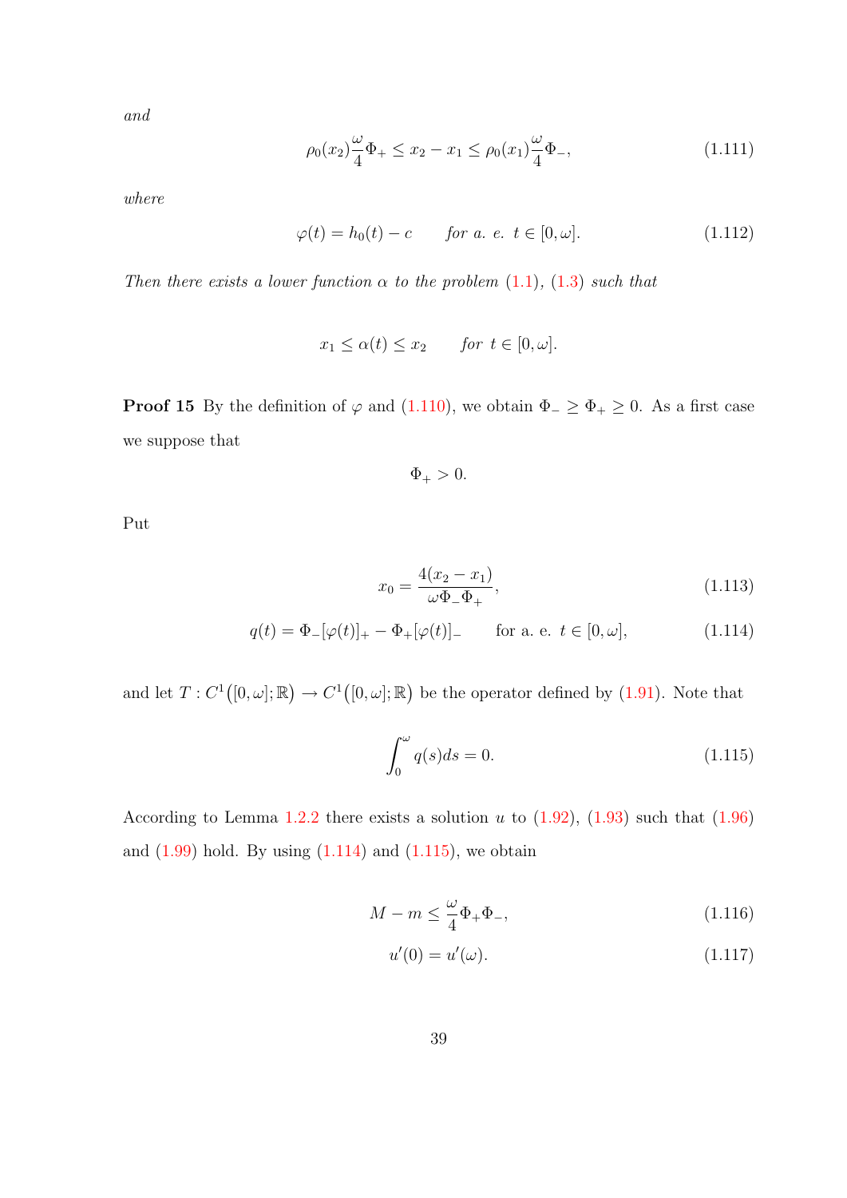*and*

$$\rho_0(x_2)\frac{\omega}{4}\Phi_+ \leq x_2 - x_1 \leq \rho_0(x_1)\frac{\omega}{4}\Phi_-, \tag{1.111}$$

*where*

$$\varphi(t) = h_0(t) - c \qquad \text{for a. e. } t \in [0, \omega]. \tag{1.112}$$

*Then there exists a lower function $\alpha$ to the problem (1.1), (1.3) such that*

$$x_1 \leq \alpha(t) \leq x_2 \qquad \text{for } t \in [0, \omega].$$

**Proof 15** By the definition of $\varphi$ and (1.110), we obtain $\Phi_- \geq \Phi_+ \geq 0$. As a first case we suppose that

$$\Phi_+ > 0.$$

Put

$$x_0 = \frac{4(x_2 - x_1)}{\omega \Phi_- \Phi_+}, \tag{1.113}$$

$$q(t) = \Phi_-[\varphi(t)]_+ - \Phi_+[\varphi(t)]_- \qquad \text{for a. e. } t \in [0, \omega], \tag{1.114}$$

and let $T : C^1\big([0, \omega]; \mathbb{R}\big) \to C^1\big([0, \omega]; \mathbb{R}\big)$ be the operator defined by (1.91). Note that

$$\int_0^\omega q(s)ds = 0. \tag{1.115}$$

According to Lemma 1.2.2 there exists a solution $u$ to (1.92), (1.93) such that (1.96) and (1.99) hold. By using (1.114) and (1.115), we obtain

$$M - m \leq \frac{\omega}{4}\Phi_+\Phi_-, \tag{1.116}$$

$$u'(0) = u'(\omega). \tag{1.117}$$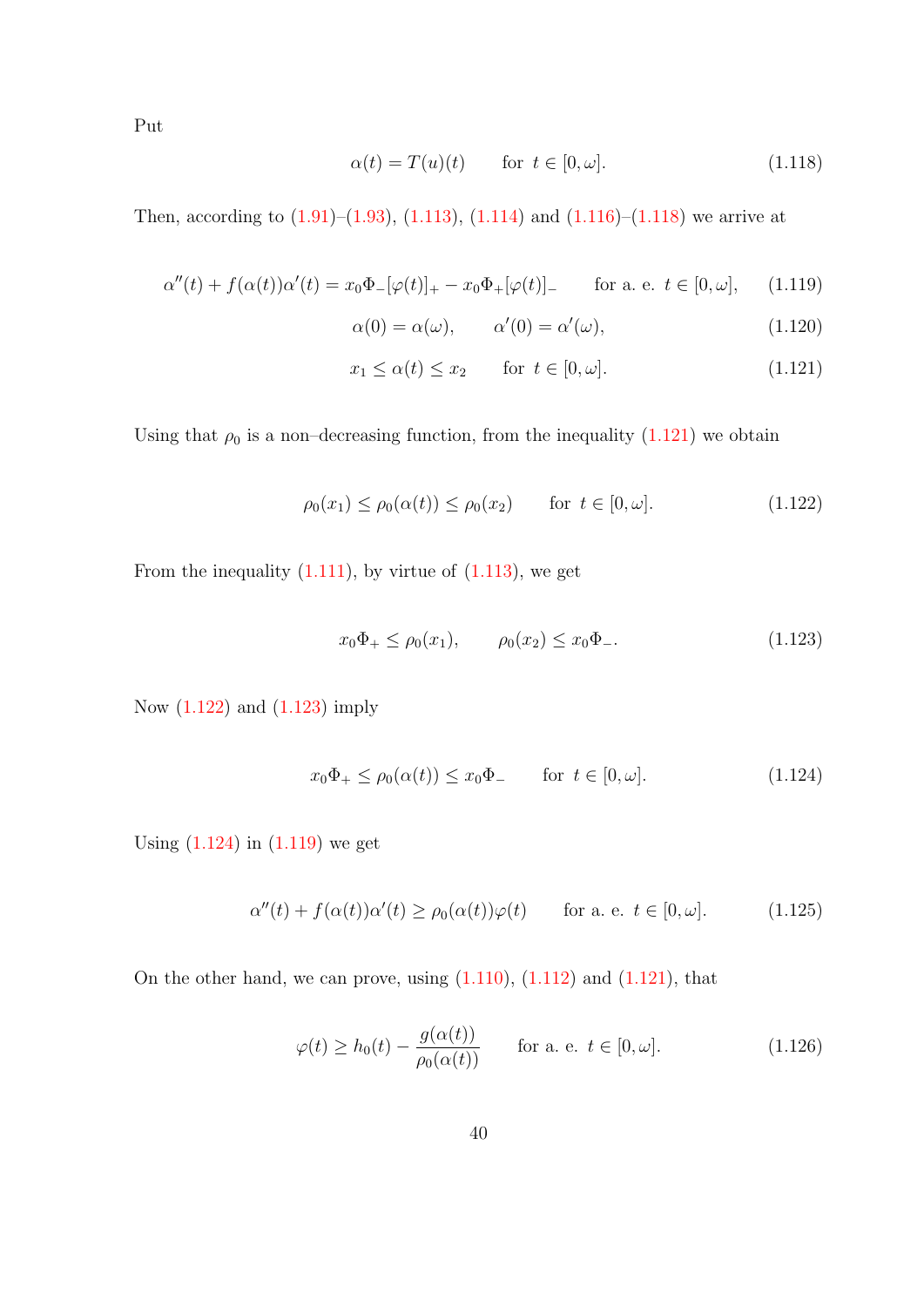Put

$$\alpha(t) = T(u)(t) \qquad \text{for } \ t \in [0, \omega]. \tag{1.118}$$

Then, according to (1.91)–(1.93), (1.113), (1.114) and (1.116)–(1.118) we arrive at

$$\alpha''(t) + f(\alpha(t))\alpha'(t) = x_0 \Phi_- [\varphi(t)]_+ - x_0 \Phi_+ [\varphi(t)]_- \qquad \text{for a. e. } \ t \in [0, \omega], \tag{1.119}$$

$$\alpha(0) = \alpha(\omega), \qquad \alpha'(0) = \alpha'(\omega), \tag{1.120}$$

$$x_1 \leq \alpha(t) \leq x_2 \qquad \text{for } \ t \in [0, \omega]. \tag{1.121}$$

Using that $\rho_0$ is a non–decreasing function, from the inequality (1.121) we obtain

$$\rho_0(x_1) \leq \rho_0(\alpha(t)) \leq \rho_0(x_2) \qquad \text{for } \ t \in [0, \omega]. \tag{1.122}$$

From the inequality (1.111), by virtue of (1.113), we get

$$x_0 \Phi_+ \leq \rho_0(x_1), \qquad \rho_0(x_2) \leq x_0 \Phi_-. \tag{1.123}$$

Now (1.122) and (1.123) imply

$$x_0 \Phi_+ \leq \rho_0(\alpha(t)) \leq x_0 \Phi_- \qquad \text{for } \ t \in [0, \omega]. \tag{1.124}$$

Using (1.124) in (1.119) we get

$$\alpha''(t) + f(\alpha(t))\alpha'(t) \geq \rho_0(\alpha(t))\varphi(t) \qquad \text{for a. e. } \ t \in [0, \omega]. \tag{1.125}$$

On the other hand, we can prove, using (1.110), (1.112) and (1.121), that

$$\varphi(t) \geq h_0(t) - \frac{g(\alpha(t))}{\rho_0(\alpha(t))} \qquad \text{for a. e. } \ t \in [0, \omega]. \tag{1.126}$$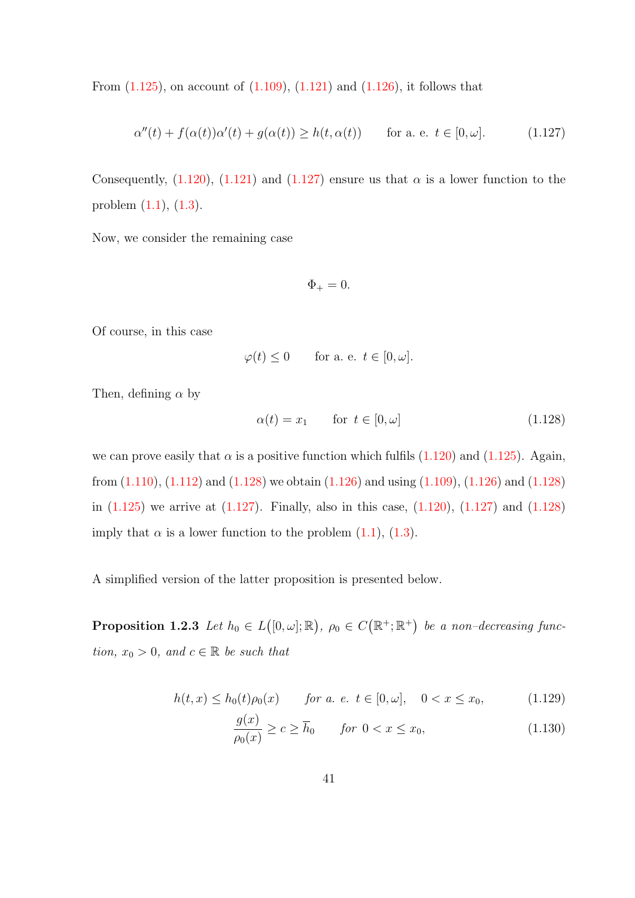From (1.125), on account of (1.109), (1.121) and (1.126), it follows that

$$\alpha''(t) + f(\alpha(t))\alpha'(t) + g(\alpha(t)) \geq h(t, \alpha(t)) \qquad \text{for a. e. } t \in [0, \omega]. \tag{1.127}$$

Consequently, (1.120), (1.121) and (1.127) ensure us that $\alpha$ is a lower function to the problem (1.1), (1.3).

Now, we consider the remaining case

$$\Phi_+ = 0.$$

Of course, in this case

$$\varphi(t) \leq 0 \qquad \text{for a. e. } t \in [0, \omega].$$

Then, defining $\alpha$ by

$$\alpha(t) = x_1 \qquad \text{for } t \in [0, \omega] \tag{1.128}$$

we can prove easily that $\alpha$ is a positive function which fulfils (1.120) and (1.125). Again, from (1.110), (1.112) and (1.128) we obtain (1.126) and using (1.109), (1.126) and (1.128) in (1.125) we arrive at (1.127). Finally, also in this case, (1.120), (1.127) and (1.128) imply that $\alpha$ is a lower function to the problem (1.1), (1.3).

A simplified version of the latter proposition is presented below.

**Proposition 1.2.3** *Let $h_0 \in L\big([0, \omega]; \mathbb{R}\big)$, $\rho_0 \in C\big(\mathbb{R}^+; \mathbb{R}^+\big)$ be a non–decreasing function, $x_0 > 0$, and $c \in \mathbb{R}$ be such that*

$$h(t, x) \leq h_0(t)\rho_0(x) \qquad \textit{for a. e. } t \in [0, \omega], \quad 0 < x \leq x_0, \tag{1.129}$$

$$\frac{g(x)}{\rho_0(x)} \geq c \geq \overline{h}_0 \qquad \textit{for } 0 < x \leq x_0, \tag{1.130}$$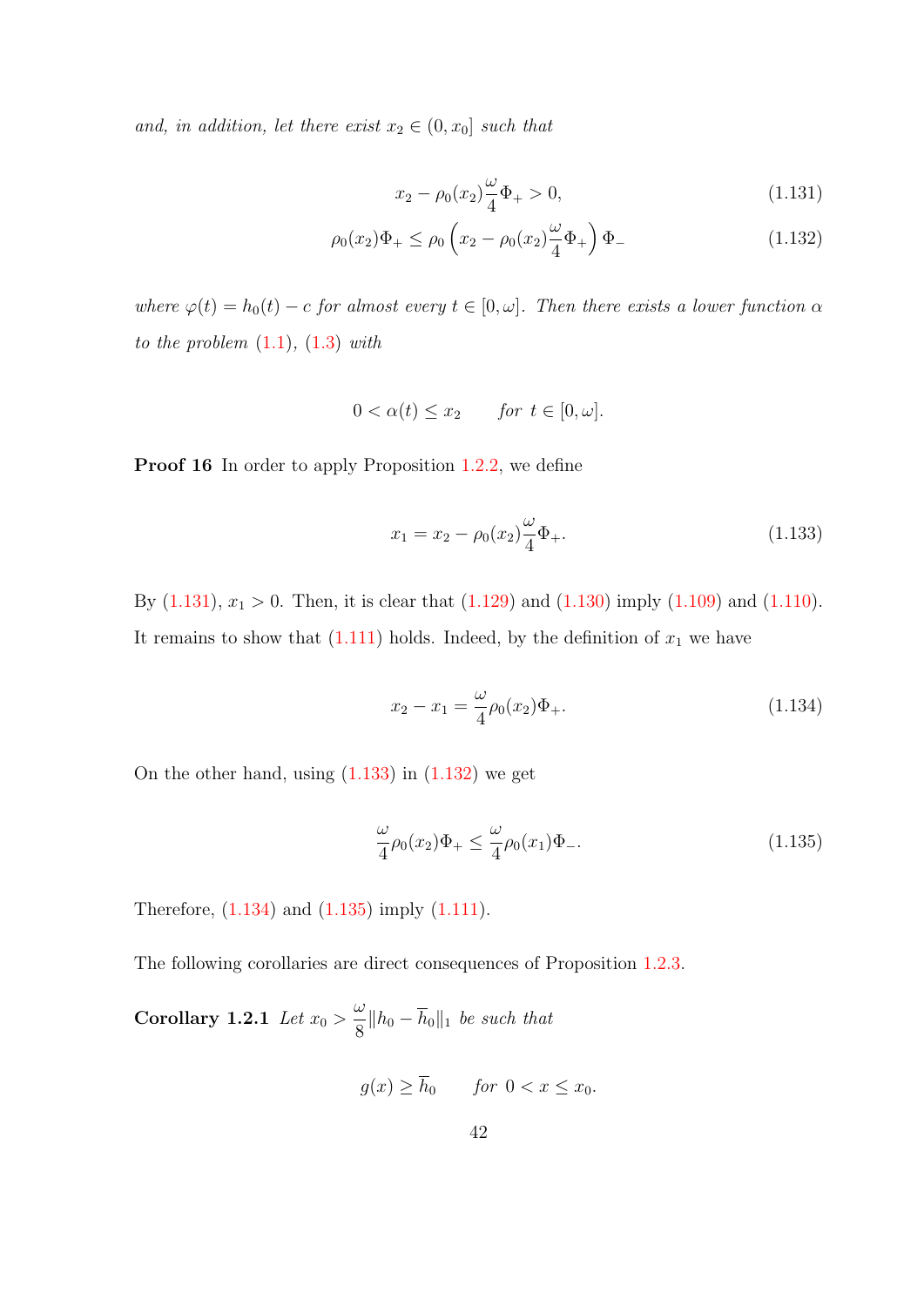*and, in addition, let there exist $x_2 \in (0, x_0]$ such that*

$$x_2 - \rho_0(x_2)\frac{\omega}{4}\Phi_+ > 0, \tag{1.131}$$

$$\rho_0(x_2)\Phi_+ \leq \rho_0\left(x_2 - \rho_0(x_2)\frac{\omega}{4}\Phi_+\right)\Phi_- \tag{1.132}$$

*where $\varphi(t) = h_0(t) - c$ for almost every $t \in [0, \omega]$. Then there exists a lower function $\alpha$ to the problem (1.1), (1.3) with*

$$0 < \alpha(t) \leq x_2 \qquad \text{for } t \in [0, \omega].$$

**Proof 16** In order to apply Proposition 1.2.2, we define

$$x_1 = x_2 - \rho_0(x_2)\frac{\omega}{4}\Phi_+. \tag{1.133}$$

By (1.131), $x_1 > 0$. Then, it is clear that (1.129) and (1.130) imply (1.109) and (1.110). It remains to show that (1.111) holds. Indeed, by the definition of $x_1$ we have

$$x_2 - x_1 = \frac{\omega}{4}\rho_0(x_2)\Phi_+. \tag{1.134}$$

On the other hand, using (1.133) in (1.132) we get

$$\frac{\omega}{4}\rho_0(x_2)\Phi_+ \leq \frac{\omega}{4}\rho_0(x_1)\Phi_-. \tag{1.135}$$

Therefore, (1.134) and (1.135) imply (1.111).

The following corollaries are direct consequences of Proposition 1.2.3.

**Corollary 1.2.1** *Let $x_0 > \dfrac{\omega}{8}\|h_0 - \overline{h}_0\|_1$ be such that*

$$g(x) \geq \overline{h}_0 \qquad \text{for } 0 < x \leq x_0.$$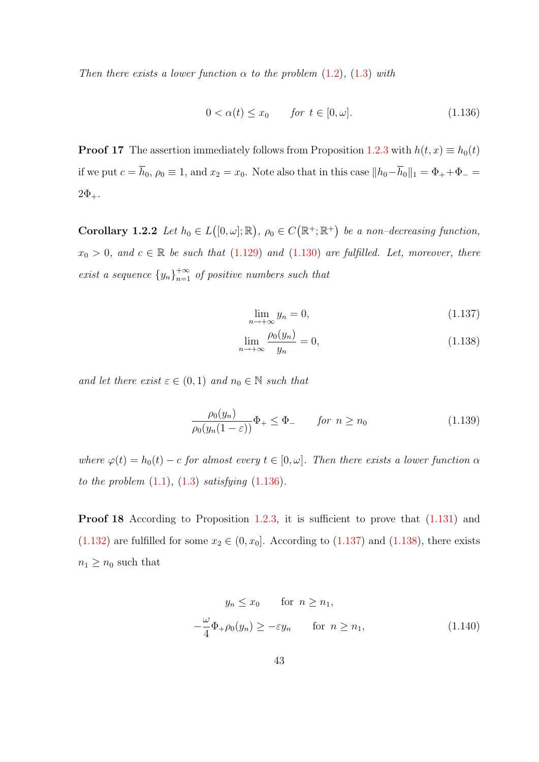*Then there exists a lower function $\alpha$ to the problem* (1.2), (1.3) *with*

$$0 < \alpha(t) \leq x_0 \qquad \text{for } t \in [0, \omega]. \tag{1.136}$$

**Proof 17** The assertion immediately follows from Proposition 1.2.3 with $h(t,x) \equiv h_0(t)$ if we put $c = \overline{h}_0$, $\rho_0 \equiv 1$, and $x_2 = x_0$. Note also that in this case $\|h_0 - \overline{h}_0\|_1 = \Phi_+ + \Phi_- = 2\Phi_+$.

**Corollary 1.2.2** *Let $h_0 \in L\big([0,\omega];\mathbb{R}\big)$, $\rho_0 \in C\big(\mathbb{R}^+;\mathbb{R}^+\big)$ be a non–decreasing function, $x_0 > 0$, and $c \in \mathbb{R}$ be such that* (1.129) *and* (1.130) *are fulfilled. Let, moreover, there exist a sequence $\{y_n\}_{n=1}^{+\infty}$ of positive numbers such that*

$$\lim_{n \to +\infty} y_n = 0, \tag{1.137}$$

$$\lim_{n \to +\infty} \frac{\rho_0(y_n)}{y_n} = 0, \tag{1.138}$$

*and let there exist $\varepsilon \in (0,1)$ and $n_0 \in \mathbb{N}$ such that*

$$\frac{\rho_0(y_n)}{\rho_0(y_n(1-\varepsilon))}\Phi_+ \leq \Phi_- \qquad \text{for } n \geq n_0 \tag{1.139}$$

*where $\varphi(t) = h_0(t) - c$ for almost every $t \in [0,\omega]$. Then there exists a lower function $\alpha$ to the problem* (1.1), (1.3) *satisfying* (1.136).

**Proof 18** According to Proposition 1.2.3, it is sufficient to prove that (1.131) and (1.132) are fulfilled for some $x_2 \in (0, x_0]$. According to (1.137) and (1.138), there exists $n_1 \geq n_0$ such that

$$\begin{aligned} y_n &\leq x_0 \qquad \text{for } n \geq n_1, \\ -\frac{\omega}{4}\Phi_+\rho_0(y_n) &\geq -\varepsilon y_n \qquad \text{for } n \geq n_1, \end{aligned} \tag{1.140}$$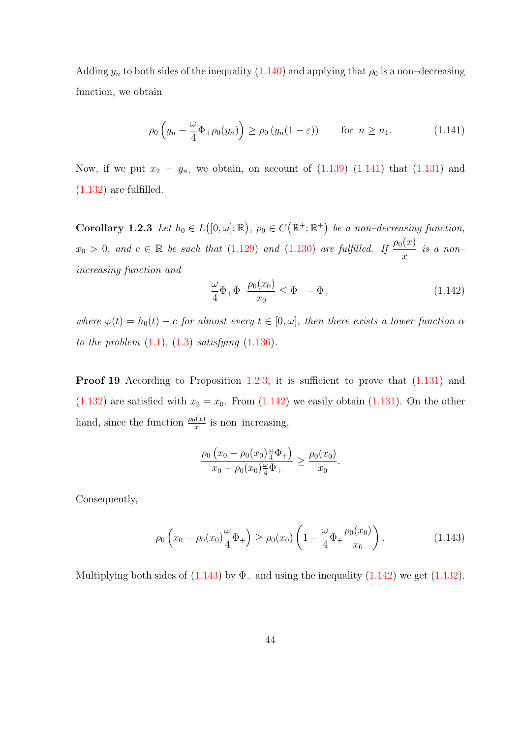Adding $y_n$ to both sides of the inequality (1.140) and applying that $\rho_0$ is a non–decreasing function, we obtain

$$\rho_0\left(y_n - \frac{\omega}{4}\Phi_+\rho_0(y_n)\right) \geq \rho_0\left(y_n(1-\varepsilon)\right) \qquad \text{for } n \geq n_1. \tag{1.141}$$

Now, if we put $x_2 = y_{n_1}$ we obtain, on account of (1.139)–(1.141) that (1.131) and (1.132) are fulfilled.

**Corollary 1.2.3** *Let $h_0 \in L\big([0,\omega];\mathbb{R}\big)$, $\rho_0 \in C\big(\mathbb{R}^+;\mathbb{R}^+\big)$ be a non–decreasing function, $x_0 > 0$, and $c \in \mathbb{R}$ be such that (1.129) and (1.130) are fulfilled. If $\dfrac{\rho_0(x)}{x}$ is a non–increasing function and*

$$\frac{\omega}{4}\Phi_+\Phi_-\frac{\rho_0(x_0)}{x_0} \leq \Phi_- - \Phi_+ \tag{1.142}$$

*where $\varphi(t) = h_0(t) - c$ for almost every $t \in [0,\omega]$, then there exists a lower function $\alpha$ to the problem (1.1), (1.3) satisfying (1.136).*

**Proof 19** According to Proposition 1.2.3, it is sufficient to prove that (1.131) and (1.132) are satisfied with $x_2 = x_0$. From (1.142) we easily obtain (1.131). On the other hand, since the function $\frac{\rho_0(x)}{x}$ is non–increasing,

$$\frac{\rho_0\left(x_0 - \rho_0(x_0)\frac{\omega}{4}\Phi_+\right)}{x_0 - \rho_0(x_0)\frac{\omega}{4}\Phi_+} \geq \frac{\rho_0(x_0)}{x_0}.$$

Consequently,

$$\rho_0\left(x_0 - \rho_0(x_0)\frac{\omega}{4}\Phi_+\right) \geq \rho_0(x_0)\left(1 - \frac{\omega}{4}\Phi_+\frac{\rho_0(x_0)}{x_0}\right). \tag{1.143}$$

Multiplying both sides of (1.143) by $\Phi_-$ and using the inequality (1.142) we get (1.132).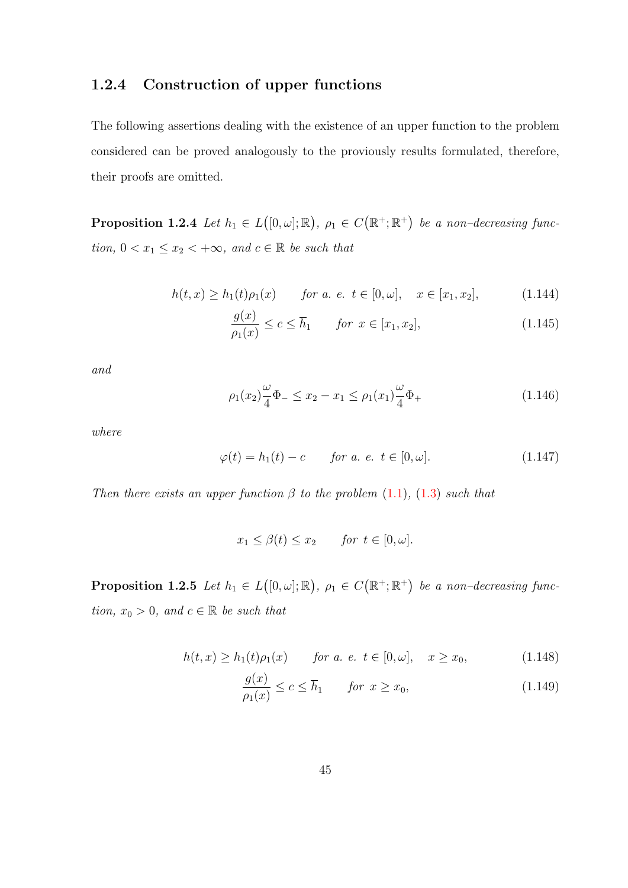### 1.2.4 Construction of upper functions

The following assertions dealing with the existence of an upper function to the problem considered can be proved analogously to the proviously results formulated, therefore, their proofs are omitted.

**Proposition 1.2.4** *Let $h_1 \in L\big([0,\omega];\mathbb{R}\big)$, $\rho_1 \in C\big(\mathbb{R}^+;\mathbb{R}^+\big)$ be a non–decreasing function, $0 < x_1 \leq x_2 < +\infty$, and $c \in \mathbb{R}$ be such that*

$$h(t,x) \geq h_1(t)\rho_1(x) \qquad \text{for a. e. } t \in [0,\omega], \quad x \in [x_1,x_2], \tag{1.144}$$

$$\frac{g(x)}{\rho_1(x)} \leq c \leq \overline{h}_1 \qquad \text{for } x \in [x_1,x_2], \tag{1.145}$$

*and*

$$\rho_1(x_2)\frac{\omega}{4}\Phi_- \leq x_2 - x_1 \leq \rho_1(x_1)\frac{\omega}{4}\Phi_+ \tag{1.146}$$

*where*

$$\varphi(t) = h_1(t) - c \qquad \text{for a. e. } t \in [0,\omega]. \tag{1.147}$$

*Then there exists an upper function $\beta$ to the problem (1.1), (1.3) such that*

$$x_1 \leq \beta(t) \leq x_2 \qquad \text{for } t \in [0,\omega].$$

**Proposition 1.2.5** *Let $h_1 \in L\big([0,\omega];\mathbb{R}\big)$, $\rho_1 \in C\big(\mathbb{R}^+;\mathbb{R}^+\big)$ be a non–decreasing function, $x_0 > 0$, and $c \in \mathbb{R}$ be such that*

$$h(t,x) \geq h_1(t)\rho_1(x) \qquad \text{for a. e. } t \in [0,\omega], \quad x \geq x_0, \tag{1.148}$$

$$\frac{g(x)}{\rho_1(x)} \leq c \leq \overline{h}_1 \qquad \text{for } x \geq x_0, \tag{1.149}$$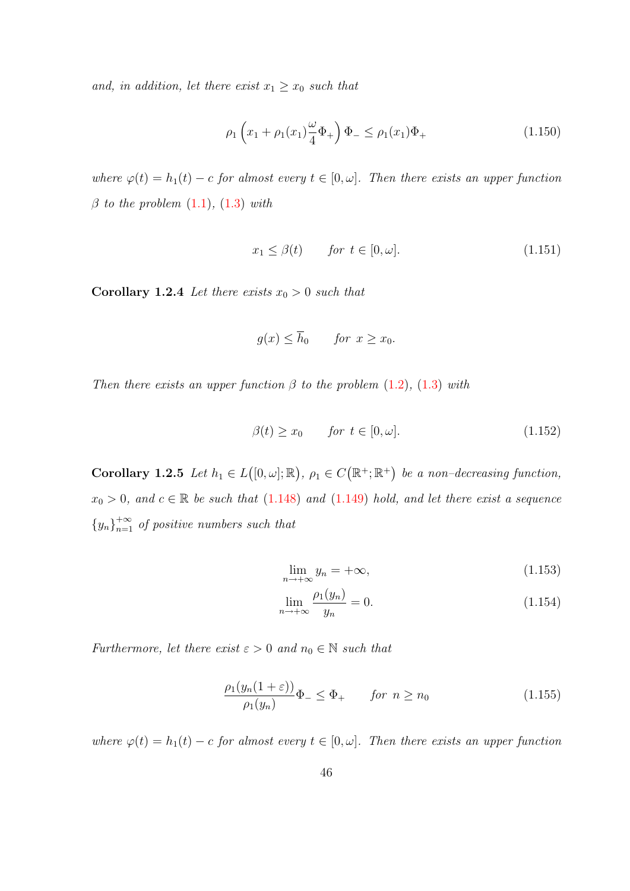*and, in addition, let there exist $x_1 \geq x_0$ such that*

$$\rho_1\left(x_1 + \rho_1(x_1)\frac{\omega}{4}\Phi_+\right)\Phi_- \leq \rho_1(x_1)\Phi_+ \tag{1.150}$$

*where $\varphi(t) = h_1(t) - c$ for almost every $t \in [0,\omega]$. Then there exists an upper function $\beta$ to the problem (1.1), (1.3) with*

$$x_1 \leq \beta(t) \qquad \text{for } t \in [0,\omega]. \tag{1.151}$$

**Corollary 1.2.4** *Let there exists $x_0 > 0$ such that*

$$g(x) \leq \overline{h}_0 \qquad \text{for } x \geq x_0.$$

*Then there exists an upper function $\beta$ to the problem (1.2), (1.3) with*

$$\beta(t) \geq x_0 \qquad \text{for } t \in [0,\omega]. \tag{1.152}$$

**Corollary 1.2.5** *Let $h_1 \in L\big([0,\omega];\mathbb{R}\big)$, $\rho_1 \in C\big(\mathbb{R}^+;\mathbb{R}^+\big)$ be a non–decreasing function, $x_0 > 0$, and $c \in \mathbb{R}$ be such that (1.148) and (1.149) hold, and let there exist a sequence $\{y_n\}_{n=1}^{+\infty}$ of positive numbers such that*

$$\lim_{n\to+\infty} y_n = +\infty, \tag{1.153}$$

$$\lim_{n\to+\infty} \frac{\rho_1(y_n)}{y_n} = 0. \tag{1.154}$$

*Furthermore, let there exist $\varepsilon > 0$ and $n_0 \in \mathbb{N}$ such that*

$$\frac{\rho_1(y_n(1+\varepsilon))}{\rho_1(y_n)}\Phi_- \leq \Phi_+ \qquad \text{for } n \geq n_0 \tag{1.155}$$

*where $\varphi(t) = h_1(t) - c$ for almost every $t \in [0,\omega]$. Then there exists an upper function*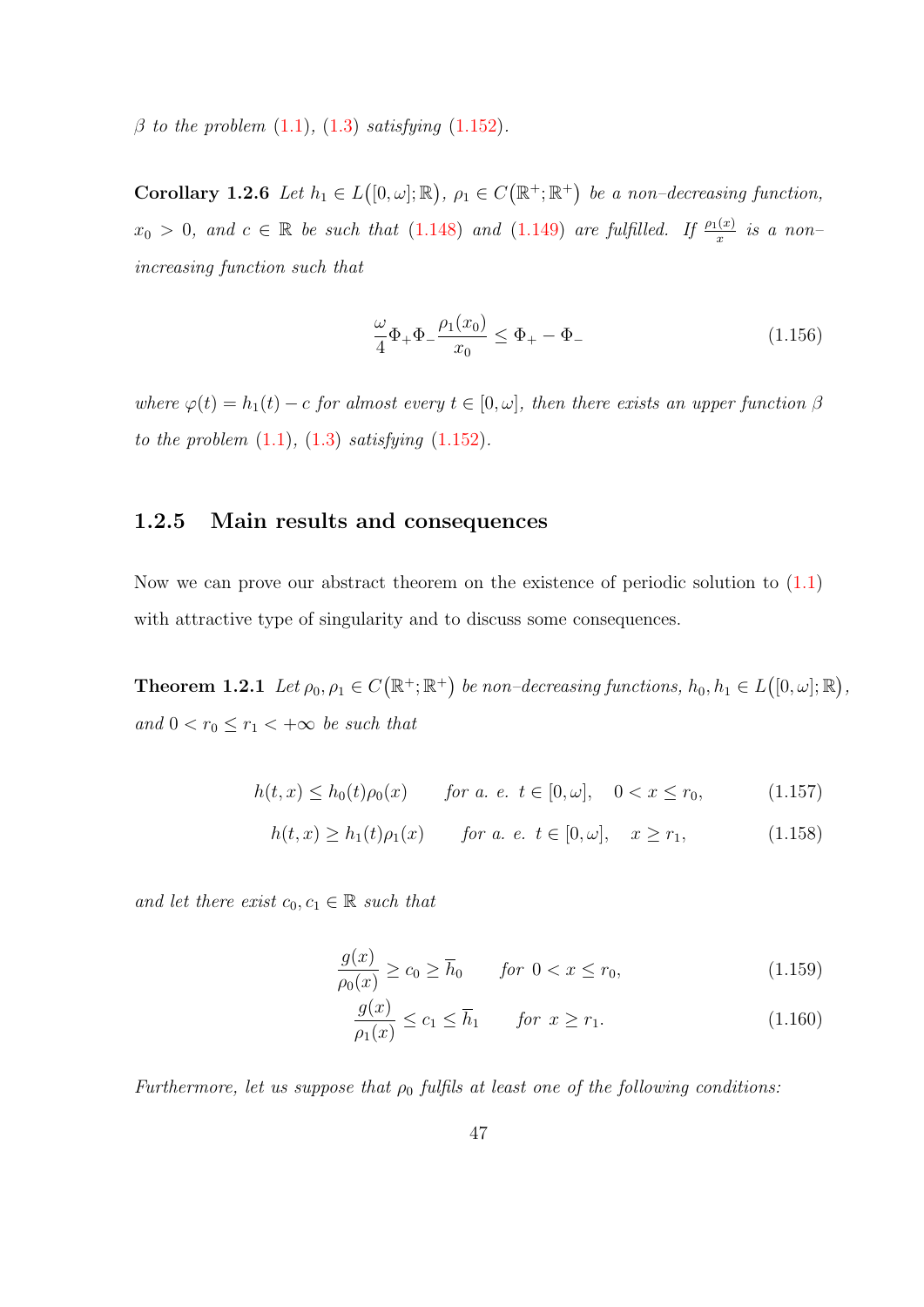*$\beta$ to the problem (1.1), (1.3) satisfying (1.152).*

**Corollary 1.2.6** *Let $h_1 \in L\big([0,\omega];\mathbb{R}\big)$, $\rho_1 \in C\big(\mathbb{R}^+;\mathbb{R}^+\big)$ be a non–decreasing function, $x_0 > 0$, and $c \in \mathbb{R}$ be such that (1.148) and (1.149) are fulfilled. If $\frac{\rho_1(x)}{x}$ is a non–increasing function such that*

$$\frac{\omega}{4}\Phi_+\Phi_-\frac{\rho_1(x_0)}{x_0} \leq \Phi_+ - \Phi_- \tag{1.156}$$

*where $\varphi(t) = h_1(t) - c$ for almost every $t \in [0,\omega]$, then there exists an upper function $\beta$ to the problem (1.1), (1.3) satisfying (1.152).*

### 1.2.5 Main results and consequences

Now we can prove our abstract theorem on the existence of periodic solution to (1.1) with attractive type of singularity and to discuss some consequences.

**Theorem 1.2.1** *Let $\rho_0, \rho_1 \in C\big(\mathbb{R}^+;\mathbb{R}^+\big)$ be non–decreasing functions, $h_0, h_1 \in L\big([0,\omega];\mathbb{R}\big)$, and $0 < r_0 \leq r_1 < +\infty$ be such that*

$$h(t,x) \leq h_0(t)\rho_0(x) \qquad \text{for a. e. } t \in [0,\omega], \quad 0 < x \leq r_0, \tag{1.157}$$

$$h(t,x) \geq h_1(t)\rho_1(x) \qquad \text{for a. e. } t \in [0,\omega], \quad x \geq r_1, \tag{1.158}$$

*and let there exist $c_0, c_1 \in \mathbb{R}$ such that*

$$\frac{g(x)}{\rho_0(x)} \geq c_0 \geq \overline{h}_0 \qquad \text{for } 0 < x \leq r_0, \tag{1.159}$$

$$\frac{g(x)}{\rho_1(x)} \leq c_1 \leq \overline{h}_1 \qquad \text{for } x \geq r_1. \tag{1.160}$$

*Furthermore, let us suppose that $\rho_0$ fulfils at least one of the following conditions:*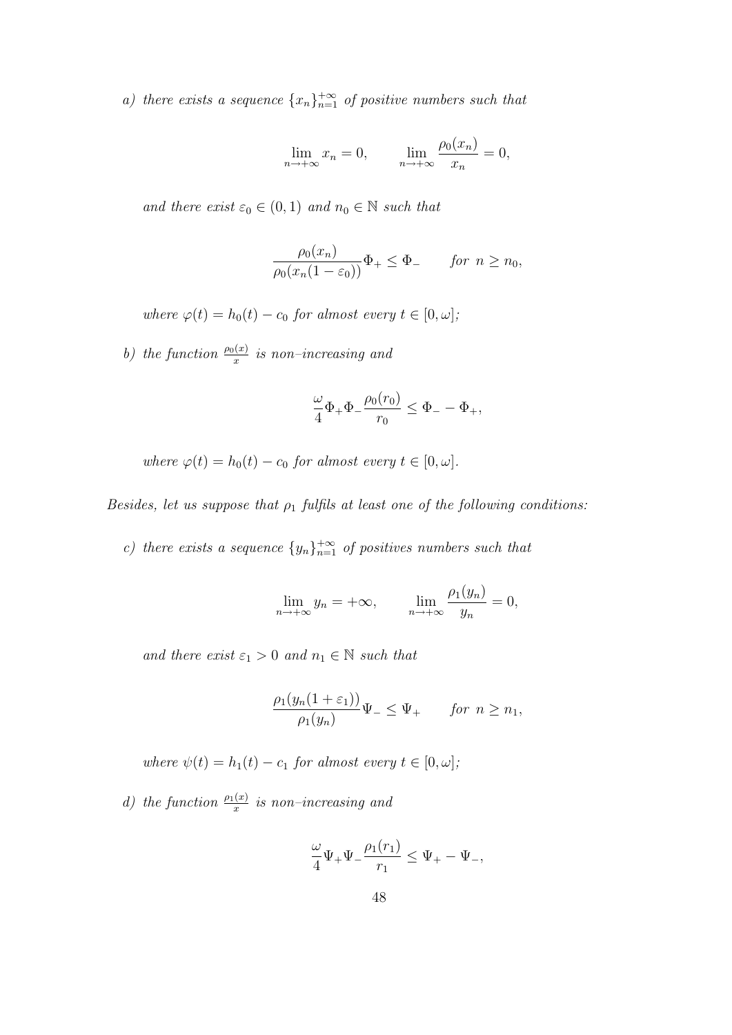*a) there exists a sequence $\{x_n\}_{n=1}^{+\infty}$ of positive numbers such that*

$$\lim_{n\to+\infty} x_n = 0, \qquad \lim_{n\to+\infty} \frac{\rho_0(x_n)}{x_n} = 0,$$

*and there exist $\varepsilon_0 \in (0,1)$ and $n_0 \in \mathbb{N}$ such that*

$$\frac{\rho_0(x_n)}{\rho_0(x_n(1-\varepsilon_0))}\Phi_+ \le \Phi_- \qquad \text{for } n \ge n_0,$$

*where $\varphi(t) = h_0(t) - c_0$ for almost every $t \in [0,\omega]$;*

*b) the function $\frac{\rho_0(x)}{x}$ is non–increasing and*

$$\frac{\omega}{4}\Phi_+\Phi_-\frac{\rho_0(r_0)}{r_0} \le \Phi_- - \Phi_+,$$

*where $\varphi(t) = h_0(t) - c_0$ for almost every $t \in [0,\omega]$.*

*Besides, let us suppose that $\rho_1$ fulfils at least one of the following conditions:*

*c) there exists a sequence $\{y_n\}_{n=1}^{+\infty}$ of positives numbers such that*

$$\lim_{n\to+\infty} y_n = +\infty, \qquad \lim_{n\to+\infty} \frac{\rho_1(y_n)}{y_n} = 0,$$

*and there exist $\varepsilon_1 > 0$ and $n_1 \in \mathbb{N}$ such that*

$$\frac{\rho_1(y_n(1+\varepsilon_1))}{\rho_1(y_n)}\Psi_- \le \Psi_+ \qquad \text{for } n \ge n_1,$$

*where $\psi(t) = h_1(t) - c_1$ for almost every $t \in [0,\omega]$;*

*d) the function $\frac{\rho_1(x)}{x}$ is non–increasing and*

$$\frac{\omega}{4}\Psi_+\Psi_-\frac{\rho_1(r_1)}{r_1} \le \Psi_+ - \Psi_-,$$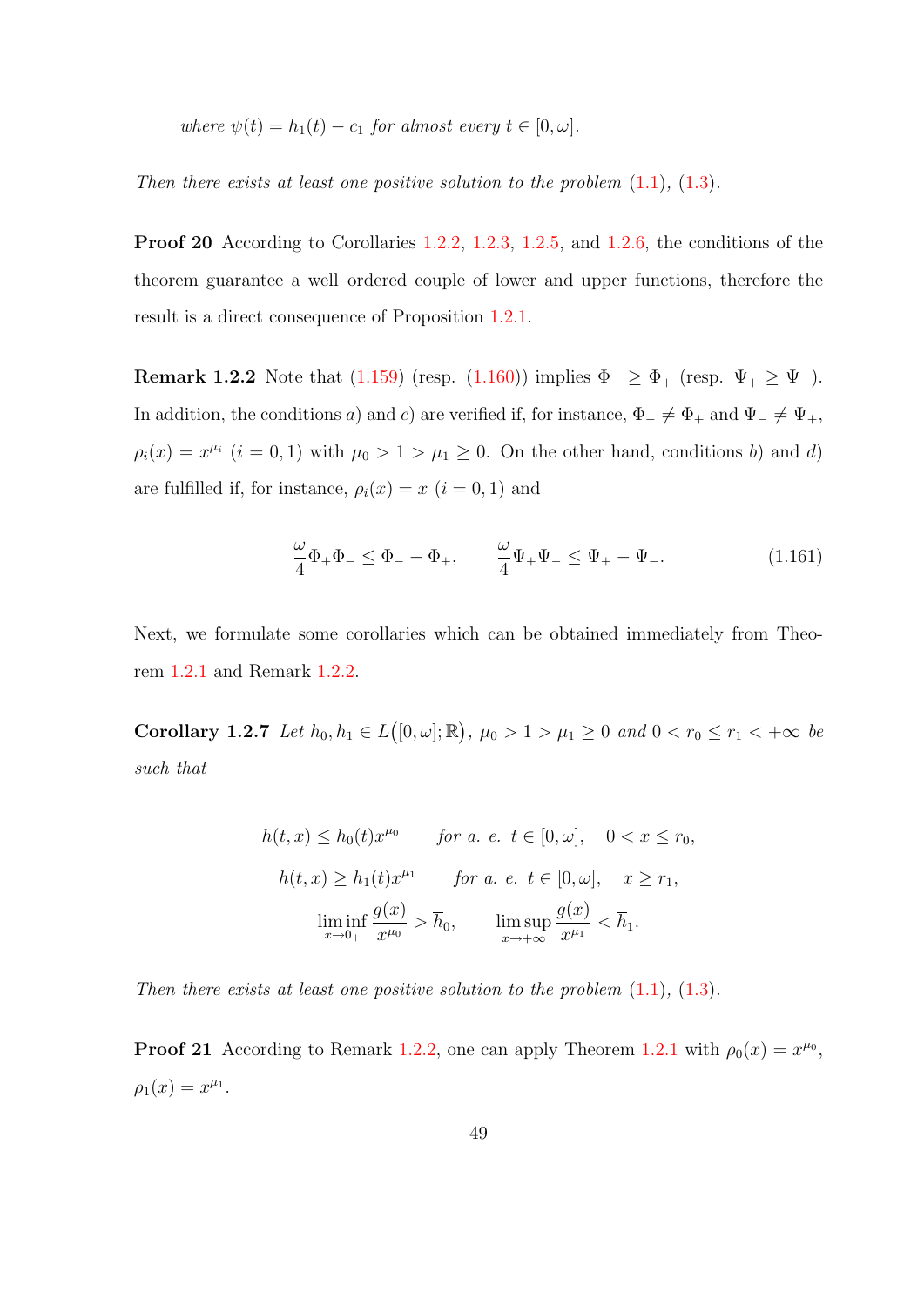*where $\psi(t) = h_1(t) - c_1$ for almost every $t \in [0, \omega]$.*

*Then there exists at least one positive solution to the problem (1.1), (1.3).*

**Proof 20** According to Corollaries 1.2.2, 1.2.3, 1.2.5, and 1.2.6, the conditions of the theorem guarantee a well–ordered couple of lower and upper functions, therefore the result is a direct consequence of Proposition 1.2.1.

**Remark 1.2.2** Note that (1.159) (resp. (1.160)) implies $\Phi_- \geq \Phi_+$ (resp. $\Psi_+ \geq \Psi_-$). In addition, the conditions *a)* and *c)* are verified if, for instance, $\Phi_- \neq \Phi_+$ and $\Psi_- \neq \Psi_+$, $\rho_i(x) = x^{\mu_i}$ $(i = 0, 1)$ with $\mu_0 > 1 > \mu_1 \geq 0$. On the other hand, conditions *b)* and *d)* are fulfilled if, for instance, $\rho_i(x) = x$ $(i = 0, 1)$ and

$$\frac{\omega}{4}\Phi_+\Phi_- \leq \Phi_- - \Phi_+, \qquad \frac{\omega}{4}\Psi_+\Psi_- \leq \Psi_+ - \Psi_-. \tag{1.161}$$

Next, we formulate some corollaries which can be obtained immediately from Theorem 1.2.1 and Remark 1.2.2.

**Corollary 1.2.7** *Let $h_0, h_1 \in L\big([0, \omega]; \mathbb{R}\big)$, $\mu_0 > 1 > \mu_1 \geq 0$ and $0 < r_0 \leq r_1 < +\infty$ be such that*

$$h(t, x) \leq h_0(t)x^{\mu_0} \qquad \text{for a. e. } t \in [0, \omega], \quad 0 < x \leq r_0,$$

$$h(t, x) \geq h_1(t)x^{\mu_1} \qquad \text{for a. e. } t \in [0, \omega], \quad x \geq r_1,$$

$$\liminf_{x \to 0_+} \frac{g(x)}{x^{\mu_0}} > \overline{h}_0, \qquad \limsup_{x \to +\infty} \frac{g(x)}{x^{\mu_1}} < \overline{h}_1.$$

*Then there exists at least one positive solution to the problem (1.1), (1.3).*

**Proof 21** According to Remark 1.2.2, one can apply Theorem 1.2.1 with $\rho_0(x) = x^{\mu_0}$, $\rho_1(x) = x^{\mu_1}$.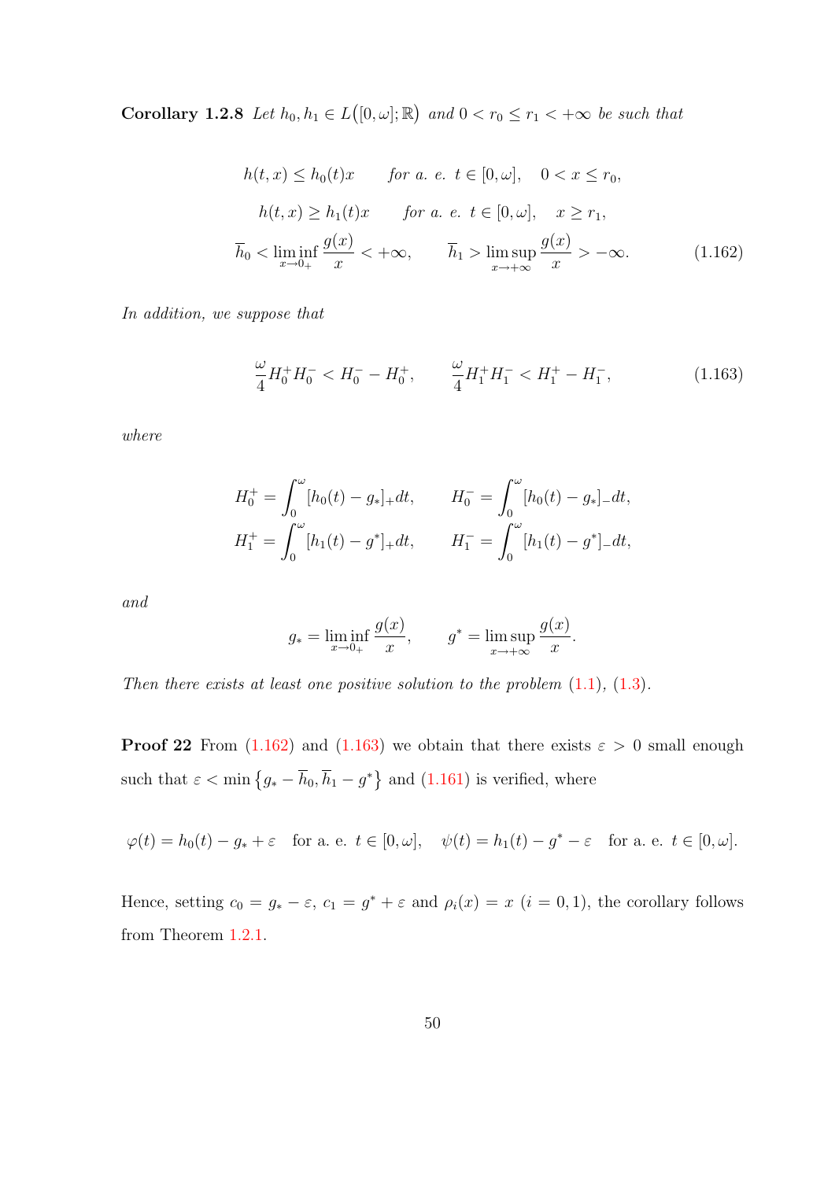**Corollary 1.2.8** *Let $h_0, h_1 \in L\big([0,\omega];\mathbb{R}\big)$ and $0 < r_0 \le r_1 < +\infty$ be such that*

$$
\begin{gathered}
h(t,x) \le h_0(t)x \qquad \text{for a. e. } t \in [0,\omega], \quad 0 < x \le r_0, \\
h(t,x) \ge h_1(t)x \qquad \text{for a. e. } t \in [0,\omega], \quad x \ge r_1, \\
\overline{h}_0 < \liminf_{x \to 0_+} \frac{g(x)}{x} < +\infty, \qquad \overline{h}_1 > \limsup_{x \to +\infty} \frac{g(x)}{x} > -\infty.
\end{gathered}
\tag{1.162}
$$

*In addition, we suppose that*

$$
\frac{\omega}{4} H_0^+ H_0^- < H_0^- - H_0^+, \qquad \frac{\omega}{4} H_1^+ H_1^- < H_1^+ - H_1^-, \tag{1.163}
$$

*where*

$$
\begin{aligned}
H_0^+ &= \int_0^\omega [h_0(t) - g_*]_+ dt, \qquad & H_0^- &= \int_0^\omega [h_0(t) - g_*]_- dt, \\
H_1^+ &= \int_0^\omega [h_1(t) - g^*]_+ dt, \qquad & H_1^- &= \int_0^\omega [h_1(t) - g^*]_- dt,
\end{aligned}
$$

*and*

$$
g_* = \liminf_{x \to 0_+} \frac{g(x)}{x}, \qquad g^* = \limsup_{x \to +\infty} \frac{g(x)}{x}.
$$

*Then there exists at least one positive solution to the problem (1.1), (1.3).*

**Proof 22** From (1.162) and (1.163) we obtain that there exists $\varepsilon > 0$ small enough such that $\varepsilon < \min\{g_* - \overline{h}_0, \overline{h}_1 - g^*\}$ and (1.161) is verified, where

$$
\varphi(t) = h_0(t) - g_* + \varepsilon \quad \text{for a. e. } t \in [0,\omega], \quad \psi(t) = h_1(t) - g^* - \varepsilon \quad \text{for a. e. } t \in [0,\omega].
$$

Hence, setting $c_0 = g_* - \varepsilon$, $c_1 = g^* + \varepsilon$ and $\rho_i(x) = x$ $(i = 0,1)$, the corollary follows from Theorem 1.2.1.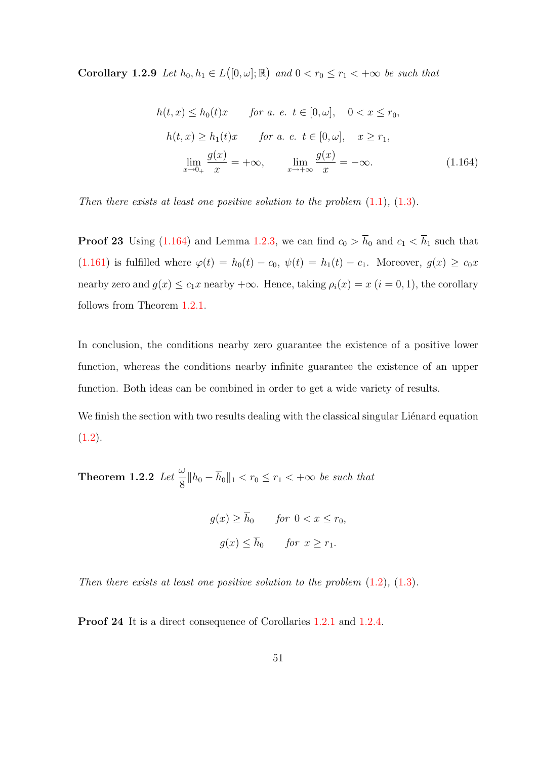**Corollary 1.2.9** *Let $h_0, h_1 \in L\big([0,\omega];\mathbb{R}\big)$ and $0 < r_0 \le r_1 < +\infty$ be such that*

$$
\begin{gathered}
h(t,x) \le h_0(t)x \qquad \text{for a. e. } t \in [0,\omega], \quad 0 < x \le r_0, \\
h(t,x) \ge h_1(t)x \qquad \text{for a. e. } t \in [0,\omega], \quad x \ge r_1, \\
\lim_{x \to 0_+} \frac{g(x)}{x} = +\infty, \qquad \lim_{x \to +\infty} \frac{g(x)}{x} = -\infty.
\end{gathered} \tag{1.164}
$$

*Then there exists at least one positive solution to the problem (1.1), (1.3).*

**Proof 23** Using (1.164) and Lemma 1.2.3, we can find $c_0 > \overline{h}_0$ and $c_1 < \overline{h}_1$ such that (1.161) is fulfilled where $\varphi(t) = h_0(t) - c_0$, $\psi(t) = h_1(t) - c_1$. Moreover, $g(x) \ge c_0 x$ nearby zero and $g(x) \le c_1 x$ nearby $+\infty$. Hence, taking $\rho_i(x) = x$ $(i = 0, 1)$, the corollary follows from Theorem 1.2.1.

In conclusion, the conditions nearby zero guarantee the existence of a positive lower function, whereas the conditions nearby infinite guarantee the existence of an upper function. Both ideas can be combined in order to get a wide variety of results.

We finish the section with two results dealing with the classical singular Liénard equation (1.2).

**Theorem 1.2.2** *Let $\frac{\omega}{8}\|h_0 - \overline{h}_0\|_1 < r_0 \le r_1 < +\infty$ be such that*

$$
\begin{gathered}
g(x) \ge \overline{h}_0 \qquad \text{for } 0 < x \le r_0, \\
g(x) \le \overline{h}_0 \qquad \text{for } x \ge r_1.
\end{gathered}
$$

*Then there exists at least one positive solution to the problem (1.2), (1.3).*

**Proof 24** It is a direct consequence of Corollaries 1.2.1 and 1.2.4.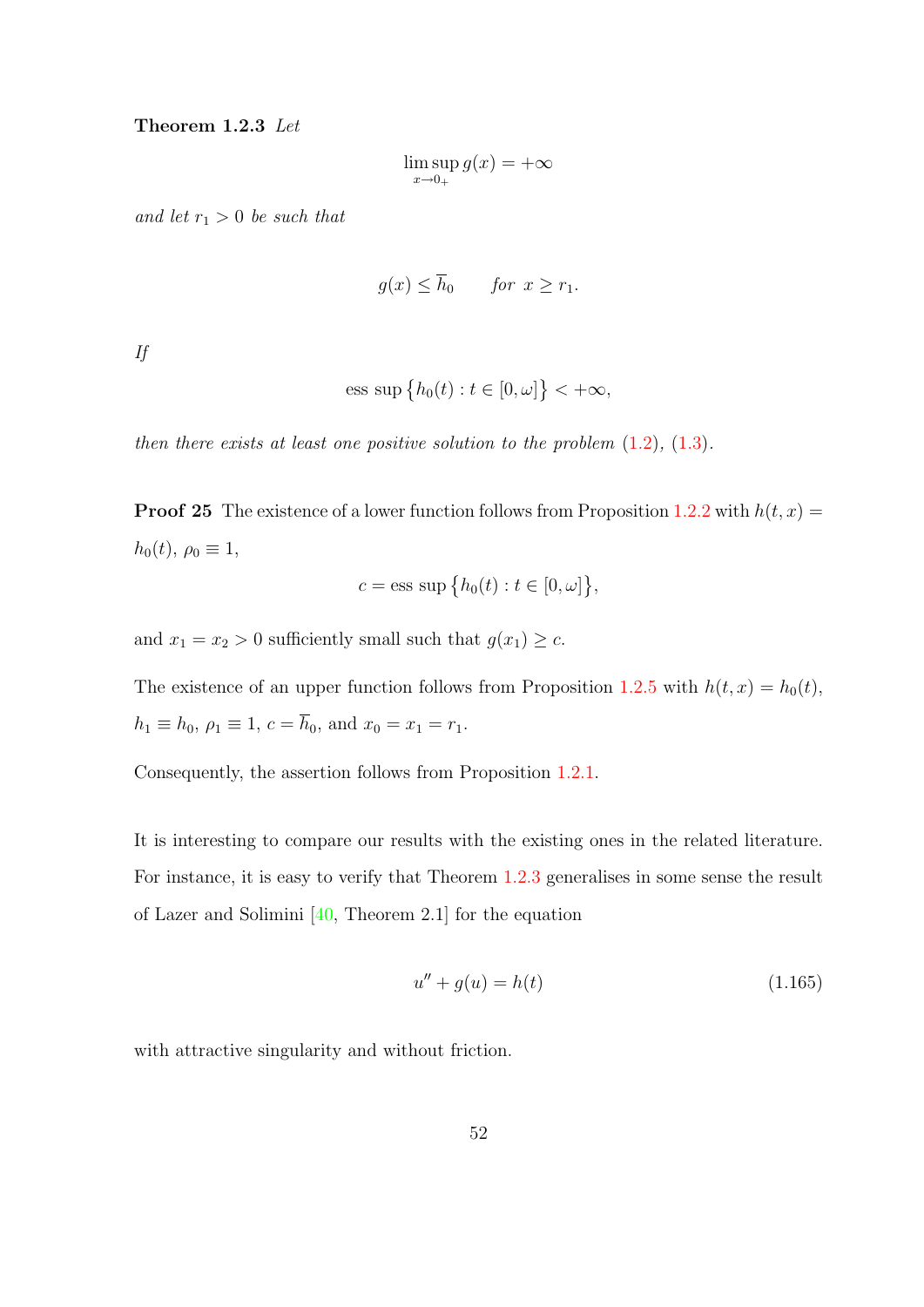**Theorem 1.2.3** *Let*

$$\limsup_{x \to 0_+} g(x) = +\infty$$

*and let $r_1 > 0$ be such that*

$$g(x) \leq \overline{h}_0 \qquad \textit{for } x \geq r_1.$$

*If*

$$\text{ess sup}\,\big\{h_0(t) : t \in [0, \omega]\big\} < +\infty,$$

*then there exists at least one positive solution to the problem (1.2), (1.3).*

**Proof 25** The existence of a lower function follows from Proposition 1.2.2 with $h(t, x) = h_0(t)$, $\rho_0 \equiv 1$,

$$c = \text{ess sup}\,\big\{h_0(t) : t \in [0, \omega]\big\},$$

and $x_1 = x_2 > 0$ sufficiently small such that $g(x_1) \geq c$.

The existence of an upper function follows from Proposition 1.2.5 with $h(t, x) = h_0(t)$, $h_1 \equiv h_0$, $\rho_1 \equiv 1$, $c = \overline{h}_0$, and $x_0 = x_1 = r_1$.

Consequently, the assertion follows from Proposition 1.2.1.

It is interesting to compare our results with the existing ones in the related literature. For instance, it is easy to verify that Theorem 1.2.3 generalises in some sense the result of Lazer and Solimini [40, Theorem 2.1] for the equation

$$u'' + g(u) = h(t) \tag{1.165}$$

with attractive singularity and without friction.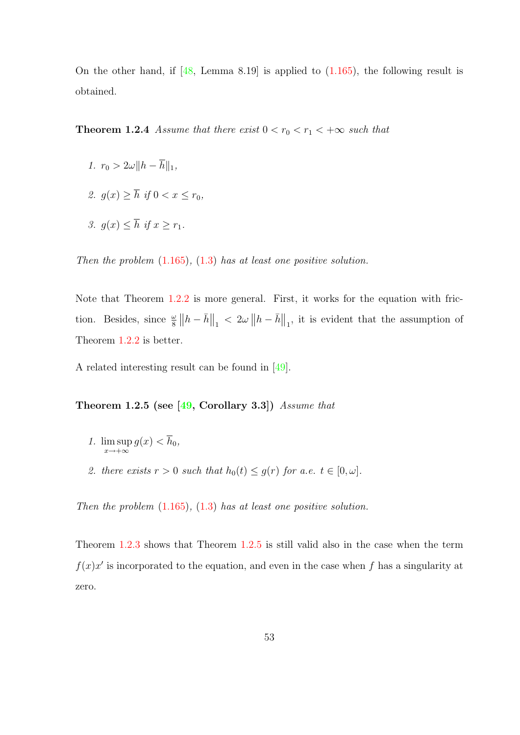On the other hand, if [48, Lemma 8.19] is applied to (1.165), the following result is obtained.

**Theorem 1.2.4** *Assume that there exist $0 < r_0 < r_1 < +\infty$ such that*

1. $r_0 > 2\omega\|h - \overline{h}\|_1$,
2. $g(x) \geq \overline{h}$ *if* $0 < x \leq r_0$,
3. $g(x) \leq \overline{h}$ *if* $x \geq r_1$.

*Then the problem (1.165), (1.3) has at least one positive solution.*

Note that Theorem 1.2.2 is more general. First, it works for the equation with friction. Besides, since $\frac{\omega}{8}\left\|h - \bar{h}\right\|_1 < 2\omega\left\|h - \bar{h}\right\|_1$, it is evident that the assumption of Theorem 1.2.2 is better.

A related interesting result can be found in [49].

**Theorem 1.2.5 (see [49, Corollary 3.3])** *Assume that*

1. $\limsup\limits_{x\to+\infty} g(x) < \overline{h}_0$,
2. *there exists* $r > 0$ *such that* $h_0(t) \leq g(r)$ *for a.e.* $t \in [0, \omega]$.

*Then the problem (1.165), (1.3) has at least one positive solution.*

Theorem 1.2.3 shows that Theorem 1.2.5 is still valid also in the case when the term $f(x)x'$ is incorporated to the equation, and even in the case when $f$ has a singularity at zero.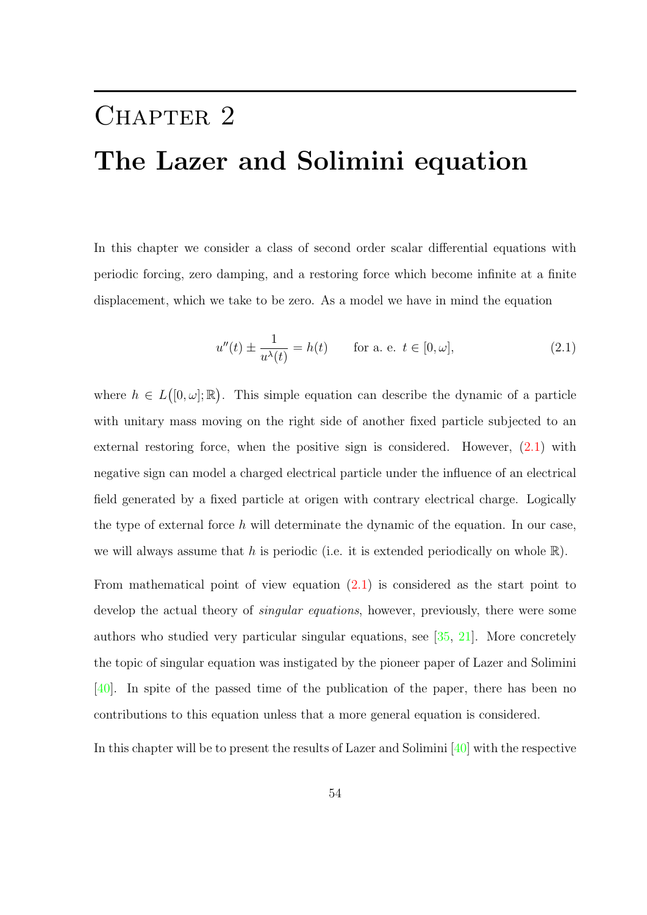# Chapter 2

# The Lazer and Solimini equation

In this chapter we consider a class of second order scalar differential equations with periodic forcing, zero damping, and a restoring force which become infinite at a finite displacement, which we take to be zero. As a model we have in mind the equation

$$u''(t) \pm \frac{1}{u^{\lambda}(t)} = h(t) \qquad \text{for a. e. } t \in [0, \omega], \tag{2.1}$$

where $h \in L\big([0, \omega]; \mathbb{R}\big)$. This simple equation can describe the dynamic of a particle with unitary mass moving on the right side of another fixed particle subjected to an external restoring force, when the positive sign is considered. However, (2.1) with negative sign can model a charged electrical particle under the influence of an electrical field generated by a fixed particle at origen with contrary electrical charge. Logically the type of external force $h$ will determinate the dynamic of the equation. In our case, we will always assume that $h$ is periodic (i.e. it is extended periodically on whole $\mathbb{R}$).

From mathematical point of view equation (2.1) is considered as the start point to develop the actual theory of *singular equations*, however, previously, there were some authors who studied very particular singular equations, see [35, 21]. More concretely the topic of singular equation was instigated by the pioneer paper of Lazer and Solimini [40]. In spite of the passed time of the publication of the paper, there has been no contributions to this equation unless that a more general equation is considered.

In this chapter will be to present the results of Lazer and Solimini [40] with the respective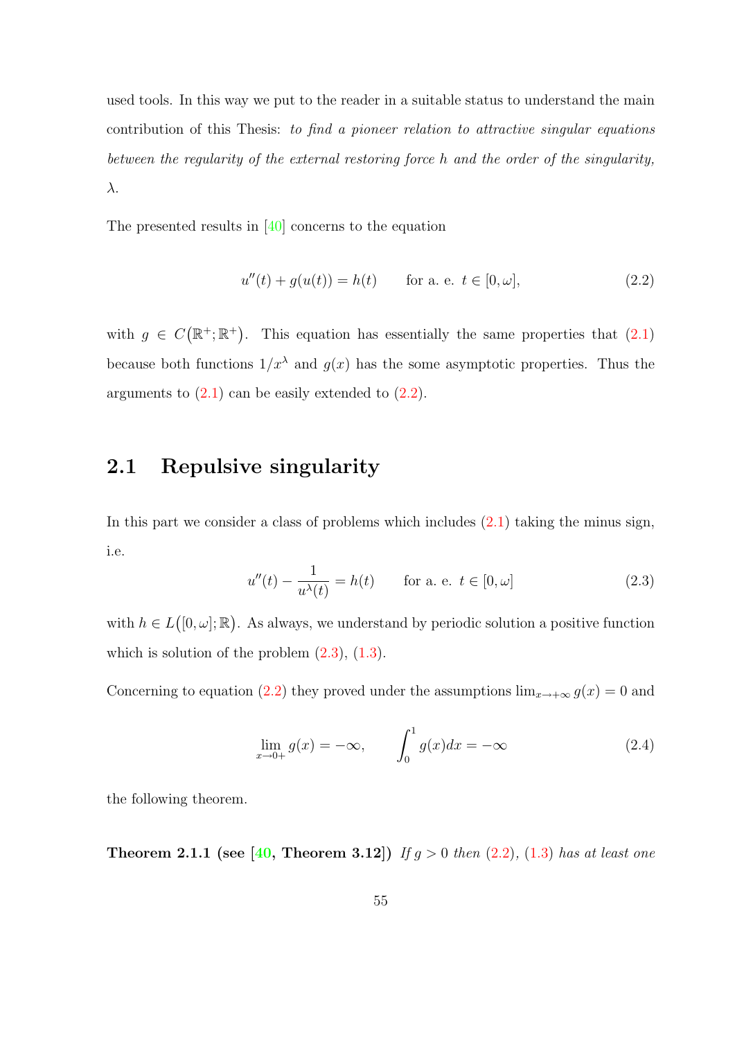used tools. In this way we put to the reader in a suitable status to understand the main contribution of this Thesis: *to find a pioneer relation to attractive singular equations between the regularity of the external restoring force $h$ and the order of the singularity, $\lambda$.*

The presented results in [40] concerns to the equation

$$u''(t) + g(u(t)) = h(t) \qquad \text{for a. e. } t \in [0, \omega], \tag{2.2}$$

with $g \in C(\mathbb{R}^+; \mathbb{R}^+)$. This equation has essentially the same properties that (2.1) because both functions $1/x^\lambda$ and $g(x)$ has the some asymptotic properties. Thus the arguments to (2.1) can be easily extended to (2.2).

## 2.1 Repulsive singularity

In this part we consider a class of problems which includes (2.1) taking the minus sign, i.e.

$$u''(t) - \frac{1}{u^\lambda(t)} = h(t) \qquad \text{for a. e. } t \in [0, \omega] \tag{2.3}$$

with $h \in L([0, \omega]; \mathbb{R})$. As always, we understand by periodic solution a positive function which is solution of the problem (2.3), (1.3).

Concerning to equation (2.2) they proved under the assumptions $\lim_{x \to +\infty} g(x) = 0$ and

$$\lim_{x \to 0+} g(x) = -\infty, \qquad \int_0^1 g(x)dx = -\infty \tag{2.4}$$

the following theorem.

**Theorem 2.1.1 (see [40, Theorem 3.12])** *If $g > 0$ then (2.2), (1.3) has at least one*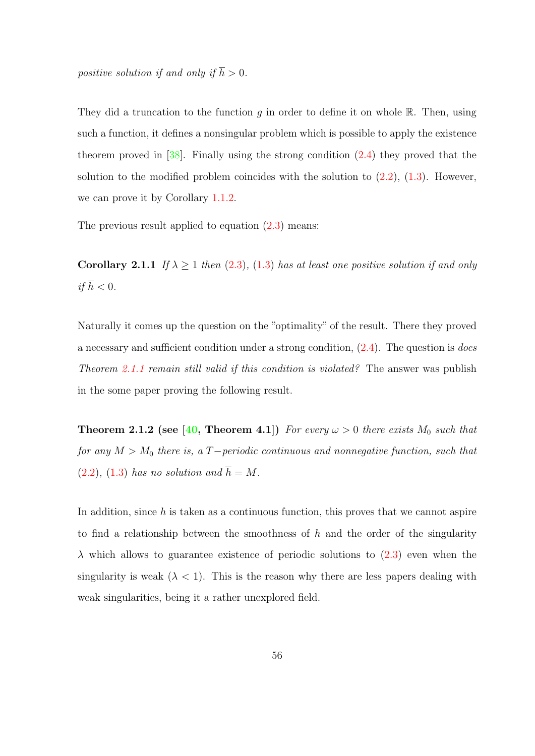*positive solution if and only if $\overline{h} > 0$.*

They did a truncation to the function $g$ in order to define it on whole $\mathbb{R}$. Then, using such a function, it defines a nonsingular problem which is possible to apply the existence theorem proved in [38]. Finally using the strong condition (2.4) they proved that the solution to the modified problem coincides with the solution to (2.2), (1.3). However, we can prove it by Corollary 1.1.2.

The previous result applied to equation (2.3) means:

**Corollary 2.1.1** *If $\lambda \geq 1$ then (2.3), (1.3) has at least one positive solution if and only if $\overline{h} < 0$.*

Naturally it comes up the question on the "optimality" of the result. There they proved a necessary and sufficient condition under a strong condition, (2.4). The question is *does Theorem 2.1.1 remain still valid if this condition is violated?* The answer was publish in the some paper proving the following result.

**Theorem 2.1.2 (see [40, Theorem 4.1])** *For every $\omega > 0$ there exists $M_0$ such that for any $M > M_0$ there is, a $T-$periodic continuous and nonnegative function, such that (2.2), (1.3) has no solution and $\overline{h} = M$.*

In addition, since $h$ is taken as a continuous function, this proves that we cannot aspire to find a relationship between the smoothness of $h$ and the order of the singularity $\lambda$ which allows to guarantee existence of periodic solutions to (2.3) even when the singularity is weak ($\lambda < 1$). This is the reason why there are less papers dealing with weak singularities, being it a rather unexplored field.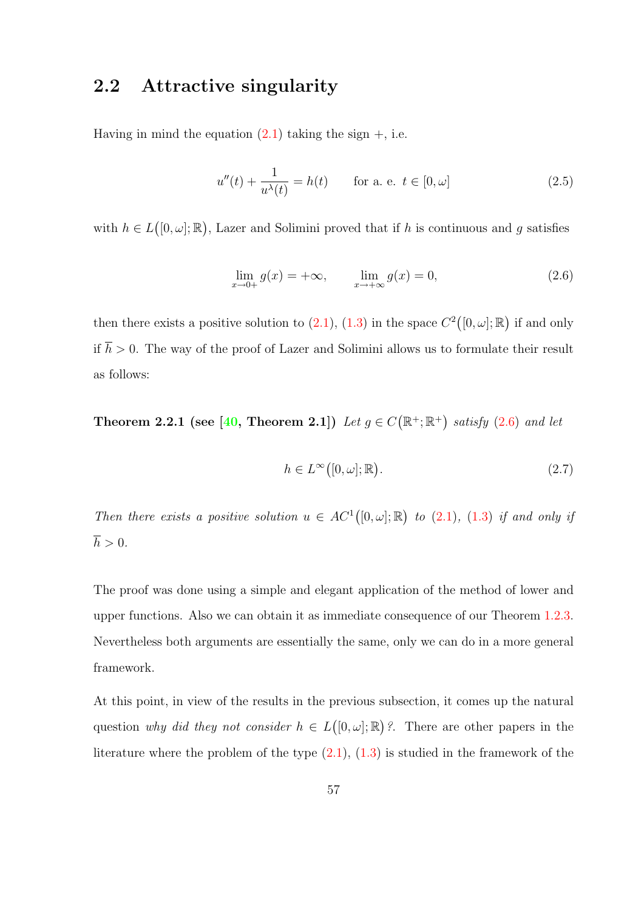## 2.2 Attractive singularity

Having in mind the equation (2.1) taking the sign +, i.e.

$$u''(t) + \frac{1}{u^{\lambda}(t)} = h(t) \qquad \text{for a. e. } t \in [0, \omega] \tag{2.5}$$

with $h \in L\big([0, \omega]; \mathbb{R}\big)$, Lazer and Solimini proved that if $h$ is continuous and $g$ satisfies

$$\lim_{x \to 0+} g(x) = +\infty, \qquad \lim_{x \to +\infty} g(x) = 0, \tag{2.6}$$

then there exists a positive solution to (2.1), (1.3) in the space $C^2\big([0, \omega]; \mathbb{R}\big)$ if and only if $\overline{h} > 0$. The way of the proof of Lazer and Solimini allows us to formulate their result as follows:

**Theorem 2.2.1 (see [40, Theorem 2.1])** *Let $g \in C\big(\mathbb{R}^+; \mathbb{R}^+\big)$ satisfy (2.6) and let*

$$h \in L^{\infty}\big([0, \omega]; \mathbb{R}\big). \tag{2.7}$$

*Then there exists a positive solution $u \in AC^1\big([0, \omega]; \mathbb{R}\big)$ to (2.1), (1.3) if and only if $\overline{h} > 0$.*

The proof was done using a simple and elegant application of the method of lower and upper functions. Also we can obtain it as immediate consequence of our Theorem 1.2.3. Nevertheless both arguments are essentially the same, only we can do in a more general framework.

At this point, in view of the results in the previous subsection, it comes up the natural question *why did they not consider $h \in L\big([0, \omega]; \mathbb{R}\big)$?*. There are other papers in the literature where the problem of the type (2.1), (1.3) is studied in the framework of the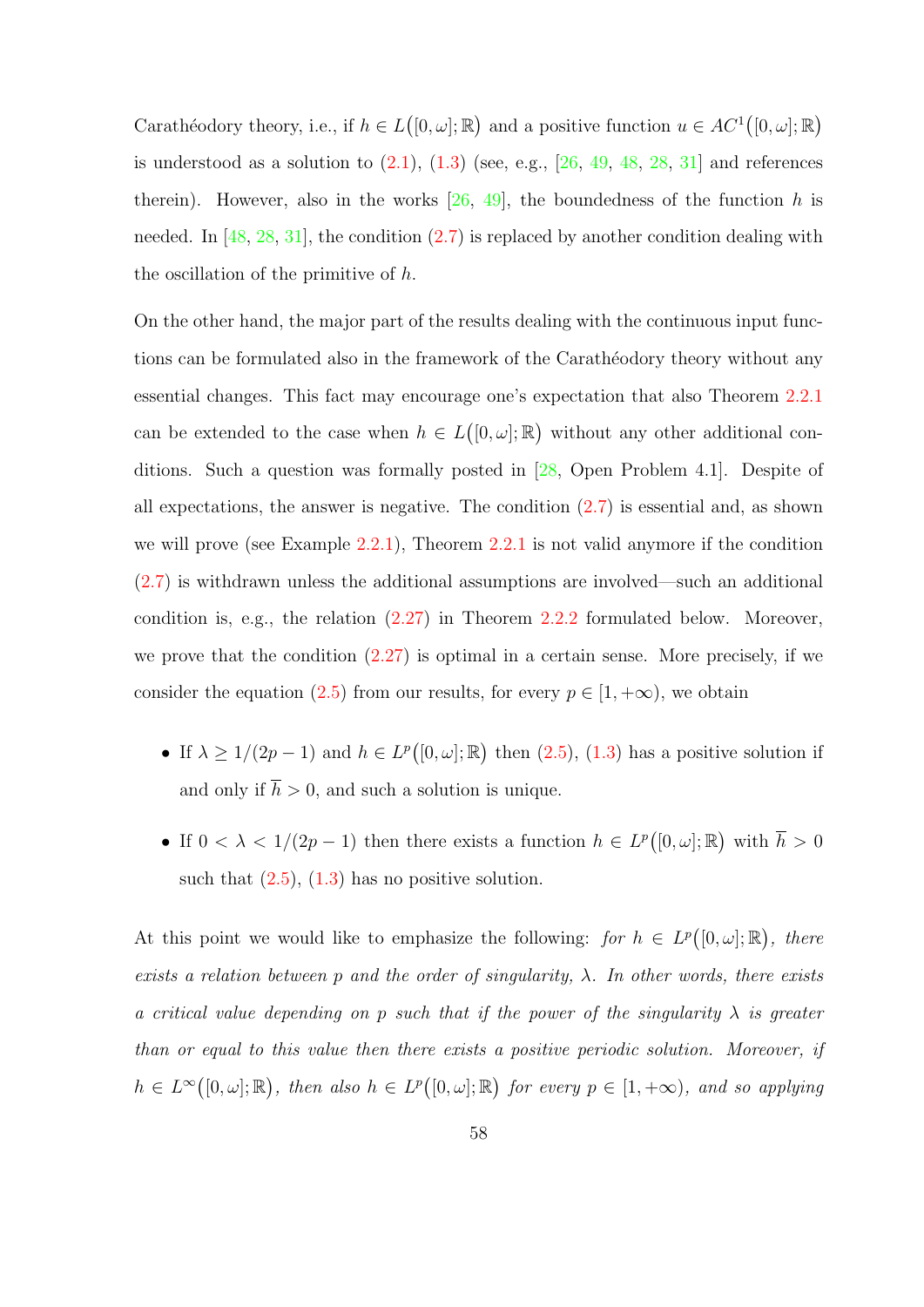Carathéodory theory, i.e., if $h \in L([0,\omega];\mathbb{R})$ and a positive function $u \in AC^1([0,\omega];\mathbb{R})$ is understood as a solution to (2.1), (1.3) (see, e.g., [26, 49, 48, 28, 31] and references therein). However, also in the works [26, 49], the boundedness of the function $h$ is needed. In [48, 28, 31], the condition (2.7) is replaced by another condition dealing with the oscillation of the primitive of $h$.

On the other hand, the major part of the results dealing with the continuous input functions can be formulated also in the framework of the Carathéodory theory without any essential changes. This fact may encourage one's expectation that also Theorem 2.2.1 can be extended to the case when $h \in L([0,\omega];\mathbb{R})$ without any other additional conditions. Such a question was formally posted in [28, Open Problem 4.1]. Despite of all expectations, the answer is negative. The condition (2.7) is essential and, as shown we will prove (see Example 2.2.1), Theorem 2.2.1 is not valid anymore if the condition (2.7) is withdrawn unless the additional assumptions are involved—such an additional condition is, e.g., the relation (2.27) in Theorem 2.2.2 formulated below. Moreover, we prove that the condition (2.27) is optimal in a certain sense. More precisely, if we consider the equation (2.5) from our results, for every $p \in [1,+\infty)$, we obtain

- If $\lambda \geq 1/(2p-1)$ and $h \in L^p([0,\omega];\mathbb{R})$ then (2.5), (1.3) has a positive solution if and only if $\overline{h} > 0$, and such a solution is unique.
- If $0 < \lambda < 1/(2p-1)$ then there exists a function $h \in L^p([0,\omega];\mathbb{R})$ with $\overline{h} > 0$ such that (2.5), (1.3) has no positive solution.

At this point we would like to emphasize the following: *for $h \in L^p([0,\omega];\mathbb{R})$, there exists a relation between $p$ and the order of singularity, $\lambda$. In other words, there exists a critical value depending on $p$ such that if the power of the singularity $\lambda$ is greater than or equal to this value then there exists a positive periodic solution. Moreover, if $h \in L^\infty([0,\omega];\mathbb{R})$, then also $h \in L^p([0,\omega];\mathbb{R})$ for every $p \in [1,+\infty)$, and so applying*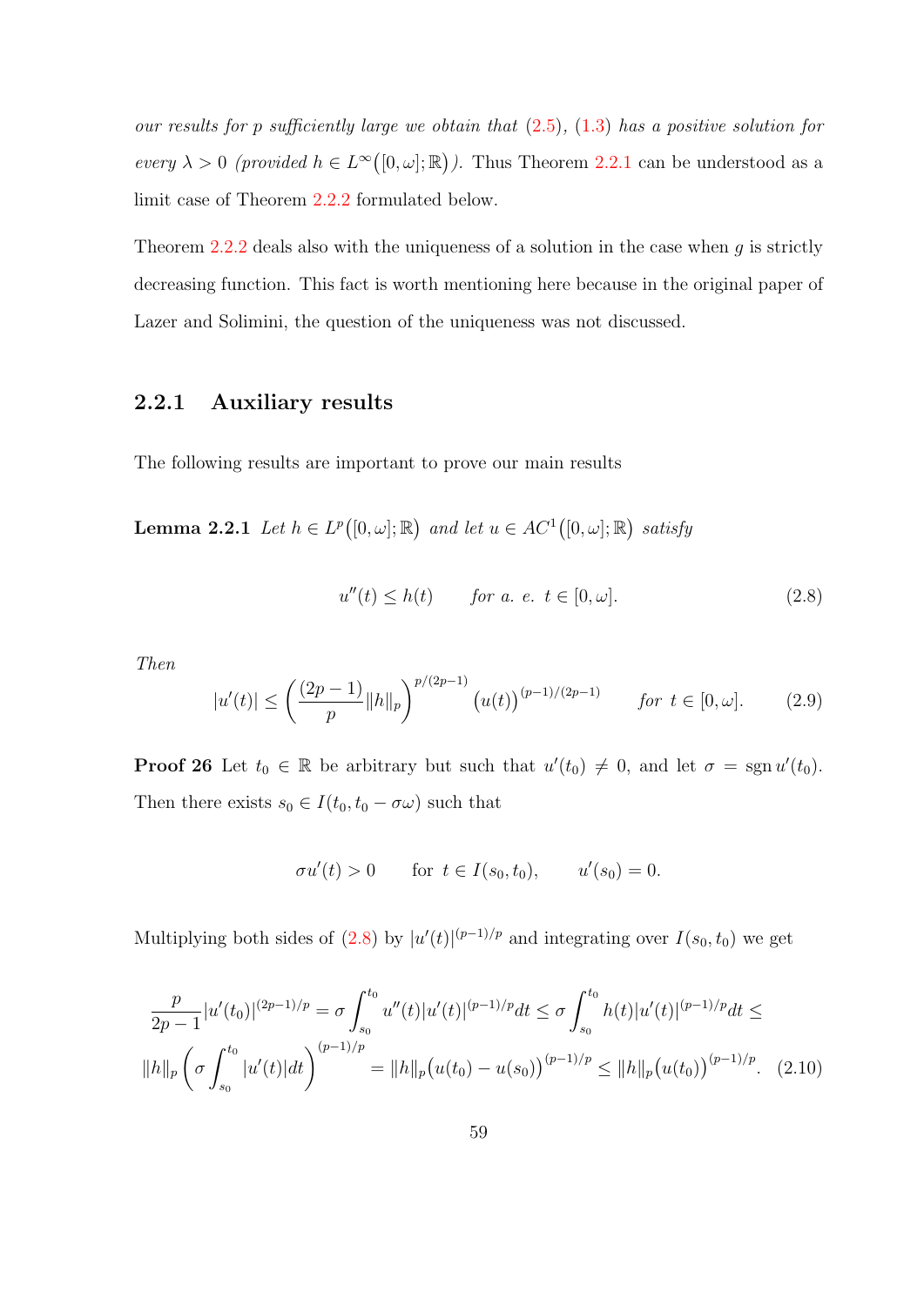*our results for p sufficiently large we obtain that (2.5), (1.3) has a positive solution for every $\lambda > 0$ (provided $h \in L^\infty([0,\omega];\mathbb{R})$).* Thus Theorem 2.2.1 can be understood as a limit case of Theorem 2.2.2 formulated below.

Theorem 2.2.2 deals also with the uniqueness of a solution in the case when $g$ is strictly decreasing function. This fact is worth mentioning here because in the original paper of Lazer and Solimini, the question of the uniqueness was not discussed.

### 2.2.1 Auxiliary results

The following results are important to prove our main results

**Lemma 2.2.1** *Let $h \in L^p([0,\omega];\mathbb{R})$ and let $u \in AC^1([0,\omega];\mathbb{R})$ satisfy*

$$u''(t) \le h(t) \qquad \text{for a. e. } t \in [0,\omega]. \tag{2.8}$$

*Then*

$$|u'(t)| \le \left(\frac{(2p-1)}{p}\|h\|_p\right)^{p/(2p-1)} \big(u(t)\big)^{(p-1)/(2p-1)} \qquad \text{for } t \in [0,\omega]. \tag{2.9}$$

**Proof 26** Let $t_0 \in \mathbb{R}$ be arbitrary but such that $u'(t_0) \neq 0$, and let $\sigma = \operatorname{sgn} u'(t_0)$. Then there exists $s_0 \in I(t_0, t_0 - \sigma\omega)$ such that

$$\sigma u'(t) > 0 \qquad \text{for } t \in I(s_0,t_0), \qquad u'(s_0) = 0.$$

Multiplying both sides of (2.8) by $|u'(t)|^{(p-1)/p}$ and integrating over $I(s_0,t_0)$ we get

$$\begin{gathered}\frac{p}{2p-1}|u'(t_0)|^{(2p-1)/p} = \sigma \int_{s_0}^{t_0} u''(t)|u'(t)|^{(p-1)/p}dt \le \sigma \int_{s_0}^{t_0} h(t)|u'(t)|^{(p-1)/p}dt \le \\ \|h\|_p \left(\sigma \int_{s_0}^{t_0} |u'(t)|dt\right)^{(p-1)/p} = \|h\|_p \big(u(t_0) - u(s_0)\big)^{(p-1)/p} \le \|h\|_p \big(u(t_0)\big)^{(p-1)/p}.\end{gathered} \tag{2.10}$$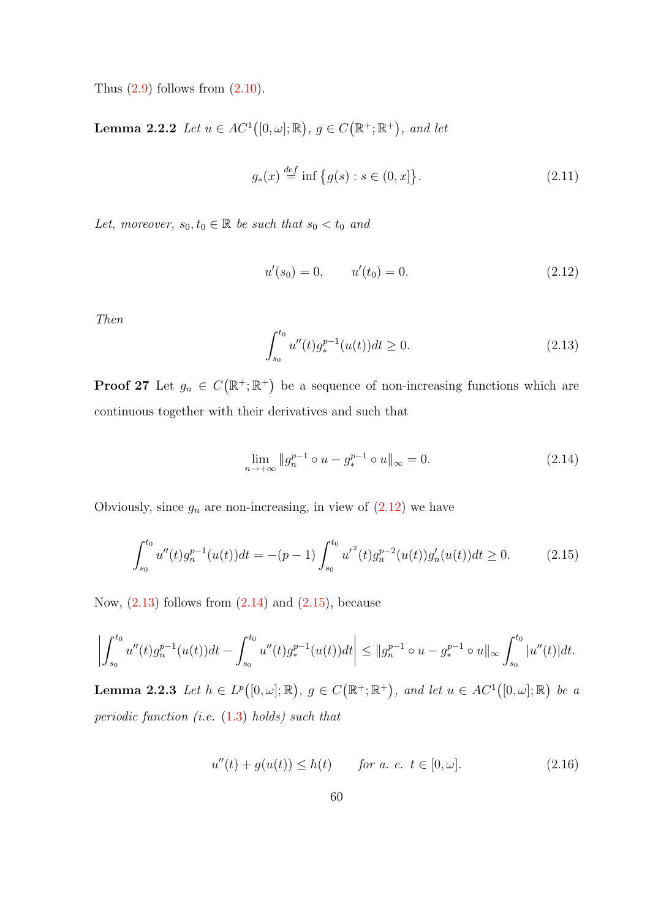Thus (2.9) follows from (2.10).

**Lemma 2.2.2** *Let $u \in AC^1([0,\omega];\mathbb{R})$, $g \in C(\mathbb{R}^+;\mathbb{R}^+)$, and let*

$$g_*(x) \stackrel{def}{=} \inf\{g(s) : s \in (0,x]\}. \tag{2.11}$$

*Let, moreover, $s_0, t_0 \in \mathbb{R}$ be such that $s_0 < t_0$ and*

$$u'(s_0) = 0, \qquad u'(t_0) = 0. \tag{2.12}$$

*Then*

$$\int_{s_0}^{t_0} u''(t) g_*^{p-1}(u(t))dt \geq 0. \tag{2.13}$$

**Proof 27** Let $g_n \in C(\mathbb{R}^+;\mathbb{R}^+)$ be a sequence of non-increasing functions which are continuous together with their derivatives and such that

$$\lim_{n\to+\infty} \|g_n^{p-1} \circ u - g_*^{p-1} \circ u\|_\infty = 0. \tag{2.14}$$

Obviously, since $g_n$ are non-increasing, in view of (2.12) we have

$$\int_{s_0}^{t_0} u''(t) g_n^{p-1}(u(t))dt = -(p-1)\int_{s_0}^{t_0} {u'}^2(t) g_n^{p-2}(u(t)) g_n'(u(t))dt \geq 0. \tag{2.15}$$

Now, (2.13) follows from (2.14) and (2.15), because

$$\left|\int_{s_0}^{t_0} u''(t) g_n^{p-1}(u(t))dt - \int_{s_0}^{t_0} u''(t) g_*^{p-1}(u(t))dt\right| \leq \|g_n^{p-1} \circ u - g_*^{p-1} \circ u\|_\infty \int_{s_0}^{t_0} |u''(t)|dt.$$

**Lemma 2.2.3** *Let $h \in L^p([0,\omega];\mathbb{R})$, $g \in C(\mathbb{R}^+;\mathbb{R}^+)$, and let $u \in AC^1([0,\omega];\mathbb{R})$ be a periodic function (i.e. (1.3) holds) such that*

$$u''(t) + g(u(t)) \leq h(t) \qquad \text{for a. e. } t \in [0,\omega]. \tag{2.16}$$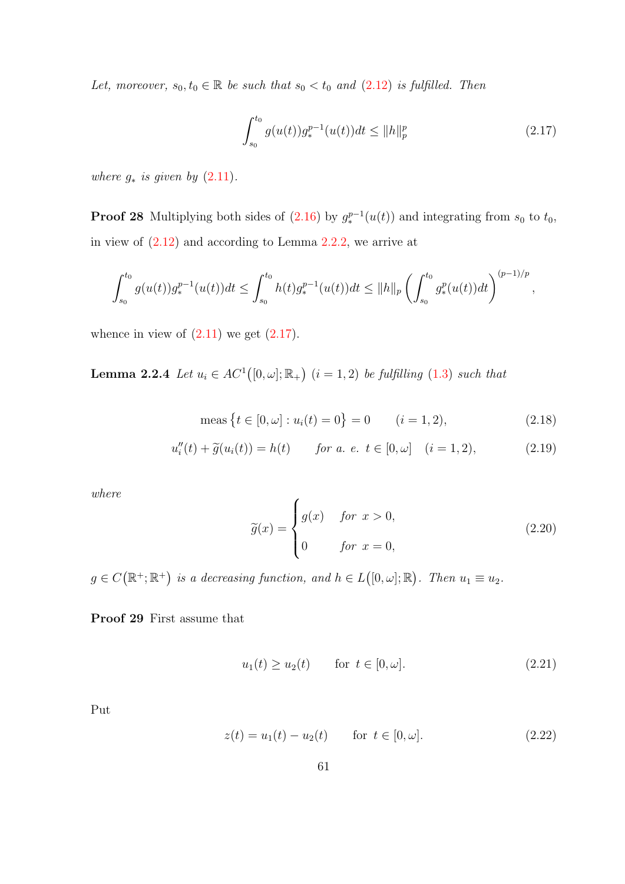*Let, moreover, $s_0, t_0 \in \mathbb{R}$ be such that $s_0 < t_0$ and (2.12) is fulfilled. Then*

$$\int_{s_0}^{t_0} g(u(t)) g_*^{p-1}(u(t)) dt \leq \|h\|_p^p \tag{2.17}$$

*where $g_*$ is given by (2.11).*

**Proof 28** Multiplying both sides of (2.16) by $g_*^{p-1}(u(t))$ and integrating from $s_0$ to $t_0$, in view of (2.12) and according to Lemma 2.2.2, we arrive at

$$\int_{s_0}^{t_0} g(u(t)) g_*^{p-1}(u(t)) dt \leq \int_{s_0}^{t_0} h(t) g_*^{p-1}(u(t)) dt \leq \|h\|_p \left( \int_{s_0}^{t_0} g_*^{p}(u(t)) dt \right)^{(p-1)/p},$$

whence in view of (2.11) we get (2.17).

**Lemma 2.2.4** *Let $u_i \in AC^1\big([0,\omega];\mathbb{R}_+\big)$ $(i = 1,2)$ be fulfilling (1.3) such that*

$$\text{meas}\big\{t \in [0,\omega] : u_i(t) = 0\big\} = 0 \qquad (i = 1,2), \tag{2.18}$$

$$u_i''(t) + \widetilde{g}(u_i(t)) = h(t) \qquad \text{for a. e. } t \in [0,\omega] \quad (i = 1,2), \tag{2.19}$$

*where*

$$\widetilde{g}(x) = \begin{cases} g(x) & \text{for } x > 0, \\ 0 & \text{for } x = 0, \end{cases} \tag{2.20}$$

*$g \in C\big(\mathbb{R}^+;\mathbb{R}^+\big)$ is a decreasing function, and $h \in L\big([0,\omega];\mathbb{R}\big)$. Then $u_1 \equiv u_2$.*

**Proof 29** First assume that

$$u_1(t) \geq u_2(t) \qquad \text{for } t \in [0,\omega]. \tag{2.21}$$

Put

$$z(t) = u_1(t) - u_2(t) \qquad \text{for } t \in [0,\omega]. \tag{2.22}$$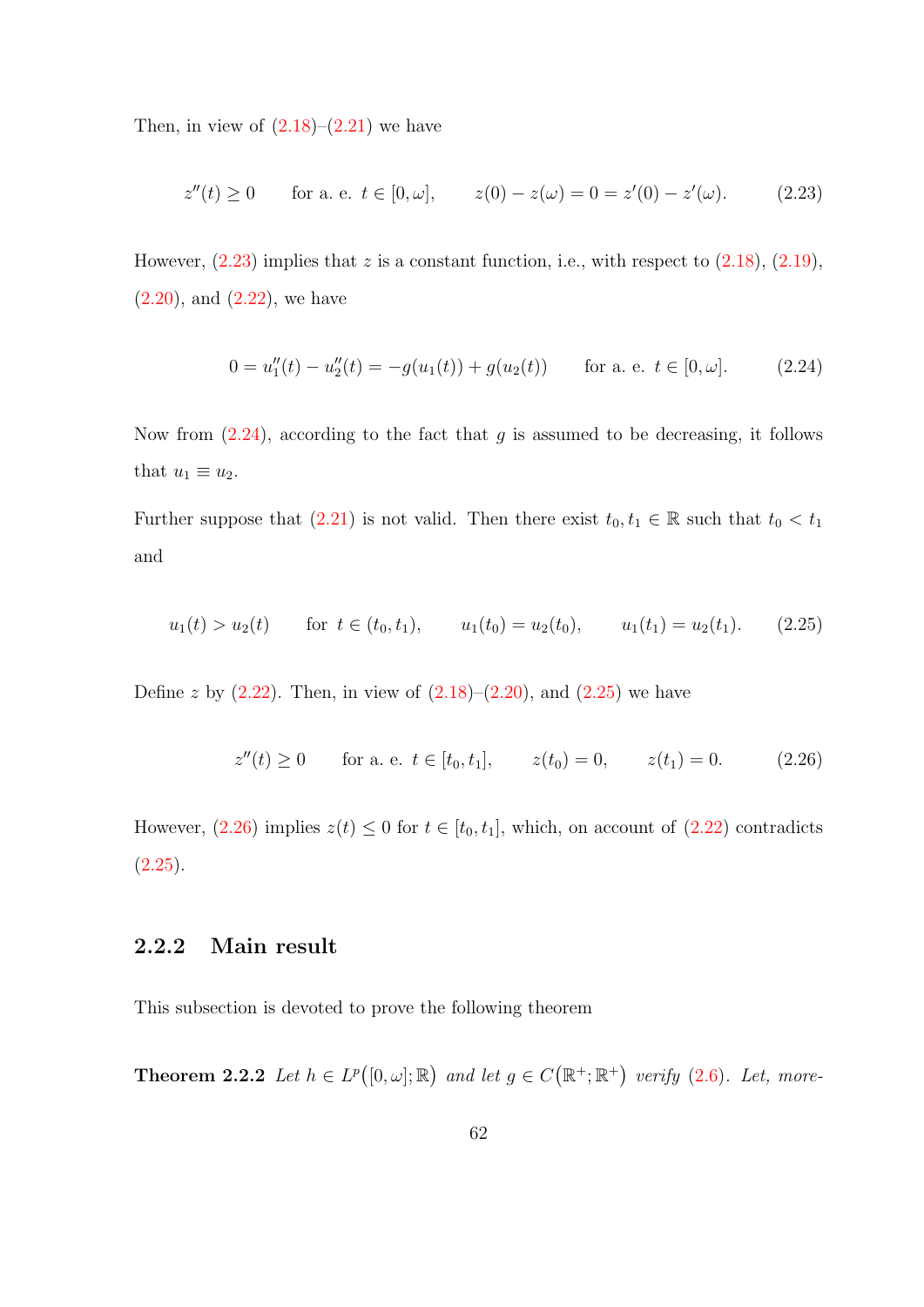Then, in view of (2.18)–(2.21) we have

$$z''(t) \geq 0 \qquad \text{for a. e. } t \in [0, \omega], \qquad z(0) - z(\omega) = 0 = z'(0) - z'(\omega). \tag{2.23}$$

However, (2.23) implies that $z$ is a constant function, i.e., with respect to (2.18), (2.19), (2.20), and (2.22), we have

$$0 = u_1''(t) - u_2''(t) = -g(u_1(t)) + g(u_2(t)) \qquad \text{for a. e. } t \in [0, \omega]. \tag{2.24}$$

Now from (2.24), according to the fact that $g$ is assumed to be decreasing, it follows that $u_1 \equiv u_2$.

Further suppose that (2.21) is not valid. Then there exist $t_0, t_1 \in \mathbb{R}$ such that $t_0 < t_1$ and

$$u_1(t) > u_2(t) \qquad \text{for } t \in (t_0, t_1), \qquad u_1(t_0) = u_2(t_0), \qquad u_1(t_1) = u_2(t_1). \tag{2.25}$$

Define $z$ by (2.22). Then, in view of (2.18)–(2.20), and (2.25) we have

$$z''(t) \geq 0 \qquad \text{for a. e. } t \in [t_0, t_1], \qquad z(t_0) = 0, \qquad z(t_1) = 0. \tag{2.26}$$

However, (2.26) implies $z(t) \leq 0$ for $t \in [t_0, t_1]$, which, on account of (2.22) contradicts (2.25).

### 2.2.2 Main result

This subsection is devoted to prove the following theorem

**Theorem 2.2.2** *Let $h \in L^p\big([0, \omega]; \mathbb{R}\big)$ and let $g \in C\big(\mathbb{R}^+; \mathbb{R}^+\big)$ verify (2.6). Let, more-*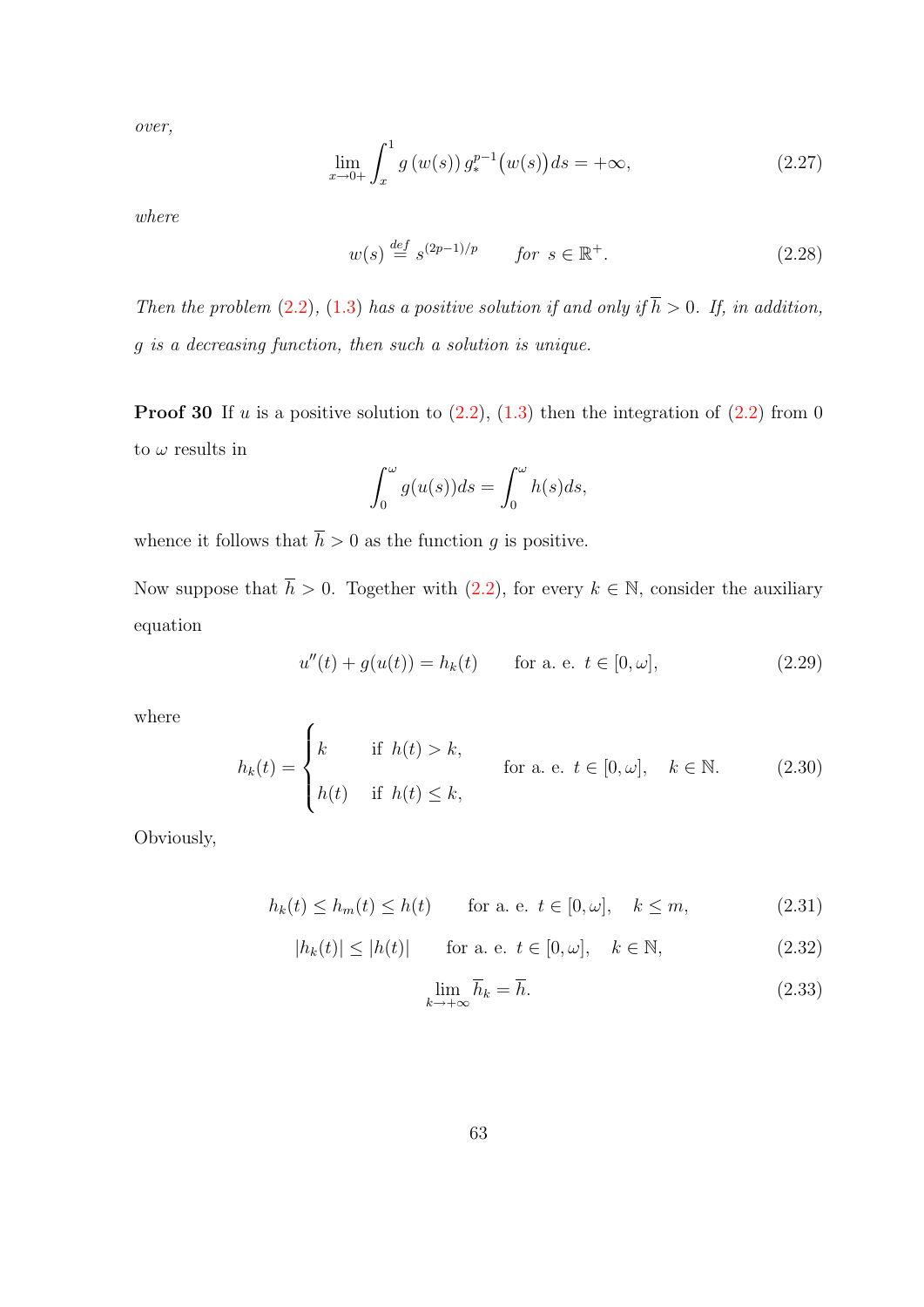*over,*

$$\lim_{x\to 0+}\int_x^1 g\left(w(s)\right) g_*^{p-1}\big(w(s)\big)ds = +\infty, \tag{2.27}$$

*where*

$$w(s) \overset{def}{=} s^{(2p-1)/p} \qquad \text{for } s\in\mathbb{R}^+. \tag{2.28}$$

*Then the problem (2.2), (1.3) has a positive solution if and only if $\overline{h} > 0$. If, in addition, $g$ is a decreasing function, then such a solution is unique.*

**Proof 30** If $u$ is a positive solution to (2.2), (1.3) then the integration of (2.2) from 0 to $\omega$ results in

$$\int_0^\omega g(u(s))ds = \int_0^\omega h(s)ds,$$

whence it follows that $\overline{h} > 0$ as the function $g$ is positive.

Now suppose that $\overline{h} > 0$. Together with (2.2), for every $k\in\mathbb{N}$, consider the auxiliary equation

$$u''(t) + g(u(t)) = h_k(t) \qquad \text{for a. e. } t\in[0,\omega], \tag{2.29}$$

where

$$h_k(t) = \begin{cases} k & \text{if } h(t) > k, \\ h(t) & \text{if } h(t) \le k, \end{cases} \qquad \text{for a. e. } t\in[0,\omega], \quad k\in\mathbb{N}. \tag{2.30}$$

Obviously,

$$h_k(t) \le h_m(t) \le h(t) \qquad \text{for a. e. } t\in[0,\omega], \quad k\le m, \tag{2.31}$$

$$|h_k(t)| \le |h(t)| \qquad \text{for a. e. } t\in[0,\omega], \quad k\in\mathbb{N}, \tag{2.32}$$

$$\lim_{k\to+\infty}\overline{h}_k = \overline{h}. \tag{2.33}$$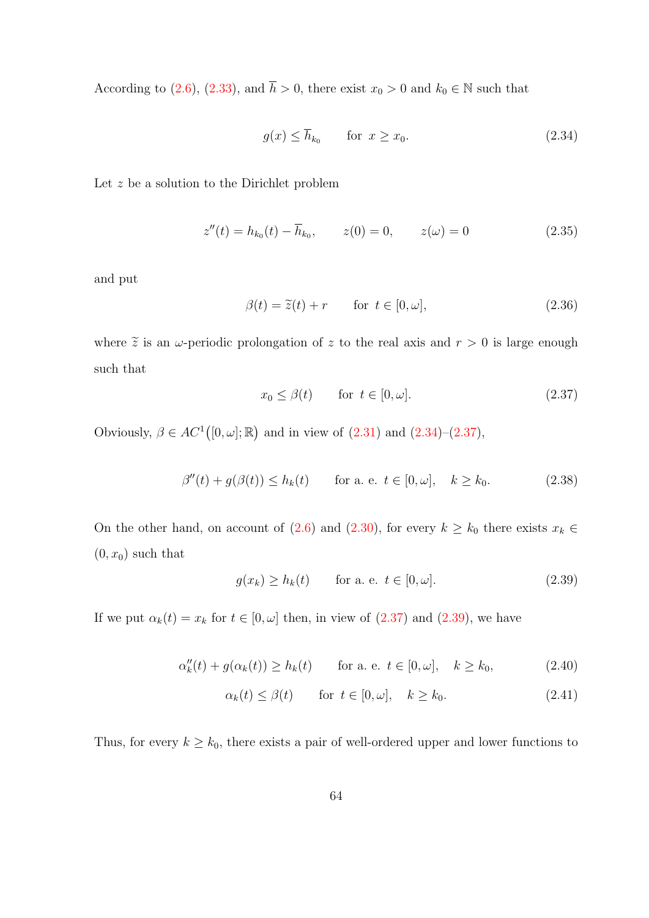According to (2.6), (2.33), and $\overline{h} > 0$, there exist $x_0 > 0$ and $k_0 \in \mathbb{N}$ such that

$$g(x) \leq \overline{h}_{k_0} \qquad \text{for } \ x \geq x_0. \tag{2.34}$$

Let $z$ be a solution to the Dirichlet problem

$$z''(t) = h_{k_0}(t) - \overline{h}_{k_0}, \qquad z(0) = 0, \qquad z(\omega) = 0 \tag{2.35}$$

and put

$$\beta(t) = \widetilde{z}(t) + r \qquad \text{for } \ t \in [0, \omega], \tag{2.36}$$

where $\widetilde{z}$ is an $\omega$-periodic prolongation of $z$ to the real axis and $r > 0$ is large enough such that

$$x_0 \leq \beta(t) \qquad \text{for } \ t \in [0, \omega]. \tag{2.37}$$

Obviously, $\beta \in AC^1\big([0, \omega]; \mathbb{R}\big)$ and in view of (2.31) and (2.34)–(2.37),

$$\beta''(t) + g(\beta(t)) \leq h_k(t) \qquad \text{for a. e. } \ t \in [0, \omega], \quad k \geq k_0. \tag{2.38}$$

On the other hand, on account of (2.6) and (2.30), for every $k \geq k_0$ there exists $x_k \in (0, x_0)$ such that

$$g(x_k) \geq h_k(t) \qquad \text{for a. e. } \ t \in [0, \omega]. \tag{2.39}$$

If we put $\alpha_k(t) = x_k$ for $t \in [0, \omega]$ then, in view of (2.37) and (2.39), we have

$$\alpha_k''(t) + g(\alpha_k(t)) \geq h_k(t) \qquad \text{for a. e. } \ t \in [0, \omega], \quad k \geq k_0, \tag{2.40}$$

$$\alpha_k(t) \leq \beta(t) \qquad \text{for } \ t \in [0, \omega], \quad k \geq k_0. \tag{2.41}$$

Thus, for every $k \geq k_0$, there exists a pair of well-ordered upper and lower functions to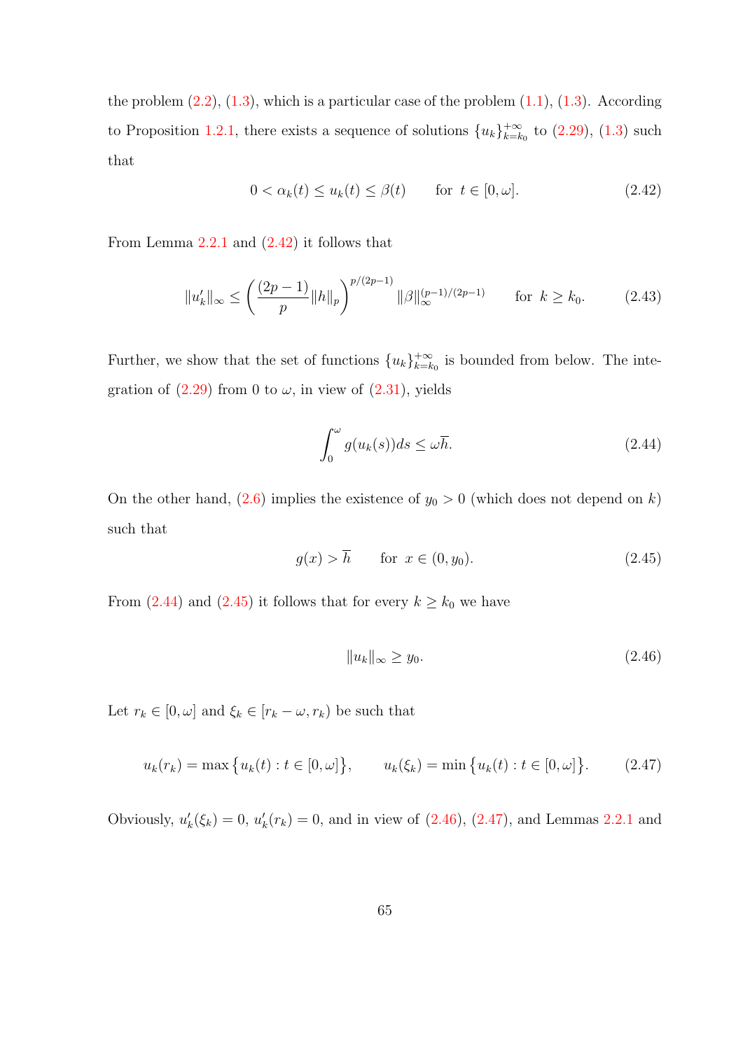the problem (2.2), (1.3), which is a particular case of the problem (1.1), (1.3). According to Proposition 1.2.1, there exists a sequence of solutions $\{u_k\}_{k=k_0}^{+\infty}$ to (2.29), (1.3) such that

$$0 < \alpha_k(t) \le u_k(t) \le \beta(t) \qquad \text{for } \ t \in [0, \omega]. \tag{2.42}$$

From Lemma 2.2.1 and (2.42) it follows that

$$\|u_k'\|_\infty \le \left( \frac{(2p-1)}{p} \|h\|_p \right)^{p/(2p-1)} \|\beta\|_\infty^{(p-1)/(2p-1)} \qquad \text{for } \ k \ge k_0. \tag{2.43}$$

Further, we show that the set of functions $\{u_k\}_{k=k_0}^{+\infty}$ is bounded from below. The integration of (2.29) from 0 to $\omega$, in view of (2.31), yields

$$\int_0^\omega g(u_k(s))ds \le \omega \overline{h}. \tag{2.44}$$

On the other hand, (2.6) implies the existence of $y_0 > 0$ (which does not depend on $k$) such that

$$g(x) > \overline{h} \qquad \text{for } \ x \in (0, y_0). \tag{2.45}$$

From (2.44) and (2.45) it follows that for every $k \ge k_0$ we have

$$\|u_k\|_\infty \ge y_0. \tag{2.46}$$

Let $r_k \in [0, \omega]$ and $\xi_k \in [r_k - \omega, r_k)$ be such that

$$u_k(r_k) = \max\big\{u_k(t) : t \in [0, \omega]\big\}, \qquad u_k(\xi_k) = \min\big\{u_k(t) : t \in [0, \omega]\big\}. \tag{2.47}$$

Obviously, $u_k'(\xi_k) = 0$, $u_k'(r_k) = 0$, and in view of (2.46), (2.47), and Lemmas 2.2.1 and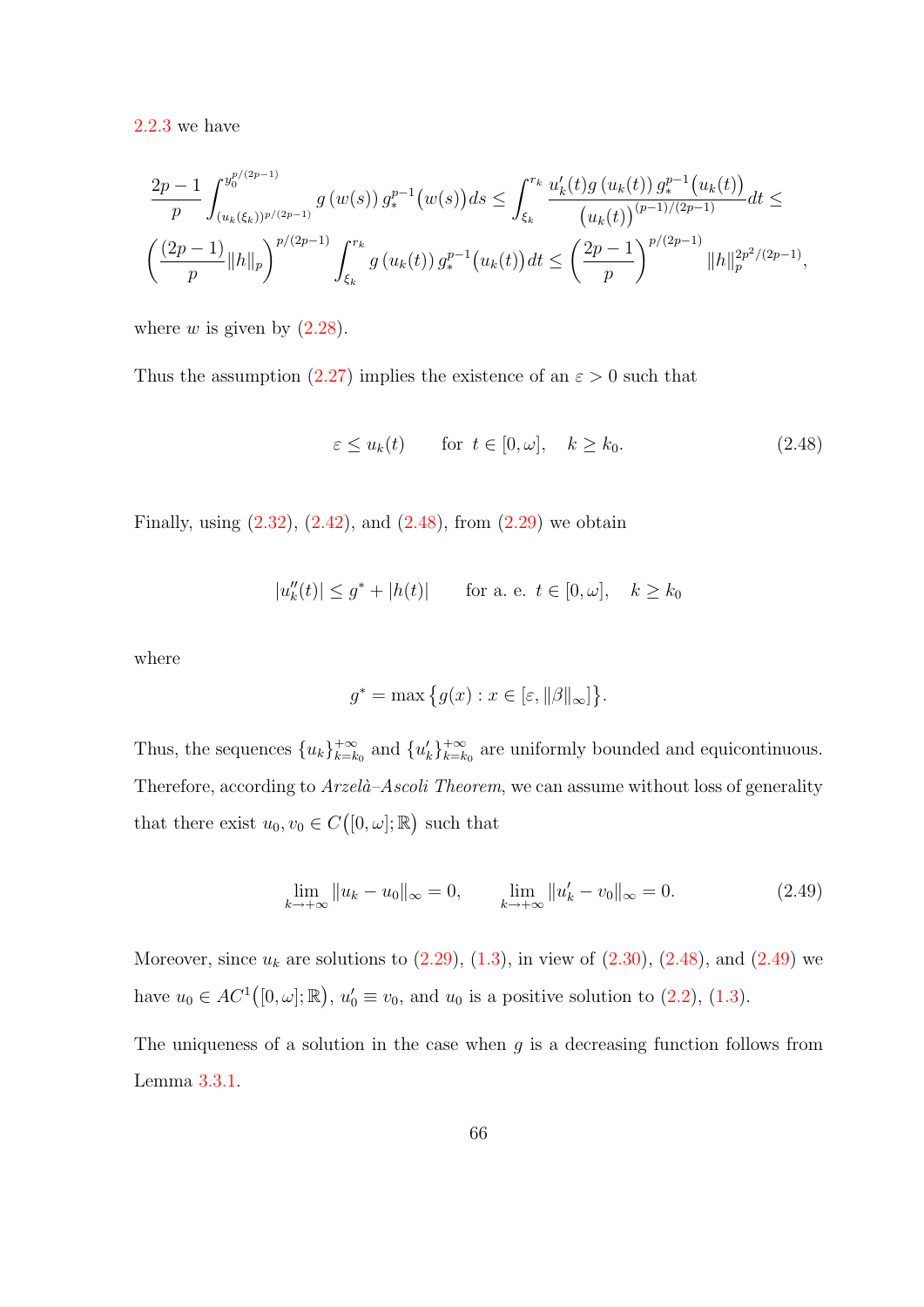2.2.3 we have

$$\frac{2p-1}{p}\int_{(u_k(\xi_k))^{p/(2p-1)}}^{y_0^{p/(2p-1)}} g\left(w(s)\right) g_*^{p-1}\big(w(s)\big)ds \leq \int_{\xi_k}^{r_k} \frac{u_k'(t)g\left(u_k(t)\right)g_*^{p-1}\big(u_k(t)\big)}{\big(u_k(t)\big)^{(p-1)/(2p-1)}}dt \leq$$
$$\left(\frac{(2p-1)}{p}\|h\|_p\right)^{p/(2p-1)}\int_{\xi_k}^{r_k} g\left(u_k(t)\right)g_*^{p-1}\big(u_k(t)\big)dt \leq \left(\frac{2p-1}{p}\right)^{p/(2p-1)}\|h\|_p^{2p^2/(2p-1)},$$

where $w$ is given by (2.28).

Thus the assumption (2.27) implies the existence of an $\varepsilon > 0$ such that

$$\varepsilon \leq u_k(t) \qquad \text{for } \ t \in [0,\omega], \quad k \geq k_0. \tag{2.48}$$

Finally, using (2.32), (2.42), and (2.48), from (2.29) we obtain

$$|u_k''(t)| \leq g^* + |h(t)| \qquad \text{for a. e. } \ t \in [0,\omega], \quad k \geq k_0$$

where

$$g^* = \max\big\{g(x) : x \in [\varepsilon, \|\beta\|_\infty]\big\}.$$

Thus, the sequences $\{u_k\}_{k=k_0}^{+\infty}$ and $\{u_k'\}_{k=k_0}^{+\infty}$ are uniformly bounded and equicontinuous. Therefore, according to *Arzelà–Ascoli Theorem*, we can assume without loss of generality that there exist $u_0, v_0 \in C\big([0,\omega];\mathbb{R}\big)$ such that

$$\lim_{k\to+\infty}\|u_k - u_0\|_\infty = 0, \qquad \lim_{k\to+\infty}\|u_k' - v_0\|_\infty = 0. \tag{2.49}$$

Moreover, since $u_k$ are solutions to (2.29), (1.3), in view of (2.30), (2.48), and (2.49) we have $u_0 \in AC^1\big([0,\omega];\mathbb{R}\big)$, $u_0' \equiv v_0$, and $u_0$ is a positive solution to (2.2), (1.3).

The uniqueness of a solution in the case when $g$ is a decreasing function follows from Lemma 3.3.1.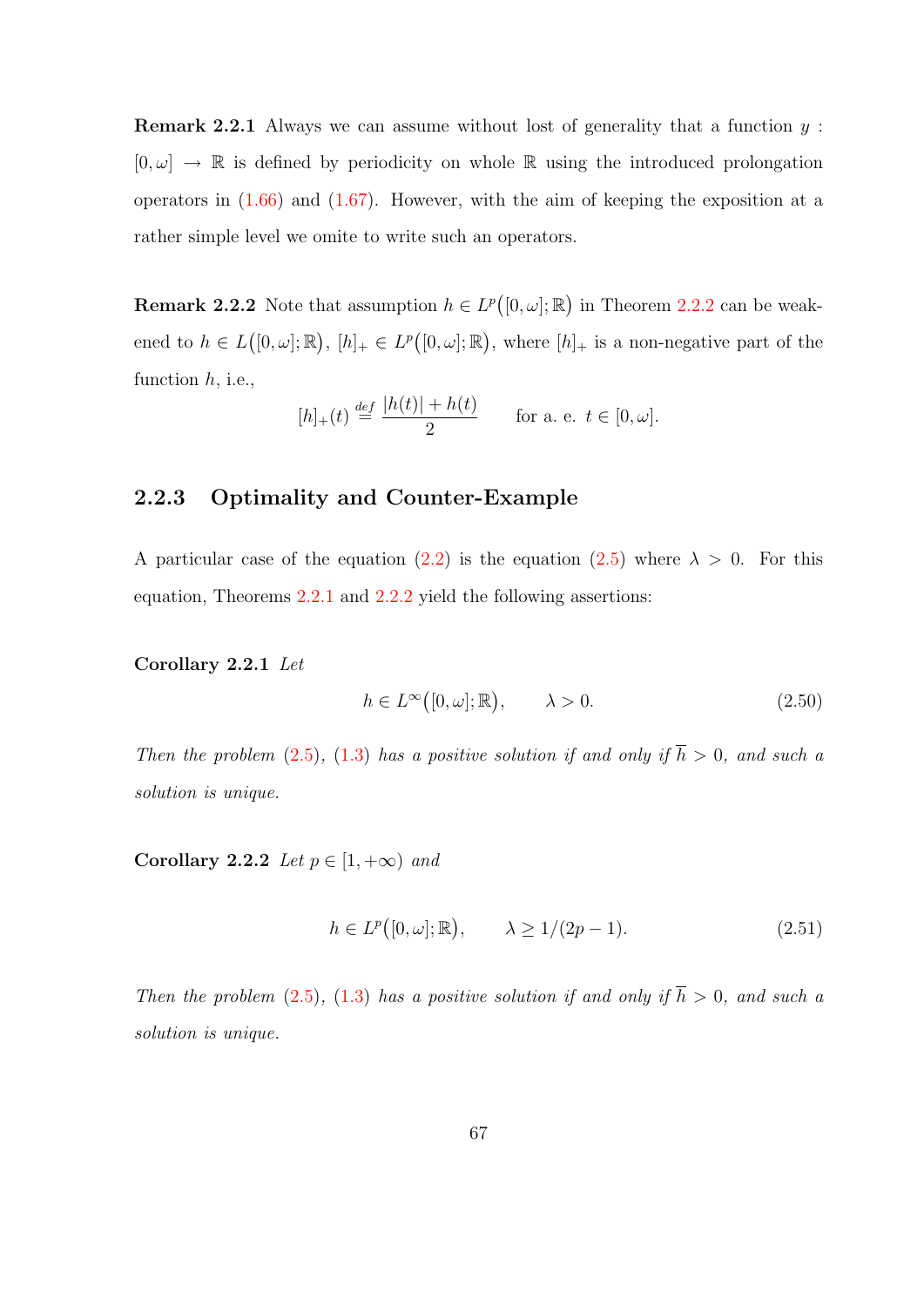**Remark 2.2.1** Always we can assume without lost of generality that a function $y : [0,\omega] \to \mathbb{R}$ is defined by periodicity on whole $\mathbb{R}$ using the introduced prolongation operators in (1.66) and (1.67). However, with the aim of keeping the exposition at a rather simple level we omite to write such an operators.

**Remark 2.2.2** Note that assumption $h \in L^p([0,\omega];\mathbb{R})$ in Theorem 2.2.2 can be weakened to $h \in L([0,\omega];\mathbb{R})$, $[h]_+ \in L^p([0,\omega];\mathbb{R})$, where $[h]_+$ is a non-negative part of the function $h$, i.e.,

$$[h]_+(t) \stackrel{def}{=} \frac{|h(t)| + h(t)}{2} \qquad \text{for a. e. } t \in [0,\omega].$$

### 2.2.3 Optimality and Counter-Example

A particular case of the equation (2.2) is the equation (2.5) where $\lambda > 0$. For this equation, Theorems 2.2.1 and 2.2.2 yield the following assertions:

**Corollary 2.2.1** *Let*

$$h \in L^\infty([0,\omega];\mathbb{R}), \qquad \lambda > 0. \tag{2.50}$$

*Then the problem (2.5), (1.3) has a positive solution if and only if $\overline{h} > 0$, and such a solution is unique.*

**Corollary 2.2.2** *Let $p \in [1,+\infty)$ and*

$$h \in L^p([0,\omega];\mathbb{R}), \qquad \lambda \geq 1/(2p-1). \tag{2.51}$$

*Then the problem (2.5), (1.3) has a positive solution if and only if $\overline{h} > 0$, and such a solution is unique.*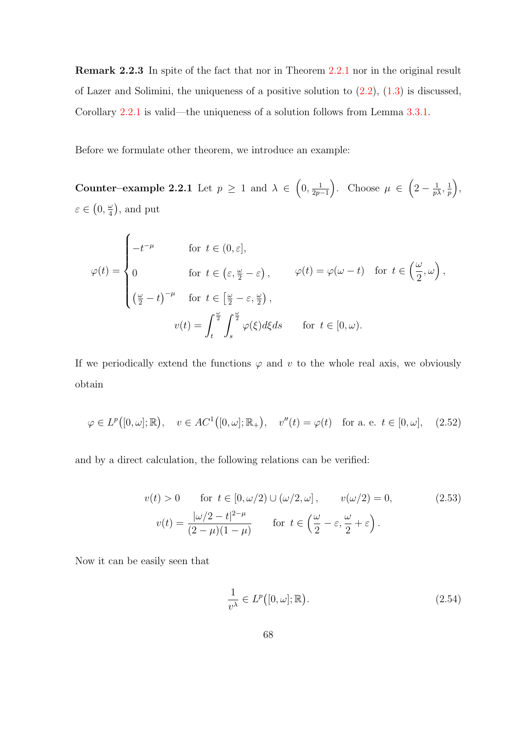**Remark 2.2.3** In spite of the fact that nor in Theorem 2.2.1 nor in the original result of Lazer and Solimini, the uniqueness of a positive solution to (2.2), (1.3) is discussed, Corollary 2.2.1 is valid—the uniqueness of a solution follows from Lemma 3.3.1.

Before we formulate other theorem, we introduce an example:

**Counter–example 2.2.1** Let $p \geq 1$ and $\lambda \in \left(0, \frac{1}{2p-1}\right)$. Choose $\mu \in \left(2 - \frac{1}{p\lambda}, \frac{1}{p}\right)$, $\varepsilon \in \left(0, \frac{\omega}{4}\right)$, and put

$$
\varphi(t) = \begin{cases} -t^{-\mu} & \text{for } t \in (0, \varepsilon], \\ 0 & \text{for } t \in \left(\varepsilon, \frac{\omega}{2} - \varepsilon\right), \\ \left(\frac{\omega}{2} - t\right)^{-\mu} & \text{for } t \in \left[\frac{\omega}{2} - \varepsilon, \frac{\omega}{2}\right), \end{cases} \qquad \varphi(t) = \varphi(\omega - t) \quad \text{for } t \in \left(\frac{\omega}{2}, \omega\right),
$$

$$
v(t) = \int_t^{\frac{\omega}{2}} \int_s^{\frac{\omega}{2}} \varphi(\xi) d\xi ds \qquad \text{for } t \in [0, \omega).
$$

If we periodically extend the functions $\varphi$ and $v$ to the whole real axis, we obviously obtain

$$
\varphi \in L^p\big([0, \omega]; \mathbb{R}\big), \quad v \in AC^1\big([0, \omega]; \mathbb{R}_+\big), \quad v''(t) = \varphi(t) \quad \text{for a. e. } t \in [0, \omega], \tag{2.52}
$$

and by a direct calculation, the following relations can be verified:

$$
\begin{gathered} v(t) > 0 \qquad \text{for } t \in [0, \omega/2) \cup (\omega/2, \omega], \qquad v(\omega/2) = 0, \\ v(t) = \frac{|\omega/2 - t|^{2-\mu}}{(2-\mu)(1-\mu)} \qquad \text{for } t \in \left(\frac{\omega}{2} - \varepsilon, \frac{\omega}{2} + \varepsilon\right). \end{gathered} \tag{2.53}
$$

Now it can be easily seen that

$$
\frac{1}{v^\lambda} \in L^p\big([0, \omega]; \mathbb{R}\big). \tag{2.54}
$$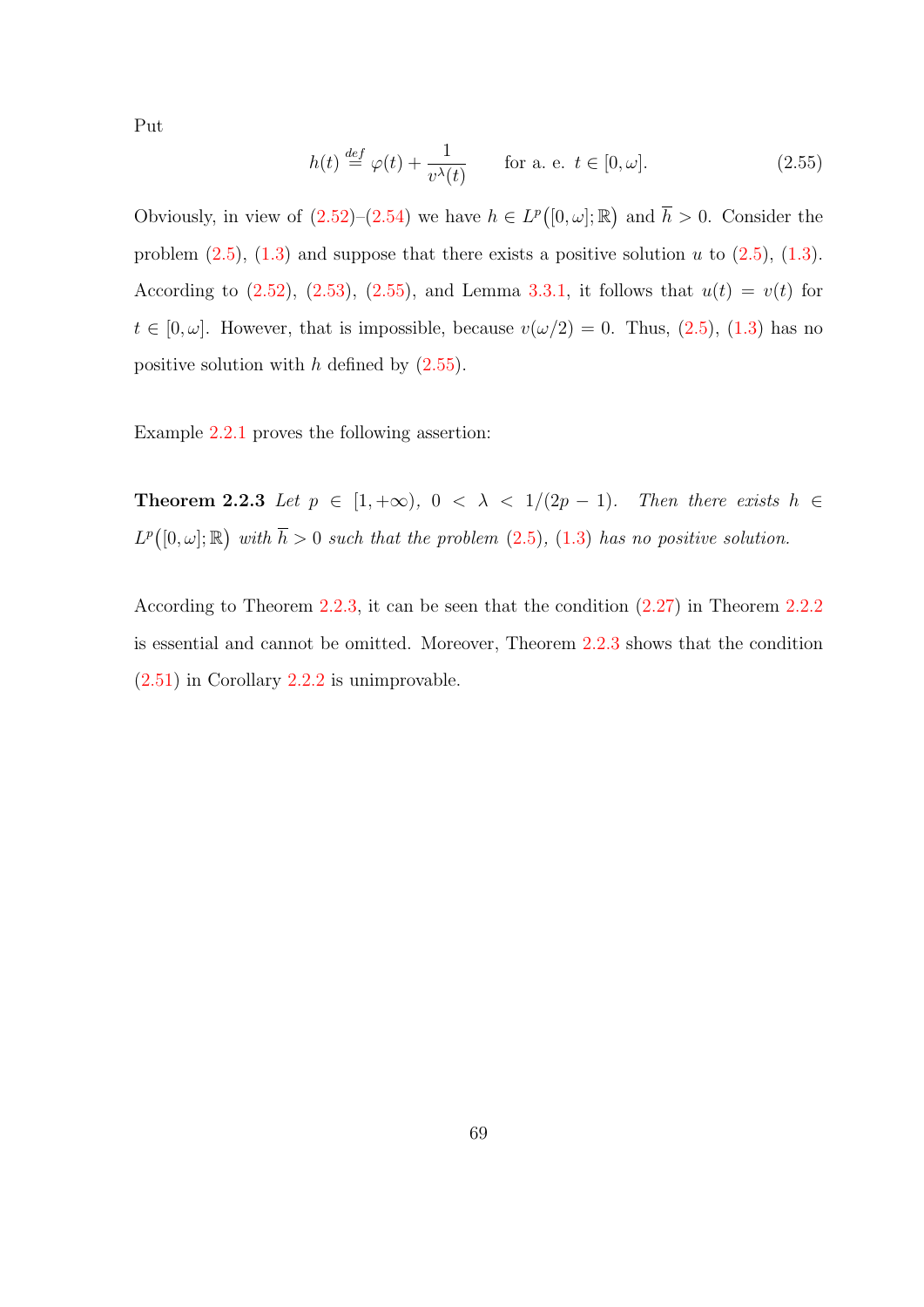Put

$$h(t) \overset{def}{=} \varphi(t) + \frac{1}{v^{\lambda}(t)} \qquad \text{for a. e. } t \in [0, \omega]. \tag{2.55}$$

Obviously, in view of (2.52)–(2.54) we have $h \in L^p\big([0,\omega];\mathbb{R}\big)$ and $\overline{h} > 0$. Consider the problem (2.5), (1.3) and suppose that there exists a positive solution $u$ to (2.5), (1.3). According to (2.52), (2.53), (2.55), and Lemma 3.3.1, it follows that $u(t) = v(t)$ for $t \in [0, \omega]$. However, that is impossible, because $v(\omega/2) = 0$. Thus, (2.5), (1.3) has no positive solution with $h$ defined by (2.55).

Example 2.2.1 proves the following assertion:

**Theorem 2.2.3** *Let $p \in [1, +\infty)$, $0 < \lambda < 1/(2p-1)$. Then there exists $h \in L^p\big([0,\omega];\mathbb{R}\big)$ with $\overline{h} > 0$ such that the problem (2.5), (1.3) has no positive solution.*

According to Theorem 2.2.3, it can be seen that the condition (2.27) in Theorem 2.2.2 is essential and cannot be omitted. Moreover, Theorem 2.2.3 shows that the condition (2.51) in Corollary 2.2.2 is unimprovable.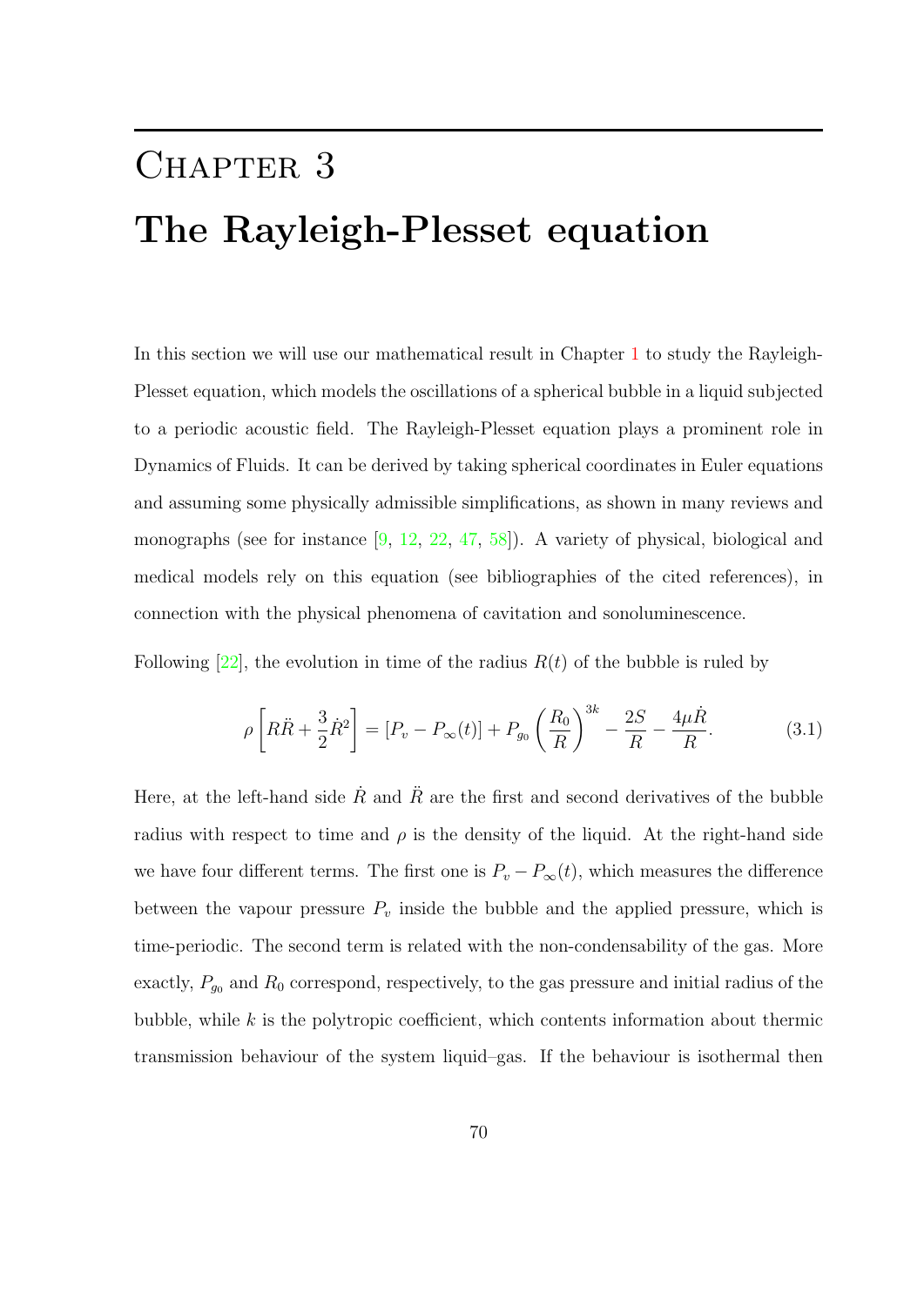# Chapter 3

# The Rayleigh-Plesset equation

In this section we will use our mathematical result in Chapter 1 to study the Rayleigh-Plesset equation, which models the oscillations of a spherical bubble in a liquid subjected to a periodic acoustic field. The Rayleigh-Plesset equation plays a prominent role in Dynamics of Fluids. It can be derived by taking spherical coordinates in Euler equations and assuming some physically admissible simplifications, as shown in many reviews and monographs (see for instance [9, 12, 22, 47, 58]). A variety of physical, biological and medical models rely on this equation (see bibliographies of the cited references), in connection with the physical phenomena of cavitation and sonoluminescence.

Following [22], the evolution in time of the radius $R(t)$ of the bubble is ruled by

$$\rho\left[R\ddot{R}+\frac{3}{2}\dot{R}^2\right]=\left[P_v-P_\infty(t)\right]+P_{g_0}\left(\frac{R_0}{R}\right)^{3k}-\frac{2S}{R}-\frac{4\mu\dot{R}}{R}. \tag{3.1}$$

Here, at the left-hand side $\dot{R}$ and $\ddot{R}$ are the first and second derivatives of the bubble radius with respect to time and $\rho$ is the density of the liquid. At the right-hand side we have four different terms. The first one is $P_v - P_\infty(t)$, which measures the difference between the vapour pressure $P_v$ inside the bubble and the applied pressure, which is time-periodic. The second term is related with the non-condensability of the gas. More exactly, $P_{g_0}$ and $R_0$ correspond, respectively, to the gas pressure and initial radius of the bubble, while $k$ is the polytropic coefficient, which contents information about thermic transmission behaviour of the system liquid–gas. If the behaviour is isothermal then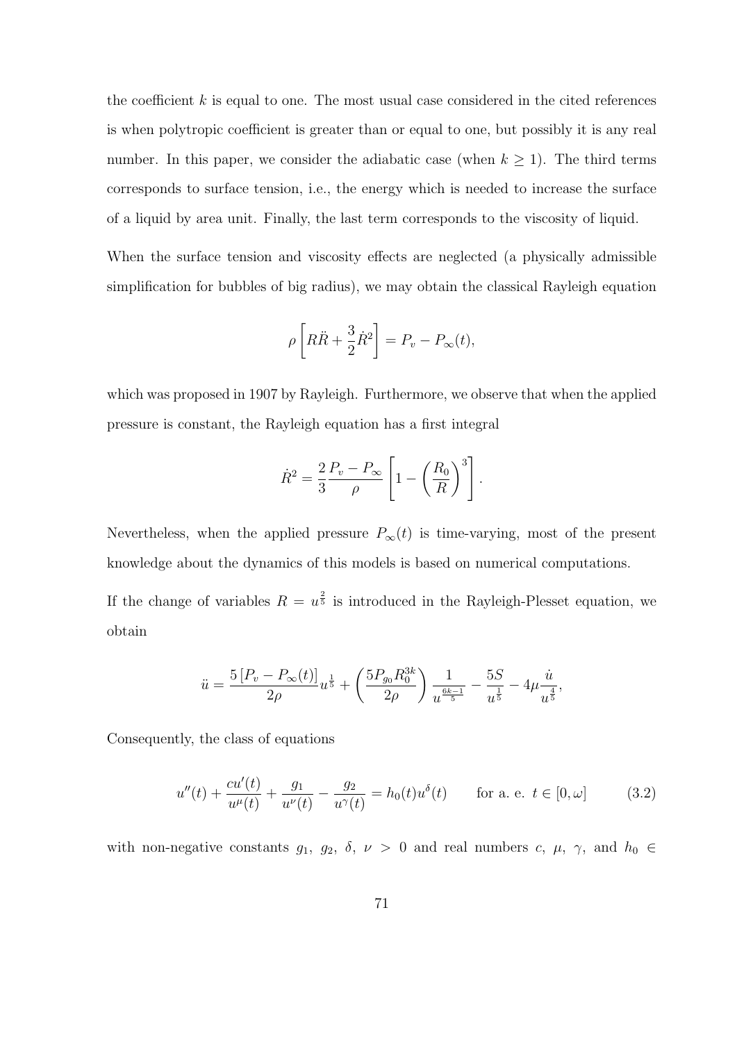the coefficient $k$ is equal to one. The most usual case considered in the cited references is when polytropic coefficient is greater than or equal to one, but possibly it is any real number. In this paper, we consider the adiabatic case (when $k \geq 1$). The third terms corresponds to surface tension, i.e., the energy which is needed to increase the surface of a liquid by area unit. Finally, the last term corresponds to the viscosity of liquid.

When the surface tension and viscosity effects are neglected (a physically admissible simplification for bubbles of big radius), we may obtain the classical Rayleigh equation

$$\rho \left[ R\ddot{R} + \frac{3}{2}\dot{R}^2 \right] = P_v - P_\infty(t),$$

which was proposed in 1907 by Rayleigh. Furthermore, we observe that when the applied pressure is constant, the Rayleigh equation has a first integral

$$\dot{R}^2 = \frac{2}{3}\frac{P_v - P_\infty}{\rho}\left[ 1 - \left( \frac{R_0}{R} \right)^3 \right].$$

Nevertheless, when the applied pressure $P_\infty(t)$ is time-varying, most of the present knowledge about the dynamics of this models is based on numerical computations.

If the change of variables $R = u^{\frac{2}{5}}$ is introduced in the Rayleigh-Plesset equation, we obtain

$$\ddot{u} = \frac{5\left[P_v - P_\infty(t)\right]}{2\rho} u^{\frac{1}{5}} + \left( \frac{5P_{g_0}R_0^{3k}}{2\rho} \right) \frac{1}{u^{\frac{6k-1}{5}}} - \frac{5S}{u^{\frac{1}{5}}} - 4\mu\frac{\dot{u}}{u^{\frac{4}{5}}},$$

Consequently, the class of equations

$$u''(t) + \frac{cu'(t)}{u^\mu(t)} + \frac{g_1}{u^\nu(t)} - \frac{g_2}{u^\gamma(t)} = h_0(t)u^\delta(t) \qquad \text{for a. e. } t \in [0, \omega] \tag{3.2}$$

with non-negative constants $g_1,\ g_2,\ \delta,\ \nu > 0$ and real numbers $c,\ \mu,\ \gamma$, and $h_0 \in$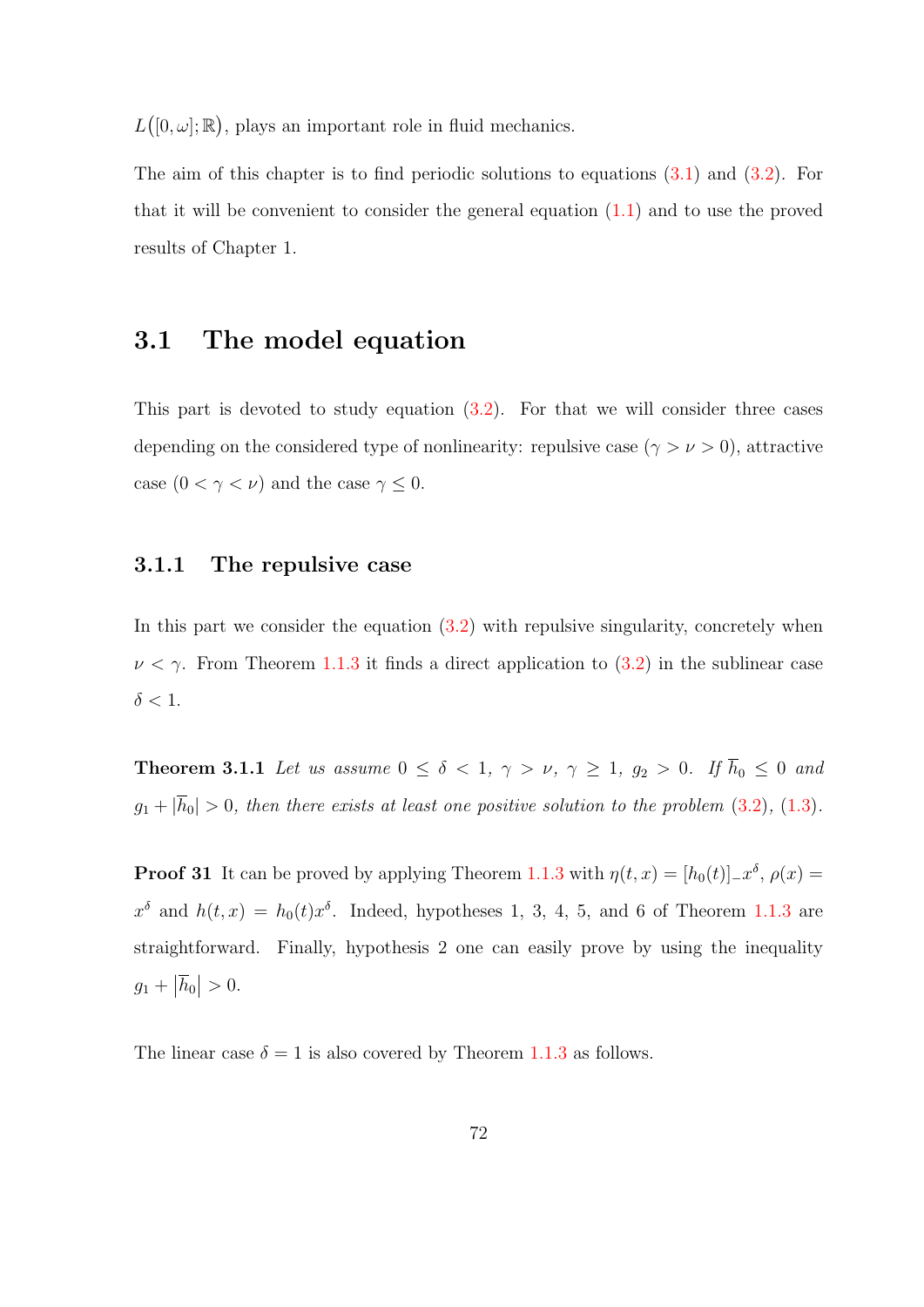$L([0,\omega];\mathbb{R})$, plays an important role in fluid mechanics.

The aim of this chapter is to find periodic solutions to equations (3.1) and (3.2). For that it will be convenient to consider the general equation (1.1) and to use the proved results of Chapter 1.

## 3.1 The model equation

This part is devoted to study equation (3.2). For that we will consider three cases depending on the considered type of nonlinearity: repulsive case ($\gamma > \nu > 0$), attractive case ($0 < \gamma < \nu$) and the case $\gamma \leq 0$.

### 3.1.1 The repulsive case

In this part we consider the equation (3.2) with repulsive singularity, concretely when $\nu < \gamma$. From Theorem 1.1.3 it finds a direct application to (3.2) in the sublinear case $\delta < 1$.

**Theorem 3.1.1** *Let us assume $0 \leq \delta < 1$, $\gamma > \nu$, $\gamma \geq 1$, $g_2 > 0$. If $\overline{h}_0 \leq 0$ and $g_1 + |\overline{h}_0| > 0$, then there exists at least one positive solution to the problem (3.2), (1.3).*

**Proof 31** It can be proved by applying Theorem 1.1.3 with $\eta(t,x) = [h_0(t)]_{-}x^{\delta}$, $\rho(x) = x^{\delta}$ and $h(t,x) = h_0(t)x^{\delta}$. Indeed, hypotheses 1, 3, 4, 5, and 6 of Theorem 1.1.3 are straightforward. Finally, hypothesis 2 one can easily prove by using the inequality $g_1 + |\overline{h}_0| > 0$.

The linear case $\delta = 1$ is also covered by Theorem 1.1.3 as follows.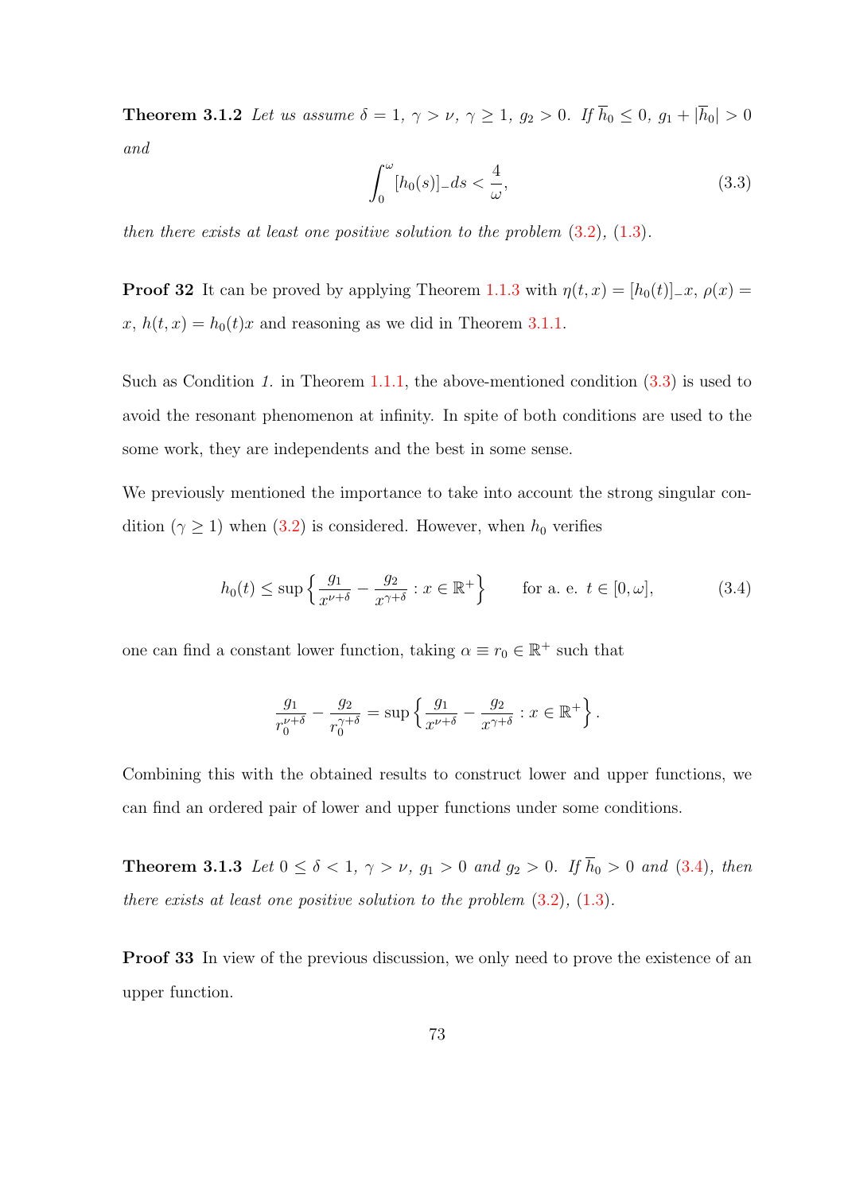**Theorem 3.1.2** *Let us assume $\delta = 1$, $\gamma > \nu$, $\gamma \geq 1$, $g_2 > 0$. If $\overline{h}_0 \leq 0$, $g_1 + |\overline{h}_0| > 0$ and*

$$\int_0^\omega [h_0(s)]_- ds < \frac{4}{\omega}, \tag{3.3}$$

*then there exists at least one positive solution to the problem (3.2), (1.3).*

**Proof 32** It can be proved by applying Theorem 1.1.3 with $\eta(t,x) = [h_0(t)]_- x$, $\rho(x) = x$, $h(t,x) = h_0(t)x$ and reasoning as we did in Theorem 3.1.1.

Such as Condition *1.* in Theorem 1.1.1, the above-mentioned condition (3.3) is used to avoid the resonant phenomenon at infinity. In spite of both conditions are used to the some work, they are independents and the best in some sense.

We previously mentioned the importance to take into account the strong singular condition ($\gamma \geq 1$) when (3.2) is considered. However, when $h_0$ verifies

$$h_0(t) \leq \sup\left\{\frac{g_1}{x^{\nu+\delta}} - \frac{g_2}{x^{\gamma+\delta}} : x \in \mathbb{R}^+\right\} \qquad \text{for a. e. } t \in [0,\omega], \tag{3.4}$$

one can find a constant lower function, taking $\alpha \equiv r_0 \in \mathbb{R}^+$ such that

$$\frac{g_1}{r_0^{\nu+\delta}} - \frac{g_2}{r_0^{\gamma+\delta}} = \sup\left\{\frac{g_1}{x^{\nu+\delta}} - \frac{g_2}{x^{\gamma+\delta}} : x \in \mathbb{R}^+\right\}.$$

Combining this with the obtained results to construct lower and upper functions, we can find an ordered pair of lower and upper functions under some conditions.

**Theorem 3.1.3** *Let $0 \leq \delta < 1$, $\gamma > \nu$, $g_1 > 0$ and $g_2 > 0$. If $\overline{h}_0 > 0$ and (3.4), then there exists at least one positive solution to the problem (3.2), (1.3).*

**Proof 33** In view of the previous discussion, we only need to prove the existence of an upper function.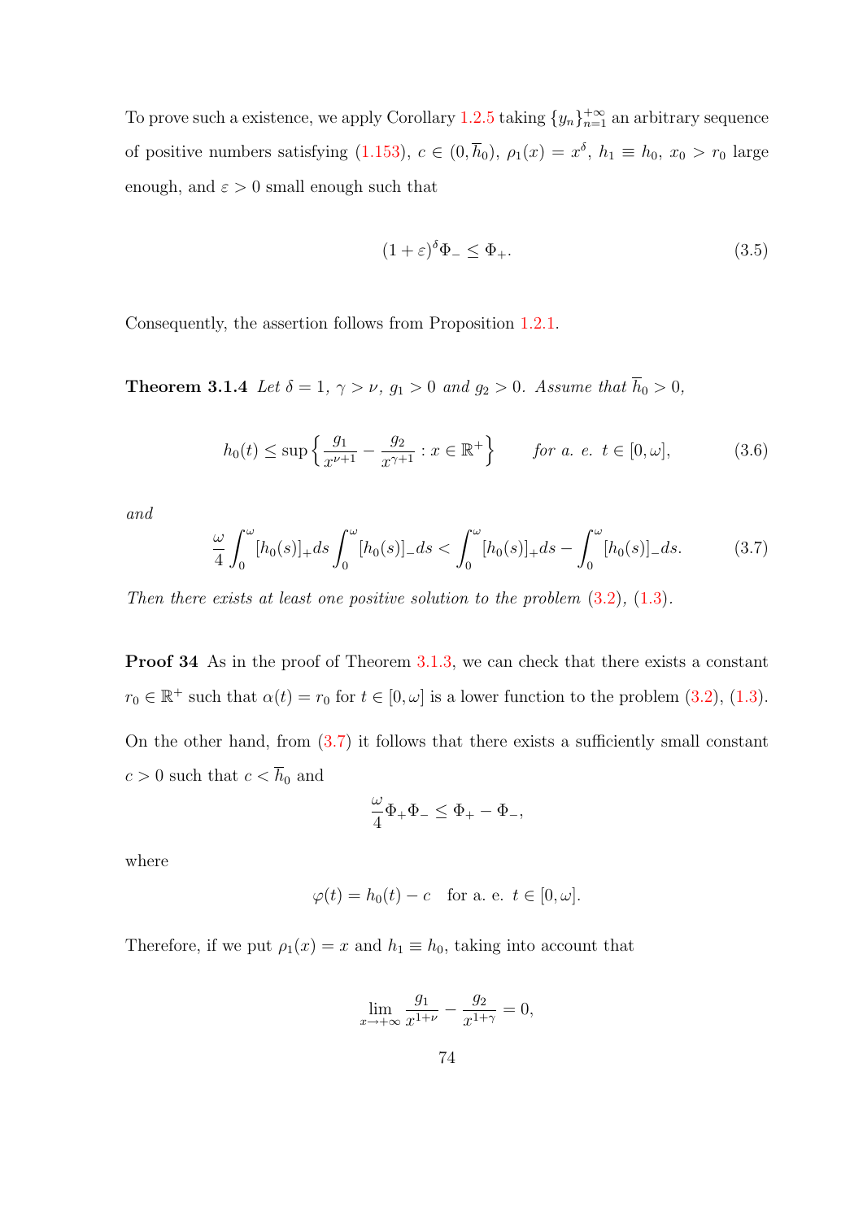To prove such a existence, we apply Corollary 1.2.5 taking $\{y_n\}_{n=1}^{+\infty}$ an arbitrary sequence of positive numbers satisfying (1.153), $c \in (0, \overline{h}_0)$, $\rho_1(x) = x^\delta$, $h_1 \equiv h_0$, $x_0 > r_0$ large enough, and $\varepsilon > 0$ small enough such that

$$(1+\varepsilon)^\delta \Phi_- \leq \Phi_+. \tag{3.5}$$

Consequently, the assertion follows from Proposition 1.2.1.

**Theorem 3.1.4** *Let $\delta = 1$, $\gamma > \nu$, $g_1 > 0$ and $g_2 > 0$. Assume that $\overline{h}_0 > 0$,*

$$h_0(t) \leq \sup\left\{ \frac{g_1}{x^{\nu+1}} - \frac{g_2}{x^{\gamma+1}} : x \in \mathbb{R}^+ \right\} \qquad \text{for a. e. } t \in [0, \omega], \tag{3.6}$$

*and*

$$\frac{\omega}{4} \int_0^\omega [h_0(s)]_+ ds \int_0^\omega [h_0(s)]_- ds < \int_0^\omega [h_0(s)]_+ ds - \int_0^\omega [h_0(s)]_- ds. \tag{3.7}$$

*Then there exists at least one positive solution to the problem (3.2), (1.3).*

**Proof 34** As in the proof of Theorem 3.1.3, we can check that there exists a constant $r_0 \in \mathbb{R}^+$ such that $\alpha(t) = r_0$ for $t \in [0, \omega]$ is a lower function to the problem (3.2), (1.3). On the other hand, from (3.7) it follows that there exists a sufficiently small constant $c > 0$ such that $c < \overline{h}_0$ and

$$\frac{\omega}{4} \Phi_+ \Phi_- \leq \Phi_+ - \Phi_-,$$

where

$$\varphi(t) = h_0(t) - c \quad \text{for a. e. } t \in [0, \omega].$$

Therefore, if we put $\rho_1(x) = x$ and $h_1 \equiv h_0$, taking into account that

$$\lim_{x \to +\infty} \frac{g_1}{x^{1+\nu}} - \frac{g_2}{x^{1+\gamma}} = 0,$$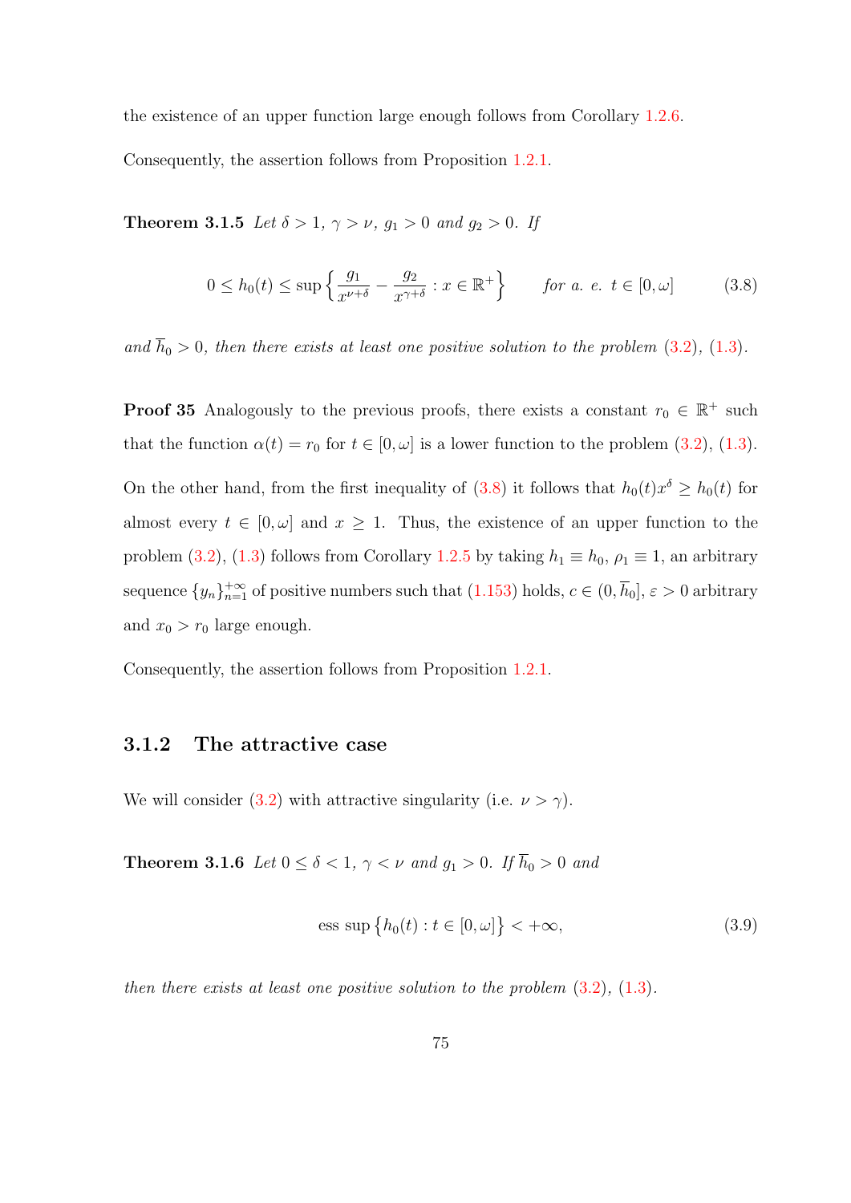the existence of an upper function large enough follows from Corollary 1.2.6.

Consequently, the assertion follows from Proposition 1.2.1.

**Theorem 3.1.5** *Let $\delta > 1$, $\gamma > \nu$, $g_1 > 0$ and $g_2 > 0$. If*

$$0 \leq h_0(t) \leq \sup\left\{\frac{g_1}{x^{\nu+\delta}} - \frac{g_2}{x^{\gamma+\delta}} : x \in \mathbb{R}^+\right\} \qquad \text{for a. e. } t \in [0,\omega] \tag{3.8}$$

*and $\overline{h}_0 > 0$, then there exists at least one positive solution to the problem (3.2), (1.3).*

**Proof 35** Analogously to the previous proofs, there exists a constant $r_0 \in \mathbb{R}^+$ such that the function $\alpha(t) = r_0$ for $t \in [0,\omega]$ is a lower function to the problem (3.2), (1.3). On the other hand, from the first inequality of (3.8) it follows that $h_0(t)x^\delta \geq h_0(t)$ for almost every $t \in [0,\omega]$ and $x \geq 1$. Thus, the existence of an upper function to the problem (3.2), (1.3) follows from Corollary 1.2.5 by taking $h_1 \equiv h_0$, $\rho_1 \equiv 1$, an arbitrary sequence $\{y_n\}_{n=1}^{+\infty}$ of positive numbers such that (1.153) holds, $c \in (0, \overline{h}_0]$, $\varepsilon > 0$ arbitrary and $x_0 > r_0$ large enough.

Consequently, the assertion follows from Proposition 1.2.1.

### 3.1.2 The attractive case

We will consider (3.2) with attractive singularity (i.e. $\nu > \gamma$).

**Theorem 3.1.6** *Let $0 \leq \delta < 1$, $\gamma < \nu$ and $g_1 > 0$. If $\overline{h}_0 > 0$ and*

$$\text{ess sup}\left\{h_0(t) : t \in [0,\omega]\right\} < +\infty, \tag{3.9}$$

*then there exists at least one positive solution to the problem (3.2), (1.3).*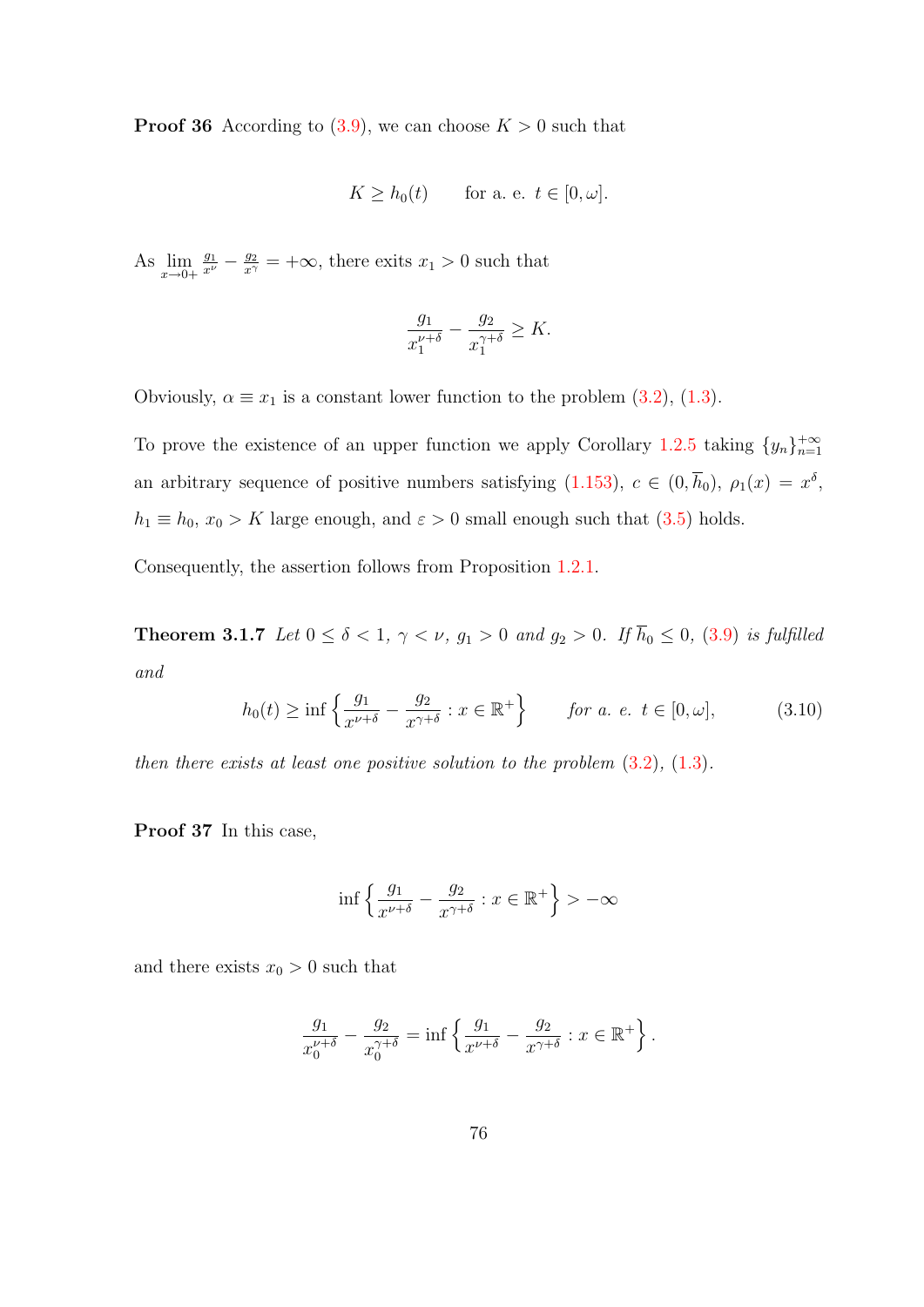**Proof 36** According to (3.9), we can choose $K > 0$ such that

$$K \geq h_0(t) \qquad \text{for a. e. } t \in [0, \omega].$$

As $\lim\limits_{x \to 0+} \frac{g_1}{x^{\nu}} - \frac{g_2}{x^{\gamma}} = +\infty$, there exits $x_1 > 0$ such that

$$\frac{g_1}{x_1^{\nu+\delta}} - \frac{g_2}{x_1^{\gamma+\delta}} \geq K.$$

Obviously, $\alpha \equiv x_1$ is a constant lower function to the problem (3.2), (1.3).

To prove the existence of an upper function we apply Corollary 1.2.5 taking $\{y_n\}_{n=1}^{+\infty}$ an arbitrary sequence of positive numbers satisfying (1.153), $c \in (0, \overline{h}_0)$, $\rho_1(x) = x^{\delta}$, $h_1 \equiv h_0$, $x_0 > K$ large enough, and $\varepsilon > 0$ small enough such that (3.5) holds.

Consequently, the assertion follows from Proposition 1.2.1.

**Theorem 3.1.7** *Let $0 \leq \delta < 1$, $\gamma < \nu$, $g_1 > 0$ and $g_2 > 0$. If $\overline{h}_0 \leq 0$, (3.9) is fulfilled and*

$$h_0(t) \geq \inf\left\{\frac{g_1}{x^{\nu+\delta}} - \frac{g_2}{x^{\gamma+\delta}} : x \in \mathbb{R}^+\right\} \qquad \text{for a. e. } t \in [0, \omega], \tag{3.10}$$

*then there exists at least one positive solution to the problem (3.2), (1.3).*

**Proof 37** In this case,

$$\inf\left\{\frac{g_1}{x^{\nu+\delta}} - \frac{g_2}{x^{\gamma+\delta}} : x \in \mathbb{R}^+\right\} > -\infty$$

and there exists $x_0 > 0$ such that

$$\frac{g_1}{x_0^{\nu+\delta}} - \frac{g_2}{x_0^{\gamma+\delta}} = \inf\left\{\frac{g_1}{x^{\nu+\delta}} - \frac{g_2}{x^{\gamma+\delta}} : x \in \mathbb{R}^+\right\}.$$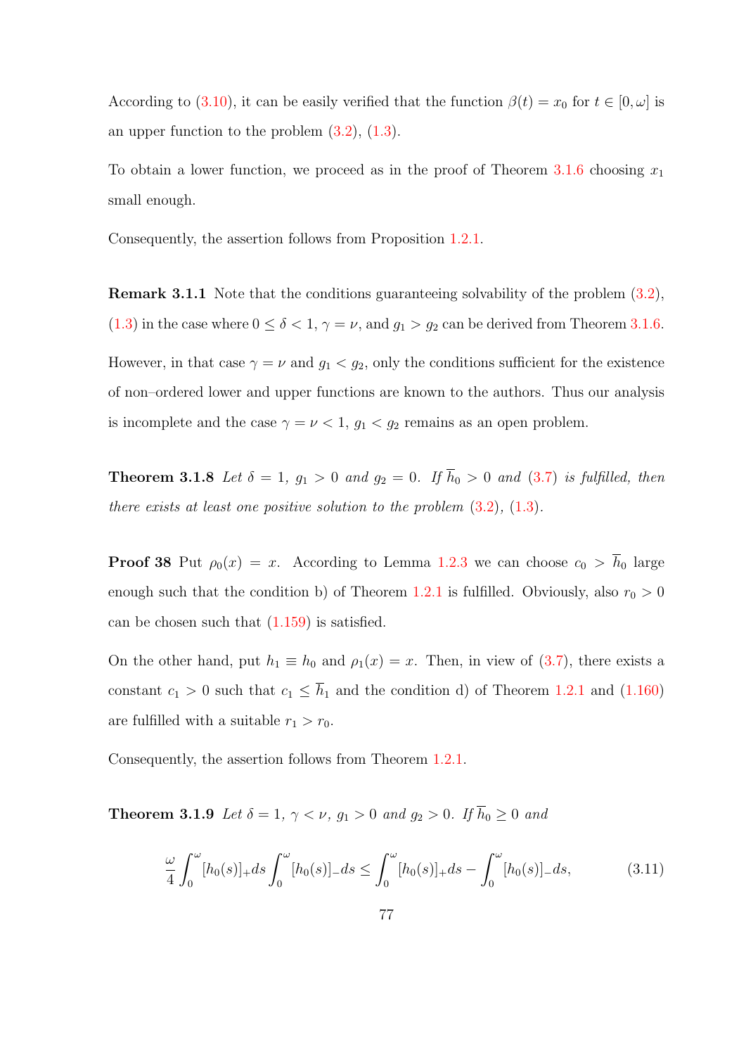According to (3.10), it can be easily verified that the function $\beta(t) = x_0$ for $t \in [0, \omega]$ is an upper function to the problem (3.2), (1.3).

To obtain a lower function, we proceed as in the proof of Theorem 3.1.6 choosing $x_1$ small enough.

Consequently, the assertion follows from Proposition 1.2.1.

**Remark 3.1.1** Note that the conditions guaranteeing solvability of the problem (3.2), (1.3) in the case where $0 \le \delta < 1$, $\gamma = \nu$, and $g_1 > g_2$ can be derived from Theorem 3.1.6. However, in that case $\gamma = \nu$ and $g_1 < g_2$, only the conditions sufficient for the existence of non–ordered lower and upper functions are known to the authors. Thus our analysis is incomplete and the case $\gamma = \nu < 1$, $g_1 < g_2$ remains as an open problem.

**Theorem 3.1.8** *Let $\delta = 1$, $g_1 > 0$ and $g_2 = 0$. If $\overline{h}_0 > 0$ and (3.7) is fulfilled, then there exists at least one positive solution to the problem (3.2), (1.3).*

**Proof 38** Put $\rho_0(x) = x$. According to Lemma 1.2.3 we can choose $c_0 > \overline{h}_0$ large enough such that the condition b) of Theorem 1.2.1 is fulfilled. Obviously, also $r_0 > 0$ can be chosen such that (1.159) is satisfied.

On the other hand, put $h_1 \equiv h_0$ and $\rho_1(x) = x$. Then, in view of (3.7), there exists a constant $c_1 > 0$ such that $c_1 \le \overline{h}_1$ and the condition d) of Theorem 1.2.1 and (1.160) are fulfilled with a suitable $r_1 > r_0$.

Consequently, the assertion follows from Theorem 1.2.1.

**Theorem 3.1.9** *Let $\delta = 1$, $\gamma < \nu$, $g_1 > 0$ and $g_2 > 0$. If $\overline{h}_0 \ge 0$ and*

$$\frac{\omega}{4} \int_0^\omega [h_0(s)]_+ ds \int_0^\omega [h_0(s)]_- ds \le \int_0^\omega [h_0(s)]_+ ds - \int_0^\omega [h_0(s)]_- ds, \tag{3.11}$$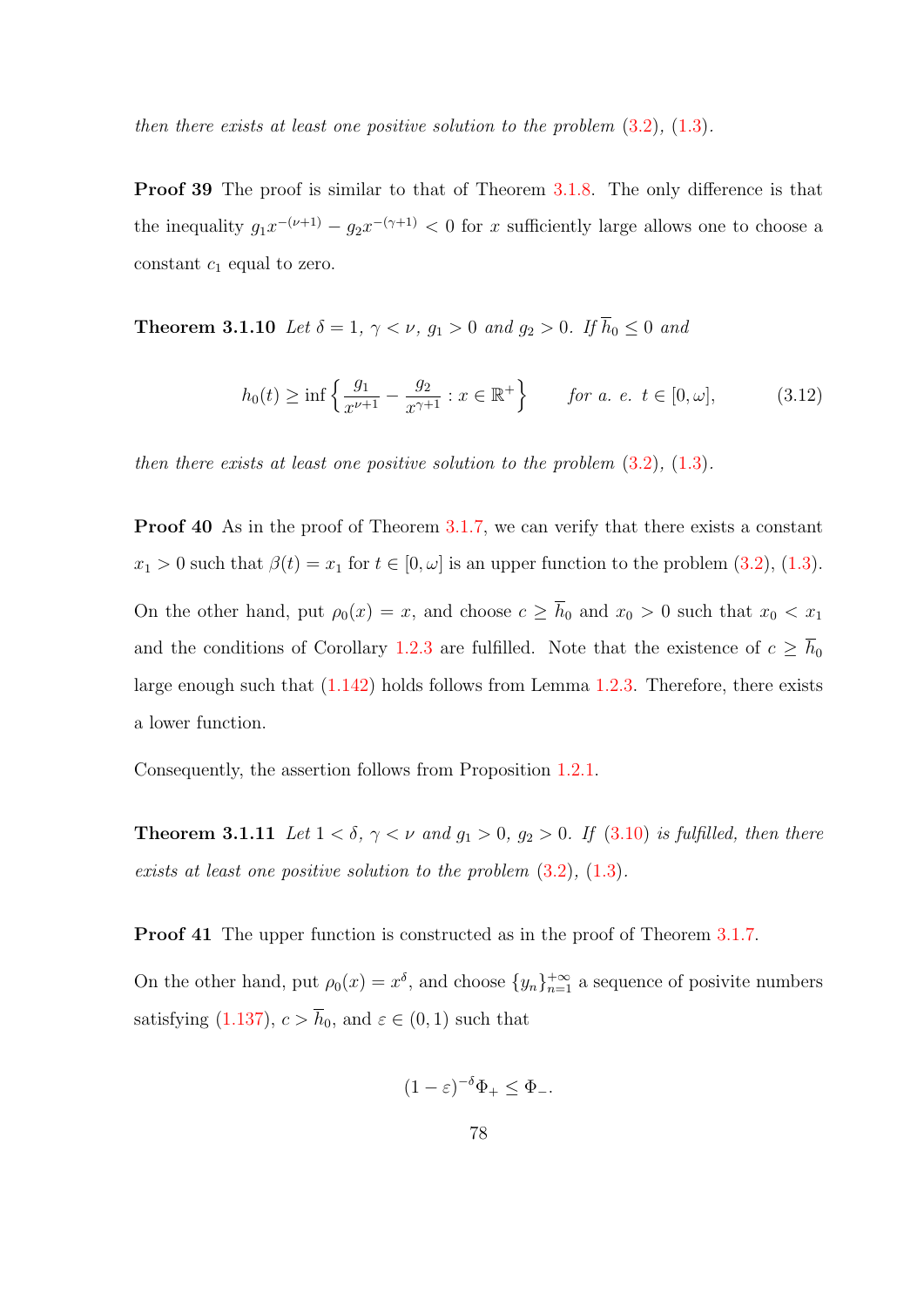*then there exists at least one positive solution to the problem* (3.2), (1.3).

**Proof 39** The proof is similar to that of Theorem 3.1.8. The only difference is that the inequality $g_1 x^{-(\nu+1)} - g_2 x^{-(\gamma+1)} < 0$ for $x$ sufficiently large allows one to choose a constant $c_1$ equal to zero.

**Theorem 3.1.10** *Let $\delta = 1$, $\gamma < \nu$, $g_1 > 0$ and $g_2 > 0$. If $\overline{h}_0 \leq 0$ and*

$$h_0(t) \geq \inf\left\{ \frac{g_1}{x^{\nu+1}} - \frac{g_2}{x^{\gamma+1}} : x \in \mathbb{R}^+ \right\} \qquad \text{for a. e. } t \in [0,\omega], \tag{3.12}$$

*then there exists at least one positive solution to the problem* (3.2), (1.3).

**Proof 40** As in the proof of Theorem 3.1.7, we can verify that there exists a constant $x_1 > 0$ such that $\beta(t) = x_1$ for $t \in [0,\omega]$ is an upper function to the problem (3.2), (1.3). On the other hand, put $\rho_0(x) = x$, and choose $c \geq \overline{h}_0$ and $x_0 > 0$ such that $x_0 < x_1$ and the conditions of Corollary 1.2.3 are fulfilled. Note that the existence of $c \geq \overline{h}_0$ large enough such that (1.142) holds follows from Lemma 1.2.3. Therefore, there exists a lower function.

Consequently, the assertion follows from Proposition 1.2.1.

**Theorem 3.1.11** *Let $1 < \delta$, $\gamma < \nu$ and $g_1 > 0$, $g_2 > 0$. If* (3.10) *is fulfilled, then there exists at least one positive solution to the problem* (3.2), (1.3).

**Proof 41** The upper function is constructed as in the proof of Theorem 3.1.7.

On the other hand, put $\rho_0(x) = x^\delta$, and choose $\{y_n\}_{n=1}^{+\infty}$ a sequence of posivite numbers satisfying (1.137), $c > \overline{h}_0$, and $\varepsilon \in (0,1)$ such that

$$(1-\varepsilon)^{-\delta}\Phi_+ \leq \Phi_-.$$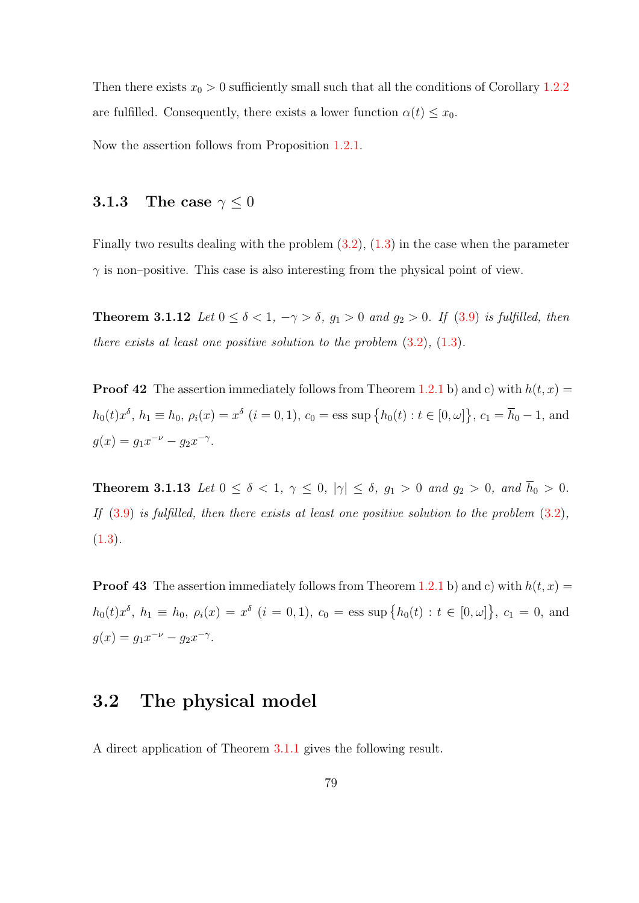Then there exists $x_0 > 0$ sufficiently small such that all the conditions of Corollary 1.2.2 are fulfilled. Consequently, there exists a lower function $\alpha(t) \leq x_0$.

Now the assertion follows from Proposition 1.2.1.

### 3.1.3 The case $\gamma \leq 0$

Finally two results dealing with the problem (3.2), (1.3) in the case when the parameter $\gamma$ is non–positive. This case is also interesting from the physical point of view.

**Theorem 3.1.12** *Let $0 \leq \delta < 1$, $-\gamma > \delta$, $g_1 > 0$ and $g_2 > 0$. If (3.9) is fulfilled, then there exists at least one positive solution to the problem (3.2), (1.3).*

**Proof 42** The assertion immediately follows from Theorem 1.2.1 b) and c) with $h(t, x) = h_0(t)x^\delta$, $h_1 \equiv h_0$, $\rho_i(x) = x^\delta$ $(i = 0, 1)$, $c_0 = \text{ess sup}\{h_0(t) : t \in [0, \omega]\}$, $c_1 = \overline{h}_0 - 1$, and $g(x) = g_1x^{-\nu} - g_2x^{-\gamma}$.

**Theorem 3.1.13** *Let $0 \leq \delta < 1$, $\gamma \leq 0$, $|\gamma| \leq \delta$, $g_1 > 0$ and $g_2 > 0$, and $\overline{h}_0 > 0$. If (3.9) is fulfilled, then there exists at least one positive solution to the problem (3.2), (1.3).*

**Proof 43** The assertion immediately follows from Theorem 1.2.1 b) and c) with $h(t, x) = h_0(t)x^\delta$, $h_1 \equiv h_0$, $\rho_i(x) = x^\delta$ $(i = 0, 1)$, $c_0 = \text{ess sup}\{h_0(t) : t \in [0, \omega]\}$, $c_1 = 0$, and $g(x) = g_1x^{-\nu} - g_2x^{-\gamma}$.

## 3.2 The physical model

A direct application of Theorem 3.1.1 gives the following result.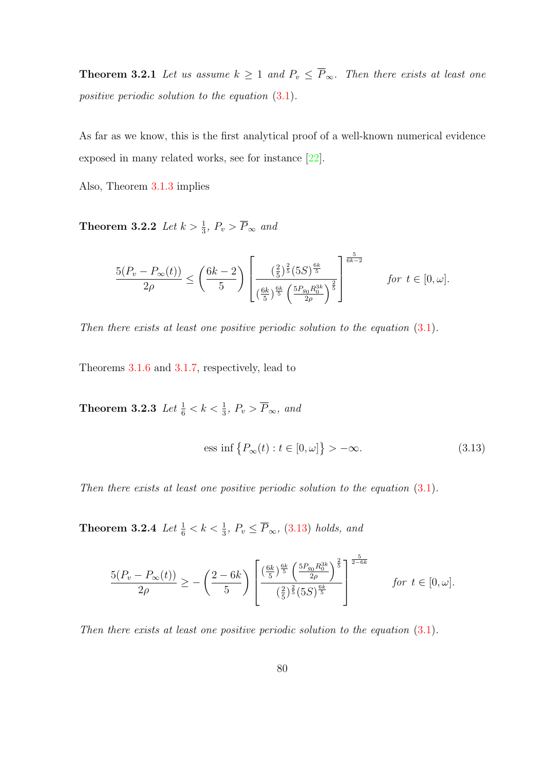**Theorem 3.2.1** *Let us assume $k \geq 1$ and $P_v \leq \overline{P}_\infty$. Then there exists at least one positive periodic solution to the equation (3.1).*

As far as we know, this is the first analytical proof of a well-known numerical evidence exposed in many related works, see for instance [22].

Also, Theorem 3.1.3 implies

**Theorem 3.2.2** *Let $k > \frac{1}{3}$, $P_v > \overline{P}_\infty$ and*

$$\frac{5(P_v - P_\infty(t))}{2\rho} \leq \left(\frac{6k-2}{5}\right)\left[\frac{(\frac{2}{5})^{\frac{2}{5}}(5S)^{\frac{6k}{5}}}{(\frac{6k}{5})^{\frac{6k}{5}}\left(\frac{5P_{g_0}R_0^{3k}}{2\rho}\right)^{\frac{2}{5}}}\right]^{\frac{5}{6k-2}} \qquad \text{for } t \in [0,\omega].$$

*Then there exists at least one positive periodic solution to the equation (3.1).*

Theorems 3.1.6 and 3.1.7, respectively, lead to

**Theorem 3.2.3** *Let $\frac{1}{6} < k < \frac{1}{3}$, $P_v > \overline{P}_\infty$, and*

$$\text{ess inf}\left\{P_\infty(t) : t \in [0,\omega]\right\} > -\infty. \tag{3.13}$$

*Then there exists at least one positive periodic solution to the equation (3.1).*

**Theorem 3.2.4** *Let $\frac{1}{6} < k < \frac{1}{3}$, $P_v \leq \overline{P}_\infty$, (3.13) holds, and*

$$\frac{5(P_v - P_\infty(t))}{2\rho} \geq -\left(\frac{2-6k}{5}\right)\left[\frac{(\frac{6k}{5})^{\frac{6k}{5}}\left(\frac{5P_{g_0}R_0^{3k}}{2\rho}\right)^{\frac{2}{5}}}{(\frac{2}{5})^{\frac{2}{5}}(5S)^{\frac{6k}{5}}}\right]^{\frac{5}{2-6k}} \qquad \text{for } t \in [0,\omega].$$

*Then there exists at least one positive periodic solution to the equation (3.1).*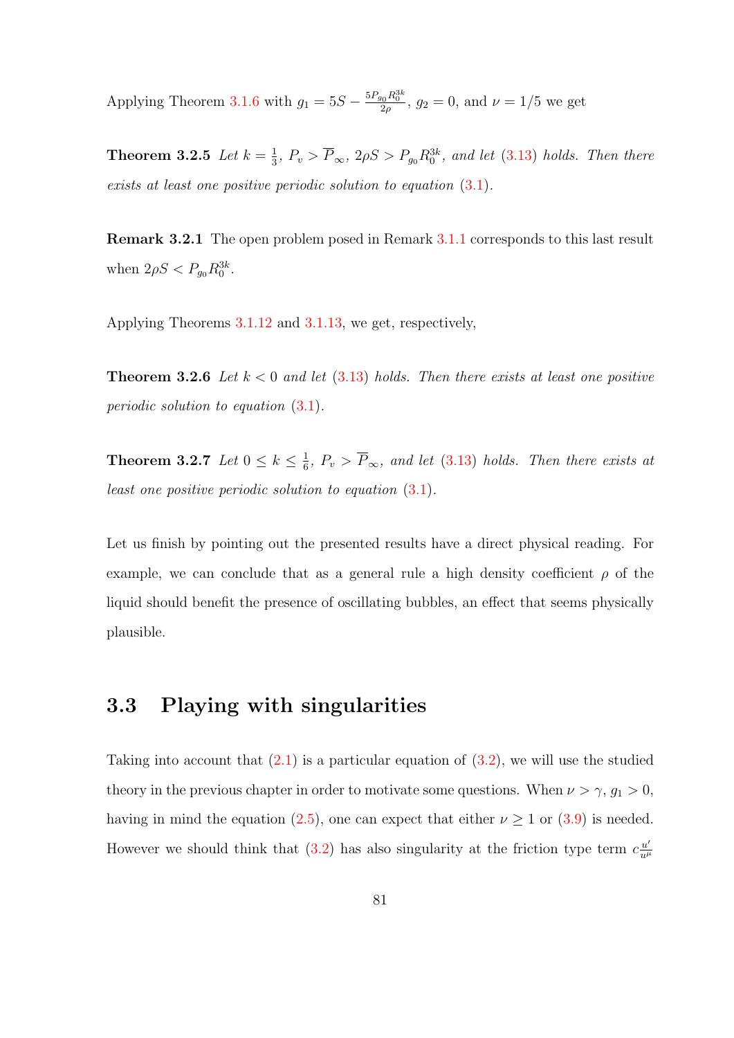Applying Theorem 3.1.6 with $g_1 = 5S - \frac{5P_{g_0}R_0^{3k}}{2\rho}$, $g_2 = 0$, and $\nu = 1/5$ we get

**Theorem 3.2.5** *Let $k = \frac{1}{3}$, $P_v > \overline{P}_\infty$, $2\rho S > P_{g_0}R_0^{3k}$, and let (3.13) holds. Then there exists at least one positive periodic solution to equation (3.1).*

**Remark 3.2.1** The open problem posed in Remark 3.1.1 corresponds to this last result when $2\rho S < P_{g_0}R_0^{3k}$.

Applying Theorems 3.1.12 and 3.1.13, we get, respectively,

**Theorem 3.2.6** *Let $k < 0$ and let (3.13) holds. Then there exists at least one positive periodic solution to equation (3.1).*

**Theorem 3.2.7** *Let $0 \leq k \leq \frac{1}{6}$, $P_v > \overline{P}_\infty$, and let (3.13) holds. Then there exists at least one positive periodic solution to equation (3.1).*

Let us finish by pointing out the presented results have a direct physical reading. For example, we can conclude that as a general rule a high density coefficient $\rho$ of the liquid should benefit the presence of oscillating bubbles, an effect that seems physically plausible.

## 3.3 Playing with singularities

Taking into account that (2.1) is a particular equation of (3.2), we will use the studied theory in the previous chapter in order to motivate some questions. When $\nu > \gamma$, $g_1 > 0$, having in mind the equation (2.5), one can expect that either $\nu \geq 1$ or (3.9) is needed. However we should think that (3.2) has also singularity at the friction type term $c\frac{u'}{u^\mu}$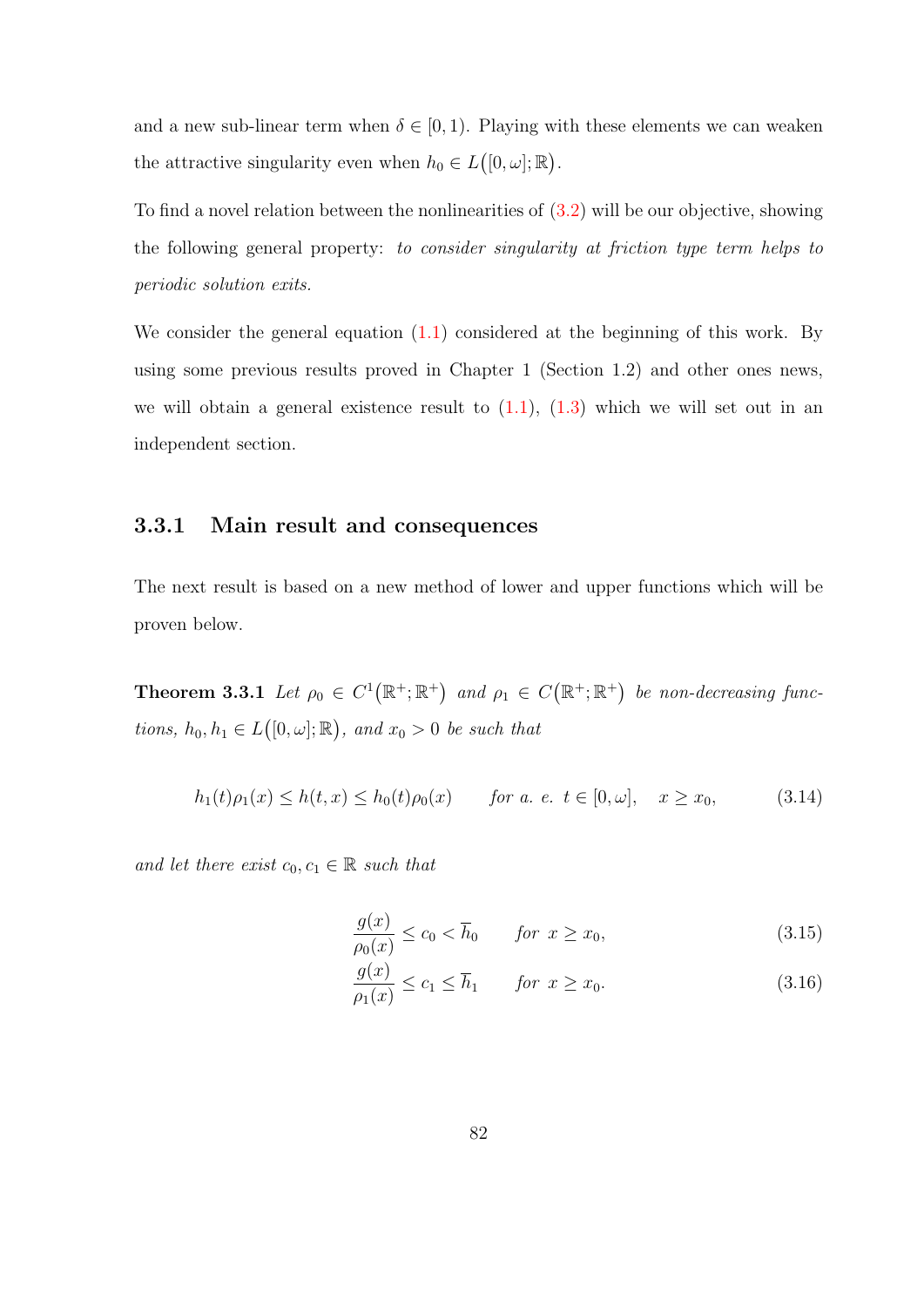and a new sub-linear term when $\delta \in [0, 1)$. Playing with these elements we can weaken the attractive singularity even when $h_0 \in L\big([0, \omega]; \mathbb{R}\big)$.

To find a novel relation between the nonlinearities of (3.2) will be our objective, showing the following general property: *to consider singularity at friction type term helps to periodic solution exits.*

We consider the general equation (1.1) considered at the beginning of this work. By using some previous results proved in Chapter 1 (Section 1.2) and other ones news, we will obtain a general existence result to (1.1), (1.3) which we will set out in an independent section.

### 3.3.1 Main result and consequences

The next result is based on a new method of lower and upper functions which will be proven below.

**Theorem 3.3.1** *Let $\rho_0 \in C^1\big(\mathbb{R}^+; \mathbb{R}^+\big)$ and $\rho_1 \in C\big(\mathbb{R}^+; \mathbb{R}^+\big)$ be non-decreasing functions, $h_0, h_1 \in L\big([0, \omega]; \mathbb{R}\big)$, and $x_0 > 0$ be such that*

$$h_1(t)\rho_1(x) \leq h(t, x) \leq h_0(t)\rho_0(x) \qquad \text{for a. e. } t \in [0, \omega], \quad x \geq x_0, \tag{3.14}$$

*and let there exist $c_0, c_1 \in \mathbb{R}$ such that*

$$\frac{g(x)}{\rho_0(x)} \leq c_0 < \overline{h}_0 \qquad \text{for } x \geq x_0, \tag{3.15}$$

$$\frac{g(x)}{\rho_1(x)} \leq c_1 \leq \overline{h}_1 \qquad \text{for } x \geq x_0. \tag{3.16}$$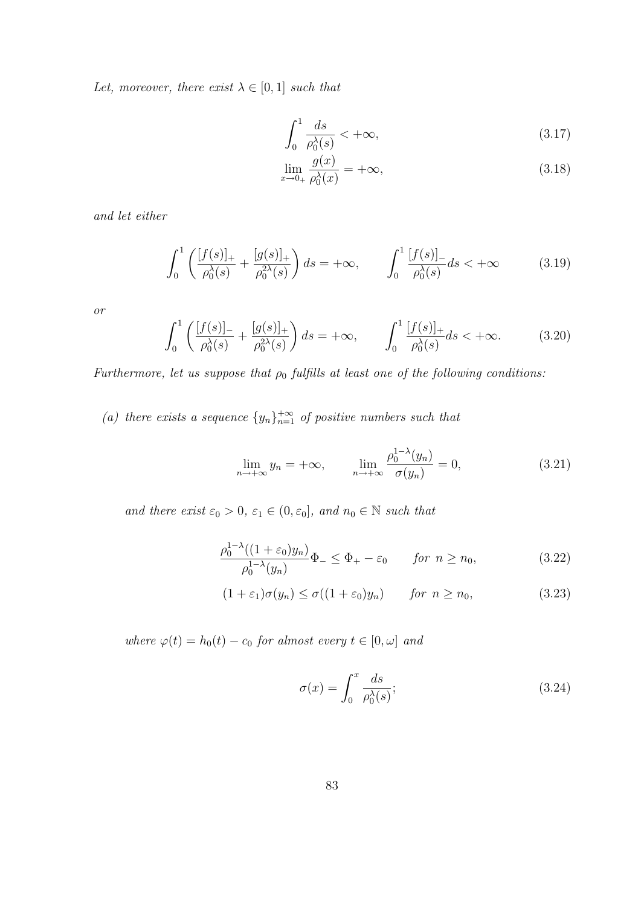*Let, moreover, there exist* $\lambda \in [0,1]$ *such that*

$$\int_0^1 \frac{ds}{\rho_0^\lambda(s)} < +\infty, \tag{3.17}$$

$$\lim_{x\to 0_+} \frac{g(x)}{\rho_0^\lambda(x)} = +\infty, \tag{3.18}$$

*and let either*

$$\int_0^1 \left( \frac{[f(s)]_+}{\rho_0^\lambda(s)} + \frac{[g(s)]_+}{\rho_0^{2\lambda}(s)} \right) ds = +\infty, \qquad \int_0^1 \frac{[f(s)]_-}{\rho_0^\lambda(s)} ds < +\infty \tag{3.19}$$

*or*

$$\int_0^1 \left( \frac{[f(s)]_-}{\rho_0^\lambda(s)} + \frac{[g(s)]_+}{\rho_0^{2\lambda}(s)} \right) ds = +\infty, \qquad \int_0^1 \frac{[f(s)]_+}{\rho_0^\lambda(s)} ds < +\infty. \tag{3.20}$$

*Furthermore, let us suppose that* $\rho_0$ *fulfills at least one of the following conditions:*

*(a) there exists a sequence* $\{y_n\}_{n=1}^{+\infty}$ *of positive numbers such that*

$$\lim_{n\to+\infty} y_n = +\infty, \qquad \lim_{n\to+\infty} \frac{\rho_0^{1-\lambda}(y_n)}{\sigma(y_n)} = 0, \tag{3.21}$$

*and there exist* $\varepsilon_0 > 0$*,* $\varepsilon_1 \in (0, \varepsilon_0]$*, and* $n_0 \in \mathbb{N}$ *such that*

$$\frac{\rho_0^{1-\lambda}((1+\varepsilon_0)y_n)}{\rho_0^{1-\lambda}(y_n)} \Phi_- \le \Phi_+ - \varepsilon_0 \qquad \text{for } n \ge n_0, \tag{3.22}$$

$$(1+\varepsilon_1)\sigma(y_n) \le \sigma((1+\varepsilon_0)y_n) \qquad \text{for } n \ge n_0, \tag{3.23}$$

*where* $\varphi(t) = h_0(t) - c_0$ *for almost every* $t \in [0, \omega]$ *and*

$$\sigma(x) = \int_0^x \frac{ds}{\rho_0^\lambda(s)}; \tag{3.24}$$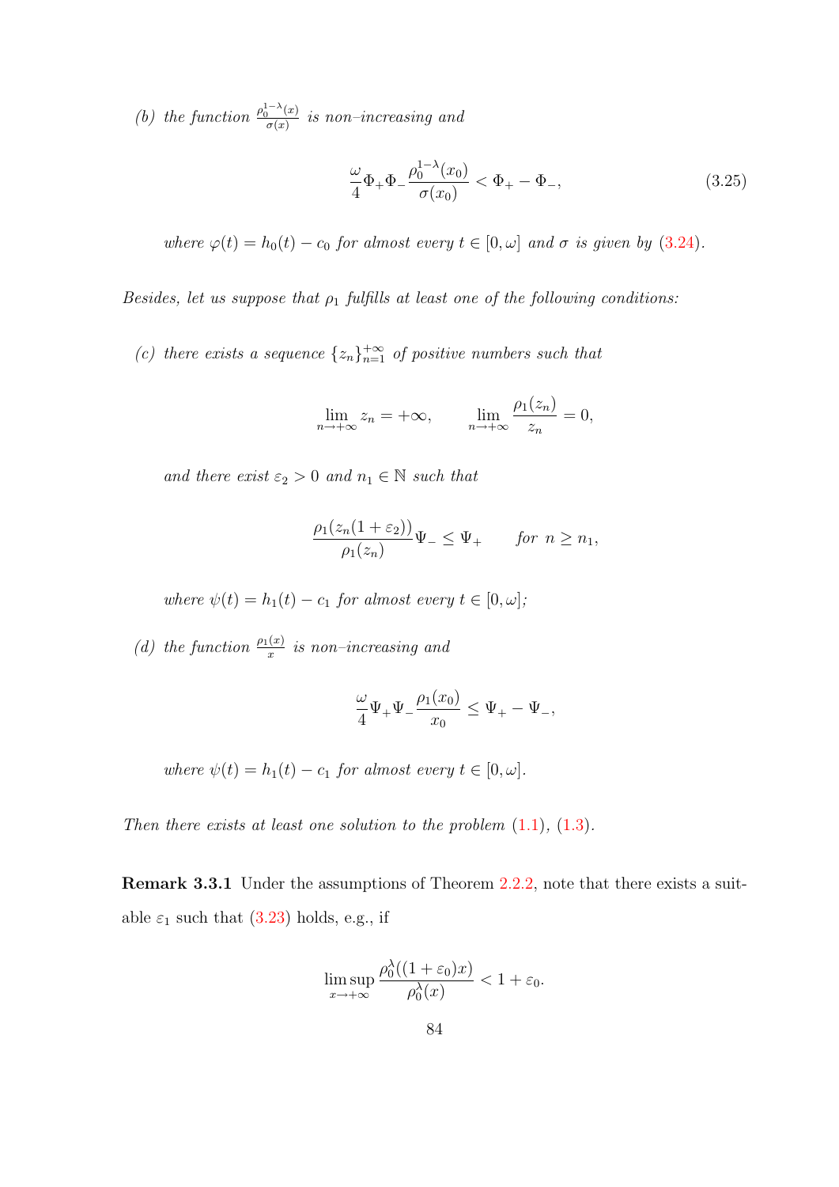*(b) the function* $\frac{\rho_0^{1-\lambda}(x)}{\sigma(x)}$ *is non–increasing and*

$$\frac{\omega}{4}\Phi_+\Phi_-\frac{\rho_0^{1-\lambda}(x_0)}{\sigma(x_0)} < \Phi_+ - \Phi_-, \tag{3.25}$$

*where* $\varphi(t) = h_0(t) - c_0$ *for almost every* $t \in [0, \omega]$ *and* $\sigma$ *is given by* (3.24).

*Besides, let us suppose that* $\rho_1$ *fulfills at least one of the following conditions:*

*(c) there exists a sequence* $\{z_n\}_{n=1}^{+\infty}$ *of positive numbers such that*

$$\lim_{n\to+\infty} z_n = +\infty, \qquad \lim_{n\to+\infty} \frac{\rho_1(z_n)}{z_n} = 0,$$

*and there exist* $\varepsilon_2 > 0$ *and* $n_1 \in \mathbb{N}$ *such that*

$$\frac{\rho_1(z_n(1+\varepsilon_2))}{\rho_1(z_n)}\Psi_- \le \Psi_+ \qquad \text{for } n \ge n_1,$$

*where* $\psi(t) = h_1(t) - c_1$ *for almost every* $t \in [0, \omega]$*;*

*(d) the function* $\frac{\rho_1(x)}{x}$ *is non–increasing and*

$$\frac{\omega}{4}\Psi_+\Psi_-\frac{\rho_1(x_0)}{x_0} \le \Psi_+ - \Psi_-,$$

*where* $\psi(t) = h_1(t) - c_1$ *for almost every* $t \in [0, \omega]$.

*Then there exists at least one solution to the problem* (1.1), (1.3).

**Remark 3.3.1** Under the assumptions of Theorem 2.2.2, note that there exists a suitable $\varepsilon_1$ such that (3.23) holds, e.g., if

$$\limsup_{x\to+\infty} \frac{\rho_0^{\lambda}((1+\varepsilon_0)x)}{\rho_0^{\lambda}(x)} < 1 + \varepsilon_0.$$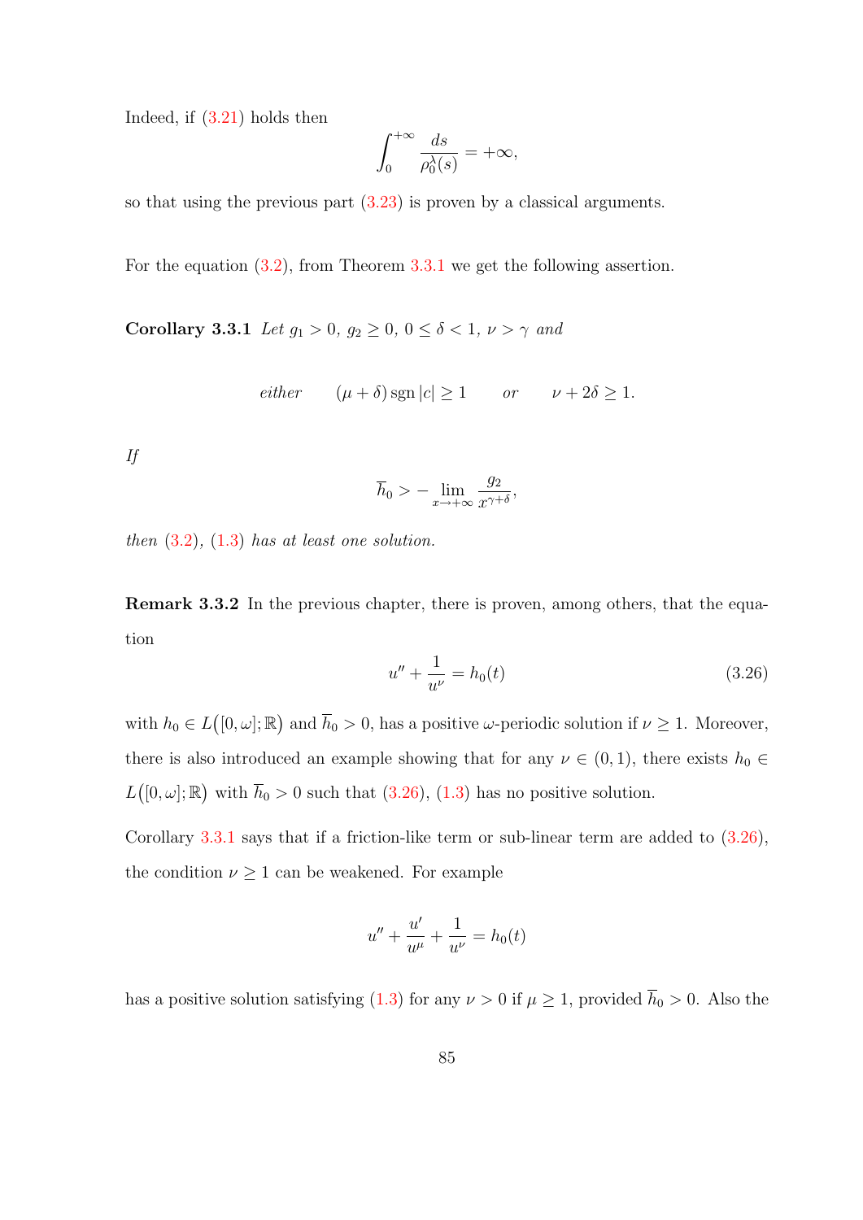Indeed, if (3.21) holds then

$$\int_0^{+\infty} \frac{ds}{\rho_0^{\lambda}(s)} = +\infty,$$

so that using the previous part (3.23) is proven by a classical arguments.

For the equation (3.2), from Theorem 3.3.1 we get the following assertion.

**Corollary 3.3.1** *Let $g_1 > 0$, $g_2 \geq 0$, $0 \leq \delta < 1$, $\nu > \gamma$ and*

$$\text{either} \qquad (\mu + \delta)\,\mathrm{sgn}\,|c| \geq 1 \qquad \text{or} \qquad \nu + 2\delta \geq 1.$$

*If*

$$\overline{h}_0 > -\lim_{x \to +\infty} \frac{g_2}{x^{\gamma+\delta}},$$

*then (3.2), (1.3) has at least one solution.*

**Remark 3.3.2** In the previous chapter, there is proven, among others, that the equation

$$u'' + \frac{1}{u^{\nu}} = h_0(t) \tag{3.26}$$

with $h_0 \in L\big([0,\omega];\mathbb{R}\big)$ and $\overline{h}_0 > 0$, has a positive $\omega$-periodic solution if $\nu \geq 1$. Moreover, there is also introduced an example showing that for any $\nu \in (0,1)$, there exists $h_0 \in L\big([0,\omega];\mathbb{R}\big)$ with $\overline{h}_0 > 0$ such that (3.26), (1.3) has no positive solution.

Corollary 3.3.1 says that if a friction-like term or sub-linear term are added to (3.26), the condition $\nu \geq 1$ can be weakened. For example

$$u'' + \frac{u'}{u^{\mu}} + \frac{1}{u^{\nu}} = h_0(t)$$

has a positive solution satisfying (1.3) for any $\nu > 0$ if $\mu \geq 1$, provided $\overline{h}_0 > 0$. Also the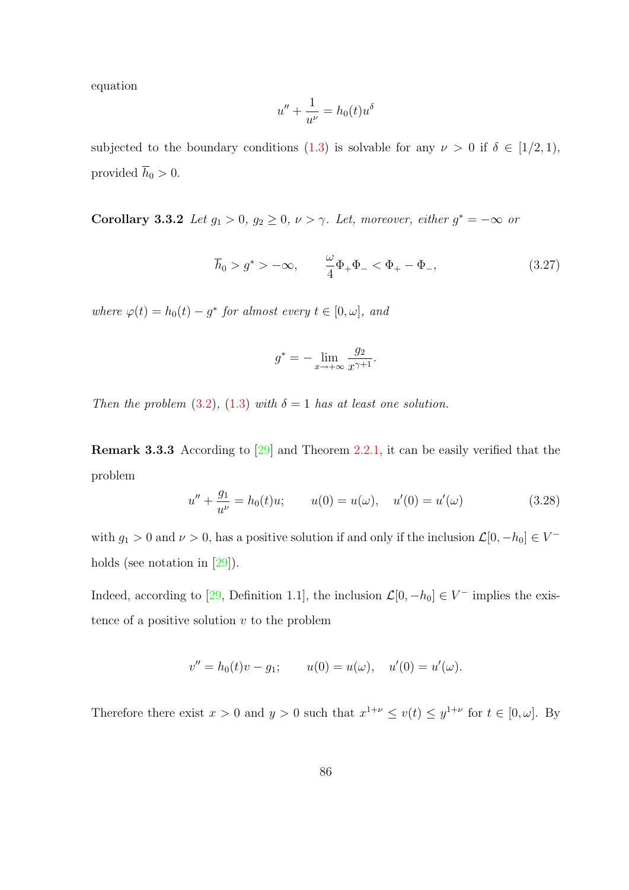equation

$$u'' + \frac{1}{u^\nu} = h_0(t)u^\delta$$

subjected to the boundary conditions (1.3) is solvable for any $\nu > 0$ if $\delta \in [1/2, 1)$, provided $\overline{h}_0 > 0$.

**Corollary 3.3.2** *Let $g_1 > 0$, $g_2 \geq 0$, $\nu > \gamma$. Let, moreover, either $g^* = -\infty$ or*

$$\overline{h}_0 > g^* > -\infty, \qquad \frac{\omega}{4}\Phi_+\Phi_- < \Phi_+ - \Phi_-, \tag{3.27}$$

*where $\varphi(t) = h_0(t) - g^*$ for almost every $t \in [0, \omega]$, and*

$$g^* = -\lim_{x\to+\infty} \frac{g_2}{x^{\gamma+1}}.$$

*Then the problem (3.2), (1.3) with $\delta = 1$ has at least one solution.*

**Remark 3.3.3** According to [29] and Theorem 2.2.1, it can be easily verified that the problem

$$u'' + \frac{g_1}{u^\nu} = h_0(t)u; \qquad u(0) = u(\omega), \quad u'(0) = u'(\omega) \tag{3.28}$$

with $g_1 > 0$ and $\nu > 0$, has a positive solution if and only if the inclusion $\mathcal{L}[0, -h_0] \in V^-$ holds (see notation in [29]).

Indeed, according to [29, Definition 1.1], the inclusion $\mathcal{L}[0, -h_0] \in V^-$ implies the existence of a positive solution $v$ to the problem

$$v'' = h_0(t)v - g_1; \qquad u(0) = u(\omega), \quad u'(0) = u'(\omega).$$

Therefore there exist $x > 0$ and $y > 0$ such that $x^{1+\nu} \leq v(t) \leq y^{1+\nu}$ for $t \in [0, \omega]$. By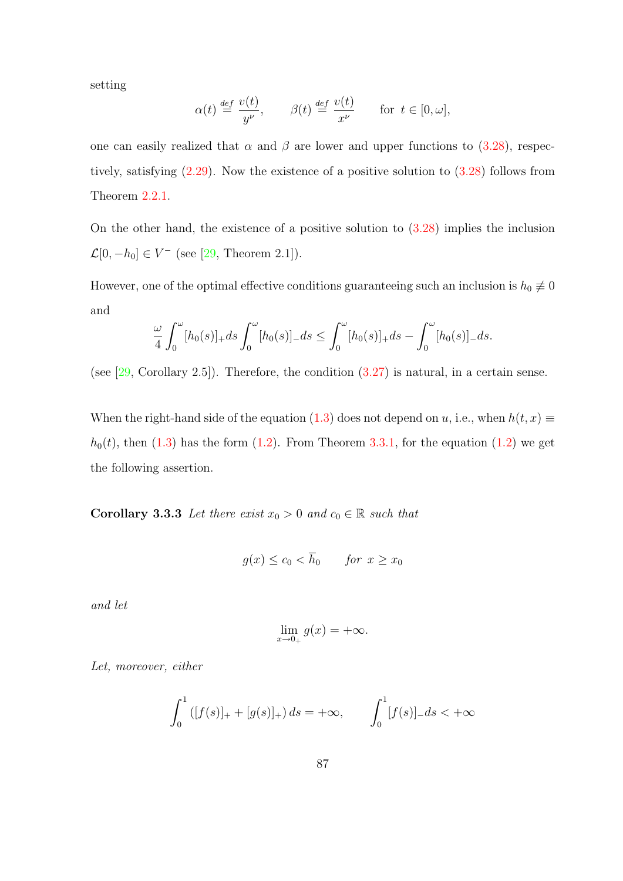setting

$$\alpha(t) \overset{def}{=} \frac{v(t)}{y^\nu}, \qquad \beta(t) \overset{def}{=} \frac{v(t)}{x^\nu} \qquad \text{for } t \in [0, \omega],$$

one can easily realized that $\alpha$ and $\beta$ are lower and upper functions to (3.28), respectively, satisfying (2.29). Now the existence of a positive solution to (3.28) follows from Theorem 2.2.1.

On the other hand, the existence of a positive solution to (3.28) implies the inclusion $\mathcal{L}[0, -h_0] \in V^-$ (see [29, Theorem 2.1]).

However, one of the optimal effective conditions guaranteeing such an inclusion is $h_0 \not\equiv 0$ and

$$\frac{\omega}{4} \int_0^\omega [h_0(s)]_+ ds \int_0^\omega [h_0(s)]_- ds \leq \int_0^\omega [h_0(s)]_+ ds - \int_0^\omega [h_0(s)]_- ds.$$

(see [29, Corollary 2.5]). Therefore, the condition (3.27) is natural, in a certain sense.

When the right-hand side of the equation (1.3) does not depend on $u$, i.e., when $h(t, x) \equiv h_0(t)$, then (1.3) has the form (1.2). From Theorem 3.3.1, for the equation (1.2) we get the following assertion.

**Corollary 3.3.3** *Let there exist $x_0 > 0$ and $c_0 \in \mathbb{R}$ such that*

$$g(x) \leq c_0 < \overline{h}_0 \qquad \text{for } x \geq x_0$$

*and let*

$$\lim_{x \to 0_+} g(x) = +\infty.$$

*Let, moreover, either*

$$\int_0^1 \left([f(s)]_+ + [g(s)]_+\right) ds = +\infty, \qquad \int_0^1 [f(s)]_- ds < +\infty$$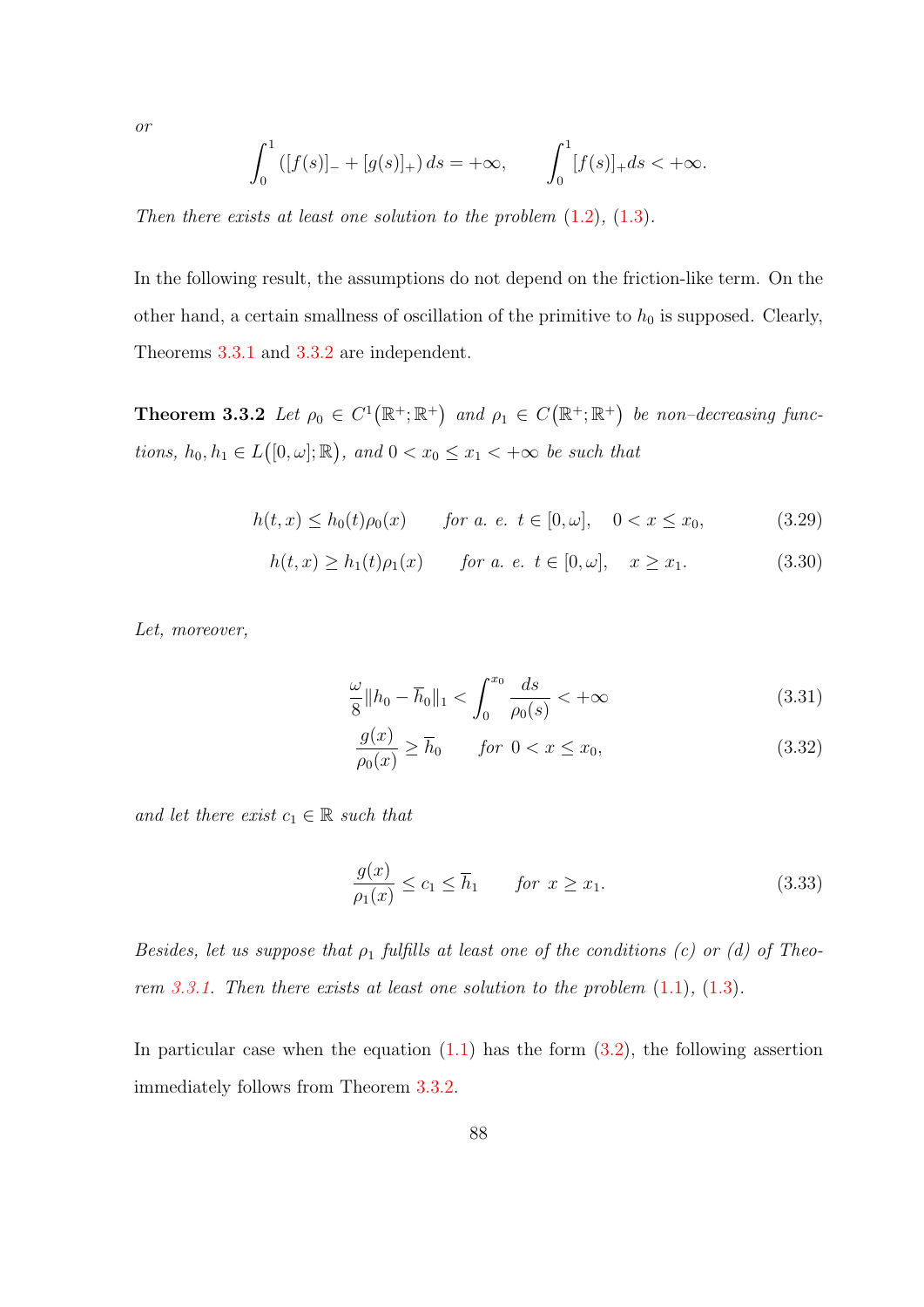*or*

$$\int_0^1 \left([f(s)]_- + [g(s)]_+\right) ds = +\infty, \qquad \int_0^1 [f(s)]_+ ds < +\infty.$$

*Then there exists at least one solution to the problem* (1.2), (1.3).

In the following result, the assumptions do not depend on the friction-like term. On the other hand, a certain smallness of oscillation of the primitive to $h_0$ is supposed. Clearly, Theorems 3.3.1 and 3.3.2 are independent.

**Theorem 3.3.2** *Let $\rho_0 \in C^1\big(\mathbb{R}^+;\mathbb{R}^+\big)$ and $\rho_1 \in C\big(\mathbb{R}^+;\mathbb{R}^+\big)$ be non–decreasing functions, $h_0, h_1 \in L\big([0,\omega];\mathbb{R}\big)$, and $0 < x_0 \le x_1 < +\infty$ be such that*

$$h(t,x) \le h_0(t)\rho_0(x) \qquad \text{for a. e. } t \in [0,\omega], \quad 0 < x \le x_0, \tag{3.29}$$

$$h(t,x) \ge h_1(t)\rho_1(x) \qquad \text{for a. e. } t \in [0,\omega], \quad x \ge x_1. \tag{3.30}$$

*Let, moreover,*

$$\frac{\omega}{8}\|h_0 - \overline{h}_0\|_1 < \int_0^{x_0} \frac{ds}{\rho_0(s)} < +\infty \tag{3.31}$$

$$\frac{g(x)}{\rho_0(x)} \ge \overline{h}_0 \qquad \text{for } 0 < x \le x_0, \tag{3.32}$$

*and let there exist $c_1 \in \mathbb{R}$ such that*

$$\frac{g(x)}{\rho_1(x)} \le c_1 \le \overline{h}_1 \qquad \text{for } x \ge x_1. \tag{3.33}$$

*Besides, let us suppose that $\rho_1$ fulfills at least one of the conditions (c) or (d) of Theorem 3.3.1. Then there exists at least one solution to the problem* (1.1), (1.3).

In particular case when the equation (1.1) has the form (3.2), the following assertion immediately follows from Theorem 3.3.2.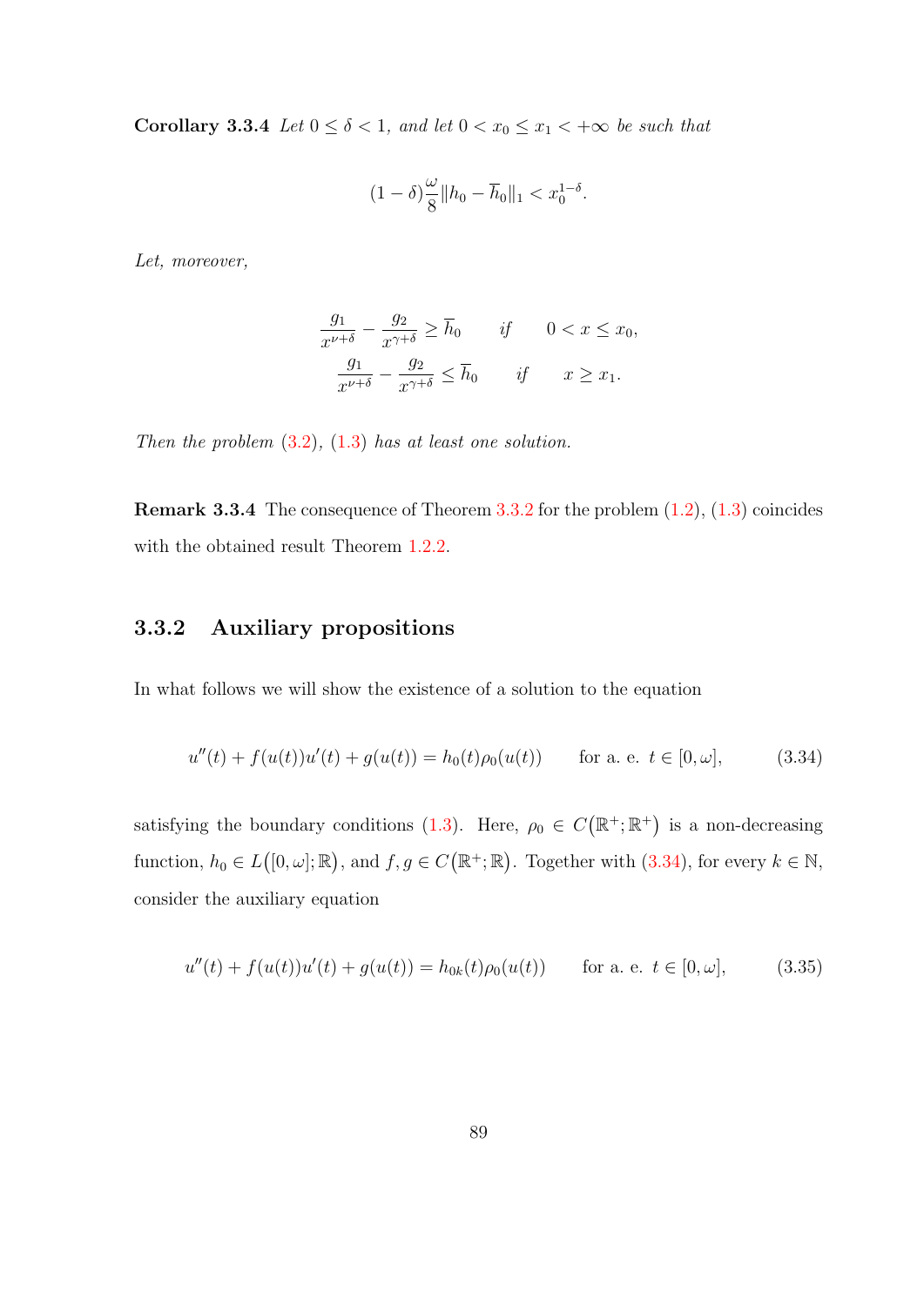**Corollary 3.3.4** *Let $0 \le \delta < 1$, and let $0 < x_0 \le x_1 < +\infty$ be such that*

$$(1-\delta)\frac{\omega}{8}\|h_0 - \overline{h}_0\|_1 < x_0^{1-\delta}.$$

*Let, moreover,*

$$\frac{g_1}{x^{\nu+\delta}} - \frac{g_2}{x^{\gamma+\delta}} \ge \overline{h}_0 \qquad \text{if} \qquad 0 < x \le x_0,$$
$$\frac{g_1}{x^{\nu+\delta}} - \frac{g_2}{x^{\gamma+\delta}} \le \overline{h}_0 \qquad \text{if} \qquad x \ge x_1.$$

*Then the problem (3.2), (1.3) has at least one solution.*

**Remark 3.3.4** The consequence of Theorem 3.3.2 for the problem (1.2), (1.3) coincides with the obtained result Theorem 1.2.2.

### 3.3.2 Auxiliary propositions

In what follows we will show the existence of a solution to the equation

$$u''(t) + f(u(t))u'(t) + g(u(t)) = h_0(t)\rho_0(u(t)) \qquad \text{for a. e. } t \in [0,\omega], \tag{3.34}$$

satisfying the boundary conditions (1.3). Here, $\rho_0 \in C(\mathbb{R}^+;\mathbb{R}^+)$ is a non-decreasing function, $h_0 \in L([0,\omega];\mathbb{R})$, and $f, g \in C(\mathbb{R}^+;\mathbb{R})$. Together with (3.34), for every $k \in \mathbb{N}$, consider the auxiliary equation

$$u''(t) + f(u(t))u'(t) + g(u(t)) = h_{0k}(t)\rho_0(u(t)) \qquad \text{for a. e. } t \in [0,\omega], \tag{3.35}$$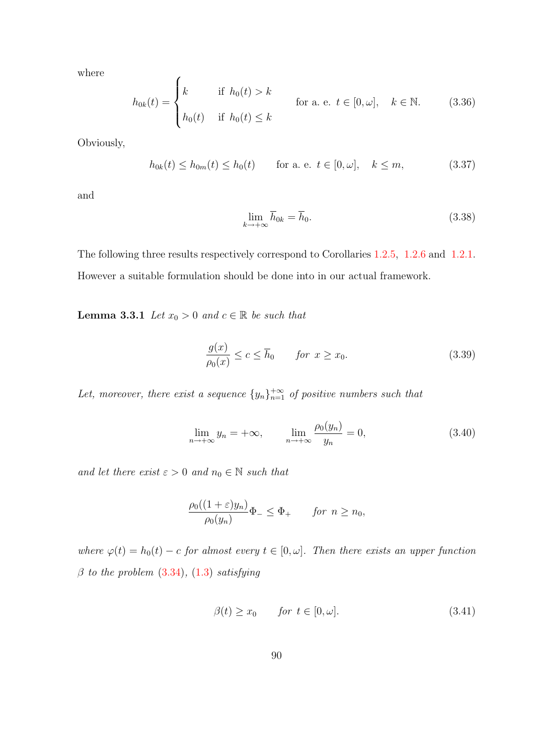where

$$h_{0k}(t) = \begin{cases} k & \text{if } \ h_0(t) > k \\ h_0(t) & \text{if } \ h_0(t) \le k \end{cases} \qquad \text{for a. e. } \ t \in [0, \omega], \quad k \in \mathbb{N}. \tag{3.36}$$

Obviously,

$$h_{0k}(t) \le h_{0m}(t) \le h_0(t) \qquad \text{for a. e. } \ t \in [0, \omega], \quad k \le m, \tag{3.37}$$

and

$$\lim_{k \to +\infty} \overline{h}_{0k} = \overline{h}_0. \tag{3.38}$$

The following three results respectively correspond to Corollaries 1.2.5, 1.2.6 and 1.2.1. However a suitable formulation should be done into in our actual framework.

**Lemma 3.3.1** *Let $x_0 > 0$ and $c \in \mathbb{R}$ be such that*

$$\frac{g(x)}{\rho_0(x)} \le c \le \overline{h}_0 \qquad \text{for } \ x \ge x_0. \tag{3.39}$$

*Let, moreover, there exist a sequence $\{y_n\}_{n=1}^{+\infty}$ of positive numbers such that*

$$\lim_{n \to +\infty} y_n = +\infty, \qquad \lim_{n \to +\infty} \frac{\rho_0(y_n)}{y_n} = 0, \tag{3.40}$$

*and let there exist $\varepsilon > 0$ and $n_0 \in \mathbb{N}$ such that*

$$\frac{\rho_0((1+\varepsilon)y_n)}{\rho_0(y_n)} \Phi_- \le \Phi_+ \qquad \text{for } \ n \ge n_0,$$

*where $\varphi(t) = h_0(t) - c$ for almost every $t \in [0, \omega]$. Then there exists an upper function $\beta$ to the problem (3.34), (1.3) satisfying*

$$\beta(t) \ge x_0 \qquad \text{for } \ t \in [0, \omega]. \tag{3.41}$$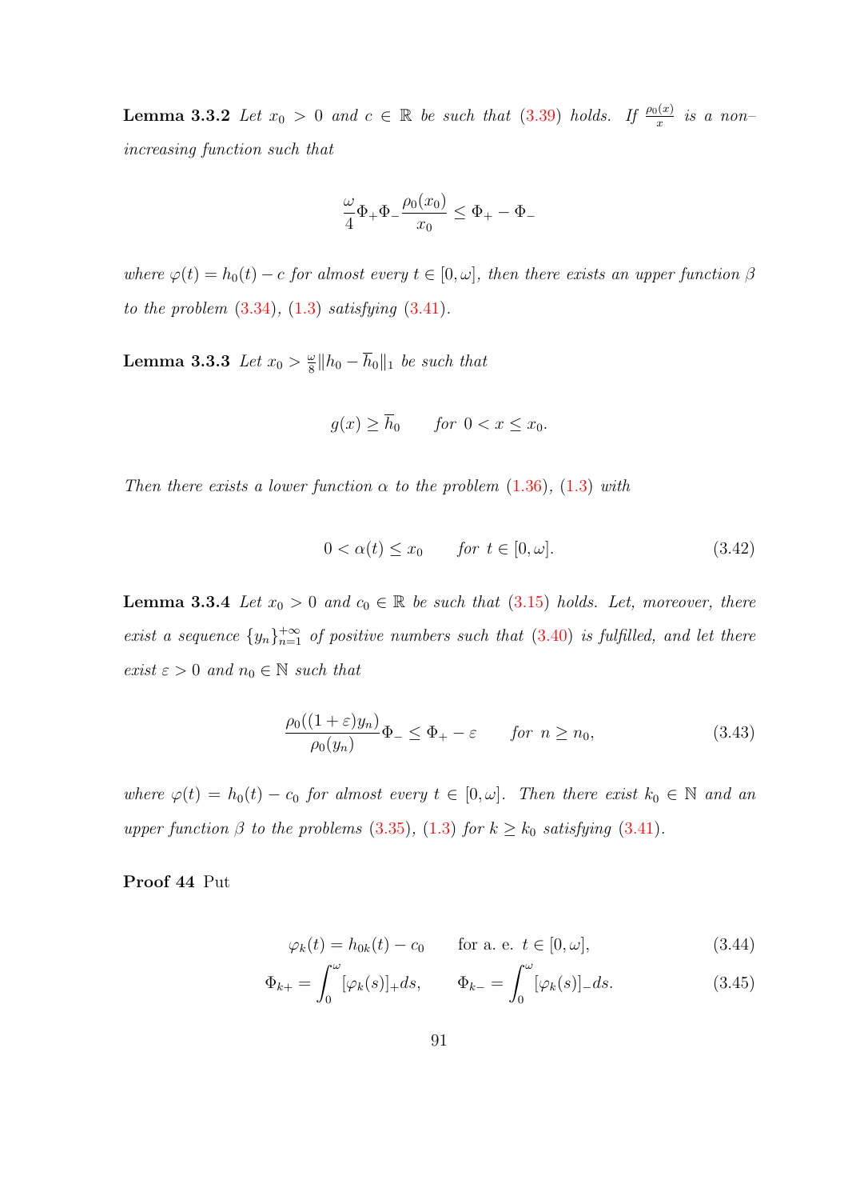**Lemma 3.3.2** *Let $x_0 > 0$ and $c \in \mathbb{R}$ be such that (3.39) holds. If $\frac{\rho_0(x)}{x}$ is a non–increasing function such that*

$$\frac{\omega}{4}\Phi_+\Phi_-\frac{\rho_0(x_0)}{x_0} \leq \Phi_+ - \Phi_-$$

*where $\varphi(t) = h_0(t) - c$ for almost every $t \in [0, \omega]$, then there exists an upper function $\beta$ to the problem (3.34), (1.3) satisfying (3.41).*

**Lemma 3.3.3** *Let $x_0 > \frac{\omega}{8}\|h_0 - \overline{h}_0\|_1$ be such that*

$$g(x) \geq \overline{h}_0 \qquad \text{for } 0 < x \leq x_0.$$

*Then there exists a lower function $\alpha$ to the problem (1.36), (1.3) with*

$$0 < \alpha(t) \leq x_0 \qquad \text{for } t \in [0, \omega]. \tag{3.42}$$

**Lemma 3.3.4** *Let $x_0 > 0$ and $c_0 \in \mathbb{R}$ be such that (3.15) holds. Let, moreover, there exist a sequence $\{y_n\}_{n=1}^{+\infty}$ of positive numbers such that (3.40) is fulfilled, and let there exist $\varepsilon > 0$ and $n_0 \in \mathbb{N}$ such that*

$$\frac{\rho_0((1+\varepsilon)y_n)}{\rho_0(y_n)}\Phi_- \leq \Phi_+ - \varepsilon \qquad \text{for } n \geq n_0, \tag{3.43}$$

*where $\varphi(t) = h_0(t) - c_0$ for almost every $t \in [0, \omega]$. Then there exist $k_0 \in \mathbb{N}$ and an upper function $\beta$ to the problems (3.35), (1.3) for $k \geq k_0$ satisfying (3.41).*

**Proof 44** Put

$$\varphi_k(t) = h_{0k}(t) - c_0 \qquad \text{for a. e. } t \in [0, \omega], \tag{3.44}$$

$$\Phi_{k+} = \int_0^\omega [\varphi_k(s)]_+ ds, \qquad \Phi_{k-} = \int_0^\omega [\varphi_k(s)]_- ds. \tag{3.45}$$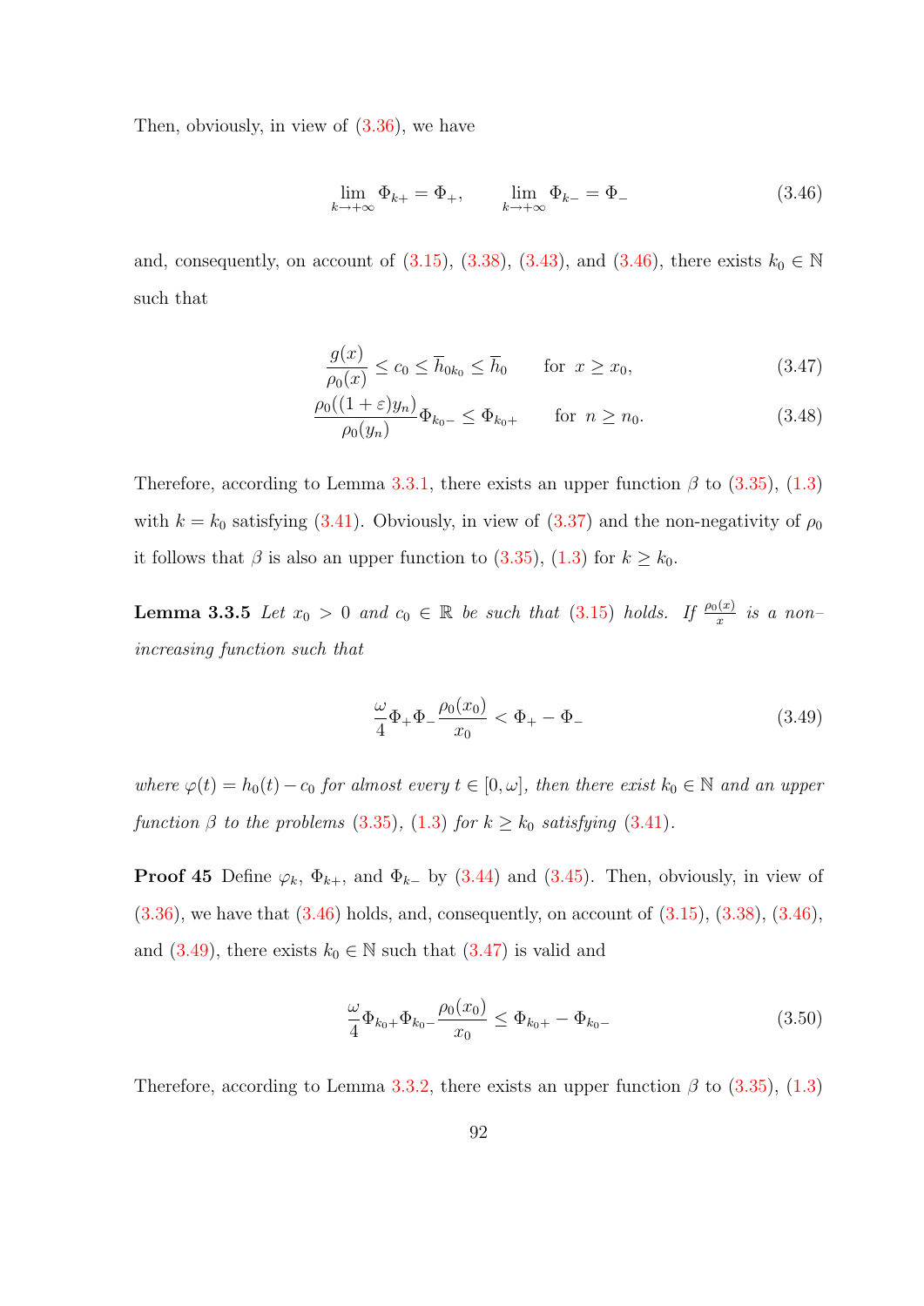Then, obviously, in view of (3.36), we have

$$\lim_{k\to+\infty} \Phi_{k+} = \Phi_{+}, \qquad \lim_{k\to+\infty} \Phi_{k-} = \Phi_{-} \tag{3.46}$$

and, consequently, on account of (3.15), (3.38), (3.43), and (3.46), there exists $k_0 \in \mathbb{N}$ such that

$$\frac{g(x)}{\rho_0(x)} \le c_0 \le \overline{h}_{0k_0} \le \overline{h}_0 \qquad \text{for } \ x \ge x_0, \tag{3.47}$$

$$\frac{\rho_0((1+\varepsilon)y_n)}{\rho_0(y_n)} \Phi_{k_0-} \le \Phi_{k_0+} \qquad \text{for } \ n \ge n_0. \tag{3.48}$$

Therefore, according to Lemma 3.3.1, there exists an upper function $\beta$ to (3.35), (1.3) with $k = k_0$ satisfying (3.41). Obviously, in view of (3.37) and the non-negativity of $\rho_0$ it follows that $\beta$ is also an upper function to (3.35), (1.3) for $k \ge k_0$.

**Lemma 3.3.5** *Let $x_0 > 0$ and $c_0 \in \mathbb{R}$ be such that (3.15) holds. If $\frac{\rho_0(x)}{x}$ is a non–increasing function such that*

$$\frac{\omega}{4} \Phi_{+} \Phi_{-} \frac{\rho_0(x_0)}{x_0} < \Phi_{+} - \Phi_{-} \tag{3.49}$$

*where $\varphi(t) = h_0(t) - c_0$ for almost every $t \in [0, \omega]$, then there exist $k_0 \in \mathbb{N}$ and an upper function $\beta$ to the problems (3.35), (1.3) for $k \ge k_0$ satisfying (3.41).*

**Proof 45** Define $\varphi_k$, $\Phi_{k+}$, and $\Phi_{k-}$ by (3.44) and (3.45). Then, obviously, in view of (3.36), we have that (3.46) holds, and, consequently, on account of (3.15), (3.38), (3.46), and (3.49), there exists $k_0 \in \mathbb{N}$ such that (3.47) is valid and

$$\frac{\omega}{4} \Phi_{k_0+} \Phi_{k_0-} \frac{\rho_0(x_0)}{x_0} \le \Phi_{k_0+} - \Phi_{k_0-} \tag{3.50}$$

Therefore, according to Lemma 3.3.2, there exists an upper function $\beta$ to (3.35), (1.3)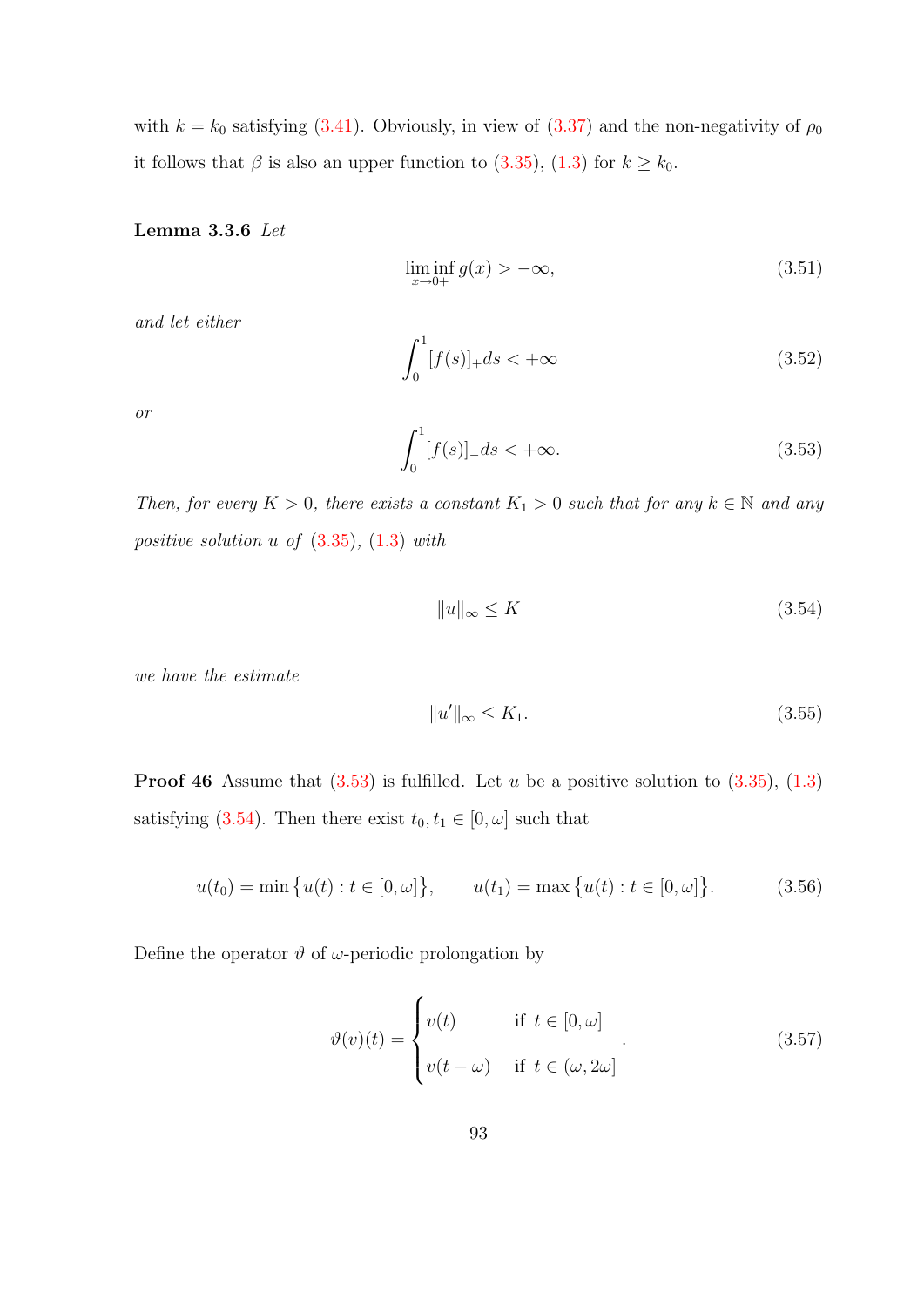with $k = k_0$ satisfying (3.41). Obviously, in view of (3.37) and the non-negativity of $\rho_0$ it follows that $\beta$ is also an upper function to (3.35), (1.3) for $k \geq k_0$.

**Lemma 3.3.6** *Let*

$$\liminf_{x \to 0+} g(x) > -\infty, \tag{3.51}$$

*and let either*

$$\int_0^1 [f(s)]_+ ds < +\infty \tag{3.52}$$

*or*

$$\int_0^1 [f(s)]_- ds < +\infty. \tag{3.53}$$

*Then, for every $K > 0$, there exists a constant $K_1 > 0$ such that for any $k \in \mathbb{N}$ and any positive solution $u$ of (3.35), (1.3) with*

$$\|u\|_\infty \leq K \tag{3.54}$$

*we have the estimate*

$$\|u'\|_\infty \leq K_1. \tag{3.55}$$

**Proof 46** Assume that (3.53) is fulfilled. Let $u$ be a positive solution to (3.35), (1.3) satisfying (3.54). Then there exist $t_0, t_1 \in [0, \omega]$ such that

$$u(t_0) = \min\{u(t) : t \in [0, \omega]\}, \qquad u(t_1) = \max\{u(t) : t \in [0, \omega]\}. \tag{3.56}$$

Define the operator $\vartheta$ of $\omega$-periodic prolongation by

$$\vartheta(v)(t) = \begin{cases} v(t) & \text{if } t \in [0, \omega] \\ v(t - \omega) & \text{if } t \in (\omega, 2\omega] \end{cases}. \tag{3.57}$$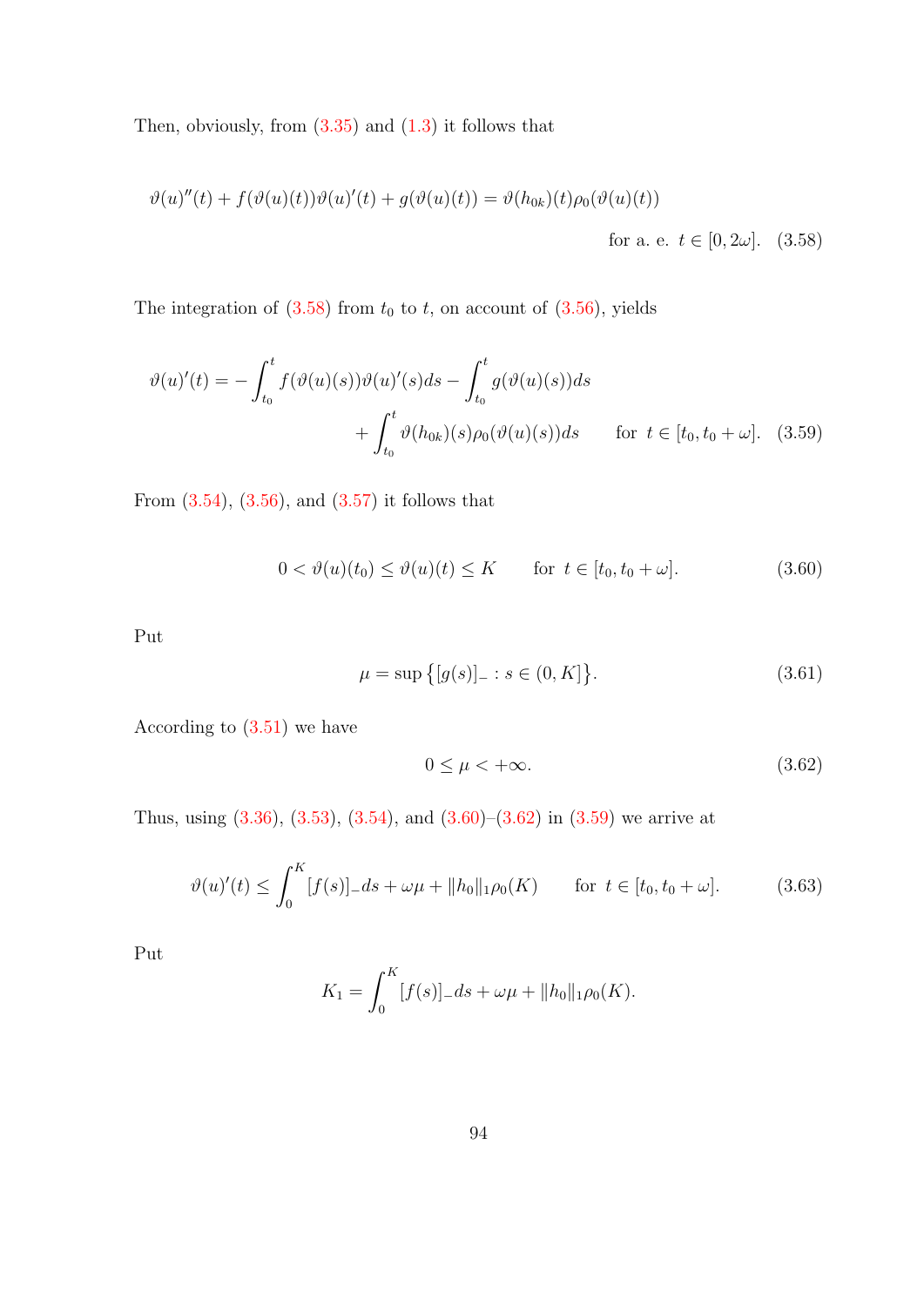Then, obviously, from (3.35) and (1.3) it follows that

$$\vartheta(u)''(t) + f(\vartheta(u)(t))\vartheta(u)'(t) + g(\vartheta(u)(t)) = \vartheta(h_{0k})(t)\rho_0(\vartheta(u)(t)) \qquad \text{for a. e. } t \in [0, 2\omega]. \tag{3.58}$$

The integration of (3.58) from $t_0$ to $t$, on account of (3.56), yields

$$\vartheta(u)'(t) = -\int_{t_0}^{t} f(\vartheta(u)(s))\vartheta(u)'(s)ds - \int_{t_0}^{t} g(\vartheta(u)(s))ds + \int_{t_0}^{t} \vartheta(h_{0k})(s)\rho_0(\vartheta(u)(s))ds \qquad \text{for } t \in [t_0, t_0 + \omega]. \tag{3.59}$$

From (3.54), (3.56), and (3.57) it follows that

$$0 < \vartheta(u)(t_0) \leq \vartheta(u)(t) \leq K \qquad \text{for } t \in [t_0, t_0 + \omega]. \tag{3.60}$$

Put

$$\mu = \sup\big\{[g(s)]_- : s \in (0, K]\big\}. \tag{3.61}$$

According to (3.51) we have

$$0 \leq \mu < +\infty. \tag{3.62}$$

Thus, using (3.36), (3.53), (3.54), and (3.60)–(3.62) in (3.59) we arrive at

$$\vartheta(u)'(t) \leq \int_0^K [f(s)]_- ds + \omega\mu + \|h_0\|_1\rho_0(K) \qquad \text{for } t \in [t_0, t_0 + \omega]. \tag{3.63}$$

Put

$$K_1 = \int_0^K [f(s)]_- ds + \omega\mu + \|h_0\|_1\rho_0(K).$$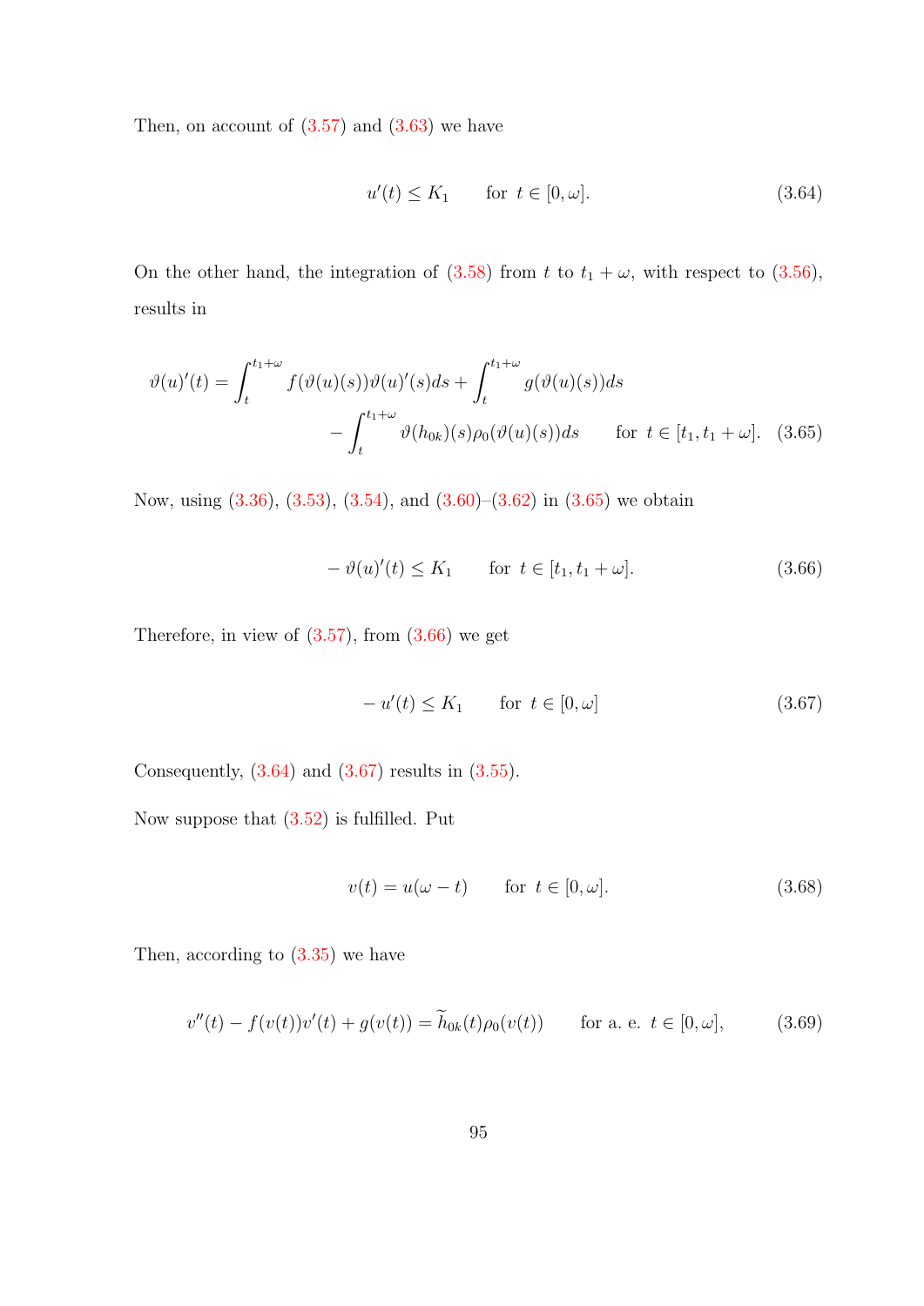Then, on account of (3.57) and (3.63) we have

$$u'(t) \leq K_1 \qquad \text{for } t \in [0, \omega]. \tag{3.64}$$

On the other hand, the integration of (3.58) from $t$ to $t_1 + \omega$, with respect to (3.56), results in

$$\begin{aligned}\vartheta(u)'(t) = \int_t^{t_1+\omega} f(\vartheta(u)(s))\vartheta(u)'(s)ds + \int_t^{t_1+\omega} g(\vartheta(u)(s))ds \\ - \int_t^{t_1+\omega} \vartheta(h_{0k})(s)\rho_0(\vartheta(u)(s))ds \qquad \text{for } t \in [t_1, t_1+\omega].\end{aligned} \tag{3.65}$$

Now, using (3.36), (3.53), (3.54), and (3.60)–(3.62) in (3.65) we obtain

$$-\vartheta(u)'(t) \leq K_1 \qquad \text{for } t \in [t_1, t_1 + \omega]. \tag{3.66}$$

Therefore, in view of (3.57), from (3.66) we get

$$-u'(t) \leq K_1 \qquad \text{for } t \in [0, \omega] \tag{3.67}$$

Consequently, (3.64) and (3.67) results in (3.55).

Now suppose that (3.52) is fulfilled. Put

$$v(t) = u(\omega - t) \qquad \text{for } t \in [0, \omega]. \tag{3.68}$$

Then, according to (3.35) we have

$$v''(t) - f(v(t))v'(t) + g(v(t)) = \widetilde{h}_{0k}(t)\rho_0(v(t)) \qquad \text{for a. e. } t \in [0, \omega], \tag{3.69}$$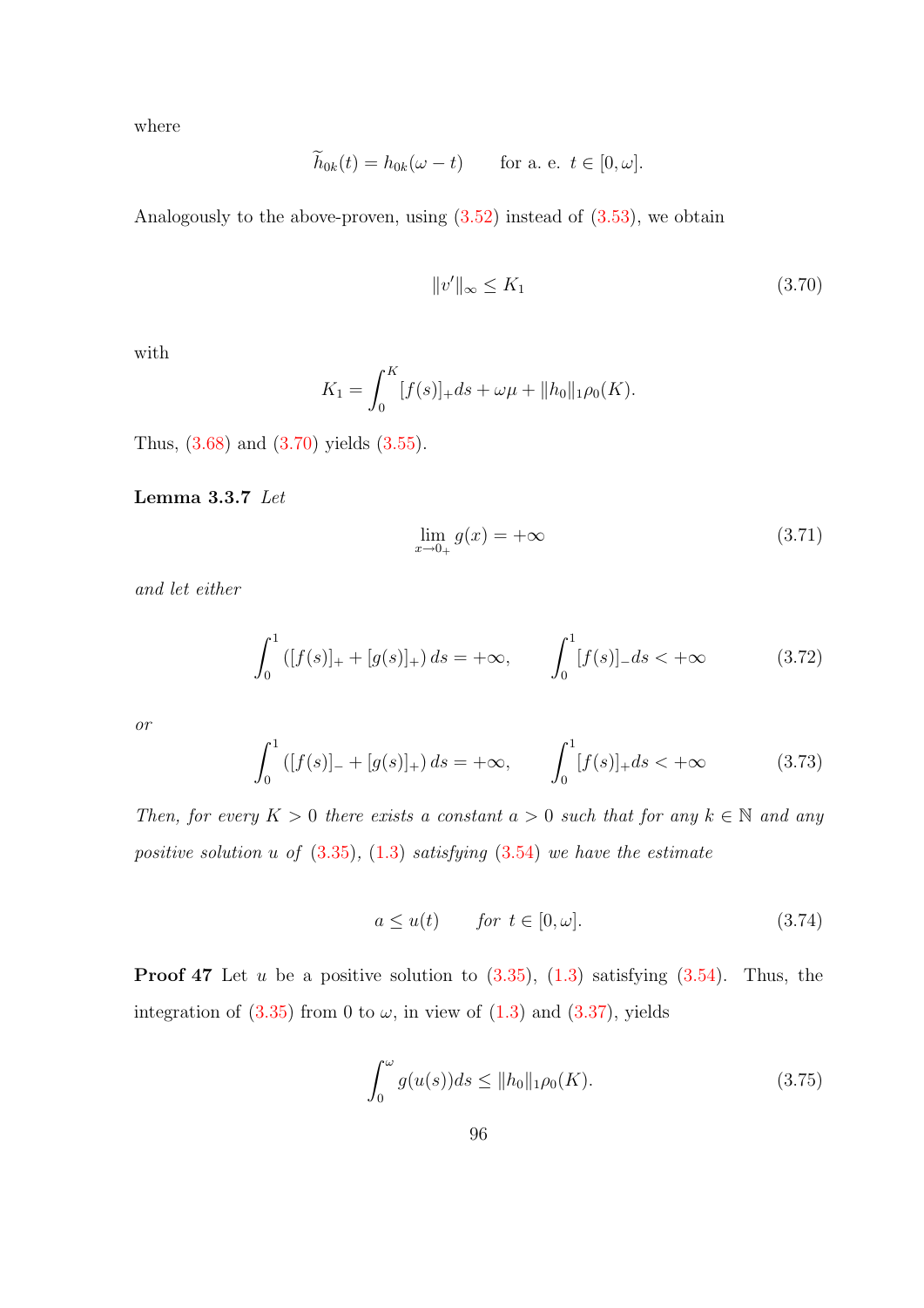where

$$\widetilde{h}_{0k}(t) = h_{0k}(\omega - t) \qquad \text{for a. e. } t \in [0, \omega].$$

Analogously to the above-proven, using (3.52) instead of (3.53), we obtain

$$\|v'\|_{\infty} \le K_1 \tag{3.70}$$

with

$$K_1 = \int_0^K [f(s)]_+ ds + \omega\mu + \|h_0\|_1 \rho_0(K).$$

Thus, (3.68) and (3.70) yields (3.55).

**Lemma 3.3.7** *Let*

$$\lim_{x \to 0_+} g(x) = +\infty \tag{3.71}$$

*and let either*

$$\int_0^1 \left([f(s)]_+ + [g(s)]_+\right) ds = +\infty, \qquad \int_0^1 [f(s)]_- ds < +\infty \tag{3.72}$$

*or*

$$\int_0^1 \left([f(s)]_- + [g(s)]_+\right) ds = +\infty, \qquad \int_0^1 [f(s)]_+ ds < +\infty \tag{3.73}$$

*Then, for every $K > 0$ there exists a constant $a > 0$ such that for any $k \in \mathbb{N}$ and any positive solution $u$ of (3.35), (1.3) satisfying (3.54) we have the estimate*

$$a \le u(t) \qquad \text{for } t \in [0, \omega]. \tag{3.74}$$

**Proof 47** Let $u$ be a positive solution to (3.35), (1.3) satisfying (3.54). Thus, the integration of (3.35) from 0 to $\omega$, in view of (1.3) and (3.37), yields

$$\int_0^\omega g(u(s)) ds \le \|h_0\|_1 \rho_0(K). \tag{3.75}$$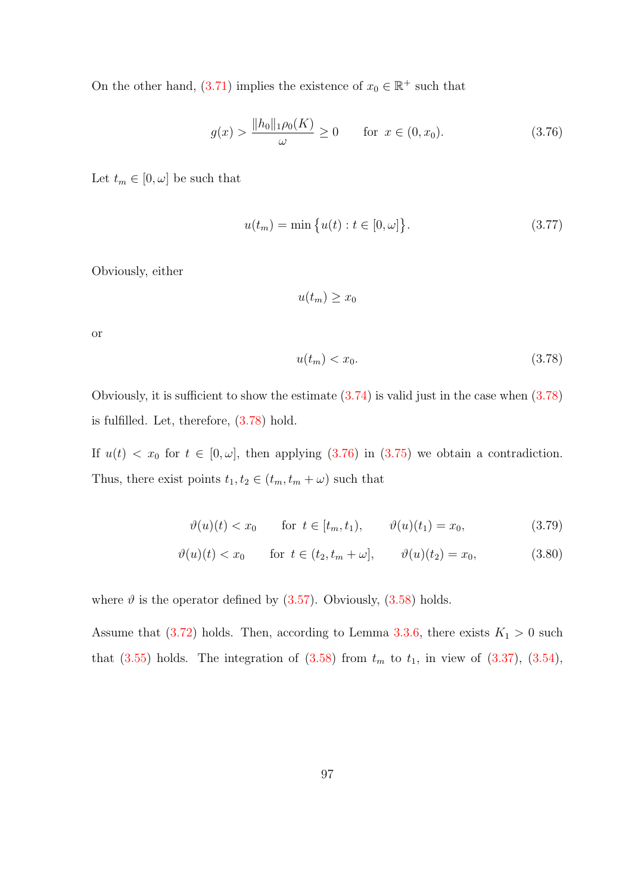On the other hand, (3.71) implies the existence of $x_0 \in \mathbb{R}^+$ such that

$$g(x) > \frac{\|h_0\|_1 \rho_0(K)}{\omega} \geq 0 \qquad \text{for } \; x \in (0, x_0). \tag{3.76}$$

Let $t_m \in [0, \omega]$ be such that

$$u(t_m) = \min \big\{ u(t) : t \in [0, \omega] \big\}. \tag{3.77}$$

Obviously, either

$$u(t_m) \geq x_0$$

or

$$u(t_m) < x_0. \tag{3.78}$$

Obviously, it is sufficient to show the estimate (3.74) is valid just in the case when (3.78) is fulfilled. Let, therefore, (3.78) hold.

If $u(t) < x_0$ for $t \in [0, \omega]$, then applying (3.76) in (3.75) we obtain a contradiction. Thus, there exist points $t_1, t_2 \in (t_m, t_m + \omega)$ such that

$$\vartheta(u)(t) < x_0 \qquad \text{for } \; t \in [t_m, t_1), \qquad \vartheta(u)(t_1) = x_0, \tag{3.79}$$

$$\vartheta(u)(t) < x_0 \qquad \text{for } \; t \in (t_2, t_m + \omega], \qquad \vartheta(u)(t_2) = x_0, \tag{3.80}$$

where $\vartheta$ is the operator defined by (3.57). Obviously, (3.58) holds.

Assume that (3.72) holds. Then, according to Lemma 3.3.6, there exists $K_1 > 0$ such that (3.55) holds. The integration of (3.58) from $t_m$ to $t_1$, in view of (3.37), (3.54),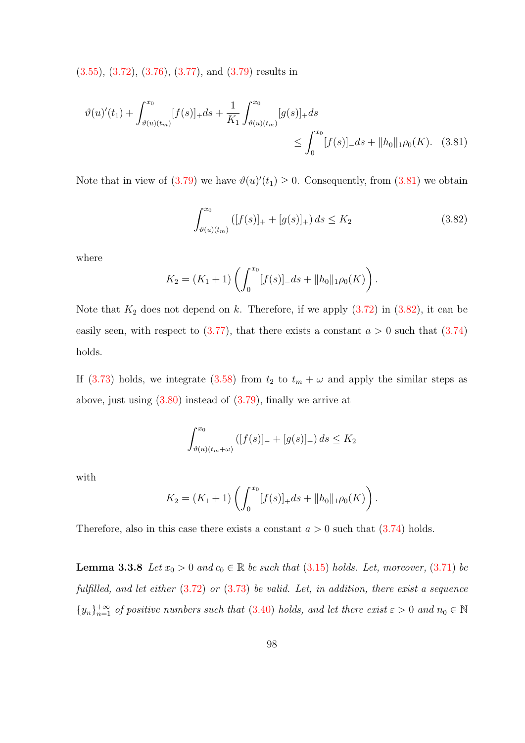(3.55), (3.72), (3.76), (3.77), and (3.79) results in

$$\vartheta(u)'(t_1) + \int_{\vartheta(u)(t_m)}^{x_0} [f(s)]_+ ds + \frac{1}{K_1} \int_{\vartheta(u)(t_m)}^{x_0} [g(s)]_+ ds \leq \int_0^{x_0} [f(s)]_- ds + \|h_0\|_1 \rho_0(K). \quad (3.81)$$

Note that in view of (3.79) we have $\vartheta(u)'(t_1) \geq 0$. Consequently, from (3.81) we obtain

$$\int_{\vartheta(u)(t_m)}^{x_0} \left( [f(s)]_+ + [g(s)]_+ \right) ds \leq K_2 \quad (3.82)$$

where

$$K_2 = (K_1 + 1) \left( \int_0^{x_0} [f(s)]_- ds + \|h_0\|_1 \rho_0(K) \right).$$

Note that $K_2$ does not depend on $k$. Therefore, if we apply (3.72) in (3.82), it can be easily seen, with respect to (3.77), that there exists a constant $a > 0$ such that (3.74) holds.

If (3.73) holds, we integrate (3.58) from $t_2$ to $t_m + \omega$ and apply the similar steps as above, just using (3.80) instead of (3.79), finally we arrive at

$$\int_{\vartheta(u)(t_m+\omega)}^{x_0} \left( [f(s)]_- + [g(s)]_+ \right) ds \leq K_2$$

with

$$K_2 = (K_1 + 1) \left( \int_0^{x_0} [f(s)]_+ ds + \|h_0\|_1 \rho_0(K) \right).$$

Therefore, also in this case there exists a constant $a > 0$ such that (3.74) holds.

**Lemma 3.3.8** *Let $x_0 > 0$ and $c_0 \in \mathbb{R}$ be such that (3.15) holds. Let, moreover, (3.71) be fulfilled, and let either (3.72) or (3.73) be valid. Let, in addition, there exist a sequence $\{y_n\}_{n=1}^{+\infty}$ of positive numbers such that (3.40) holds, and let there exist $\varepsilon > 0$ and $n_0 \in \mathbb{N}$*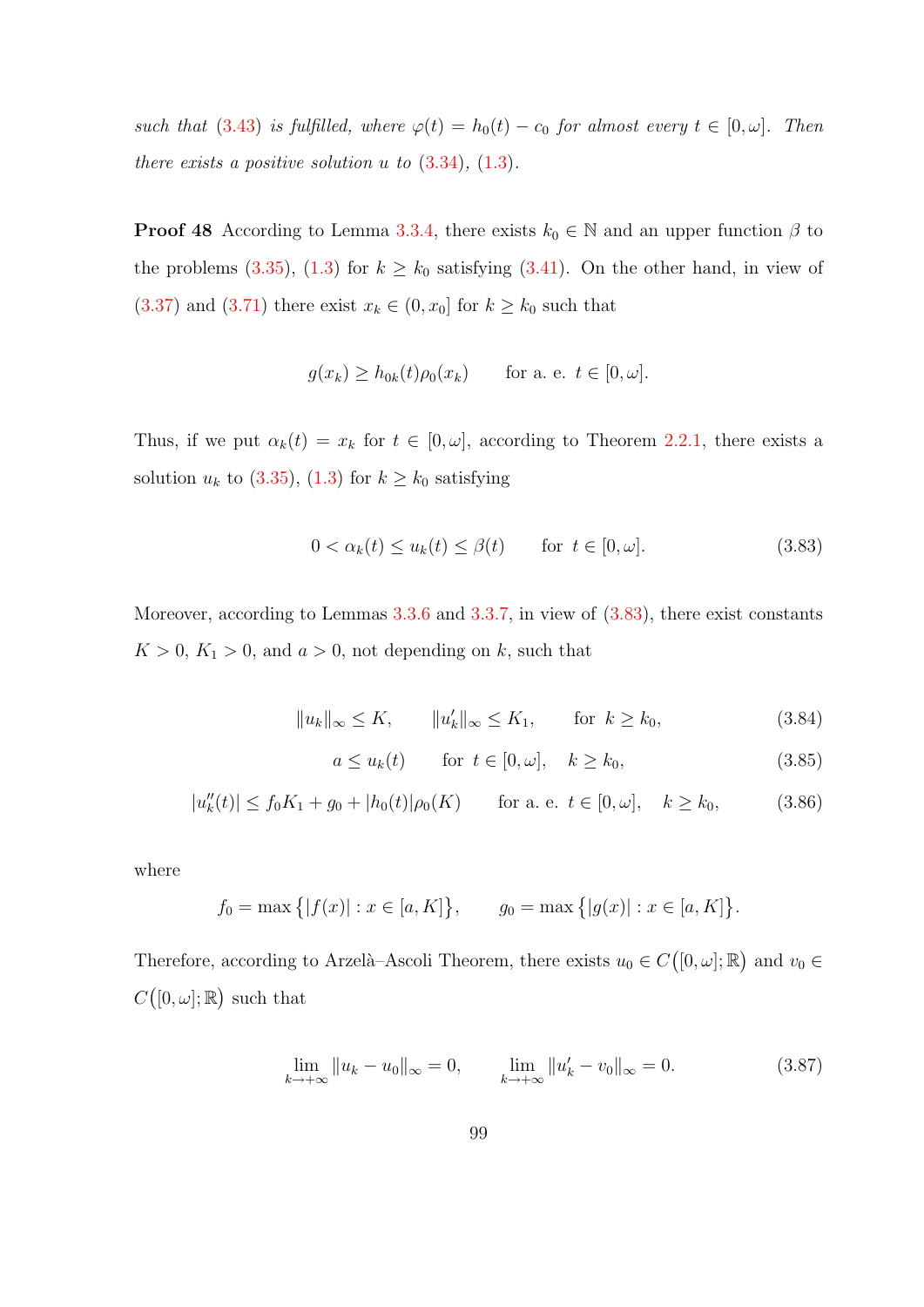*such that (3.43) is fulfilled, where $\varphi(t) = h_0(t) - c_0$ for almost every $t \in [0, \omega]$. Then there exists a positive solution $u$ to (3.34), (1.3).*

**Proof 48** According to Lemma 3.3.4, there exists $k_0 \in \mathbb{N}$ and an upper function $\beta$ to the problems (3.35), (1.3) for $k \geq k_0$ satisfying (3.41). On the other hand, in view of (3.37) and (3.71) there exist $x_k \in (0, x_0]$ for $k \geq k_0$ such that

$$g(x_k) \geq h_{0k}(t)\rho_0(x_k) \qquad \text{for a. e. } t \in [0, \omega].$$

Thus, if we put $\alpha_k(t) = x_k$ for $t \in [0, \omega]$, according to Theorem 2.2.1, there exists a solution $u_k$ to (3.35), (1.3) for $k \geq k_0$ satisfying

$$0 < \alpha_k(t) \leq u_k(t) \leq \beta(t) \qquad \text{for } t \in [0, \omega]. \tag{3.83}$$

Moreover, according to Lemmas 3.3.6 and 3.3.7, in view of (3.83), there exist constants $K > 0$, $K_1 > 0$, and $a > 0$, not depending on $k$, such that

$$\|u_k\|_\infty \leq K, \qquad \|u_k'\|_\infty \leq K_1, \qquad \text{for } k \geq k_0, \tag{3.84}$$

$$a \leq u_k(t) \qquad \text{for } t \in [0, \omega], \quad k \geq k_0, \tag{3.85}$$

$$|u_k''(t)| \leq f_0 K_1 + g_0 + |h_0(t)|\rho_0(K) \qquad \text{for a. e. } t \in [0, \omega], \quad k \geq k_0, \tag{3.86}$$

where

$$f_0 = \max\big\{|f(x)| : x \in [a, K]\big\}, \qquad g_0 = \max\big\{|g(x)| : x \in [a, K]\big\}.$$

Therefore, according to Arzelà–Ascoli Theorem, there exists $u_0 \in C\big([0, \omega]; \mathbb{R}\big)$ and $v_0 \in C\big([0, \omega]; \mathbb{R}\big)$ such that

$$\lim_{k \to +\infty} \|u_k - u_0\|_\infty = 0, \qquad \lim_{k \to +\infty} \|u_k' - v_0\|_\infty = 0. \tag{3.87}$$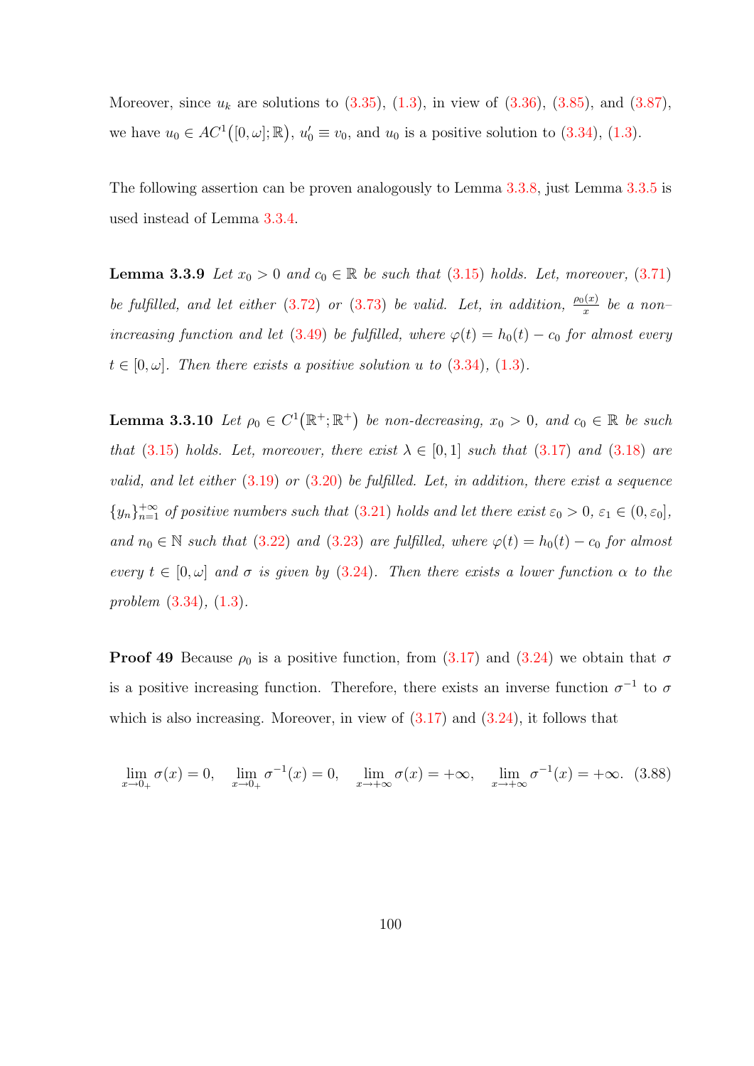Moreover, since $u_k$ are solutions to (3.35), (1.3), in view of (3.36), (3.85), and (3.87), we have $u_0 \in AC^1([0,\omega];\mathbb{R})$, $u_0' \equiv v_0$, and $u_0$ is a positive solution to (3.34), (1.3).

The following assertion can be proven analogously to Lemma 3.3.8, just Lemma 3.3.5 is used instead of Lemma 3.3.4.

**Lemma 3.3.9** *Let $x_0 > 0$ and $c_0 \in \mathbb{R}$ be such that (3.15) holds. Let, moreover, (3.71) be fulfilled, and let either (3.72) or (3.73) be valid. Let, in addition, $\frac{\rho_0(x)}{x}$ be a non–increasing function and let (3.49) be fulfilled, where $\varphi(t) = h_0(t) - c_0$ for almost every $t \in [0,\omega]$. Then there exists a positive solution $u$ to (3.34), (1.3).*

**Lemma 3.3.10** *Let $\rho_0 \in C^1(\mathbb{R}^+;\mathbb{R}^+)$ be non-decreasing, $x_0 > 0$, and $c_0 \in \mathbb{R}$ be such that (3.15) holds. Let, moreover, there exist $\lambda \in [0,1]$ such that (3.17) and (3.18) are valid, and let either (3.19) or (3.20) be fulfilled. Let, in addition, there exist a sequence $\{y_n\}_{n=1}^{+\infty}$ of positive numbers such that (3.21) holds and let there exist $\varepsilon_0 > 0$, $\varepsilon_1 \in (0,\varepsilon_0]$, and $n_0 \in \mathbb{N}$ such that (3.22) and (3.23) are fulfilled, where $\varphi(t) = h_0(t) - c_0$ for almost every $t \in [0,\omega]$ and $\sigma$ is given by (3.24). Then there exists a lower function $\alpha$ to the problem (3.34), (1.3).*

**Proof 49** Because $\rho_0$ is a positive function, from (3.17) and (3.24) we obtain that $\sigma$ is a positive increasing function. Therefore, there exists an inverse function $\sigma^{-1}$ to $\sigma$ which is also increasing. Moreover, in view of (3.17) and (3.24), it follows that

$$\lim_{x\to 0_+} \sigma(x) = 0, \quad \lim_{x\to 0_+} \sigma^{-1}(x) = 0, \quad \lim_{x\to +\infty} \sigma(x) = +\infty, \quad \lim_{x\to +\infty} \sigma^{-1}(x) = +\infty. \quad (3.88)$$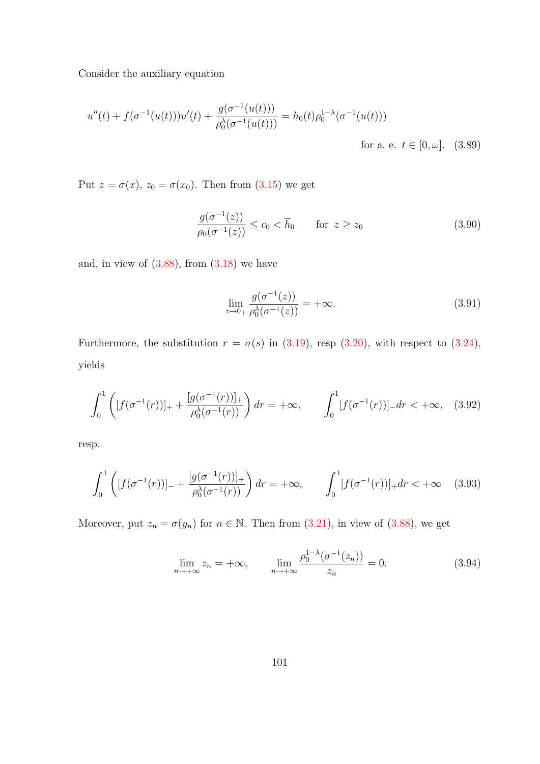Consider the auxiliary equation

$$u''(t) + f(\sigma^{-1}(u(t)))u'(t) + \frac{g(\sigma^{-1}(u(t)))}{\rho_0^{\lambda}(\sigma^{-1}(u(t)))} = h_0(t)\rho_0^{1-\lambda}(\sigma^{-1}(u(t))) \quad \text{for a. e. } t \in [0,\omega]. \tag{3.89}$$

Put $z = \sigma(x)$, $z_0 = \sigma(x_0)$. Then from (3.15) we get

$$\frac{g(\sigma^{-1}(z))}{\rho_0(\sigma^{-1}(z))} \leq c_0 < \overline{h}_0 \qquad \text{for } z \geq z_0 \tag{3.90}$$

and, in view of (3.88), from (3.18) we have

$$\lim_{z \to 0_+} \frac{g(\sigma^{-1}(z))}{\rho_0^{\lambda}(\sigma^{-1}(z))} = +\infty. \tag{3.91}$$

Furthermore, the substitution $r = \sigma(s)$ in (3.19), resp (3.20), with respect to (3.24), yields

$$\int_0^1 \left( [f(\sigma^{-1}(r))]_+ + \frac{[g(\sigma^{-1}(r))]_+}{\rho_0^{\lambda}(\sigma^{-1}(r))} \right) dr = +\infty, \qquad \int_0^1 [f(\sigma^{-1}(r))]_- dr < +\infty, \tag{3.92}$$

resp.

$$\int_0^1 \left( [f(\sigma^{-1}(r))]_- + \frac{[g(\sigma^{-1}(r))]_+}{\rho_0^{\lambda}(\sigma^{-1}(r))} \right) dr = +\infty, \qquad \int_0^1 [f(\sigma^{-1}(r))]_+ dr < +\infty \tag{3.93}$$

Moreover, put $z_n = \sigma(y_n)$ for $n \in \mathbb{N}$. Then from (3.21), in view of (3.88), we get

$$\lim_{n \to +\infty} z_n = +\infty, \qquad \lim_{n \to +\infty} \frac{\rho_0^{1-\lambda}(\sigma^{-1}(z_n))}{z_n} = 0. \tag{3.94}$$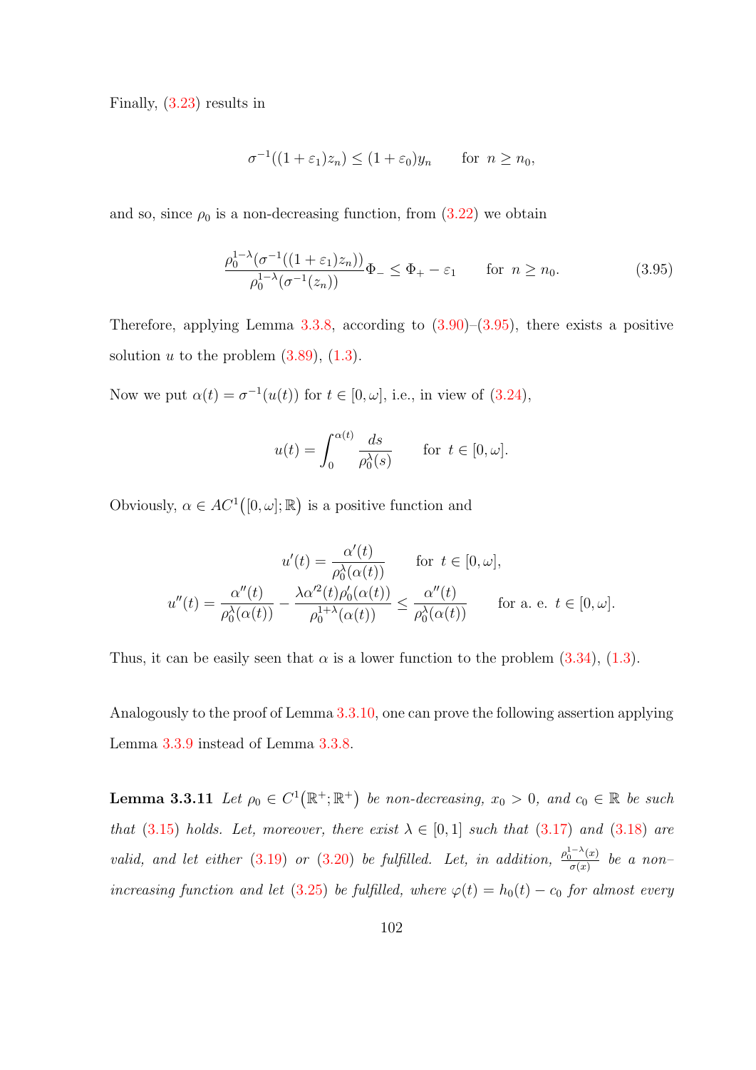Finally, (3.23) results in

$$\sigma^{-1}((1+\varepsilon_1)z_n) \le (1+\varepsilon_0)y_n \qquad \text{for } \ n \ge n_0,$$

and so, since $\rho_0$ is a non-decreasing function, from (3.22) we obtain

$$\frac{\rho_0^{1-\lambda}(\sigma^{-1}((1+\varepsilon_1)z_n))}{\rho_0^{1-\lambda}(\sigma^{-1}(z_n))}\Phi_- \le \Phi_+ - \varepsilon_1 \qquad \text{for } \ n \ge n_0. \tag{3.95}$$

Therefore, applying Lemma 3.3.8, according to (3.90)–(3.95), there exists a positive solution $u$ to the problem (3.89), (1.3).

Now we put $\alpha(t) = \sigma^{-1}(u(t))$ for $t \in [0,\omega]$, i.e., in view of (3.24),

$$u(t) = \int_0^{\alpha(t)} \frac{ds}{\rho_0^{\lambda}(s)} \qquad \text{for } \ t \in [0,\omega].$$

Obviously, $\alpha \in AC^1\big([0,\omega];\mathbb{R}\big)$ is a positive function and

$$u'(t) = \frac{\alpha'(t)}{\rho_0^{\lambda}(\alpha(t))} \qquad \text{for } \ t \in [0,\omega],$$

$$u''(t) = \frac{\alpha''(t)}{\rho_0^{\lambda}(\alpha(t))} - \frac{\lambda \alpha'^2(t)\rho_0'(\alpha(t))}{\rho_0^{1+\lambda}(\alpha(t))} \le \frac{\alpha''(t)}{\rho_0^{\lambda}(\alpha(t))} \qquad \text{for a. e. } \ t \in [0,\omega].$$

Thus, it can be easily seen that $\alpha$ is a lower function to the problem (3.34), (1.3).

Analogously to the proof of Lemma 3.3.10, one can prove the following assertion applying Lemma 3.3.9 instead of Lemma 3.3.8.

**Lemma 3.3.11** *Let $\rho_0 \in C^1\big(\mathbb{R}^+;\mathbb{R}^+\big)$ be non-decreasing, $x_0 > 0$, and $c_0 \in \mathbb{R}$ be such that (3.15) holds. Let, moreover, there exist $\lambda \in [0,1]$ such that (3.17) and (3.18) are valid, and let either (3.19) or (3.20) be fulfilled. Let, in addition, $\frac{\rho_0^{1-\lambda}(x)}{\sigma(x)}$ be a non–increasing function and let (3.25) be fulfilled, where $\varphi(t) = h_0(t) - c_0$ for almost every*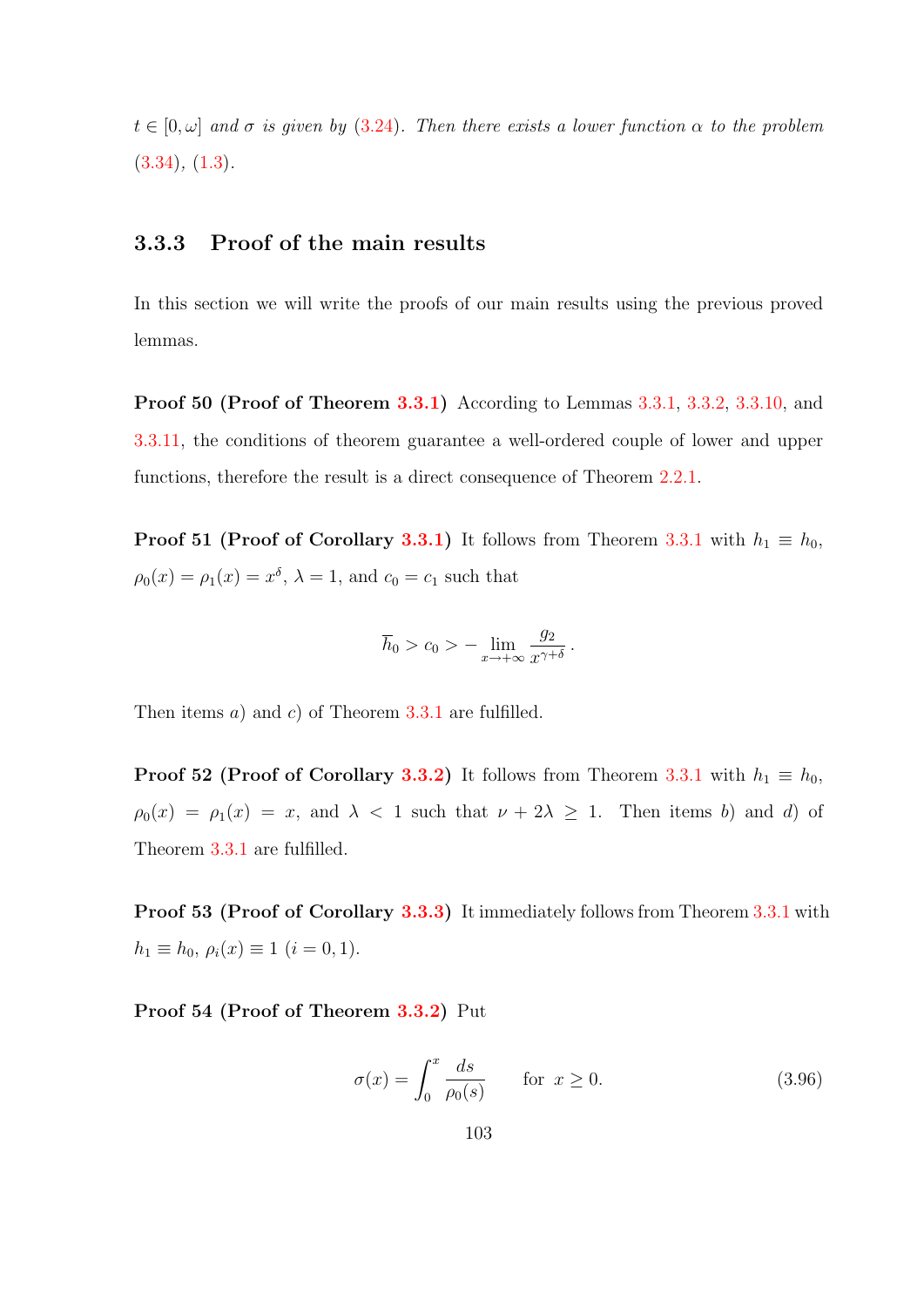*$t \in [0, \omega]$ and $\sigma$ is given by (3.24). Then there exists a lower function $\alpha$ to the problem (3.34), (1.3).*

### 3.3.3 Proof of the main results

In this section we will write the proofs of our main results using the previous proved lemmas.

**Proof 50 (Proof of Theorem 3.3.1)** According to Lemmas 3.3.1, 3.3.2, 3.3.10, and 3.3.11, the conditions of theorem guarantee a well-ordered couple of lower and upper functions, therefore the result is a direct consequence of Theorem 2.2.1.

**Proof 51 (Proof of Corollary 3.3.1)** It follows from Theorem 3.3.1 with $h_1 \equiv h_0$, $\rho_0(x) = \rho_1(x) = x^\delta$, $\lambda = 1$, and $c_0 = c_1$ such that

$$\overline{h}_0 > c_0 > - \lim_{x \to +\infty} \frac{g_2}{x^{\gamma+\delta}}.$$

Then items $a)$ and $c)$ of Theorem 3.3.1 are fulfilled.

**Proof 52 (Proof of Corollary 3.3.2)** It follows from Theorem 3.3.1 with $h_1 \equiv h_0$, $\rho_0(x) = \rho_1(x) = x$, and $\lambda < 1$ such that $\nu + 2\lambda \geq 1$. Then items $b)$ and $d)$ of Theorem 3.3.1 are fulfilled.

**Proof 53 (Proof of Corollary 3.3.3)** It immediately follows from Theorem 3.3.1 with $h_1 \equiv h_0$, $\rho_i(x) \equiv 1$ $(i = 0, 1)$.

**Proof 54 (Proof of Theorem 3.3.2)** Put

$$\sigma(x) = \int_0^x \frac{ds}{\rho_0(s)} \qquad \text{for } x \geq 0. \tag{3.96}$$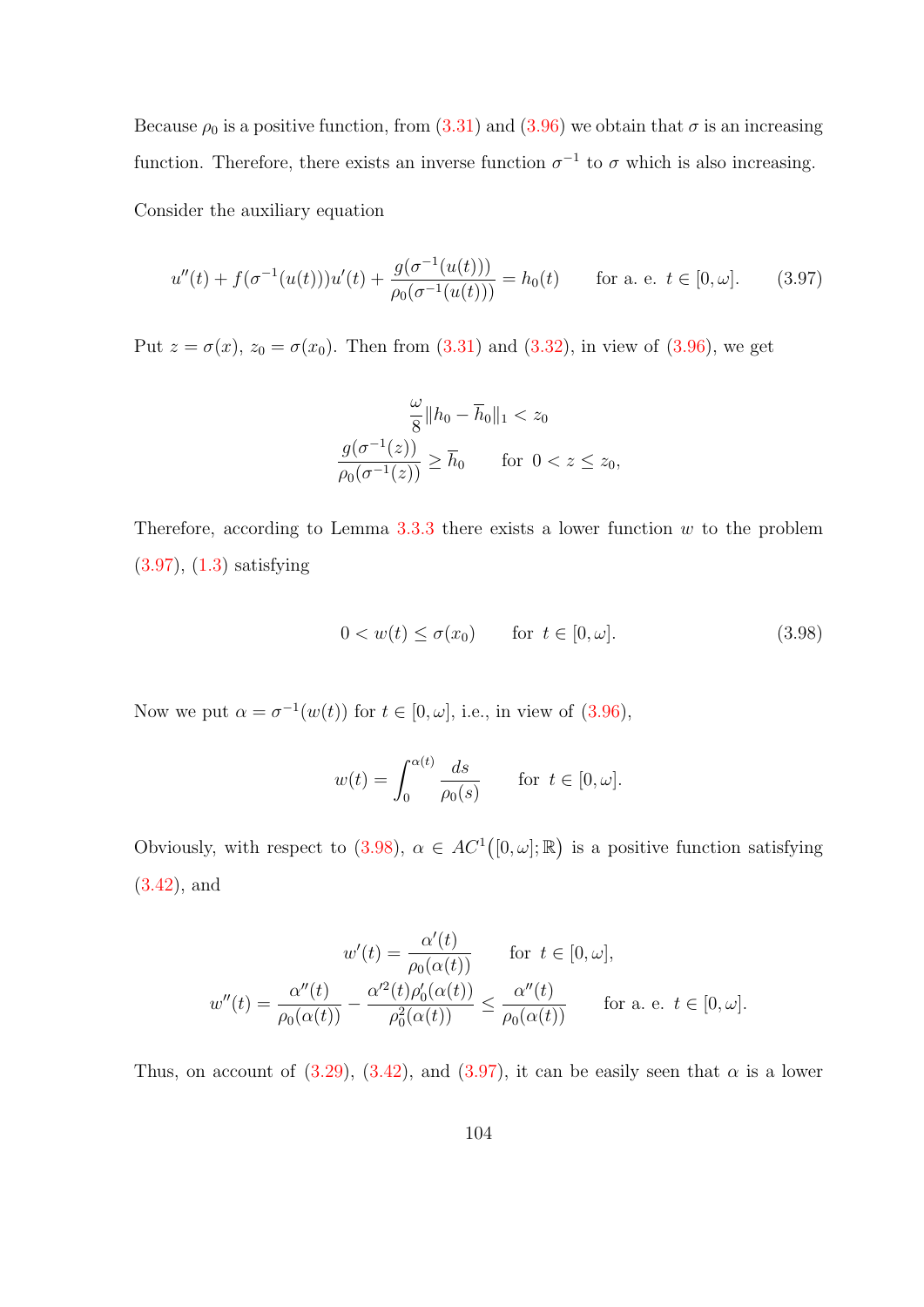Because $\rho_0$ is a positive function, from (3.31) and (3.96) we obtain that $\sigma$ is an increasing function. Therefore, there exists an inverse function $\sigma^{-1}$ to $\sigma$ which is also increasing.

Consider the auxiliary equation

$$u''(t) + f(\sigma^{-1}(u(t)))u'(t) + \frac{g(\sigma^{-1}(u(t)))}{\rho_0(\sigma^{-1}(u(t)))} = h_0(t) \qquad \text{for a. e. } t \in [0,\omega]. \tag{3.97}$$

Put $z = \sigma(x)$, $z_0 = \sigma(x_0)$. Then from (3.31) and (3.32), in view of (3.96), we get

$$\frac{\omega}{8}\|h_0 - \overline{h}_0\|_1 < z_0$$
$$\frac{g(\sigma^{-1}(z))}{\rho_0(\sigma^{-1}(z))} \geq \overline{h}_0 \qquad \text{for } 0 < z \leq z_0,$$

Therefore, according to Lemma 3.3.3 there exists a lower function $w$ to the problem (3.97), (1.3) satisfying

$$0 < w(t) \leq \sigma(x_0) \qquad \text{for } t \in [0,\omega]. \tag{3.98}$$

Now we put $\alpha = \sigma^{-1}(w(t))$ for $t \in [0,\omega]$, i.e., in view of (3.96),

$$w(t) = \int_0^{\alpha(t)} \frac{ds}{\rho_0(s)} \qquad \text{for } t \in [0,\omega].$$

Obviously, with respect to (3.98), $\alpha \in AC^1\big([0,\omega];\mathbb{R}\big)$ is a positive function satisfying (3.42), and

$$w'(t) = \frac{\alpha'(t)}{\rho_0(\alpha(t))} \qquad \text{for } t \in [0,\omega],$$
$$w''(t) = \frac{\alpha''(t)}{\rho_0(\alpha(t))} - \frac{\alpha'^2(t)\rho_0'(\alpha(t))}{\rho_0^2(\alpha(t))} \leq \frac{\alpha''(t)}{\rho_0(\alpha(t))} \qquad \text{for a. e. } t \in [0,\omega].$$

Thus, on account of (3.29), (3.42), and (3.97), it can be easily seen that $\alpha$ is a lower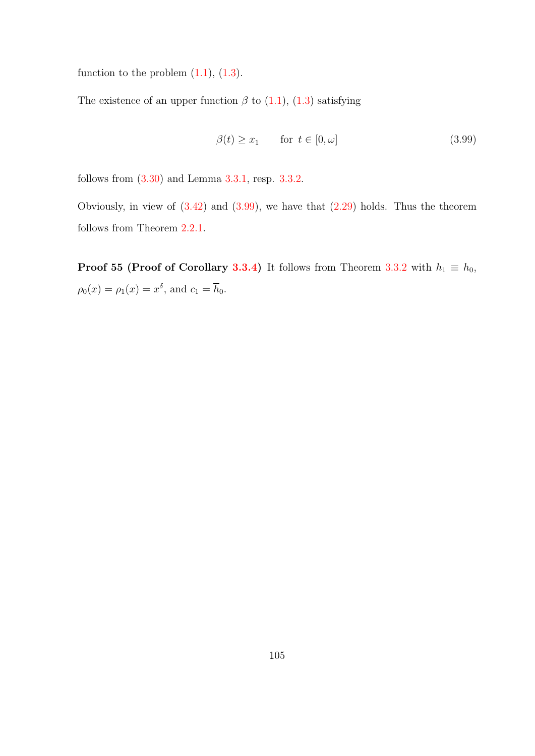function to the problem (1.1), (1.3).

The existence of an upper function $\beta$ to (1.1), (1.3) satisfying

$$\beta(t) \geq x_1 \qquad \text{for } t \in [0, \omega] \tag{3.99}$$

follows from (3.30) and Lemma 3.3.1, resp. 3.3.2.

Obviously, in view of (3.42) and (3.99), we have that (2.29) holds. Thus the theorem follows from Theorem 2.2.1.

**Proof 55 (Proof of Corollary 3.3.4)** It follows from Theorem 3.3.2 with $h_1 \equiv h_0$, $\rho_0(x) = \rho_1(x) = x^\delta$, and $c_1 = \overline{h}_0$.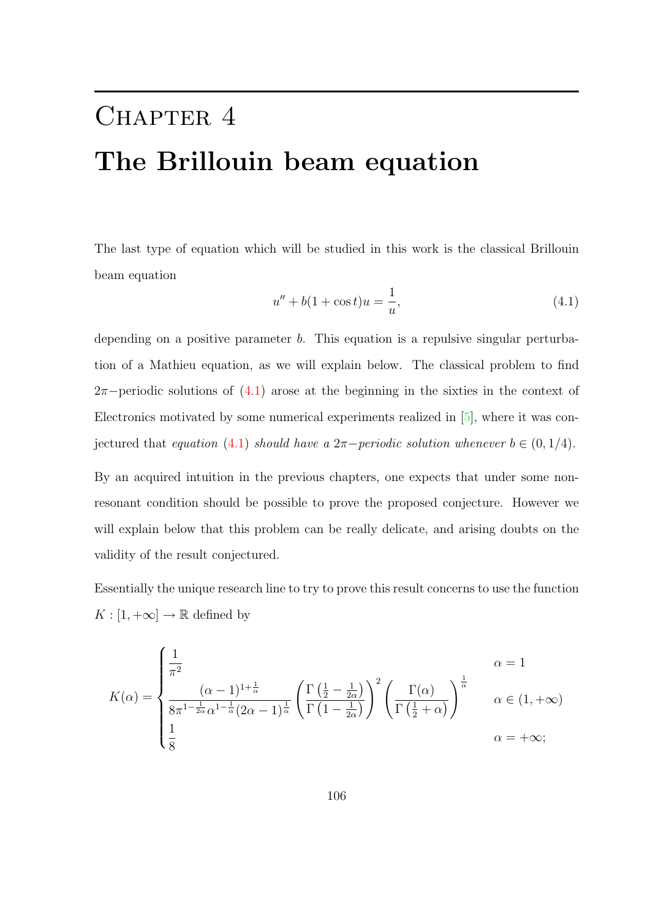# Chapter 4

# The Brillouin beam equation

The last type of equation which will be studied in this work is the classical Brillouin beam equation

$$u'' + b(1 + \cos t)u = \frac{1}{u}, \tag{4.1}$$

depending on a positive parameter $b$. This equation is a repulsive singular perturbation of a Mathieu equation, as we will explain below. The classical problem to find $2\pi-$periodic solutions of (4.1) arose at the beginning in the sixties in the context of Electronics motivated by some numerical experiments realized in [5], where it was conjectured that *equation* (4.1) *should have a* $2\pi-$*periodic solution whenever* $b \in (0, 1/4)$.

By an acquired intuition in the previous chapters, one expects that under some nonresonant condition should be possible to prove the proposed conjecture. However we will explain below that this problem can be really delicate, and arising doubts on the validity of the result conjectured.

Essentially the unique research line to try to prove this result concerns to use the function $K : [1, +\infty] \to \mathbb{R}$ defined by

$$K(\alpha) = \begin{cases} \dfrac{1}{\pi^2} & \alpha = 1 \\ \dfrac{(\alpha - 1)^{1+\frac{1}{\alpha}}}{8\pi^{1-\frac{1}{2\alpha}}\alpha^{1-\frac{1}{\alpha}}(2\alpha - 1)^{\frac{1}{\alpha}}} \left( \dfrac{\Gamma\left(\frac{1}{2} - \frac{1}{2\alpha}\right)}{\Gamma\left(1 - \frac{1}{2\alpha}\right)} \right)^2 \left( \dfrac{\Gamma(\alpha)}{\Gamma\left(\frac{1}{2} + \alpha\right)} \right)^{\frac{1}{\alpha}} & \alpha \in (1, +\infty) \\ \dfrac{1}{8} & \alpha = +\infty; \end{cases}$$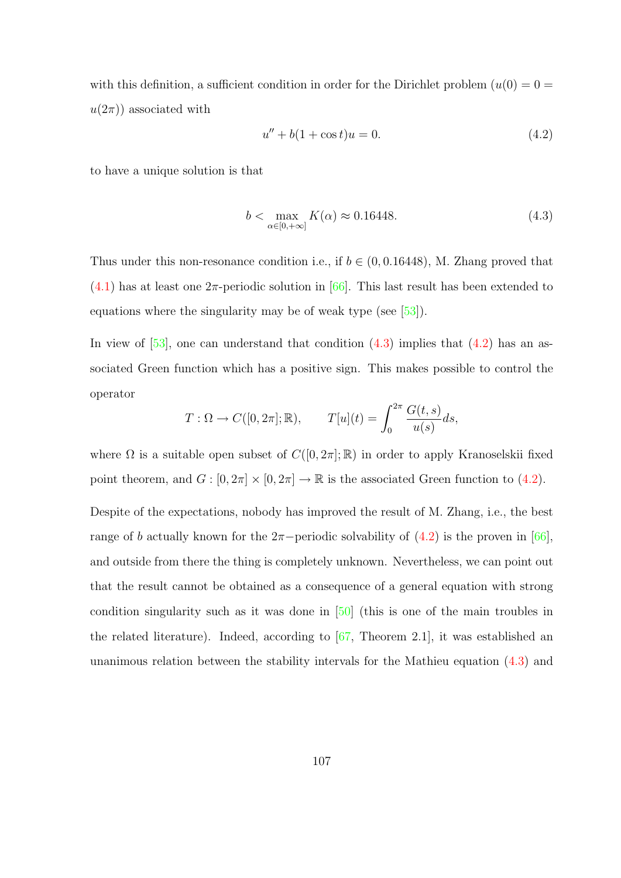with this definition, a sufficient condition in order for the Dirichlet problem ($u(0) = 0 = u(2\pi)$) associated with

$$u'' + b(1 + \cos t)u = 0. \tag{4.2}$$

to have a unique solution is that

$$b < \max_{\alpha \in [0,+\infty]} K(\alpha) \approx 0.16448. \tag{4.3}$$

Thus under this non-resonance condition i.e., if $b \in (0, 0.16448)$, M. Zhang proved that (4.1) has at least one $2\pi$-periodic solution in [66]. This last result has been extended to equations where the singularity may be of weak type (see [53]).

In view of [53], one can understand that condition (4.3) implies that (4.2) has an associated Green function which has a positive sign. This makes possible to control the operator

$$T : \Omega \to C([0, 2\pi]; \mathbb{R}), \qquad T[u](t) = \int_0^{2\pi} \frac{G(t,s)}{u(s)} ds,$$

where $\Omega$ is a suitable open subset of $C([0, 2\pi]; \mathbb{R})$ in order to apply Kranoselskii fixed point theorem, and $G : [0, 2\pi] \times [0, 2\pi] \to \mathbb{R}$ is the associated Green function to (4.2).

Despite of the expectations, nobody has improved the result of M. Zhang, i.e., the best range of $b$ actually known for the $2\pi-$periodic solvability of (4.2) is the proven in [66], and outside from there the thing is completely unknown. Nevertheless, we can point out that the result cannot be obtained as a consequence of a general equation with strong condition singularity such as it was done in [50] (this is one of the main troubles in the related literature). Indeed, according to [67, Theorem 2.1], it was established an unanimous relation between the stability intervals for the Mathieu equation (4.3) and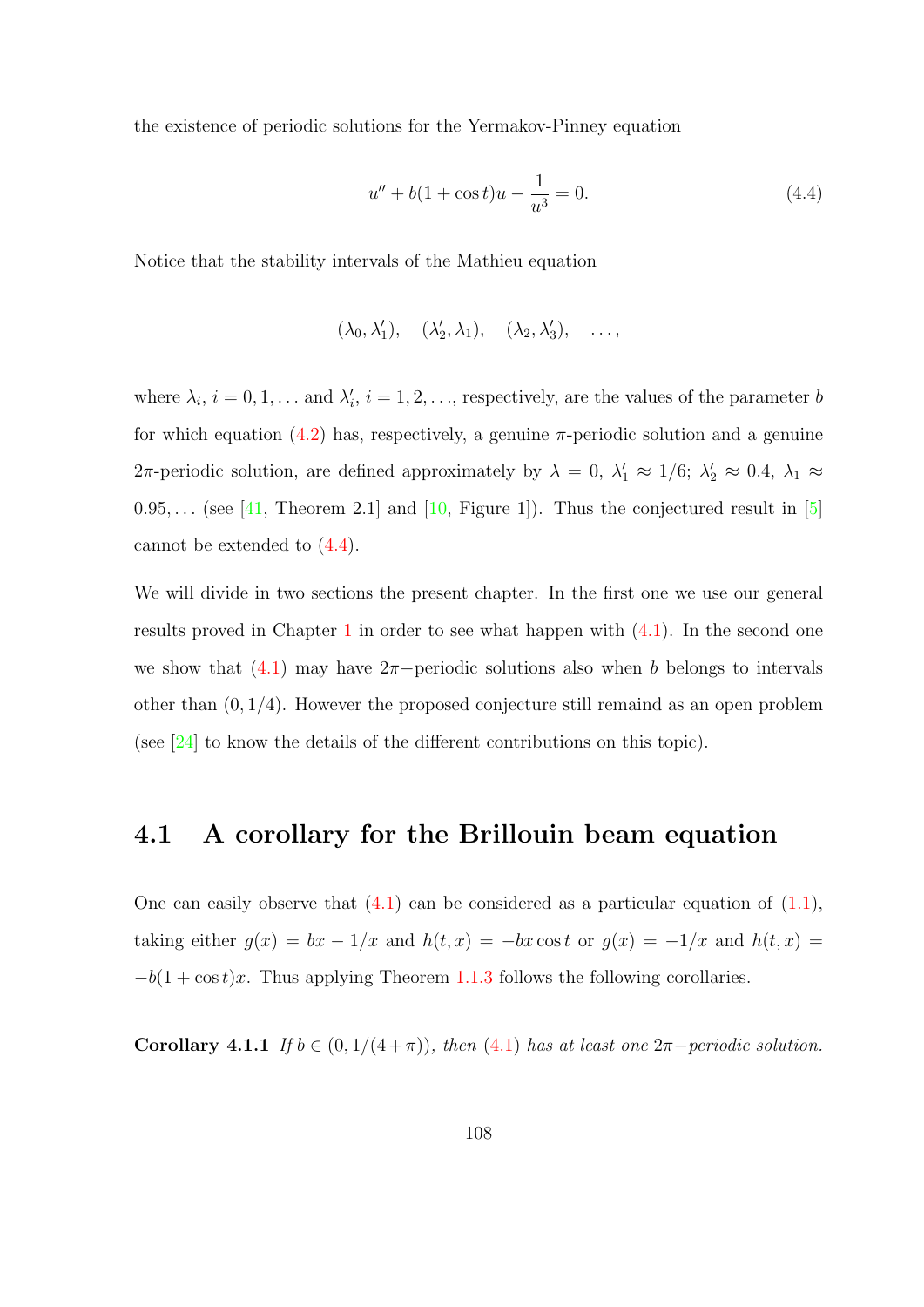the existence of periodic solutions for the Yermakov-Pinney equation

$$u'' + b(1 + \cos t)u - \frac{1}{u^3} = 0. \tag{4.4}$$

Notice that the stability intervals of the Mathieu equation

$$(\lambda_0, \lambda_1'), \quad (\lambda_2', \lambda_1), \quad (\lambda_2, \lambda_3'), \quad \ldots,$$

where $\lambda_i$, $i = 0, 1, \ldots$ and $\lambda_i'$, $i = 1, 2, \ldots$, respectively, are the values of the parameter $b$ for which equation (4.2) has, respectively, a genuine $\pi$-periodic solution and a genuine $2\pi$-periodic solution, are defined approximately by $\lambda = 0$, $\lambda_1' \approx 1/6$; $\lambda_2' \approx 0.4$, $\lambda_1 \approx 0.95, \ldots$ (see [41, Theorem 2.1] and [10, Figure 1]). Thus the conjectured result in [5] cannot be extended to (4.4).

We will divide in two sections the present chapter. In the first one we use our general results proved in Chapter 1 in order to see what happen with (4.1). In the second one we show that (4.1) may have $2\pi-$periodic solutions also when $b$ belongs to intervals other than $(0, 1/4)$. However the proposed conjecture still remaind as an open problem (see [24] to know the details of the different contributions on this topic).

## 4.1 A corollary for the Brillouin beam equation

One can easily observe that (4.1) can be considered as a particular equation of (1.1), taking either $g(x) = bx - 1/x$ and $h(t, x) = -bx\cos t$ or $g(x) = -1/x$ and $h(t, x) = -b(1 + \cos t)x$. Thus applying Theorem 1.1.3 follows the following corollaries.

**Corollary 4.1.1** *If $b \in (0, 1/(4 + \pi))$, then (4.1) has at least one $2\pi-$periodic solution.*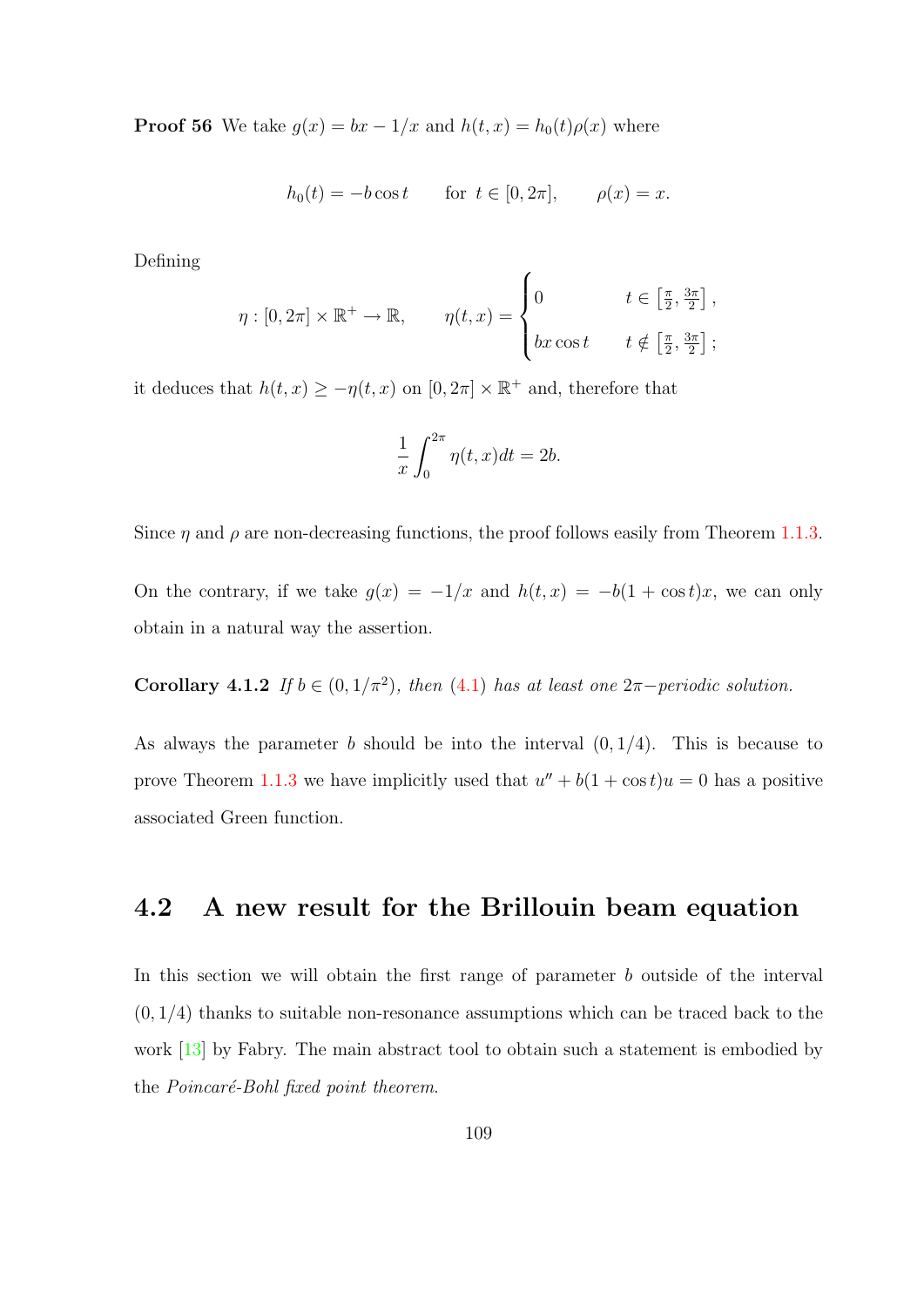**Proof 56** We take $g(x) = bx - 1/x$ and $h(t,x) = h_0(t)\rho(x)$ where

$$h_0(t) = -b\cos t \qquad \text{for } t \in [0, 2\pi], \qquad \rho(x) = x.$$

Defining

$$\eta : [0, 2\pi] \times \mathbb{R}^+ \to \mathbb{R}, \qquad \eta(t,x) = \begin{cases} 0 & t \in \left[\frac{\pi}{2}, \frac{3\pi}{2}\right], \\ bx\cos t & t \notin \left[\frac{\pi}{2}, \frac{3\pi}{2}\right]; \end{cases}$$

it deduces that $h(t,x) \geq -\eta(t,x)$ on $[0, 2\pi] \times \mathbb{R}^+$ and, therefore that

$$\frac{1}{x}\int_0^{2\pi} \eta(t,x)dt = 2b.$$

Since $\eta$ and $\rho$ are non-decreasing functions, the proof follows easily from Theorem 1.1.3.

On the contrary, if we take $g(x) = -1/x$ and $h(t,x) = -b(1+\cos t)x$, we can only obtain in a natural way the assertion.

**Corollary 4.1.2** *If $b \in (0, 1/\pi^2)$, then (4.1) has at least one $2\pi-$periodic solution.*

As always the parameter $b$ should be into the interval $(0, 1/4)$. This is because to prove Theorem 1.1.3 we have implicitly used that $u'' + b(1+\cos t)u = 0$ has a positive associated Green function.

## 4.2 A new result for the Brillouin beam equation

In this section we will obtain the first range of parameter $b$ outside of the interval $(0, 1/4)$ thanks to suitable non-resonance assumptions which can be traced back to the work [13] by Fabry. The main abstract tool to obtain such a statement is embodied by the *Poincaré-Bohl fixed point theorem.*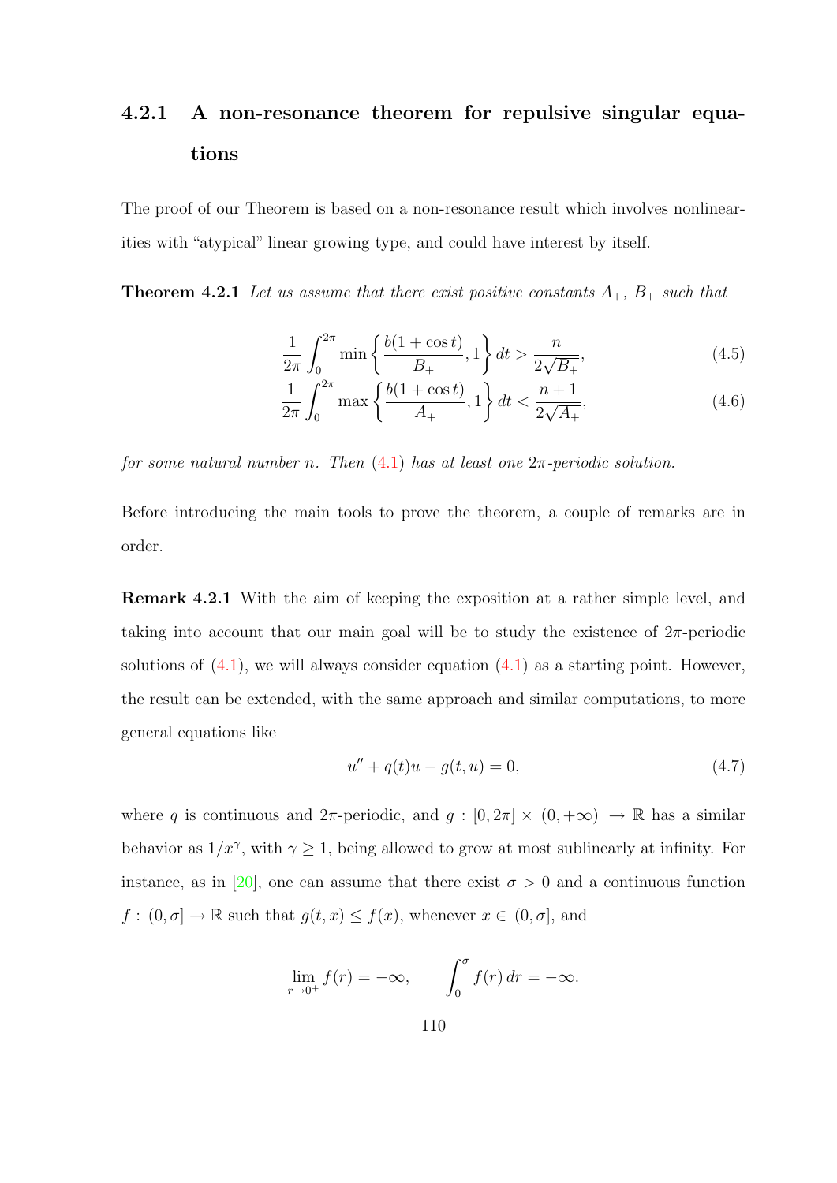### 4.2.1 A non-resonance theorem for repulsive singular equations

The proof of our Theorem is based on a non-resonance result which involves nonlinearities with "atypical" linear growing type, and could have interest by itself.

**Theorem 4.2.1** *Let us assume that there exist positive constants $A_+$, $B_+$ such that*

$$\frac{1}{2\pi}\int_0^{2\pi} \min\left\{\frac{b(1+\cos t)}{B_+}, 1\right\} dt > \frac{n}{2\sqrt{B_+}}, \tag{4.5}$$

$$\frac{1}{2\pi}\int_0^{2\pi} \max\left\{\frac{b(1+\cos t)}{A_+}, 1\right\} dt < \frac{n+1}{2\sqrt{A_+}}, \tag{4.6}$$

*for some natural number $n$. Then (4.1) has at least one $2\pi$-periodic solution.*

Before introducing the main tools to prove the theorem, a couple of remarks are in order.

**Remark 4.2.1** With the aim of keeping the exposition at a rather simple level, and taking into account that our main goal will be to study the existence of $2\pi$-periodic solutions of (4.1), we will always consider equation (4.1) as a starting point. However, the result can be extended, with the same approach and similar computations, to more general equations like

$$u'' + q(t)u - g(t,u) = 0, \tag{4.7}$$

where $q$ is continuous and $2\pi$-periodic, and $g : [0, 2\pi] \times (0, +\infty) \to \mathbb{R}$ has a similar behavior as $1/x^\gamma$, with $\gamma \geq 1$, being allowed to grow at most sublinearly at infinity. For instance, as in [20], one can assume that there exist $\sigma > 0$ and a continuous function $f : (0, \sigma] \to \mathbb{R}$ such that $g(t,x) \leq f(x)$, whenever $x \in (0, \sigma]$, and

$$\lim_{r\to 0^+} f(r) = -\infty, \qquad \int_0^\sigma f(r)\, dr = -\infty.$$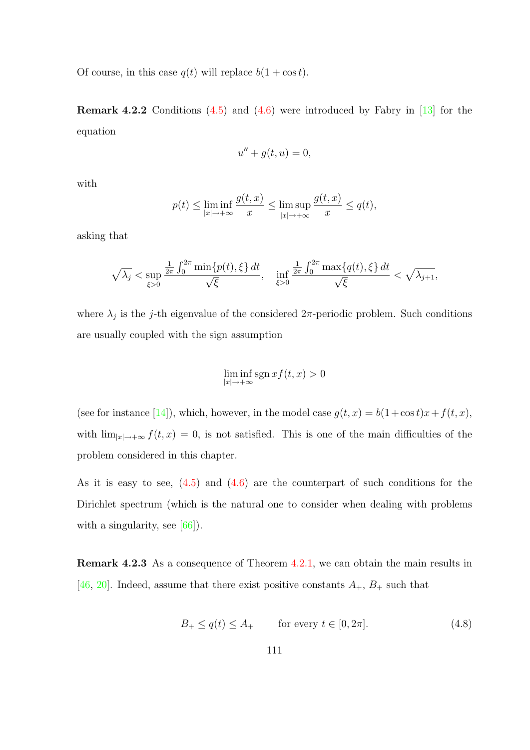Of course, in this case $q(t)$ will replace $b(1 + \cos t)$.

**Remark 4.2.2** Conditions (4.5) and (4.6) were introduced by Fabry in [13] for the equation

$$u'' + g(t, u) = 0,$$

with

$$p(t) \le \liminf_{|x| \to +\infty} \frac{g(t,x)}{x} \le \limsup_{|x| \to +\infty} \frac{g(t,x)}{x} \le q(t),$$

asking that

$$\sqrt{\lambda_j} < \sup_{\xi > 0} \frac{\frac{1}{2\pi}\int_0^{2\pi} \min\{p(t), \xi\}\, dt}{\sqrt{\xi}}, \quad \inf_{\xi > 0} \frac{\frac{1}{2\pi}\int_0^{2\pi} \max\{q(t), \xi\}\, dt}{\sqrt{\xi}} < \sqrt{\lambda_{j+1}},$$

where $\lambda_j$ is the $j$-th eigenvalue of the considered $2\pi$-periodic problem. Such conditions are usually coupled with the sign assumption

$$\liminf_{|x| \to +\infty} \operatorname{sgn} x\, f(t,x) > 0$$

(see for instance [14]), which, however, in the model case $g(t,x) = b(1+\cos t)x + f(t,x)$, with $\lim_{|x| \to +\infty} f(t,x) = 0$, is not satisfied. This is one of the main difficulties of the problem considered in this chapter.

As it is easy to see, (4.5) and (4.6) are the counterpart of such conditions for the Dirichlet spectrum (which is the natural one to consider when dealing with problems with a singularity, see [66]).

**Remark 4.2.3** As a consequence of Theorem 4.2.1, we can obtain the main results in [46, 20]. Indeed, assume that there exist positive constants $A_+$, $B_+$ such that

$$B_+ \le q(t) \le A_+ \qquad \text{for every } t \in [0, 2\pi]. \tag{4.8}$$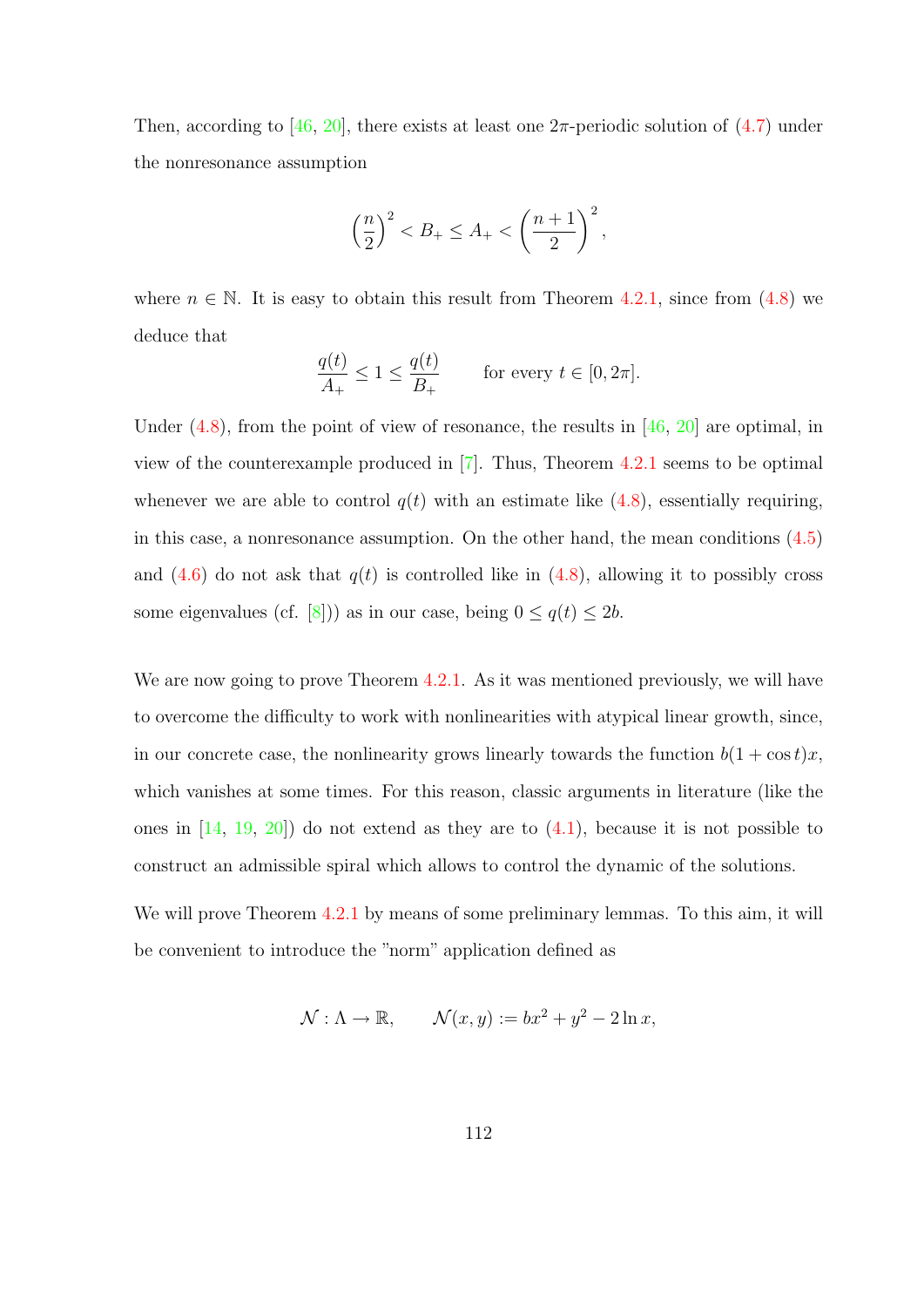Then, according to [46, 20], there exists at least one $2\pi$-periodic solution of (4.7) under the nonresonance assumption

$$\left(\frac{n}{2}\right)^2 < B_+ \leq A_+ < \left(\frac{n+1}{2}\right)^2,$$

where $n \in \mathbb{N}$. It is easy to obtain this result from Theorem 4.2.1, since from (4.8) we deduce that

$$\frac{q(t)}{A_+} \leq 1 \leq \frac{q(t)}{B_+} \qquad \text{for every } t \in [0, 2\pi].$$

Under (4.8), from the point of view of resonance, the results in [46, 20] are optimal, in view of the counterexample produced in [7]. Thus, Theorem 4.2.1 seems to be optimal whenever we are able to control $q(t)$ with an estimate like (4.8), essentially requiring, in this case, a nonresonance assumption. On the other hand, the mean conditions (4.5) and (4.6) do not ask that $q(t)$ is controlled like in (4.8), allowing it to possibly cross some eigenvalues (cf. [8])) as in our case, being $0 \leq q(t) \leq 2b$.

We are now going to prove Theorem 4.2.1. As it was mentioned previously, we will have to overcome the difficulty to work with nonlinearities with atypical linear growth, since, in our concrete case, the nonlinearity grows linearly towards the function $b(1 + \cos t)x$, which vanishes at some times. For this reason, classic arguments in literature (like the ones in [14, 19, 20]) do not extend as they are to (4.1), because it is not possible to construct an admissible spiral which allows to control the dynamic of the solutions.

We will prove Theorem 4.2.1 by means of some preliminary lemmas. To this aim, it will be convenient to introduce the "norm" application defined as

$$\mathcal{N} : \Lambda \to \mathbb{R}, \qquad \mathcal{N}(x, y) := bx^2 + y^2 - 2\ln x,$$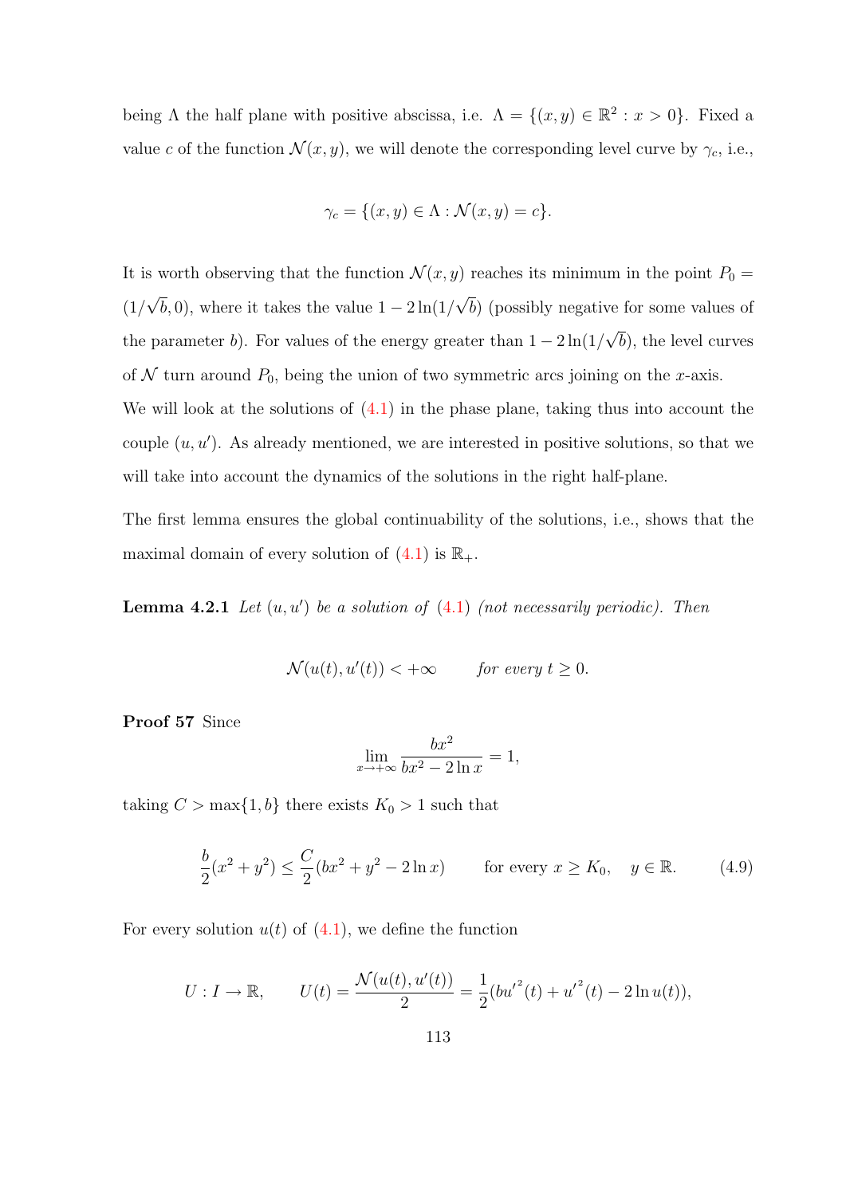being $\Lambda$ the half plane with positive abscissa, i.e. $\Lambda = \{(x, y) \in \mathbb{R}^2 : x > 0\}$. Fixed a value $c$ of the function $\mathcal{N}(x, y)$, we will denote the corresponding level curve by $\gamma_c$, i.e.,

$$\gamma_c = \{(x, y) \in \Lambda : \mathcal{N}(x, y) = c\}.$$

It is worth observing that the function $\mathcal{N}(x, y)$ reaches its minimum in the point $P_0 = (1/\sqrt{b}, 0)$, where it takes the value $1 - 2\ln(1/\sqrt{b})$ (possibly negative for some values of the parameter $b$). For values of the energy greater than $1 - 2\ln(1/\sqrt{b})$, the level curves of $\mathcal{N}$ turn around $P_0$, being the union of two symmetric arcs joining on the $x$-axis.

We will look at the solutions of (4.1) in the phase plane, taking thus into account the couple $(u, u')$. As already mentioned, we are interested in positive solutions, so that we will take into account the dynamics of the solutions in the right half-plane.

The first lemma ensures the global continuability of the solutions, i.e., shows that the maximal domain of every solution of (4.1) is $\mathbb{R}_+$.

**Lemma 4.2.1** *Let $(u, u')$ be a solution of (4.1) (not necessarily periodic). Then*

$$\mathcal{N}(u(t), u'(t)) < +\infty \qquad \textit{for every } t \geq 0.$$

**Proof 57** Since

$$\lim_{x \to +\infty} \frac{bx^2}{bx^2 - 2\ln x} = 1,$$

taking $C > \max\{1, b\}$ there exists $K_0 > 1$ such that

$$\frac{b}{2}(x^2 + y^2) \leq \frac{C}{2}(bx^2 + y^2 - 2\ln x) \qquad \text{for every } x \geq K_0, \quad y \in \mathbb{R}. \tag{4.9}$$

For every solution $u(t)$ of (4.1), we define the function

$$U : I \to \mathbb{R}, \qquad U(t) = \frac{\mathcal{N}(u(t), u'(t))}{2} = \frac{1}{2}(b{u'}^2(t) + {u'}^2(t) - 2\ln u(t)),$$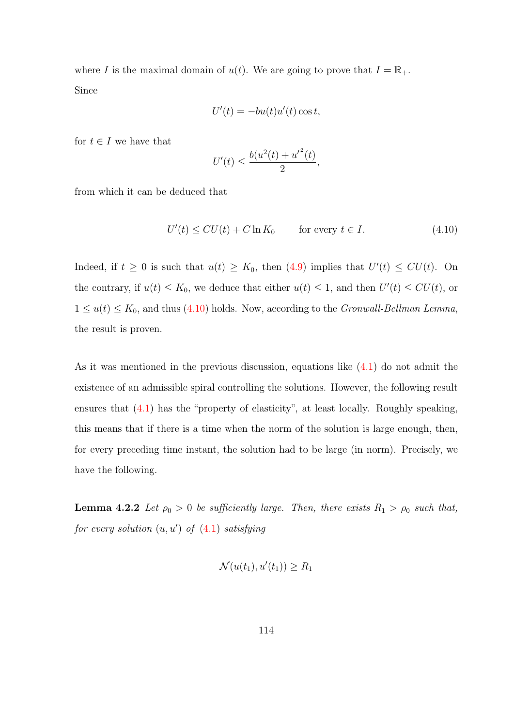where $I$ is the maximal domain of $u(t)$. We are going to prove that $I = \mathbb{R}_+$.

Since

$$U'(t) = -bu(t)u'(t)\cos t,$$

for $t \in I$ we have that

$$U'(t) \leq \frac{b(u^2(t) + {u'}^2(t))}{2},$$

from which it can be deduced that

$$U'(t) \leq CU(t) + C\ln K_0 \qquad \text{for every } t \in I. \tag{4.10}$$

Indeed, if $t \geq 0$ is such that $u(t) \geq K_0$, then (4.9) implies that $U'(t) \leq CU(t)$. On the contrary, if $u(t) \leq K_0$, we deduce that either $u(t) \leq 1$, and then $U'(t) \leq CU(t)$, or $1 \leq u(t) \leq K_0$, and thus (4.10) holds. Now, according to the *Gronwall-Bellman Lemma*, the result is proven.

As it was mentioned in the previous discussion, equations like (4.1) do not admit the existence of an admissible spiral controlling the solutions. However, the following result ensures that (4.1) has the "property of elasticity", at least locally. Roughly speaking, this means that if there is a time when the norm of the solution is large enough, then, for every preceding time instant, the solution had to be large (in norm). Precisely, we have the following.

**Lemma 4.2.2** *Let $\rho_0 > 0$ be sufficiently large. Then, there exists $R_1 > \rho_0$ such that, for every solution $(u, u')$ of (4.1) satisfying*

$$\mathcal{N}(u(t_1), u'(t_1)) \geq R_1$$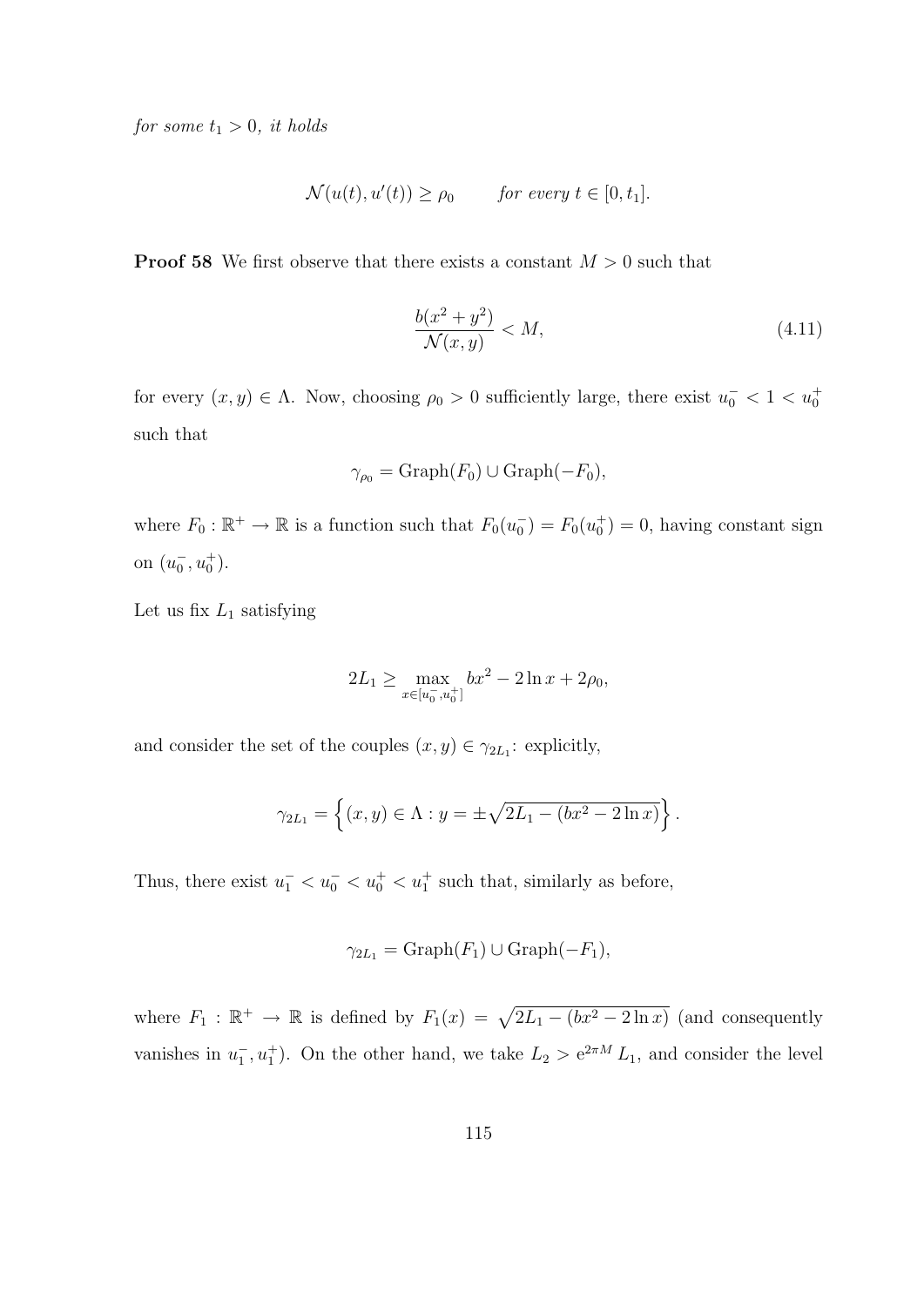*for some $t_1 > 0$, it holds*

$$\mathcal{N}(u(t), u'(t)) \geq \rho_0 \qquad \textit{for every } t \in [0, t_1].$$

**Proof 58** We first observe that there exists a constant $M > 0$ such that

$$\frac{b(x^2 + y^2)}{\mathcal{N}(x, y)} < M, \tag{4.11}$$

for every $(x, y) \in \Lambda$. Now, choosing $\rho_0 > 0$ sufficiently large, there exist $u_0^- < 1 < u_0^+$ such that

$$\gamma_{\rho_0} = \text{Graph}(F_0) \cup \text{Graph}(-F_0),$$

where $F_0 : \mathbb{R}^+ \to \mathbb{R}$ is a function such that $F_0(u_0^-) = F_0(u_0^+) = 0$, having constant sign on $(u_0^-, u_0^+)$.

Let us fix $L_1$ satisfying

$$2L_1 \geq \max_{x \in [u_0^-, u_0^+]} bx^2 - 2 \ln x + 2\rho_0,$$

and consider the set of the couples $(x, y) \in \gamma_{2L_1}$: explicitly,

$$\gamma_{2L_1} = \left\{ (x, y) \in \Lambda : y = \pm\sqrt{2L_1 - (bx^2 - 2 \ln x)} \right\}.$$

Thus, there exist $u_1^- < u_0^- < u_0^+ < u_1^+$ such that, similarly as before,

$$\gamma_{2L_1} = \text{Graph}(F_1) \cup \text{Graph}(-F_1),$$

where $F_1 : \mathbb{R}^+ \to \mathbb{R}$ is defined by $F_1(x) = \sqrt{2L_1 - (bx^2 - 2 \ln x)}$ (and consequently vanishes in $u_1^-, u_1^+$). On the other hand, we take $L_2 > e^{2\pi M} L_1$, and consider the level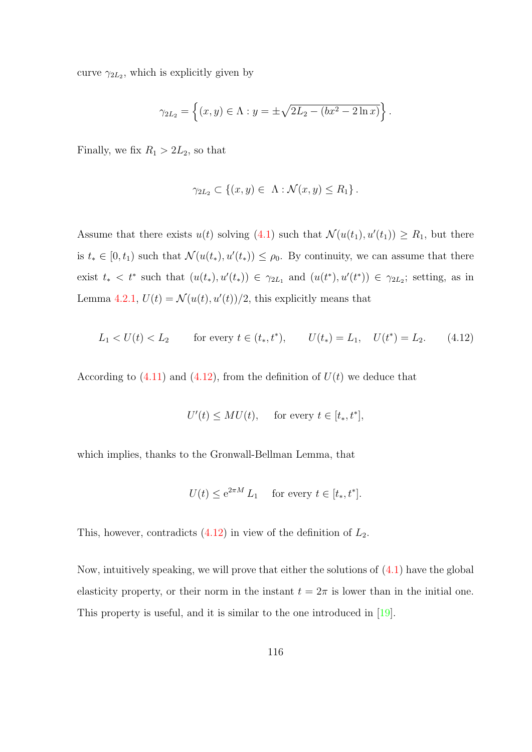curve $\gamma_{2L_2}$, which is explicitly given by

$$\gamma_{2L_2} = \left\{ (x, y) \in \Lambda : y = \pm\sqrt{2L_2 - (bx^2 - 2\ln x)} \right\}.$$

Finally, we fix $R_1 > 2L_2$, so that

$$\gamma_{2L_2} \subset \{(x, y) \in \Lambda : \mathcal{N}(x, y) \leq R_1\}.$$

Assume that there exists $u(t)$ solving (4.1) such that $\mathcal{N}(u(t_1), u'(t_1)) \geq R_1$, but there is $t_* \in [0, t_1)$ such that $\mathcal{N}(u(t_*), u'(t_*)) \leq \rho_0$. By continuity, we can assume that there exist $t_* < t^*$ such that $(u(t_*), u'(t_*)) \in \gamma_{2L_1}$ and $(u(t^*), u'(t^*)) \in \gamma_{2L_2}$; setting, as in Lemma 4.2.1, $U(t) = \mathcal{N}(u(t), u'(t))/2$, this explicitly means that

$$L_1 < U(t) < L_2 \qquad \text{for every } t \in (t_*, t^*), \qquad U(t_*) = L_1, \quad U(t^*) = L_2. \tag{4.12}$$

According to (4.11) and (4.12), from the definition of $U(t)$ we deduce that

$$U'(t) \leq MU(t), \quad \text{ for every } t \in [t_*, t^*],$$

which implies, thanks to the Gronwall-Bellman Lemma, that

$$U(t) \leq \mathrm{e}^{2\pi M} L_1 \quad \text{ for every } t \in [t_*, t^*].$$

This, however, contradicts (4.12) in view of the definition of $L_2$.

Now, intuitively speaking, we will prove that either the solutions of (4.1) have the global elasticity property, or their norm in the instant $t = 2\pi$ is lower than in the initial one. This property is useful, and it is similar to the one introduced in [19].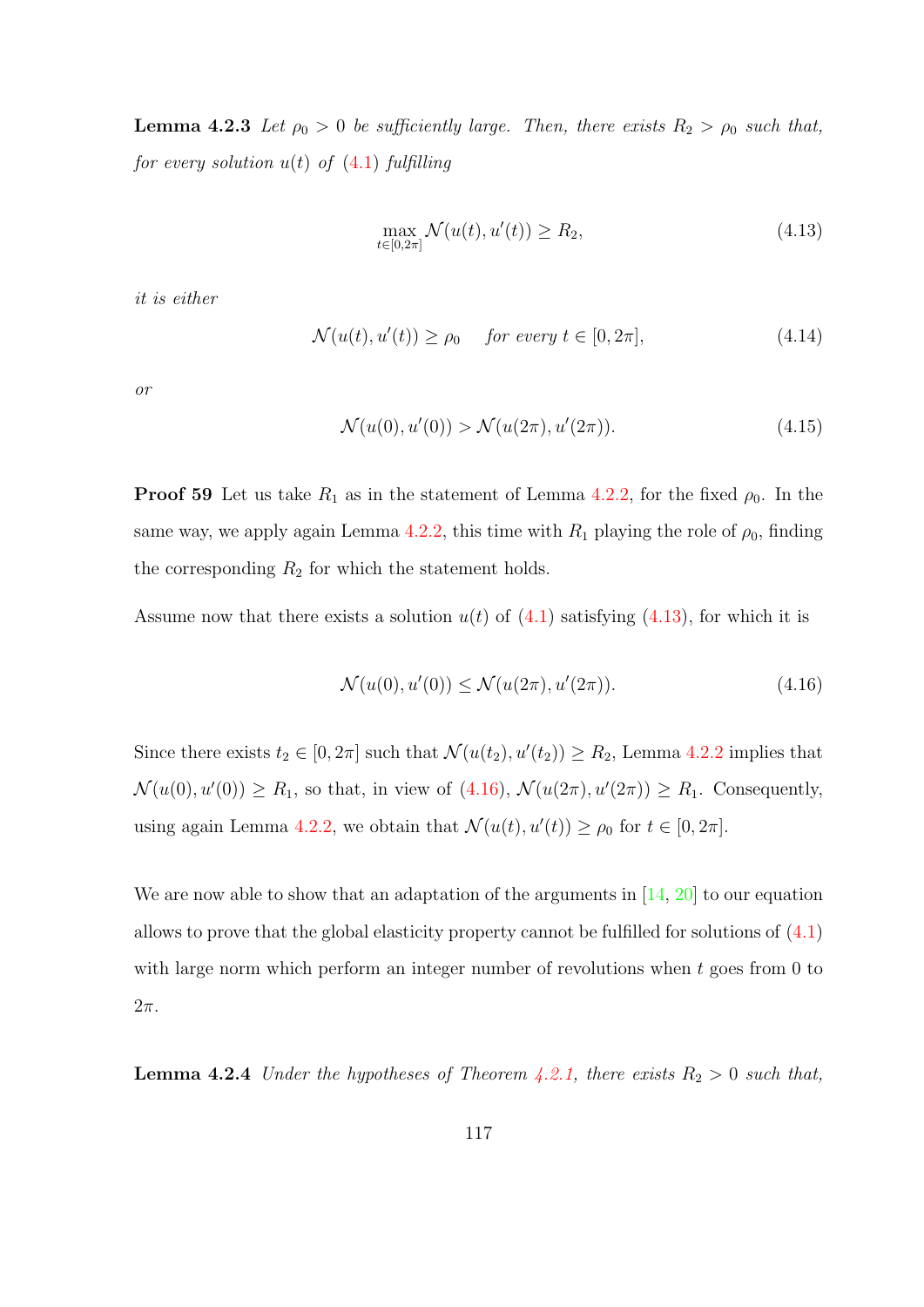**Lemma 4.2.3** *Let $\rho_0 > 0$ be sufficiently large. Then, there exists $R_2 > \rho_0$ such that, for every solution $u(t)$ of (4.1) fulfilling*

$$\max_{t \in [0,2\pi]} \mathcal{N}(u(t), u'(t)) \geq R_2, \tag{4.13}$$

*it is either*

$$\mathcal{N}(u(t), u'(t)) \geq \rho_0 \quad \text{for every } t \in [0, 2\pi], \tag{4.14}$$

*or*

$$\mathcal{N}(u(0), u'(0)) > \mathcal{N}(u(2\pi), u'(2\pi)). \tag{4.15}$$

**Proof 59** Let us take $R_1$ as in the statement of Lemma 4.2.2, for the fixed $\rho_0$. In the same way, we apply again Lemma 4.2.2, this time with $R_1$ playing the role of $\rho_0$, finding the corresponding $R_2$ for which the statement holds.

Assume now that there exists a solution $u(t)$ of (4.1) satisfying (4.13), for which it is

$$\mathcal{N}(u(0), u'(0)) \leq \mathcal{N}(u(2\pi), u'(2\pi)). \tag{4.16}$$

Since there exists $t_2 \in [0, 2\pi]$ such that $\mathcal{N}(u(t_2), u'(t_2)) \geq R_2$, Lemma 4.2.2 implies that $\mathcal{N}(u(0), u'(0)) \geq R_1$, so that, in view of (4.16), $\mathcal{N}(u(2\pi), u'(2\pi)) \geq R_1$. Consequently, using again Lemma 4.2.2, we obtain that $\mathcal{N}(u(t), u'(t)) \geq \rho_0$ for $t \in [0, 2\pi]$.

We are now able to show that an adaptation of the arguments in [14, 20] to our equation allows to prove that the global elasticity property cannot be fulfilled for solutions of (4.1) with large norm which perform an integer number of revolutions when $t$ goes from 0 to $2\pi$.

**Lemma 4.2.4** *Under the hypotheses of Theorem 4.2.1, there exists $R_2 > 0$ such that,*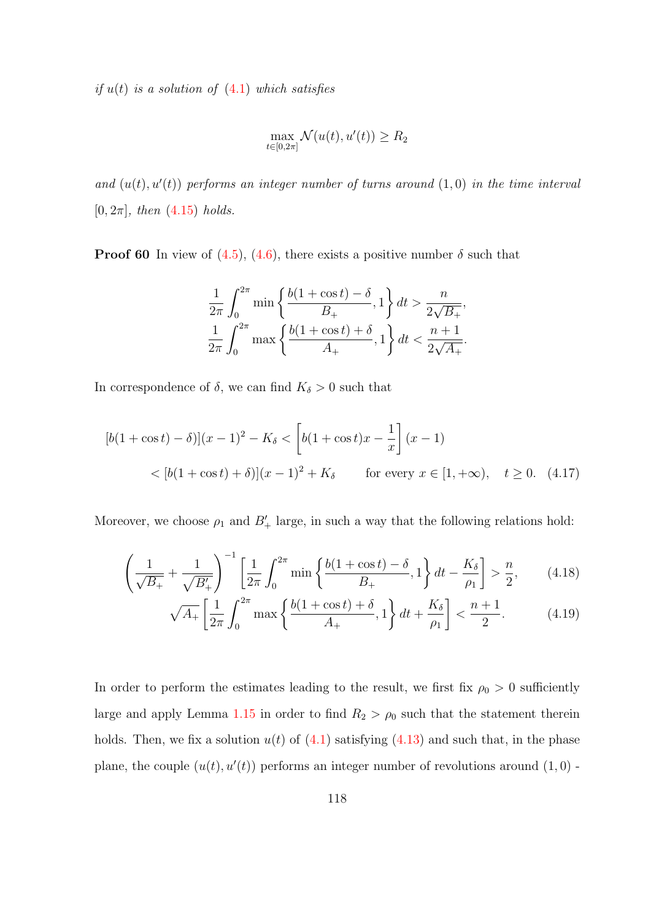*if $u(t)$ is a solution of (4.1) which satisfies*

$$\max_{t\in[0,2\pi]} \mathcal{N}(u(t),u'(t)) \geq R_2$$

*and $(u(t),u'(t))$ performs an integer number of turns around $(1,0)$ in the time interval $[0,2\pi]$, then (4.15) holds.*

**Proof 60** In view of (4.5), (4.6), there exists a positive number $\delta$ such that

$$\frac{1}{2\pi}\int_0^{2\pi} \min\left\{\frac{b(1+\cos t)-\delta}{B_+},1\right\}dt > \frac{n}{2\sqrt{B_+}},$$
$$\frac{1}{2\pi}\int_0^{2\pi} \max\left\{\frac{b(1+\cos t)+\delta}{A_+},1\right\}dt < \frac{n+1}{2\sqrt{A_+}}.$$

In correspondence of $\delta$, we can find $K_\delta > 0$ such that

$$\begin{aligned}[b(1+\cos t)-\delta)](x-1)^2 - K_\delta &< \left[b(1+\cos t)x - \frac{1}{x}\right](x-1) \\ &< [b(1+\cos t)+\delta)](x-1)^2 + K_\delta \qquad \text{for every } x\in[1,+\infty), \quad t\geq 0. \quad (4.17)\end{aligned}$$

Moreover, we choose $\rho_1$ and $B'_+$ large, in such a way that the following relations hold:

$$\left(\frac{1}{\sqrt{B_+}}+\frac{1}{\sqrt{B'_+}}\right)^{-1}\left[\frac{1}{2\pi}\int_0^{2\pi}\min\left\{\frac{b(1+\cos t)-\delta}{B_+},1\right\}dt - \frac{K_\delta}{\rho_1}\right] > \frac{n}{2}, \qquad (4.18)$$

$$\sqrt{A_+}\left[\frac{1}{2\pi}\int_0^{2\pi}\max\left\{\frac{b(1+\cos t)+\delta}{A_+},1\right\}dt + \frac{K_\delta}{\rho_1}\right] < \frac{n+1}{2}. \qquad (4.19)$$

In order to perform the estimates leading to the result, we first fix $\rho_0 > 0$ sufficiently large and apply Lemma 1.15 in order to find $R_2 > \rho_0$ such that the statement therein holds. Then, we fix a solution $u(t)$ of (4.1) satisfying (4.13) and such that, in the phase plane, the couple $(u(t),u'(t))$ performs an integer number of revolutions around $(1,0)$ -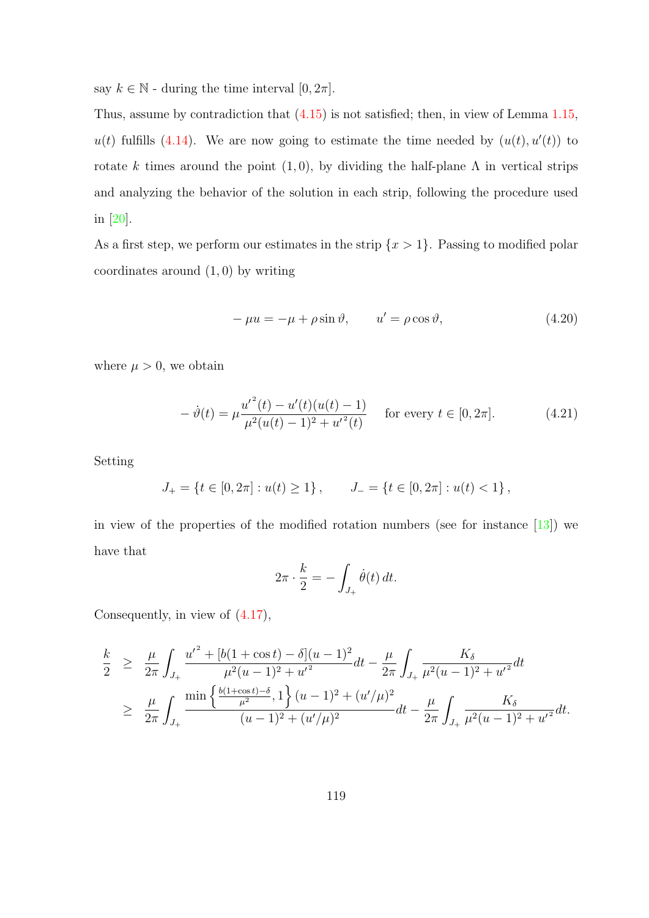say $k \in \mathbb{N}$ - during the time interval $[0, 2\pi]$.

Thus, assume by contradiction that (4.15) is not satisfied; then, in view of Lemma 1.15, $u(t)$ fulfills (4.14). We are now going to estimate the time needed by $(u(t), u'(t))$ to rotate $k$ times around the point $(1, 0)$, by dividing the half-plane $\Lambda$ in vertical strips and analyzing the behavior of the solution in each strip, following the procedure used in [20].

As a first step, we perform our estimates in the strip $\{x > 1\}$. Passing to modified polar coordinates around $(1, 0)$ by writing

$$-\mu u = -\mu + \rho \sin \vartheta, \qquad u' = \rho \cos \vartheta, \tag{4.20}$$

where $\mu > 0$, we obtain

$$-\dot{\vartheta}(t) = \mu \frac{{u'}^2(t) - u'(t)(u(t) - 1)}{\mu^2 (u(t) - 1)^2 + {u'}^2(t)} \quad \text{ for every } t \in [0, 2\pi]. \tag{4.21}$$

Setting

$$J_+ = \{t \in [0, 2\pi] : u(t) \geq 1\}, \qquad J_- = \{t \in [0, 2\pi] : u(t) < 1\},$$

in view of the properties of the modified rotation numbers (see for instance [13]) we have that

$$2\pi \cdot \frac{k}{2} = -\int_{J_+} \dot{\theta}(t)\, dt.$$

Consequently, in view of (4.17),

$$\begin{aligned}
\frac{k}{2} &\geq \frac{\mu}{2\pi} \int_{J_+} \frac{{u'}^2 + [b(1 + \cos t) - \delta](u - 1)^2}{\mu^2 (u - 1)^2 + {u'}^2} dt - \frac{\mu}{2\pi} \int_{J_+} \frac{K_\delta}{\mu^2 (u - 1)^2 + {u'}^2} dt \\
&\geq \frac{\mu}{2\pi} \int_{J_+} \frac{\min\left\{\frac{b(1+\cos t) - \delta}{\mu^2}, 1\right\}(u - 1)^2 + (u'/\mu)^2}{(u - 1)^2 + (u'/\mu)^2} dt - \frac{\mu}{2\pi} \int_{J_+} \frac{K_\delta}{\mu^2 (u - 1)^2 + {u'}^2} dt.
\end{aligned}$$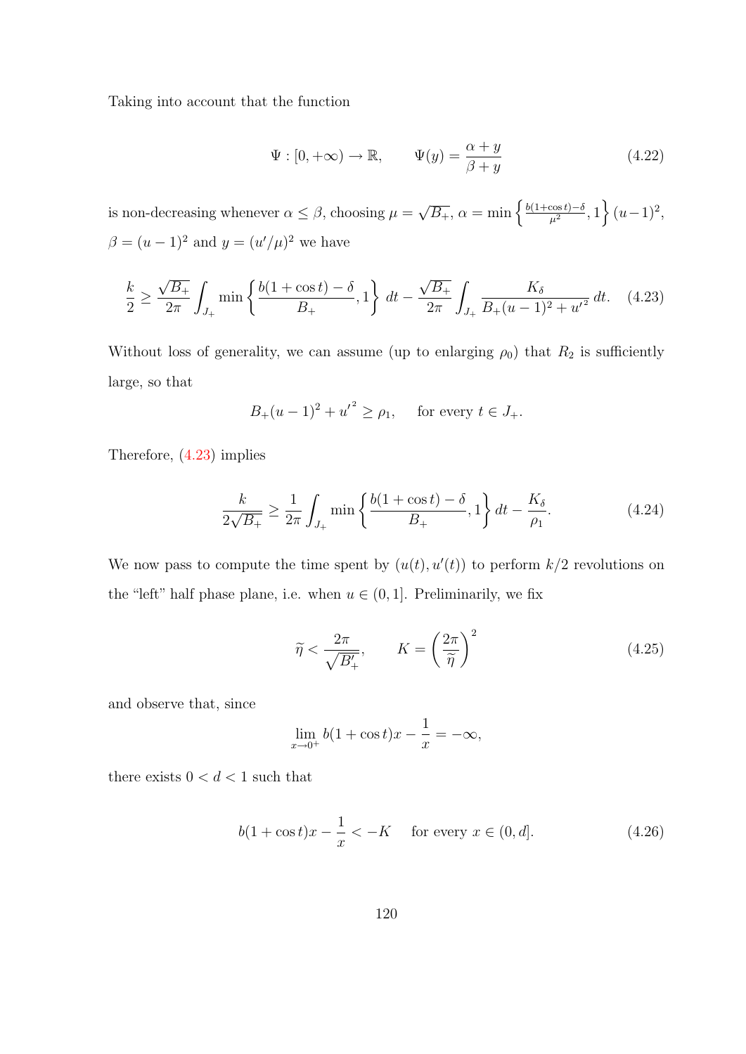Taking into account that the function

$$\Psi : [0, +\infty) \to \mathbb{R}, \qquad \Psi(y) = \frac{\alpha + y}{\beta + y} \tag{4.22}$$

is non-decreasing whenever $\alpha \leq \beta$, choosing $\mu = \sqrt{B_+}$, $\alpha = \min\left\{\frac{b(1+\cos t)-\delta}{\mu^2}, 1\right\}(u-1)^2$, $\beta = (u-1)^2$ and $y = (u'/\mu)^2$ we have

$$\frac{k}{2} \geq \frac{\sqrt{B_+}}{2\pi}\int_{J_+} \min\left\{\frac{b(1+\cos t)-\delta}{B_+}, 1\right\} dt - \frac{\sqrt{B_+}}{2\pi}\int_{J_+} \frac{K_\delta}{B_+(u-1)^2 + u'^2}\, dt. \tag{4.23}$$

Without loss of generality, we can assume (up to enlarging $\rho_0$) that $R_2$ is sufficiently large, so that

$$B_+(u-1)^2 + u'^2 \geq \rho_1, \quad \text{ for every } t \in J_+.$$

Therefore, (4.23) implies

$$\frac{k}{2\sqrt{B_+}} \geq \frac{1}{2\pi}\int_{J_+} \min\left\{\frac{b(1+\cos t)-\delta}{B_+}, 1\right\} dt - \frac{K_\delta}{\rho_1}. \tag{4.24}$$

We now pass to compute the time spent by $(u(t), u'(t))$ to perform $k/2$ revolutions on the "left" half phase plane, i.e. when $u \in (0, 1]$. Preliminarily, we fix

$$\widetilde{\eta} < \frac{2\pi}{\sqrt{B'_+}}, \qquad K = \left(\frac{2\pi}{\widetilde{\eta}}\right)^2 \tag{4.25}$$

and observe that, since

$$\lim_{x \to 0^+} b(1+\cos t)x - \frac{1}{x} = -\infty,$$

there exists $0 < d < 1$ such that

$$b(1+\cos t)x - \frac{1}{x} < -K \quad \text{ for every } x \in (0, d]. \tag{4.26}$$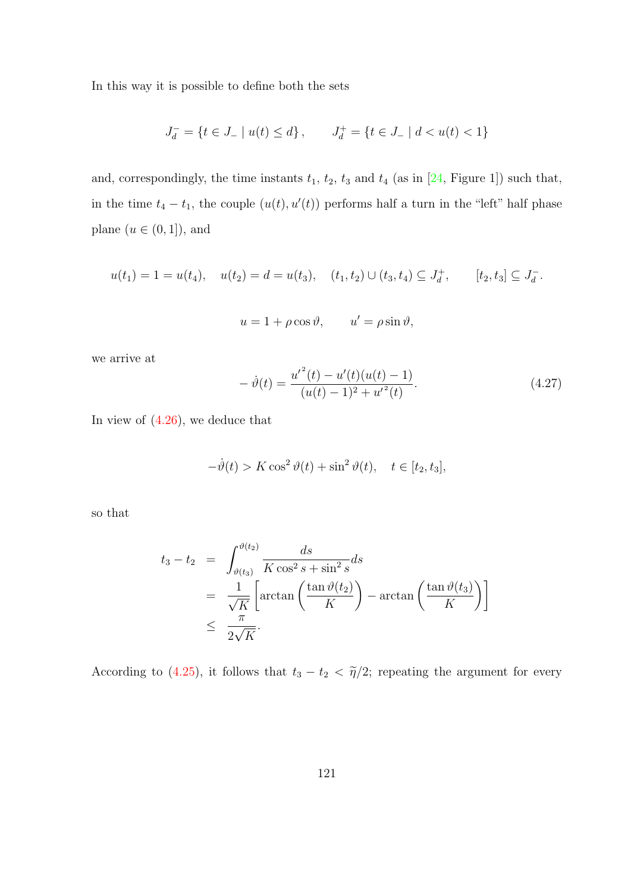In this way it is possible to define both the sets

$$J_d^- = \{t \in J_- \mid u(t) \le d\}, \qquad J_d^+ = \{t \in J_- \mid d < u(t) < 1\}$$

and, correspondingly, the time instants $t_1$, $t_2$, $t_3$ and $t_4$ (as in [24, Figure 1]) such that, in the time $t_4 - t_1$, the couple $(u(t), u'(t))$ performs half a turn in the "left" half phase plane ($u \in (0, 1]$), and

$$u(t_1) = 1 = u(t_4), \quad u(t_2) = d = u(t_3), \quad (t_1, t_2) \cup (t_3, t_4) \subseteq J_d^+, \qquad [t_2, t_3] \subseteq J_d^-.$$

$$u = 1 + \rho \cos \vartheta, \qquad u' = \rho \sin \vartheta,$$

we arrive at

$$-\dot{\vartheta}(t) = \frac{{u'}^2(t) - u'(t)(u(t) - 1)}{(u(t) - 1)^2 + {u'}^2(t)}. \tag{4.27}$$

In view of (4.26), we deduce that

$$-\dot{\vartheta}(t) > K \cos^2 \vartheta(t) + \sin^2 \vartheta(t), \quad t \in [t_2, t_3],$$

so that

$$\begin{aligned}
t_3 - t_2 &= \int_{\vartheta(t_3)}^{\vartheta(t_2)} \frac{ds}{K \cos^2 s + \sin^2 s} ds \\
&= \frac{1}{\sqrt{K}} \left[ \arctan\left( \frac{\tan \vartheta(t_2)}{K} \right) - \arctan\left( \frac{\tan \vartheta(t_3)}{K} \right) \right] \\
&\le \frac{\pi}{2\sqrt{K}}.
\end{aligned}$$

According to (4.25), it follows that $t_3 - t_2 < \widetilde{\eta}/2$; repeating the argument for every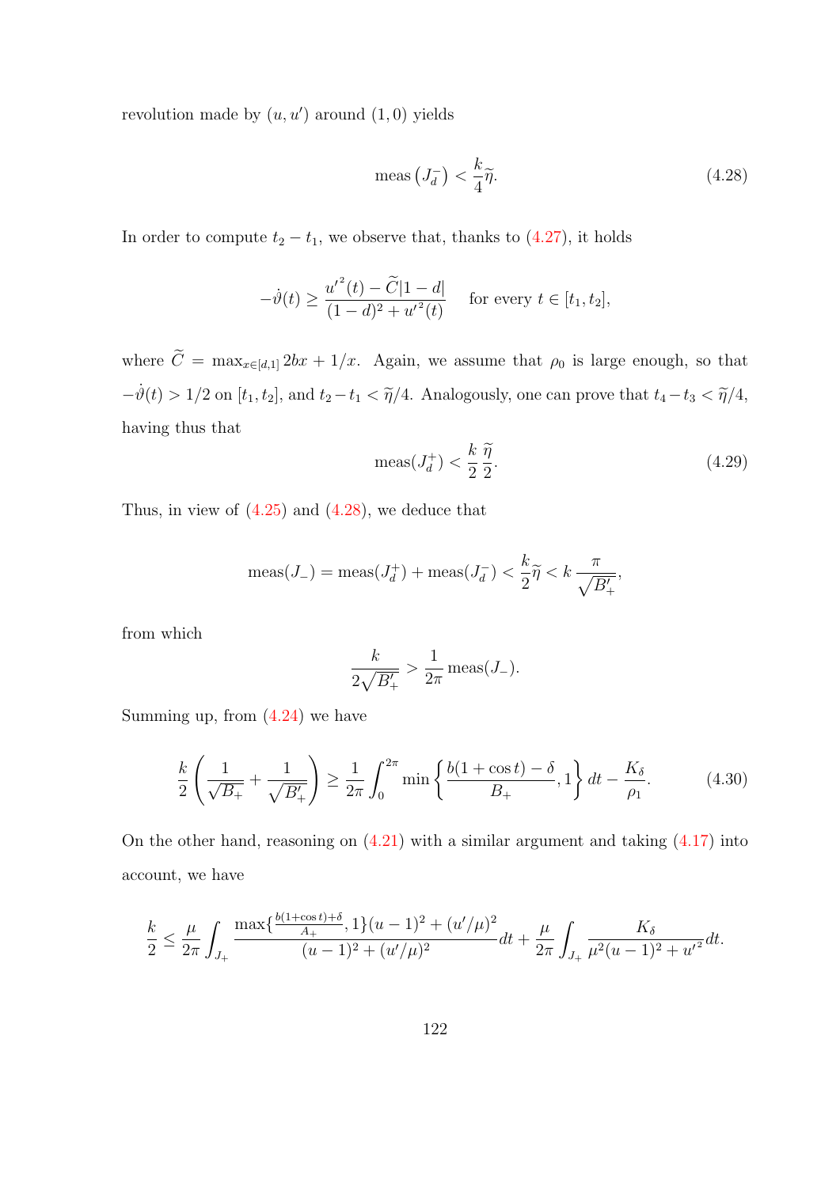revolution made by $(u, u')$ around $(1, 0)$ yields

$$\text{meas}\left(J_d^-\right) < \frac{k}{4}\widetilde{\eta}. \tag{4.28}$$

In order to compute $t_2 - t_1$, we observe that, thanks to (4.27), it holds

$$-\dot{\vartheta}(t) \geq \frac{{u'}^2(t) - \widetilde{C}|1-d|}{(1-d)^2 + {u'}^2(t)} \quad \text{for every } t \in [t_1, t_2],$$

where $\widetilde{C} = \max_{x \in [d,1]} 2bx + 1/x$. Again, we assume that $\rho_0$ is large enough, so that $-\dot{\vartheta}(t) > 1/2$ on $[t_1, t_2]$, and $t_2 - t_1 < \widetilde{\eta}/4$. Analogously, one can prove that $t_4 - t_3 < \widetilde{\eta}/4$, having thus that

$$\text{meas}(J_d^+) < \frac{k}{2}\frac{\widetilde{\eta}}{2}. \tag{4.29}$$

Thus, in view of (4.25) and (4.28), we deduce that

$$\text{meas}(J_-) = \text{meas}(J_d^+) + \text{meas}(J_d^-) < \frac{k}{2}\widetilde{\eta} < k\,\frac{\pi}{\sqrt{B_+'}},$$

from which

$$\frac{k}{2\sqrt{B_+'}} > \frac{1}{2\pi}\,\text{meas}(J_-).$$

Summing up, from (4.24) we have

$$\frac{k}{2}\left(\frac{1}{\sqrt{B_+}} + \frac{1}{\sqrt{B_+'}}\right) \geq \frac{1}{2\pi}\int_0^{2\pi} \min\left\{\frac{b(1+\cos t) - \delta}{B_+}, 1\right\} dt - \frac{K_\delta}{\rho_1}. \tag{4.30}$$

On the other hand, reasoning on (4.21) with a similar argument and taking (4.17) into account, we have

$$\frac{k}{2} \leq \frac{\mu}{2\pi}\int_{J_+} \frac{\max\{\frac{b(1+\cos t)+\delta}{A_+}, 1\}(u-1)^2 + (u'/\mu)^2}{(u-1)^2 + (u'/\mu)^2} dt + \frac{\mu}{2\pi}\int_{J_+} \frac{K_\delta}{\mu^2(u-1)^2 + {u'}^2} dt.$$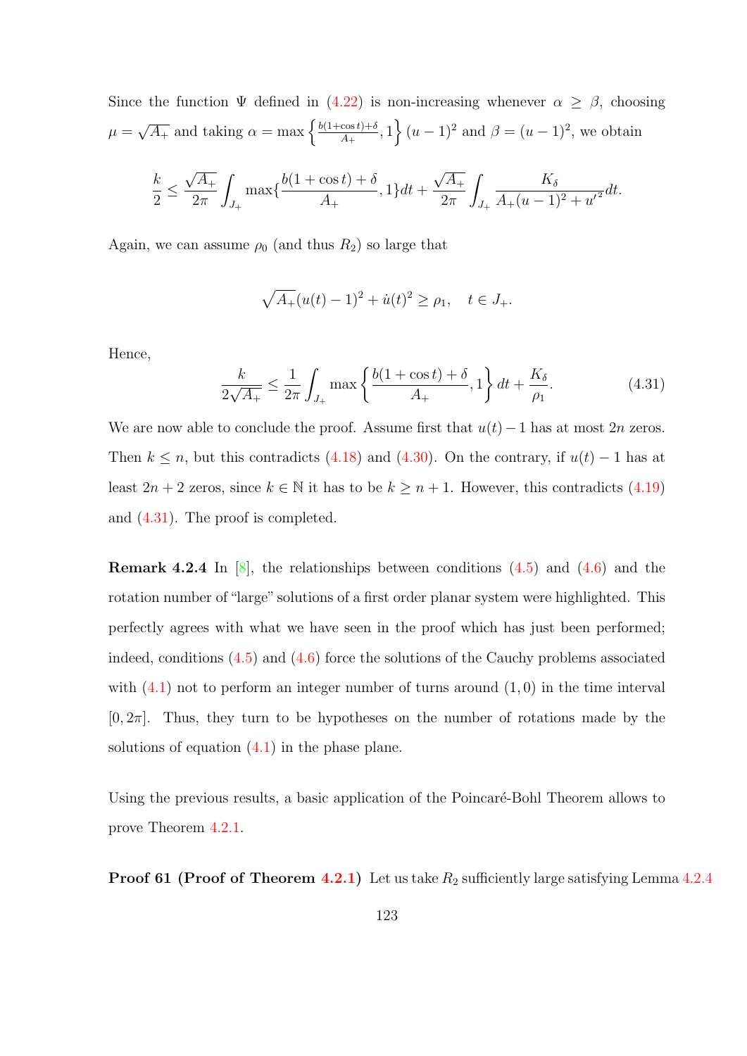Since the function $\Psi$ defined in (4.22) is non-increasing whenever $\alpha \geq \beta$, choosing $\mu = \sqrt{A_+}$ and taking $\alpha = \max\left\{\frac{b(1+\cos t)+\delta}{A_+}, 1\right\}(u-1)^2$ and $\beta = (u-1)^2$, we obtain

$$\frac{k}{2} \leq \frac{\sqrt{A_+}}{2\pi}\int_{J_+} \max\{\frac{b(1+\cos t)+\delta}{A_+}, 1\}dt + \frac{\sqrt{A_+}}{2\pi}\int_{J_+} \frac{K_\delta}{A_+(u-1)^2 + {u'}^2}dt.$$

Again, we can assume $\rho_0$ (and thus $R_2$) so large that

$$\sqrt{A_+}(u(t)-1)^2 + \dot{u}(t)^2 \geq \rho_1, \quad t \in J_+.$$

Hence,

$$\frac{k}{2\sqrt{A_+}} \leq \frac{1}{2\pi}\int_{J_+} \max\left\{\frac{b(1+\cos t)+\delta}{A_+}, 1\right\}dt + \frac{K_\delta}{\rho_1}. \tag{4.31}$$

We are now able to conclude the proof. Assume first that $u(t)-1$ has at most $2n$ zeros. Then $k \leq n$, but this contradicts (4.18) and (4.30). On the contrary, if $u(t)-1$ has at least $2n+2$ zeros, since $k \in \mathbb{N}$ it has to be $k \geq n+1$. However, this contradicts (4.19) and (4.31). The proof is completed.

**Remark 4.2.4** In [8], the relationships between conditions (4.5) and (4.6) and the rotation number of "large" solutions of a first order planar system were highlighted. This perfectly agrees with what we have seen in the proof which has just been performed; indeed, conditions (4.5) and (4.6) force the solutions of the Cauchy problems associated with (4.1) not to perform an integer number of turns around $(1,0)$ in the time interval $[0, 2\pi]$. Thus, they turn to be hypotheses on the number of rotations made by the solutions of equation (4.1) in the phase plane.

Using the previous results, a basic application of the Poincaré-Bohl Theorem allows to prove Theorem 4.2.1.

**Proof 61 (Proof of Theorem 4.2.1)** Let us take $R_2$ sufficiently large satisfying Lemma 4.2.4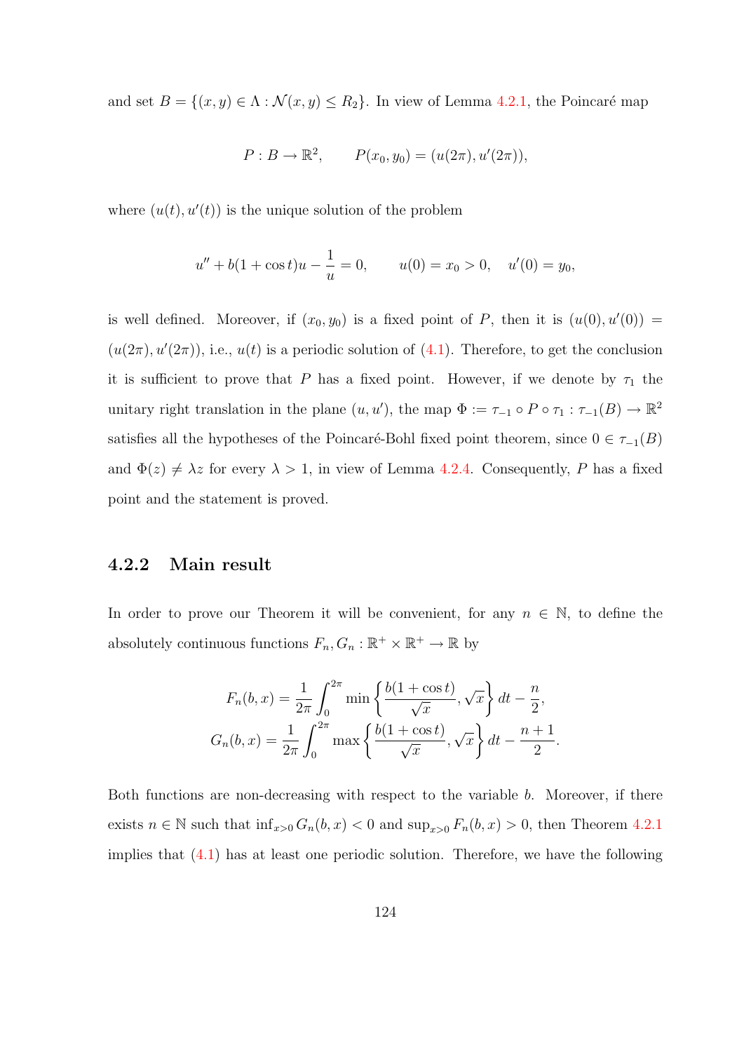and set $B = \{(x, y) \in \Lambda : \mathcal{N}(x, y) \leq R_2\}$. In view of Lemma 4.2.1, the Poincaré map

$$P : B \to \mathbb{R}^2, \qquad P(x_0, y_0) = (u(2\pi), u'(2\pi)),$$

where $(u(t), u'(t))$ is the unique solution of the problem

$$u'' + b(1 + \cos t)u - \frac{1}{u} = 0, \qquad u(0) = x_0 > 0, \quad u'(0) = y_0,$$

is well defined. Moreover, if $(x_0, y_0)$ is a fixed point of $P$, then it is $(u(0), u'(0)) = (u(2\pi), u'(2\pi))$, i.e., $u(t)$ is a periodic solution of (4.1). Therefore, to get the conclusion it is sufficient to prove that $P$ has a fixed point. However, if we denote by $\tau_1$ the unitary right translation in the plane $(u, u')$, the map $\Phi := \tau_{-1} \circ P \circ \tau_1 : \tau_{-1}(B) \to \mathbb{R}^2$ satisfies all the hypotheses of the Poincaré-Bohl fixed point theorem, since $0 \in \tau_{-1}(B)$ and $\Phi(z) \neq \lambda z$ for every $\lambda > 1$, in view of Lemma 4.2.4. Consequently, $P$ has a fixed point and the statement is proved.

### 4.2.2 Main result

In order to prove our Theorem it will be convenient, for any $n \in \mathbb{N}$, to define the absolutely continuous functions $F_n, G_n : \mathbb{R}^+ \times \mathbb{R}^+ \to \mathbb{R}$ by

$$F_n(b, x) = \frac{1}{2\pi} \int_0^{2\pi} \min\left\{\frac{b(1 + \cos t)}{\sqrt{x}}, \sqrt{x}\right\} dt - \frac{n}{2},$$

$$G_n(b, x) = \frac{1}{2\pi} \int_0^{2\pi} \max\left\{\frac{b(1 + \cos t)}{\sqrt{x}}, \sqrt{x}\right\} dt - \frac{n + 1}{2}.$$

Both functions are non-decreasing with respect to the variable $b$. Moreover, if there exists $n \in \mathbb{N}$ such that $\inf_{x>0} G_n(b, x) < 0$ and $\sup_{x>0} F_n(b, x) > 0$, then Theorem 4.2.1 implies that (4.1) has at least one periodic solution. Therefore, we have the following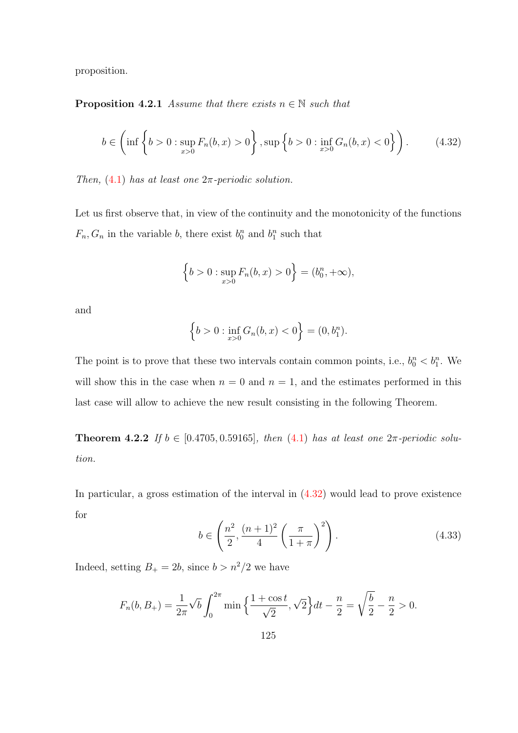proposition.

**Proposition 4.2.1** *Assume that there exists $n \in \mathbb{N}$ such that*

$$b \in \left( \inf \left\{ b > 0 : \sup_{x>0} F_n(b,x) > 0 \right\}, \sup \left\{ b > 0 : \inf_{x>0} G_n(b,x) < 0 \right\} \right). \tag{4.32}$$

*Then, (4.1) has at least one $2\pi$-periodic solution.*

Let us first observe that, in view of the continuity and the monotonicity of the functions $F_n, G_n$ in the variable $b$, there exist $b_0^n$ and $b_1^n$ such that

$$\left\{ b > 0 : \sup_{x>0} F_n(b,x) > 0 \right\} = (b_0^n, +\infty),$$

and

$$\left\{ b > 0 : \inf_{x>0} G_n(b,x) < 0 \right\} = (0, b_1^n).$$

The point is to prove that these two intervals contain common points, i.e., $b_0^n < b_1^n$. We will show this in the case when $n = 0$ and $n = 1$, and the estimates performed in this last case will allow to achieve the new result consisting in the following Theorem.

**Theorem 4.2.2** *If $b \in [0.4705, 0.59165]$, then (4.1) has at least one $2\pi$-periodic solution.*

In particular, a gross estimation of the interval in (4.32) would lead to prove existence for

$$b \in \left( \frac{n^2}{2}, \frac{(n+1)^2}{4} \left( \frac{\pi}{1+\pi} \right)^2 \right). \tag{4.33}$$

Indeed, setting $B_+ = 2b$, since $b > n^2/2$ we have

$$F_n(b, B_+) = \frac{1}{2\pi} \sqrt{b} \int_0^{2\pi} \min \left\{ \frac{1+\cos t}{\sqrt{2}}, \sqrt{2} \right\} dt - \frac{n}{2} = \sqrt{\frac{b}{2}} - \frac{n}{2} > 0.$$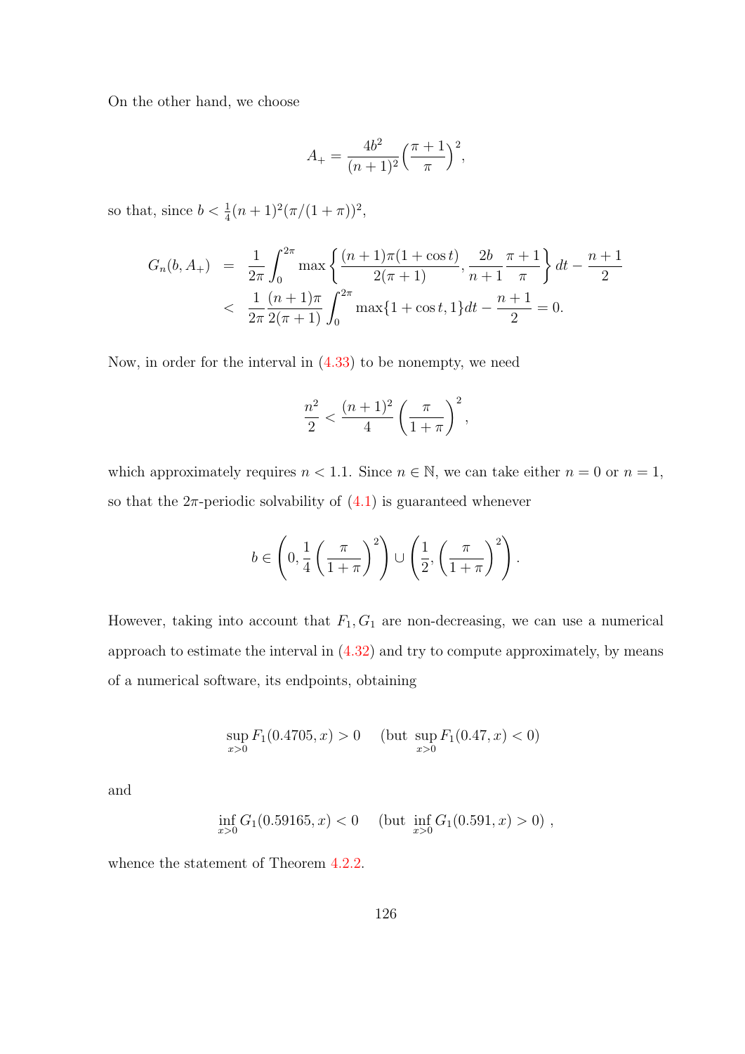On the other hand, we choose

$$A_+ = \frac{4b^2}{(n+1)^2}\Big(\frac{\pi+1}{\pi}\Big)^2,$$

so that, since $b < \frac{1}{4}(n+1)^2(\pi/(1+\pi))^2$,

$$\begin{aligned}
G_n(b, A_+) &= \frac{1}{2\pi}\int_0^{2\pi} \max\left\{\frac{(n+1)\pi(1+\cos t)}{2(\pi+1)}, \frac{2b}{n+1}\frac{\pi+1}{\pi}\right\} dt - \frac{n+1}{2} \\
&< \frac{1}{2\pi}\frac{(n+1)\pi}{2(\pi+1)}\int_0^{2\pi} \max\{1+\cos t, 1\} dt - \frac{n+1}{2} = 0.
\end{aligned}$$

Now, in order for the interval in (4.33) to be nonempty, we need

$$\frac{n^2}{2} < \frac{(n+1)^2}{4}\left(\frac{\pi}{1+\pi}\right)^2,$$

which approximately requires $n < 1.1$. Since $n \in \mathbb{N}$, we can take either $n = 0$ or $n = 1$, so that the $2\pi$-periodic solvability of (4.1) is guaranteed whenever

$$b \in \left(0, \frac{1}{4}\left(\frac{\pi}{1+\pi}\right)^2\right) \cup \left(\frac{1}{2}, \left(\frac{\pi}{1+\pi}\right)^2\right).$$

However, taking into account that $F_1, G_1$ are non-decreasing, we can use a numerical approach to estimate the interval in (4.32) and try to compute approximately, by means of a numerical software, its endpoints, obtaining

$$\sup_{x>0} F_1(0.4705, x) > 0 \quad \left(\text{but } \sup_{x>0} F_1(0.47, x) < 0\right)$$

and

$$\inf_{x>0} G_1(0.59165, x) < 0 \quad \left(\text{but } \inf_{x>0} G_1(0.591, x) > 0\right),$$

whence the statement of Theorem 4.2.2.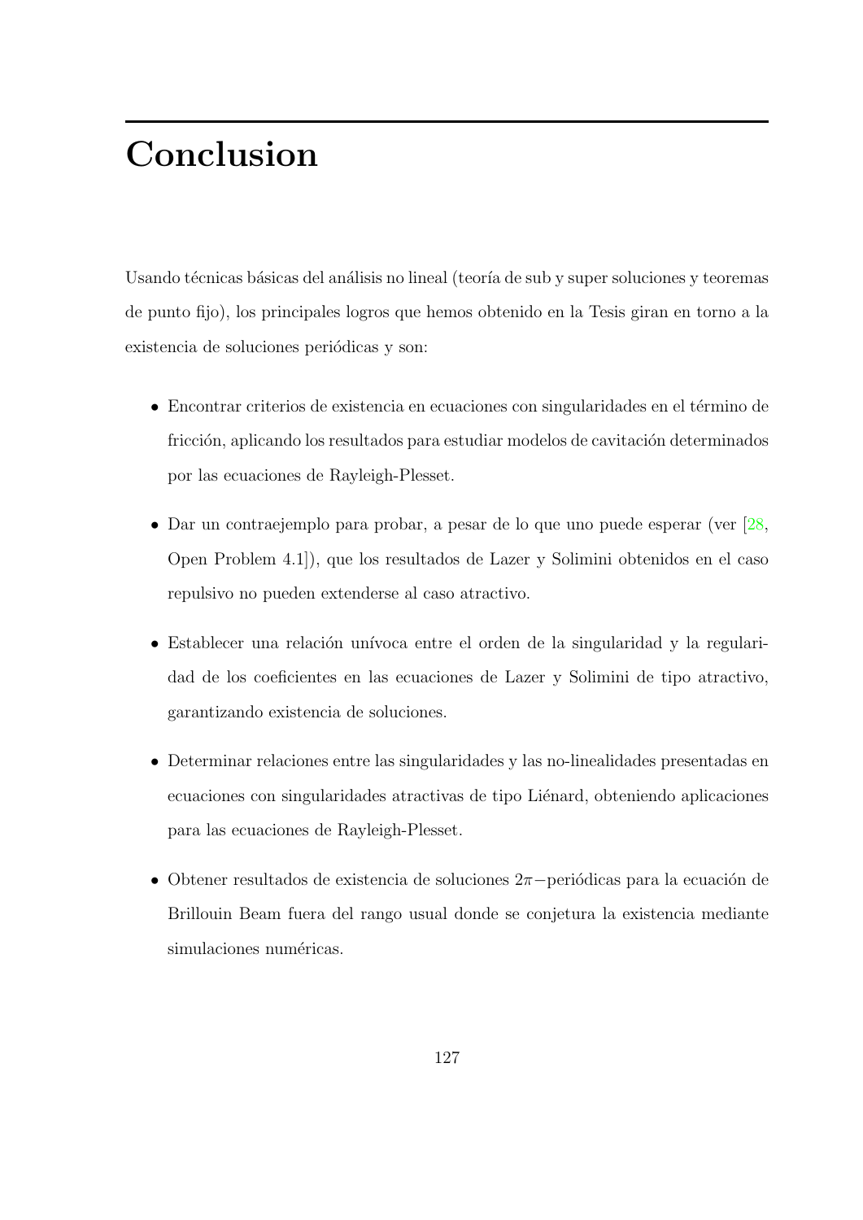# Conclusion

Usando técnicas básicas del análisis no lineal (teoría de sub y super soluciones y teoremas de punto fijo), los principales logros que hemos obtenido en la Tesis giran en torno a la existencia de soluciones periódicas y son:

- Encontrar criterios de existencia en ecuaciones con singularidades en el término de fricción, aplicando los resultados para estudiar modelos de cavitación determinados por las ecuaciones de Rayleigh-Plesset.
- Dar un contraejemplo para probar, a pesar de lo que uno puede esperar (ver [28, Open Problem 4.1]), que los resultados de Lazer y Solimini obtenidos en el caso repulsivo no pueden extenderse al caso atractivo.
- Establecer una relación unívoca entre el orden de la singularidad y la regularidad de los coeficientes en las ecuaciones de Lazer y Solimini de tipo atractivo, garantizando existencia de soluciones.
- Determinar relaciones entre las singularidades y las no-linealidades presentadas en ecuaciones con singularidades atractivas de tipo Liénard, obteniendo aplicaciones para las ecuaciones de Rayleigh-Plesset.
- Obtener resultados de existencia de soluciones $2\pi-$periódicas para la ecuación de Brillouin Beam fuera del rango usual donde se conjetura la existencia mediante simulaciones numéricas.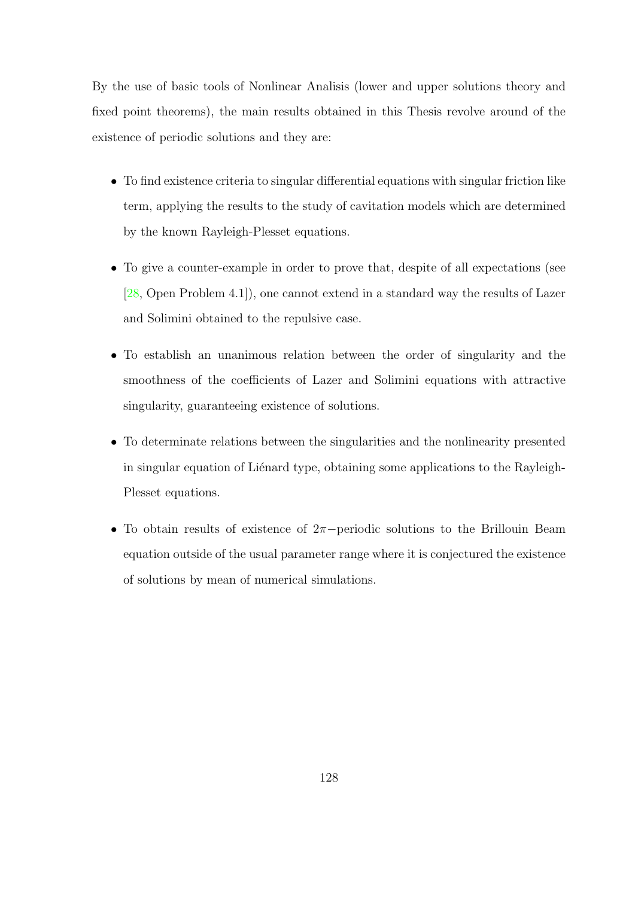By the use of basic tools of Nonlinear Analisis (lower and upper solutions theory and fixed point theorems), the main results obtained in this Thesis revolve around of the existence of periodic solutions and they are:

- To find existence criteria to singular differential equations with singular friction like term, applying the results to the study of cavitation models which are determined by the known Rayleigh-Plesset equations.
- To give a counter-example in order to prove that, despite of all expectations (see [28, Open Problem 4.1]), one cannot extend in a standard way the results of Lazer and Solimini obtained to the repulsive case.
- To establish an unanimous relation between the order of singularity and the smoothness of the coefficients of Lazer and Solimini equations with attractive singularity, guaranteeing existence of solutions.
- To determinate relations between the singularities and the nonlinearity presented in singular equation of Liénard type, obtaining some applications to the Rayleigh-Plesset equations.
- To obtain results of existence of $2\pi-$periodic solutions to the Brillouin Beam equation outside of the usual parameter range where it is conjectured the existence of solutions by mean of numerical simulations.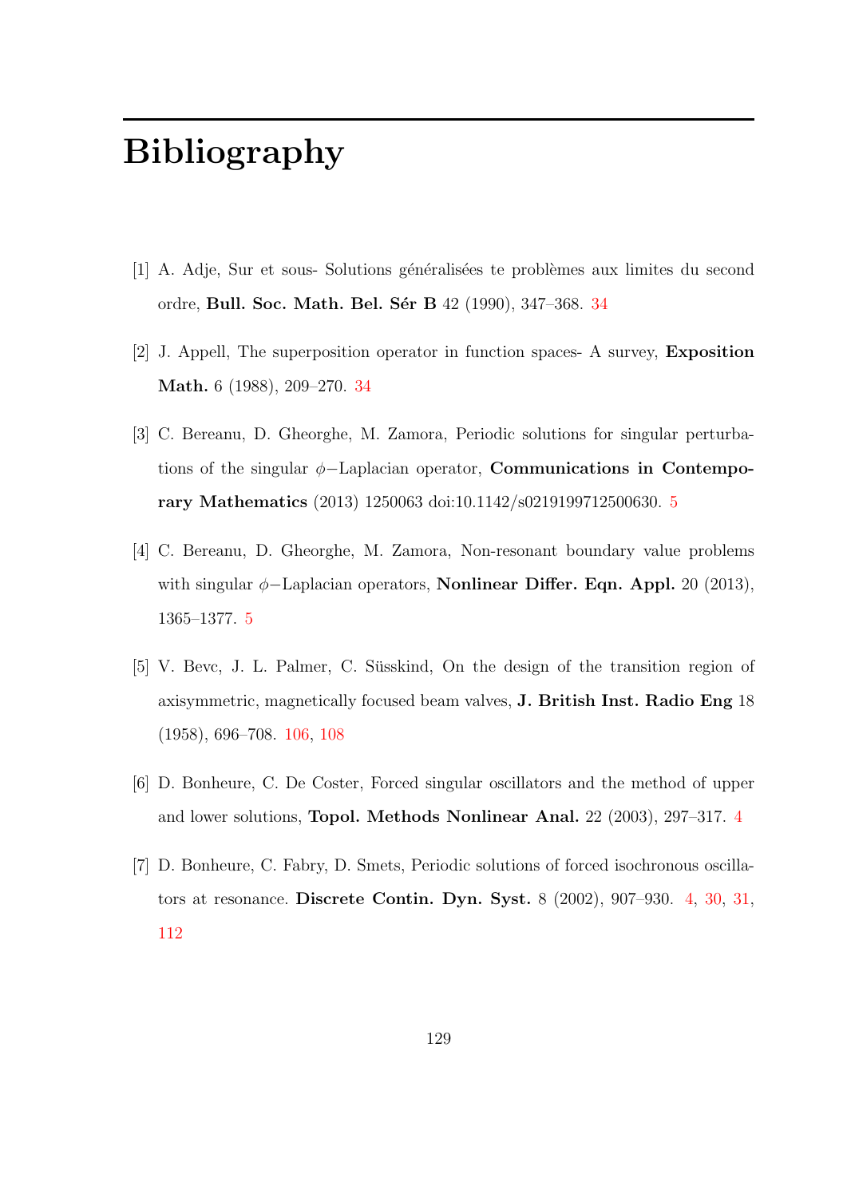# Bibliography

[1] A. Adje, Sur et sous- Solutions généralisées te problèmes aux limites du second ordre, **Bull. Soc. Math. Bel. Sér B** 42 (1990), 347–368. 34

[2] J. Appell, The superposition operator in function spaces- A survey, **Exposition Math.** 6 (1988), 209–270. 34

[3] C. Bereanu, D. Gheorghe, M. Zamora, Periodic solutions for singular perturbations of the singular $\phi-$Laplacian operator, **Communications in Contemporary Mathematics** (2013) 1250063 doi:10.1142/s0219199712500630. 5

[4] C. Bereanu, D. Gheorghe, M. Zamora, Non-resonant boundary value problems with singular $\phi-$Laplacian operators, **Nonlinear Differ. Eqn. Appl.** 20 (2013), 1365–1377. 5

[5] V. Bevc, J. L. Palmer, C. Süsskind, On the design of the transition region of axisymmetric, magnetically focused beam valves, **J. British Inst. Radio Eng** 18 (1958), 696–708. 106, 108

[6] D. Bonheure, C. De Coster, Forced singular oscillators and the method of upper and lower solutions, **Topol. Methods Nonlinear Anal.** 22 (2003), 297–317. 4

[7] D. Bonheure, C. Fabry, D. Smets, Periodic solutions of forced isochronous oscillators at resonance. **Discrete Contin. Dyn. Syst.** 8 (2002), 907–930. 4, 30, 31, 112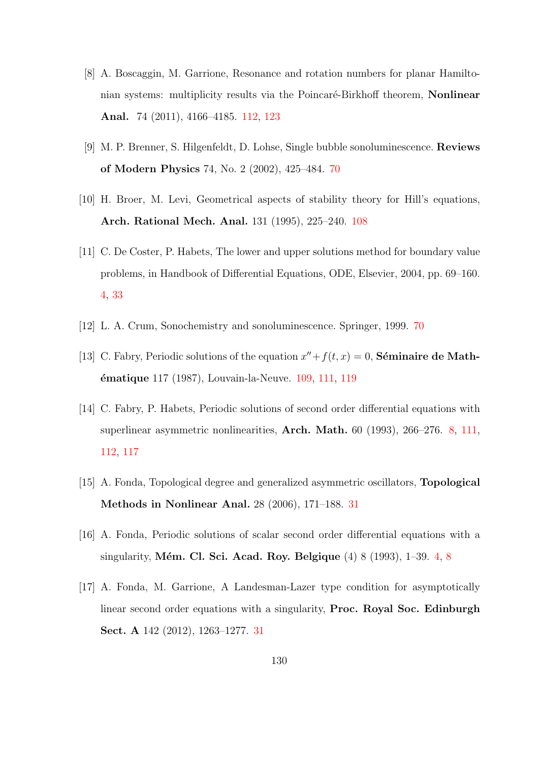[8] A. Boscaggin, M. Garrione, Resonance and rotation numbers for planar Hamiltonian systems: multiplicity results via the Poincaré-Birkhoff theorem, **Nonlinear Anal.** 74 (2011), 4166–4185. 112, 123

[9] M. P. Brenner, S. Hilgenfeldt, D. Lohse, Single bubble sonoluminescence. **Reviews of Modern Physics** 74, No. 2 (2002), 425–484. 70

[10] H. Broer, M. Levi, Geometrical aspects of stability theory for Hill's equations, **Arch. Rational Mech. Anal.** 131 (1995), 225–240. 108

[11] C. De Coster, P. Habets, The lower and upper solutions method for boundary value problems, in Handbook of Differential Equations, ODE, Elsevier, 2004, pp. 69–160. 4, 33

[12] L. A. Crum, Sonochemistry and sonoluminescence. Springer, 1999. 70

[13] C. Fabry, Periodic solutions of the equation $x''+f(t,x)=0$, **Séminaire de Mathématique** 117 (1987), Louvain-la-Neuve. 109, 111, 119

[14] C. Fabry, P. Habets, Periodic solutions of second order differential equations with superlinear asymmetric nonlinearities, **Arch. Math.** 60 (1993), 266–276. 8, 111, 112, 117

[15] A. Fonda, Topological degree and generalized asymmetric oscillators, **Topological Methods in Nonlinear Anal.** 28 (2006), 171–188. 31

[16] A. Fonda, Periodic solutions of scalar second order differential equations with a singularity, **Mém. Cl. Sci. Acad. Roy. Belgique** (4) 8 (1993), 1–39. 4, 8

[17] A. Fonda, M. Garrione, A Landesman-Lazer type condition for asymptotically linear second order equations with a singularity, **Proc. Royal Soc. Edinburgh Sect. A** 142 (2012), 1263–1277. 31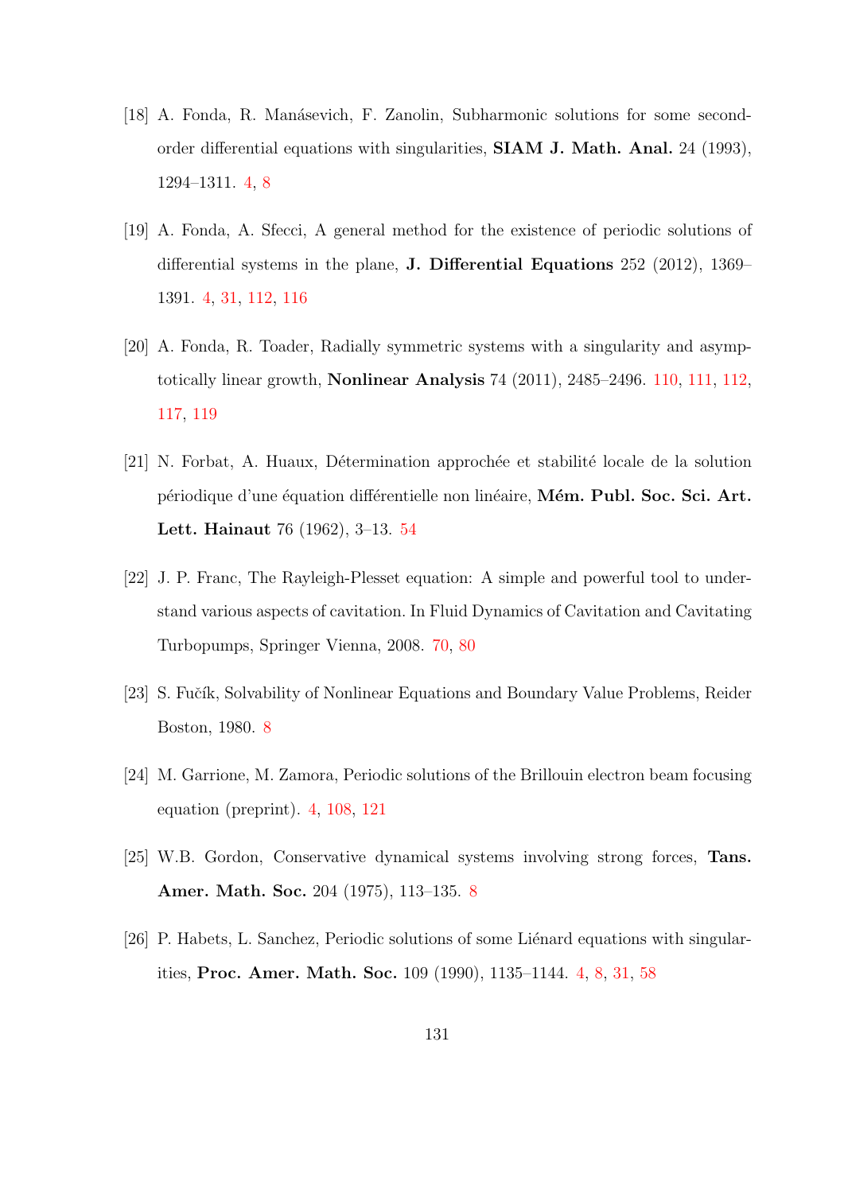[18] A. Fonda, R. Manásevich, F. Zanolin, Subharmonic solutions for some second-order differential equations with singularities, **SIAM J. Math. Anal.** 24 (1993), 1294–1311. 4, 8

[19] A. Fonda, A. Sfecci, A general method for the existence of periodic solutions of differential systems in the plane, **J. Differential Equations** 252 (2012), 1369–1391. 4, 31, 112, 116

[20] A. Fonda, R. Toader, Radially symmetric systems with a singularity and asymptotically linear growth, **Nonlinear Analysis** 74 (2011), 2485–2496. 110, 111, 112, 117, 119

[21] N. Forbat, A. Huaux, Détermination approchée et stabilité locale de la solution périodique d'une équation différentielle non linéaire, **Mém. Publ. Soc. Sci. Art. Lett. Hainaut** 76 (1962), 3–13. 54

[22] J. P. Franc, The Rayleigh-Plesset equation: A simple and powerful tool to understand various aspects of cavitation. In Fluid Dynamics of Cavitation and Cavitating Turbopumps, Springer Vienna, 2008. 70, 80

[23] S. Fučík, Solvability of Nonlinear Equations and Boundary Value Problems, Reider Boston, 1980. 8

[24] M. Garrione, M. Zamora, Periodic solutions of the Brillouin electron beam focusing equation (preprint). 4, 108, 121

[25] W.B. Gordon, Conservative dynamical systems involving strong forces, **Tans. Amer. Math. Soc.** 204 (1975), 113–135. 8

[26] P. Habets, L. Sanchez, Periodic solutions of some Liénard equations with singularities, **Proc. Amer. Math. Soc.** 109 (1990), 1135–1144. 4, 8, 31, 58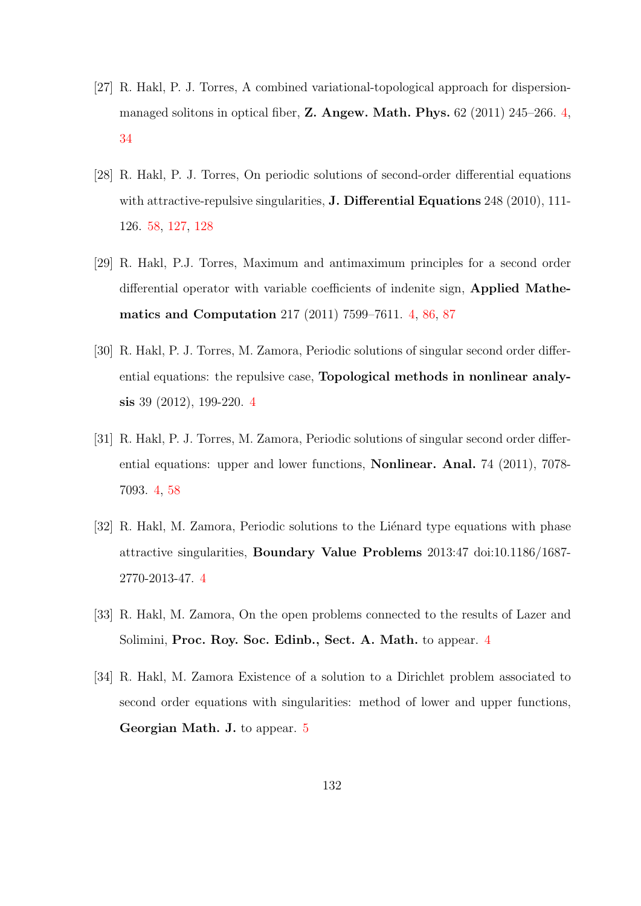[27] R. Hakl, P. J. Torres, A combined variational-topological approach for dispersion-managed solitons in optical fiber, **Z. Angew. Math. Phys.** 62 (2011) 245–266. 4, 34

[28] R. Hakl, P. J. Torres, On periodic solutions of second-order differential equations with attractive-repulsive singularities, **J. Differential Equations** 248 (2010), 111-126. 58, 127, 128

[29] R. Hakl, P.J. Torres, Maximum and antimaximum principles for a second order differential operator with variable coefficients of indenite sign, **Applied Mathematics and Computation** 217 (2011) 7599–7611. 4, 86, 87

[30] R. Hakl, P. J. Torres, M. Zamora, Periodic solutions of singular second order differential equations: the repulsive case, **Topological methods in nonlinear analysis** 39 (2012), 199-220. 4

[31] R. Hakl, P. J. Torres, M. Zamora, Periodic solutions of singular second order differential equations: upper and lower functions, **Nonlinear. Anal.** 74 (2011), 7078-7093. 4, 58

[32] R. Hakl, M. Zamora, Periodic solutions to the Liénard type equations with phase attractive singularities, **Boundary Value Problems** 2013:47 doi:10.1186/1687-2770-2013-47. 4

[33] R. Hakl, M. Zamora, On the open problems connected to the results of Lazer and Solimini, **Proc. Roy. Soc. Edinb., Sect. A. Math.** to appear. 4

[34] R. Hakl, M. Zamora Existence of a solution to a Dirichlet problem associated to second order equations with singularities: method of lower and upper functions, **Georgian Math. J.** to appear. 5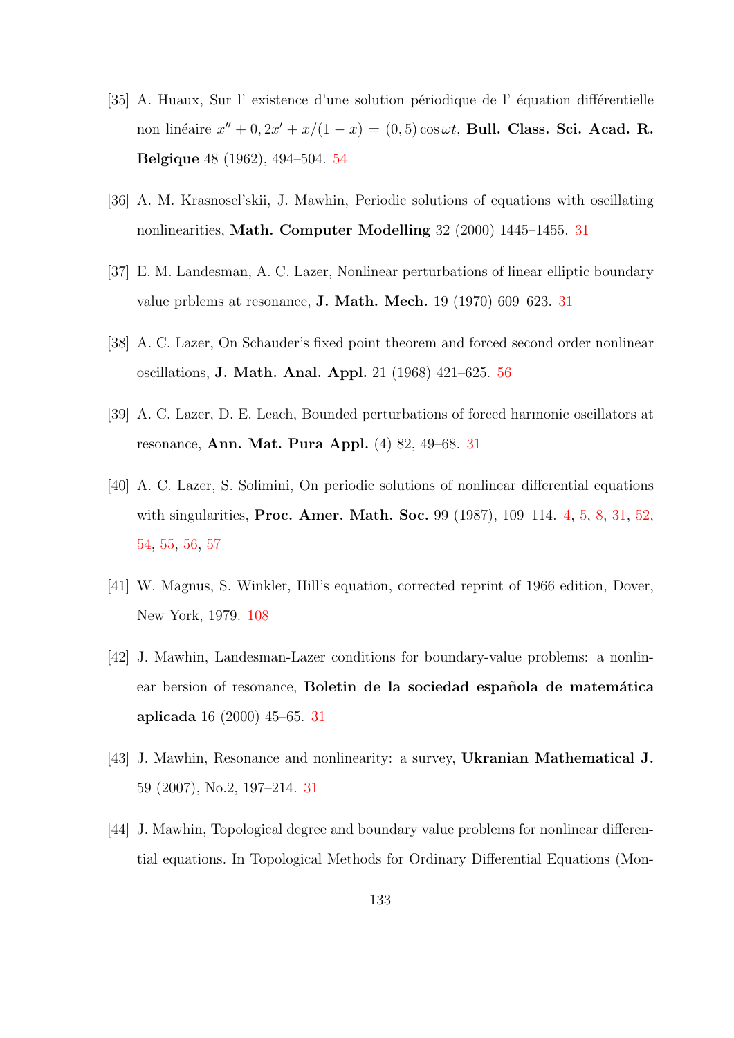[35] A. Huaux, Sur l' existence d'une solution périodique de l' équation différentielle non linéaire $x'' + 0,2x' + x/(1-x) = (0,5)\cos\omega t$, **Bull. Class. Sci. Acad. R. Belgique** 48 (1962), 494–504. 54

[36] A. M. Krasnosel'skii, J. Mawhin, Periodic solutions of equations with oscillating nonlinearities, **Math. Computer Modelling** 32 (2000) 1445–1455. 31

[37] E. M. Landesman, A. C. Lazer, Nonlinear perturbations of linear elliptic boundary value prblems at resonance, **J. Math. Mech.** 19 (1970) 609–623. 31

[38] A. C. Lazer, On Schauder's fixed point theorem and forced second order nonlinear oscillations, **J. Math. Anal. Appl.** 21 (1968) 421–625. 56

[39] A. C. Lazer, D. E. Leach, Bounded perturbations of forced harmonic oscillators at resonance, **Ann. Mat. Pura Appl.** (4) 82, 49–68. 31

[40] A. C. Lazer, S. Solimini, On periodic solutions of nonlinear differential equations with singularities, **Proc. Amer. Math. Soc.** 99 (1987), 109–114. 4, 5, 8, 31, 52, 54, 55, 56, 57

[41] W. Magnus, S. Winkler, Hill's equation, corrected reprint of 1966 edition, Dover, New York, 1979. 108

[42] J. Mawhin, Landesman-Lazer conditions for boundary-value problems: a nonlinear bersion of resonance, **Boletin de la sociedad española de matemática aplicada** 16 (2000) 45–65. 31

[43] J. Mawhin, Resonance and nonlinearity: a survey, **Ukranian Mathematical J.** 59 (2007), No.2, 197–214. 31

[44] J. Mawhin, Topological degree and boundary value problems for nonlinear differential equations. In Topological Methods for Ordinary Differential Equations (Mon-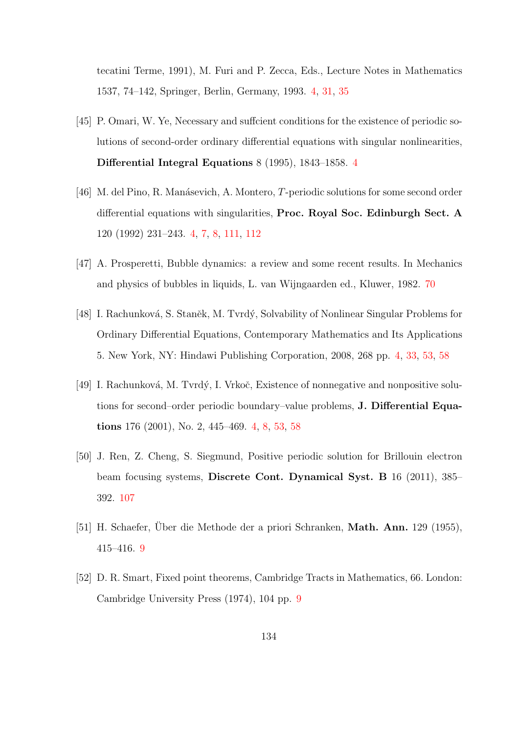tecatini Terme, 1991), M. Furi and P. Zecca, Eds., Lecture Notes in Mathematics 1537, 74–142, Springer, Berlin, Germany, 1993. 4, 31, 35

[45] P. Omari, W. Ye, Necessary and suffcient conditions for the existence of periodic solutions of second-order ordinary differential equations with singular nonlinearities, **Differential Integral Equations** 8 (1995), 1843–1858. 4

[46] M. del Pino, R. Manásevich, A. Montero, $T$-periodic solutions for some second order differential equations with singularities, **Proc. Royal Soc. Edinburgh Sect. A** 120 (1992) 231–243. 4, 7, 8, 111, 112

[47] A. Prosperetti, Bubble dynamics: a review and some recent results. In Mechanics and physics of bubbles in liquids, L. van Wijngaarden ed., Kluwer, 1982. 70

[48] I. Rachunková, S. Staněk, M. Tvrdý, Solvability of Nonlinear Singular Problems for Ordinary Differential Equations, Contemporary Mathematics and Its Applications 5. New York, NY: Hindawi Publishing Corporation, 2008, 268 pp. 4, 33, 53, 58

[49] I. Rachunková, M. Tvrdý, I. Vrkoč, Existence of nonnegative and nonpositive solutions for second–order periodic boundary–value problems, **J. Differential Equations** 176 (2001), No. 2, 445–469. 4, 8, 53, 58

[50] J. Ren, Z. Cheng, S. Siegmund, Positive periodic solution for Brillouin electron beam focusing systems, **Discrete Cont. Dynamical Syst. B** 16 (2011), 385–392. 107

[51] H. Schaefer, Über die Methode der a priori Schranken, **Math. Ann.** 129 (1955), 415–416. 9

[52] D. R. Smart, Fixed point theorems, Cambridge Tracts in Mathematics, 66. London: Cambridge University Press (1974), 104 pp. 9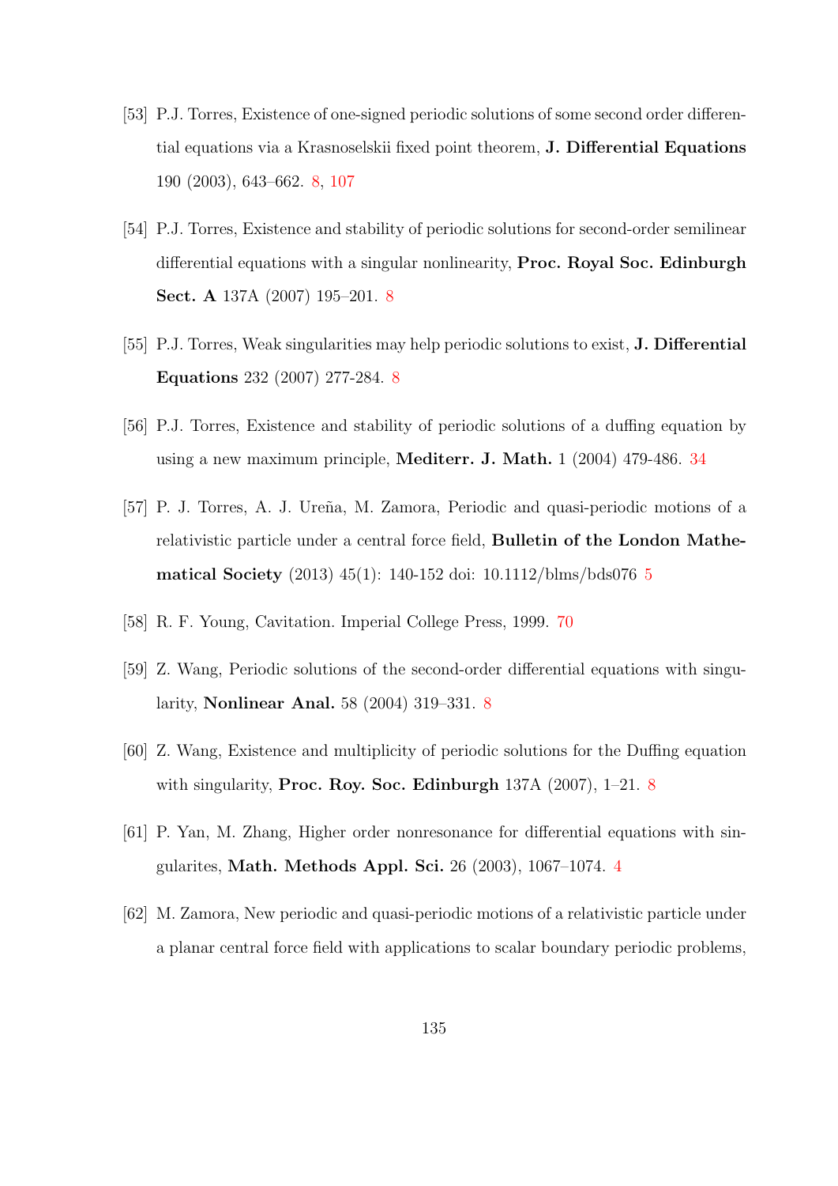[53] P.J. Torres, Existence of one-signed periodic solutions of some second order differential equations via a Krasnoselskii fixed point theorem, **J. Differential Equations** 190 (2003), 643–662. 8, 107

[54] P.J. Torres, Existence and stability of periodic solutions for second-order semilinear differential equations with a singular nonlinearity, **Proc. Royal Soc. Edinburgh Sect. A** 137A (2007) 195–201. 8

[55] P.J. Torres, Weak singularities may help periodic solutions to exist, **J. Differential Equations** 232 (2007) 277-284. 8

[56] P.J. Torres, Existence and stability of periodic solutions of a duffing equation by using a new maximum principle, **Mediterr. J. Math.** 1 (2004) 479-486. 34

[57] P. J. Torres, A. J. Ureña, M. Zamora, Periodic and quasi-periodic motions of a relativistic particle under a central force field, **Bulletin of the London Mathematical Society** (2013) 45(1): 140-152 doi: 10.1112/blms/bds076 5

[58] R. F. Young, Cavitation. Imperial College Press, 1999. 70

[59] Z. Wang, Periodic solutions of the second-order differential equations with singularity, **Nonlinear Anal.** 58 (2004) 319–331. 8

[60] Z. Wang, Existence and multiplicity of periodic solutions for the Duffing equation with singularity, **Proc. Roy. Soc. Edinburgh** 137A (2007), 1–21. 8

[61] P. Yan, M. Zhang, Higher order nonresonance for differential equations with singularites, **Math. Methods Appl. Sci.** 26 (2003), 1067–1074. 4

[62] M. Zamora, New periodic and quasi-periodic motions of a relativistic particle under a planar central force field with applications to scalar boundary periodic problems,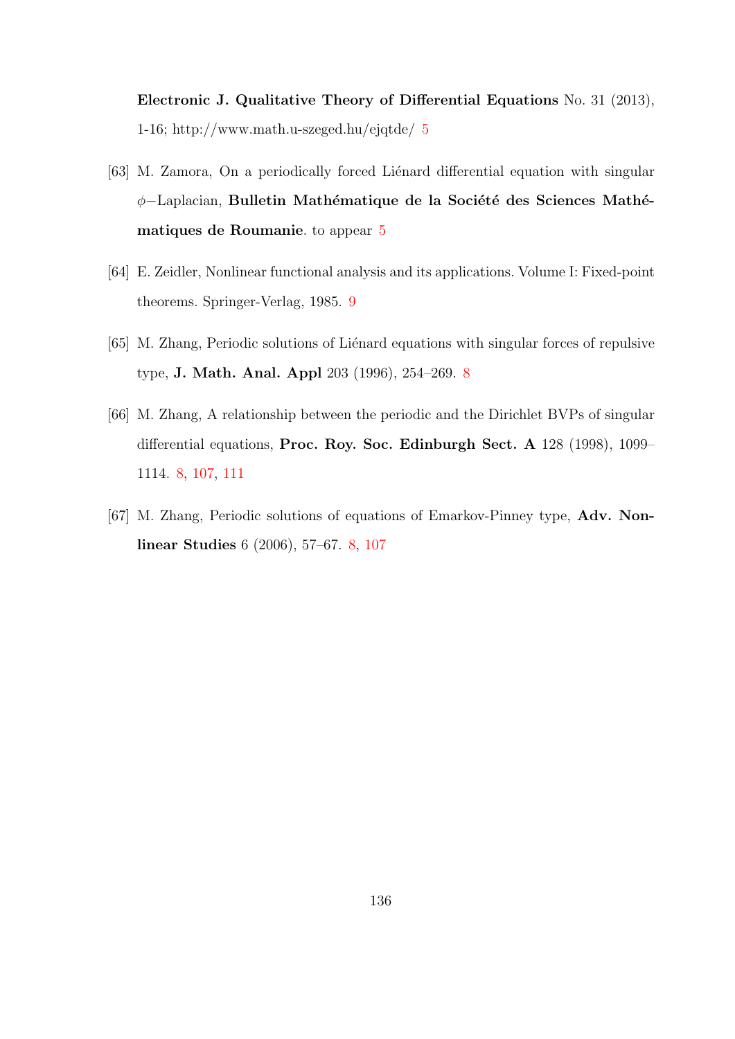**Electronic J. Qualitative Theory of Differential Equations** No. 31 (2013), 1-16; http://www.math.u-szeged.hu/ejqtde/ 5

[63] M. Zamora, On a periodically forced Liénard differential equation with singular $\phi-$Laplacian, **Bulletin Mathématique de la Société des Sciences Mathématiques de Roumanie**. to appear 5

[64] E. Zeidler, Nonlinear functional analysis and its applications. Volume I: Fixed-point theorems. Springer-Verlag, 1985. 9

[65] M. Zhang, Periodic solutions of Liénard equations with singular forces of repulsive type, **J. Math. Anal. Appl** 203 (1996), 254–269. 8

[66] M. Zhang, A relationship between the periodic and the Dirichlet BVPs of singular differential equations, **Proc. Roy. Soc. Edinburgh Sect. A** 128 (1998), 1099–1114. 8, 107, 111

[67] M. Zhang, Periodic solutions of equations of Emarkov-Pinney type, **Adv. Nonlinear Studies** 6 (2006), 57–67. 8, 107